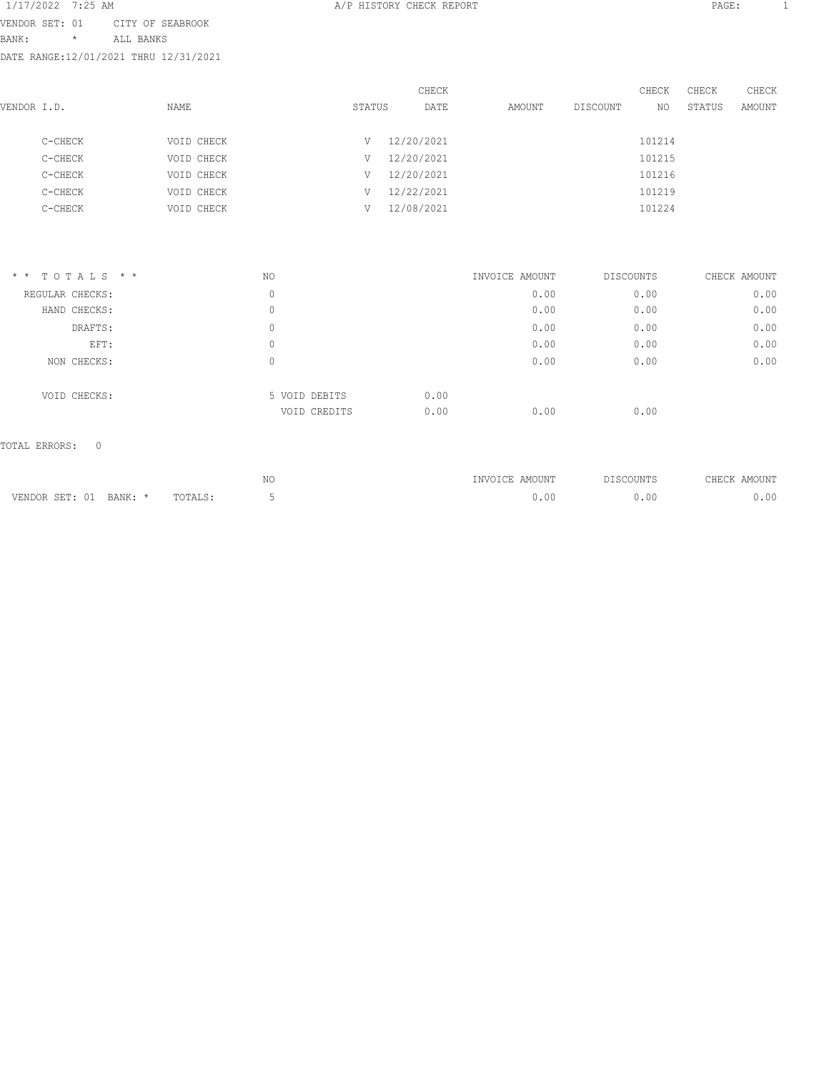1/17/2022 7:25 AM

# A/P HISTORY CHECK REPORT

VENDOR SET: 01 CITY OF SEABROOK
BANK: * ALL BANKS
DATE RANGE:12/01/2021 THRU 12/31/2021

| VENDOR I.D. | NAME | STATUS | CHECK DATE | AMOUNT | DISCOUNT | CHECK NO | CHECK STATUS | CHECK AMOUNT |
|---|---|---|---|---|---|---|---|---|
| C-CHECK | VOID CHECK | V | 12/20/2021 | | | 101214 | | |
| C-CHECK | VOID CHECK | V | 12/20/2021 | | | 101215 | | |
| C-CHECK | VOID CHECK | V | 12/20/2021 | | | 101216 | | |
| C-CHECK | VOID CHECK | V | 12/22/2021 | | | 101219 | | |
| C-CHECK | VOID CHECK | V | 12/08/2021 | | | 101224 | | |

| * * T O T A L S * * | NO | | | INVOICE AMOUNT | DISCOUNTS | CHECK AMOUNT |
|---|---|---|---|---|---|---|
| REGULAR CHECKS: | 0 | | | 0.00 | 0.00 | 0.00 |
| HAND CHECKS: | 0 | | | 0.00 | 0.00 | 0.00 |
| DRAFTS: | 0 | | | 0.00 | 0.00 | 0.00 |
| EFT: | 0 | | | 0.00 | 0.00 | 0.00 |
| NON CHECKS: | 0 | | | 0.00 | 0.00 | 0.00 |
| VOID CHECKS: | 5 | VOID DEBITS | 0.00 | | | |
| | | VOID CREDITS | 0.00 | 0.00 | 0.00 | |

TOTAL ERRORS: 0

| | | NO | INVOICE AMOUNT | DISCOUNTS | CHECK AMOUNT |
|---|---|---|---|---|---|
| VENDOR SET: 01 BANK: * | TOTALS: | 5 | 0.00 | 0.00 | 0.00 |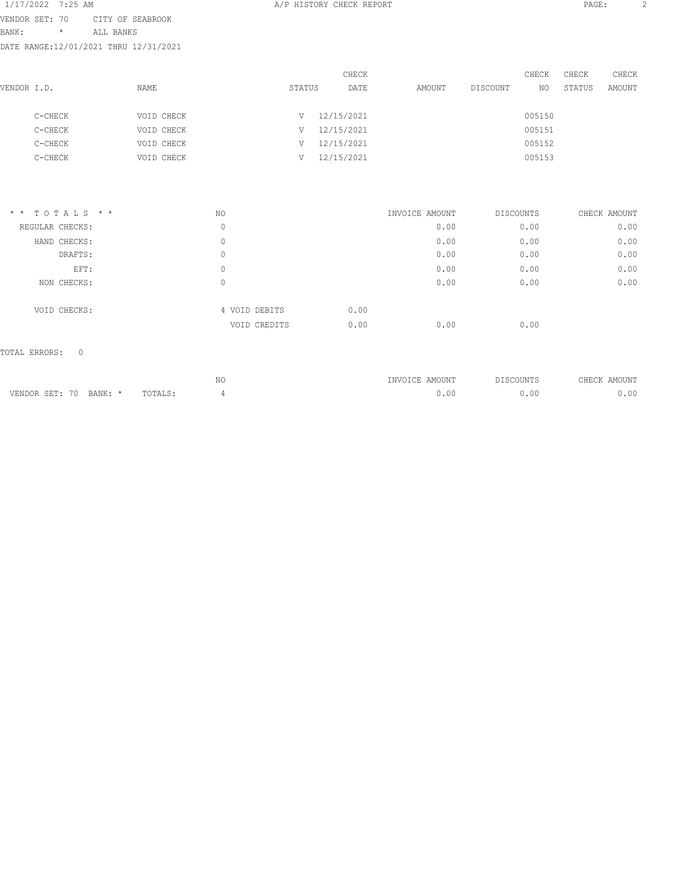VENDOR SET: 70 CITY OF SEABROOK
BANK: * ALL BANKS
DATE RANGE:12/01/2021 THRU 12/31/2021

| VENDOR I.D. | NAME | STATUS | CHECK DATE | AMOUNT | DISCOUNT | CHECK NO | CHECK STATUS | CHECK AMOUNT |
|---|---|---|---|---|---|---|---|---|
| C-CHECK | VOID CHECK | V | 12/15/2021 | | | 005150 | | |
| C-CHECK | VOID CHECK | V | 12/15/2021 | | | 005151 | | |
| C-CHECK | VOID CHECK | V | 12/15/2021 | | | 005152 | | |
| C-CHECK | VOID CHECK | V | 12/15/2021 | | | 005153 | | |

| * * T O T A L S * * | NO | | | INVOICE AMOUNT | DISCOUNTS | CHECK AMOUNT |
|---|---|---|---|---|---|---|
| REGULAR CHECKS: | 0 | | | 0.00 | 0.00 | 0.00 |
| HAND CHECKS: | 0 | | | 0.00 | 0.00 | 0.00 |
| DRAFTS: | 0 | | | 0.00 | 0.00 | 0.00 |
| EFT: | 0 | | | 0.00 | 0.00 | 0.00 |
| NON CHECKS: | 0 | | | 0.00 | 0.00 | 0.00 |
| VOID CHECKS: | 4 | VOID DEBITS | 0.00 | | | |
| | | VOID CREDITS | 0.00 | 0.00 | 0.00 | |

TOTAL ERRORS: 0

| | NO | INVOICE AMOUNT | DISCOUNTS | CHECK AMOUNT |
|---|---|---|---|---|
| VENDOR SET: 70 BANK: * TOTALS: | 4 | 0.00 | 0.00 | 0.00 |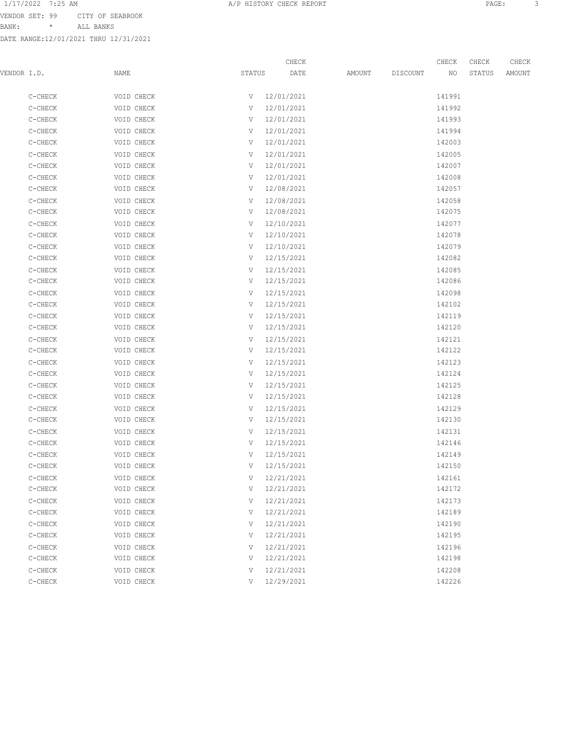1/17/2022 7:25 AM A/P HISTORY CHECK REPORT

VENDOR SET: 99 CITY OF SEABROOK
BANK: * ALL BANKS
DATE RANGE:12/01/2021 THRU 12/31/2021

| VENDOR I.D. | NAME | STATUS | CHECK DATE | AMOUNT | DISCOUNT | CHECK NO | CHECK STATUS | CHECK AMOUNT |
|---|---|---|---|---|---|---|---|---|
| C-CHECK | VOID CHECK | V | 12/01/2021 | | | 141991 | | |
| C-CHECK | VOID CHECK | V | 12/01/2021 | | | 141992 | | |
| C-CHECK | VOID CHECK | V | 12/01/2021 | | | 141993 | | |
| C-CHECK | VOID CHECK | V | 12/01/2021 | | | 141994 | | |
| C-CHECK | VOID CHECK | V | 12/01/2021 | | | 142003 | | |
| C-CHECK | VOID CHECK | V | 12/01/2021 | | | 142005 | | |
| C-CHECK | VOID CHECK | V | 12/01/2021 | | | 142007 | | |
| C-CHECK | VOID CHECK | V | 12/01/2021 | | | 142008 | | |
| C-CHECK | VOID CHECK | V | 12/08/2021 | | | 142057 | | |
| C-CHECK | VOID CHECK | V | 12/08/2021 | | | 142058 | | |
| C-CHECK | VOID CHECK | V | 12/08/2021 | | | 142075 | | |
| C-CHECK | VOID CHECK | V | 12/10/2021 | | | 142077 | | |
| C-CHECK | VOID CHECK | V | 12/10/2021 | | | 142078 | | |
| C-CHECK | VOID CHECK | V | 12/10/2021 | | | 142079 | | |
| C-CHECK | VOID CHECK | V | 12/15/2021 | | | 142082 | | |
| C-CHECK | VOID CHECK | V | 12/15/2021 | | | 142085 | | |
| C-CHECK | VOID CHECK | V | 12/15/2021 | | | 142086 | | |
| C-CHECK | VOID CHECK | V | 12/15/2021 | | | 142098 | | |
| C-CHECK | VOID CHECK | V | 12/15/2021 | | | 142102 | | |
| C-CHECK | VOID CHECK | V | 12/15/2021 | | | 142119 | | |
| C-CHECK | VOID CHECK | V | 12/15/2021 | | | 142120 | | |
| C-CHECK | VOID CHECK | V | 12/15/2021 | | | 142121 | | |
| C-CHECK | VOID CHECK | V | 12/15/2021 | | | 142122 | | |
| C-CHECK | VOID CHECK | V | 12/15/2021 | | | 142123 | | |
| C-CHECK | VOID CHECK | V | 12/15/2021 | | | 142124 | | |
| C-CHECK | VOID CHECK | V | 12/15/2021 | | | 142125 | | |
| C-CHECK | VOID CHECK | V | 12/15/2021 | | | 142128 | | |
| C-CHECK | VOID CHECK | V | 12/15/2021 | | | 142129 | | |
| C-CHECK | VOID CHECK | V | 12/15/2021 | | | 142130 | | |
| C-CHECK | VOID CHECK | V | 12/15/2021 | | | 142131 | | |
| C-CHECK | VOID CHECK | V | 12/15/2021 | | | 142146 | | |
| C-CHECK | VOID CHECK | V | 12/15/2021 | | | 142149 | | |
| C-CHECK | VOID CHECK | V | 12/15/2021 | | | 142150 | | |
| C-CHECK | VOID CHECK | V | 12/21/2021 | | | 142161 | | |
| C-CHECK | VOID CHECK | V | 12/21/2021 | | | 142172 | | |
| C-CHECK | VOID CHECK | V | 12/21/2021 | | | 142173 | | |
| C-CHECK | VOID CHECK | V | 12/21/2021 | | | 142189 | | |
| C-CHECK | VOID CHECK | V | 12/21/2021 | | | 142190 | | |
| C-CHECK | VOID CHECK | V | 12/21/2021 | | | 142195 | | |
| C-CHECK | VOID CHECK | V | 12/21/2021 | | | 142196 | | |
| C-CHECK | VOID CHECK | V | 12/21/2021 | | | 142198 | | |
| C-CHECK | VOID CHECK | V | 12/21/2021 | | | 142208 | | |
| C-CHECK | VOID CHECK | V | 12/29/2021 | | | 142226 | | |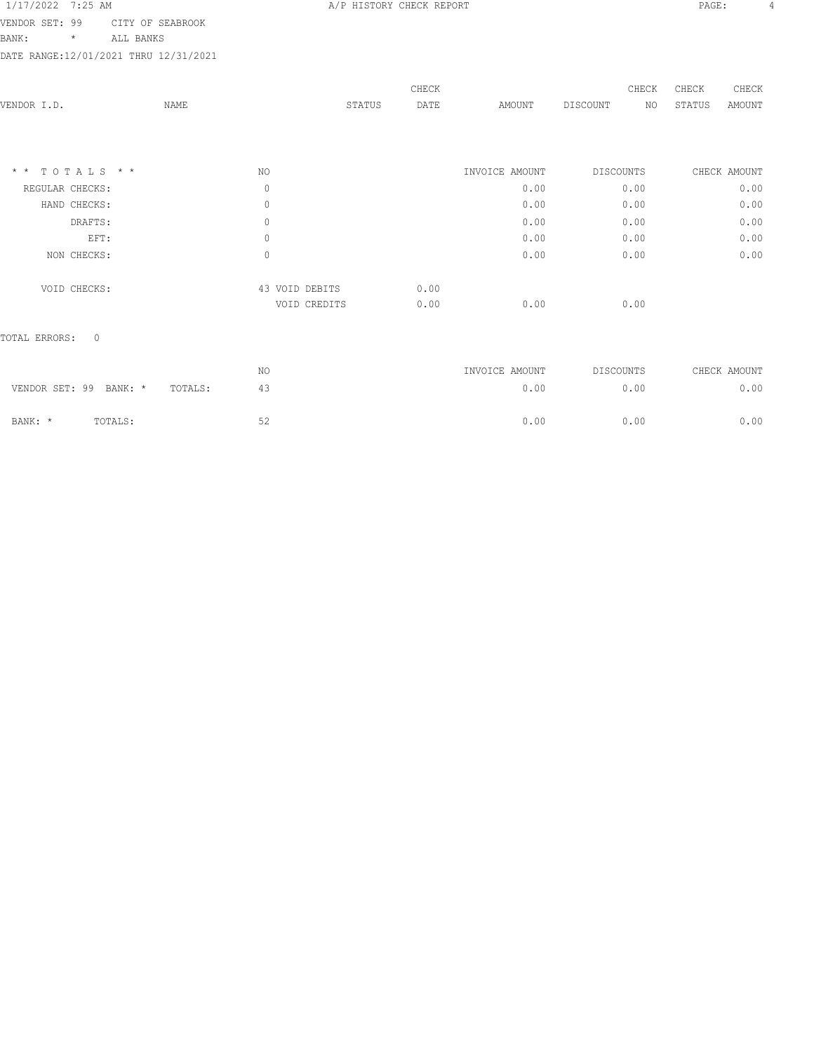VENDOR SET: 99 CITY OF SEABROOK
BANK: * ALL BANKS
DATE RANGE:12/01/2021 THRU 12/31/2021

| VENDOR I.D. | NAME | STATUS | CHECK DATE | AMOUNT | DISCOUNT | CHECK NO | CHECK STATUS | CHECK AMOUNT |
|---|---|---|---|---|---|---|---|---|

| * * T O T A L S * * | NO | | | INVOICE AMOUNT | DISCOUNTS | CHECK AMOUNT |
|---|---|---|---|---|---|---|
| REGULAR CHECKS: | 0 | | | 0.00 | 0.00 | 0.00 |
| HAND CHECKS: | 0 | | | 0.00 | 0.00 | 0.00 |
| DRAFTS: | 0 | | | 0.00 | 0.00 | 0.00 |
| EFT: | 0 | | | 0.00 | 0.00 | 0.00 |
| NON CHECKS: | 0 | | | 0.00 | 0.00 | 0.00 |
| VOID CHECKS: | 43 | VOID DEBITS | 0.00 | | | |
| | | VOID CREDITS | 0.00 | 0.00 | 0.00 | |

TOTAL ERRORS: 0

| | NO | INVOICE AMOUNT | DISCOUNTS | CHECK AMOUNT |
|---|---|---|---|---|
| VENDOR SET: 99 BANK: * TOTALS: | 43 | 0.00 | 0.00 | 0.00 |
| BANK: * TOTALS: | 52 | 0.00 | 0.00 | 0.00 |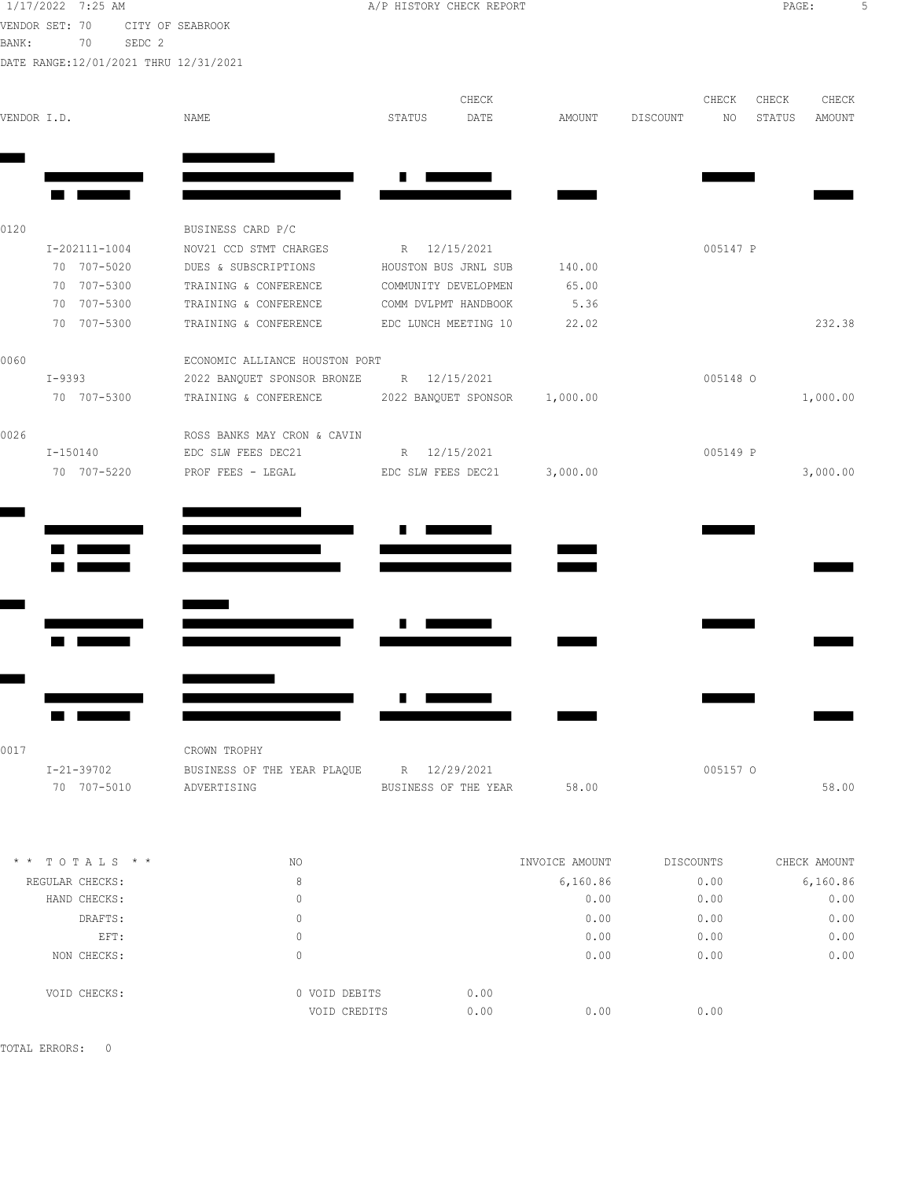1/17/2022 7:25 AM — A/P HISTORY CHECK REPORT

VENDOR SET: 70 CITY OF SEABROOK
BANK: 70 SEDC 2
DATE RANGE:12/01/2021 THRU 12/31/2021

| VENDOR I.D. | NAME | STATUS | CHECK DATE | AMOUNT | DISCOUNT | CHECK NO | CHECK STATUS | CHECK AMOUNT |
|---|---|---|---|---|---|---|---|---|
| 0120 | BUSINESS CARD P/C | | | | | | | |
| I-202111-1004 | NOV21 CCD STMT CHARGES | R | 12/15/2021 | | | 005147 | P | |
| 70 707-5020 | DUES & SUBSCRIPTIONS | HOUSTON BUS JRNL SUB | | 140.00 | | | | |
| 70 707-5300 | TRAINING & CONFERENCE | COMMUNITY DEVELOPMEN | | 65.00 | | | | |
| 70 707-5300 | TRAINING & CONFERENCE | COMM DVLPMT HANDBOOK | | 5.36 | | | | |
| 70 707-5300 | TRAINING & CONFERENCE | EDC LUNCH MEETING 10 | | 22.02 | | | | 232.38 |
| 0060 | ECONOMIC ALLIANCE HOUSTON PORT | | | | | | | |
| I-9393 | 2022 BANQUET SPONSOR BRONZE | R | 12/15/2021 | | | 005148 | O | |
| 70 707-5300 | TRAINING & CONFERENCE | 2022 BANQUET SPONSOR | | 1,000.00 | | | | 1,000.00 |
| 0026 | ROSS BANKS MAY CRON & CAVIN | | | | | | | |
| I-150140 | EDC SLW FEES DEC21 | R | 12/15/2021 | | | 005149 | P | |
| 70 707-5220 | PROF FEES - LEGAL | EDC SLW FEES DEC21 | | 3,000.00 | | | | 3,000.00 |
| 0017 | CROWN TROPHY | | | | | | | |
| I-21-39702 | BUSINESS OF THE YEAR PLAQUE | R | 12/29/2021 | | | 005157 | O | |
| 70 707-5010 | ADVERTISING | BUSINESS OF THE YEAR | | 58.00 | | | | 58.00 |

| * * TOTALS * * | NO | | INVOICE AMOUNT | DISCOUNTS | CHECK AMOUNT |
|---|---|---|---|---|---|
| REGULAR CHECKS: | 8 | | 6,160.86 | 0.00 | 6,160.86 |
| HAND CHECKS: | 0 | | 0.00 | 0.00 | 0.00 |
| DRAFTS: | 0 | | 0.00 | 0.00 | 0.00 |
| EFT: | 0 | | 0.00 | 0.00 | 0.00 |
| NON CHECKS: | 0 | | 0.00 | 0.00 | 0.00 |
| VOID CHECKS: | 0 VOID DEBITS | 0.00 | | | |
| | VOID CREDITS | 0.00 | 0.00 | 0.00 | |

TOTAL ERRORS: 0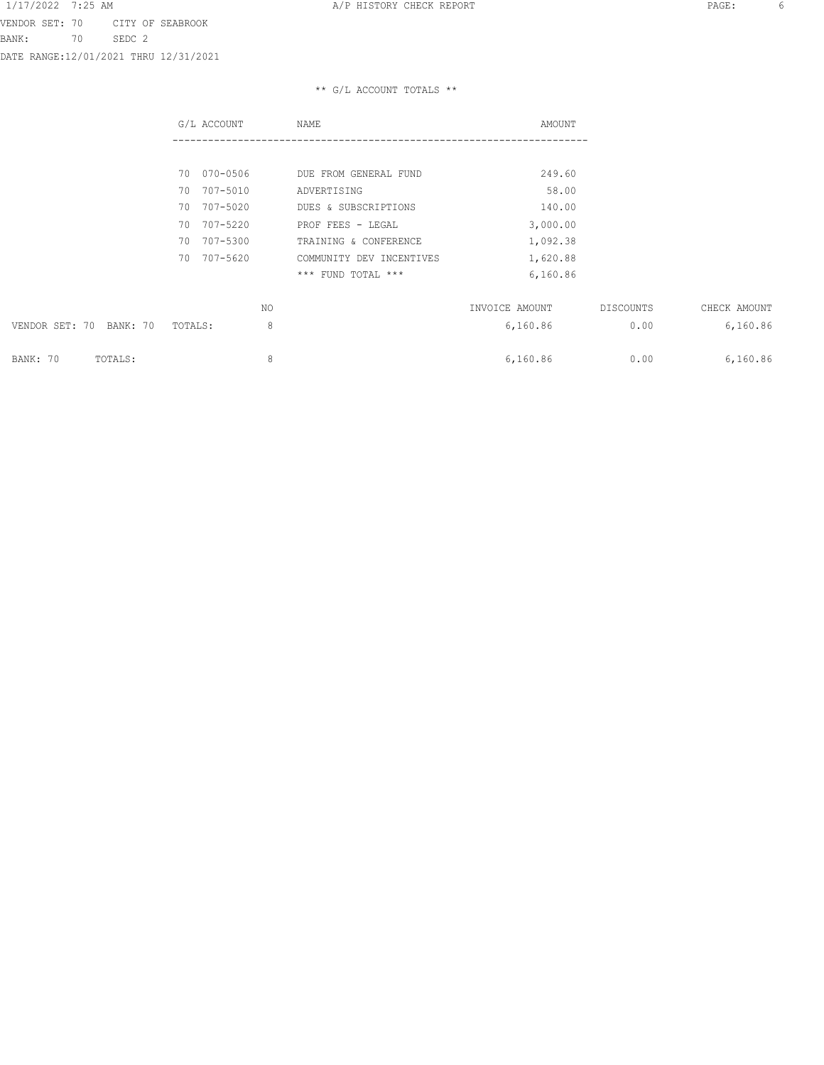VENDOR SET: 70 CITY OF SEABROOK
BANK: 70 SEDC 2
DATE RANGE:12/01/2021 THRU 12/31/2021

** G/L ACCOUNT TOTALS **

| G/L ACCOUNT | NAME | AMOUNT |
|---|---|---|
| 70 070-0506 | DUE FROM GENERAL FUND | 249.60 |
| 70 707-5010 | ADVERTISING | 58.00 |
| 70 707-5020 | DUES & SUBSCRIPTIONS | 140.00 |
| 70 707-5220 | PROF FEES - LEGAL | 3,000.00 |
| 70 707-5300 | TRAINING & CONFERENCE | 1,092.38 |
| 70 707-5620 | COMMUNITY DEV INCENTIVES | 1,620.88 |
| | *** FUND TOTAL *** | 6,160.86 |

| | NO | INVOICE AMOUNT | DISCOUNTS | CHECK AMOUNT |
|---|---|---|---|---|
| VENDOR SET: 70 BANK: 70 TOTALS: | 8 | 6,160.86 | 0.00 | 6,160.86 |
| BANK: 70 TOTALS: | 8 | 6,160.86 | 0.00 | 6,160.86 |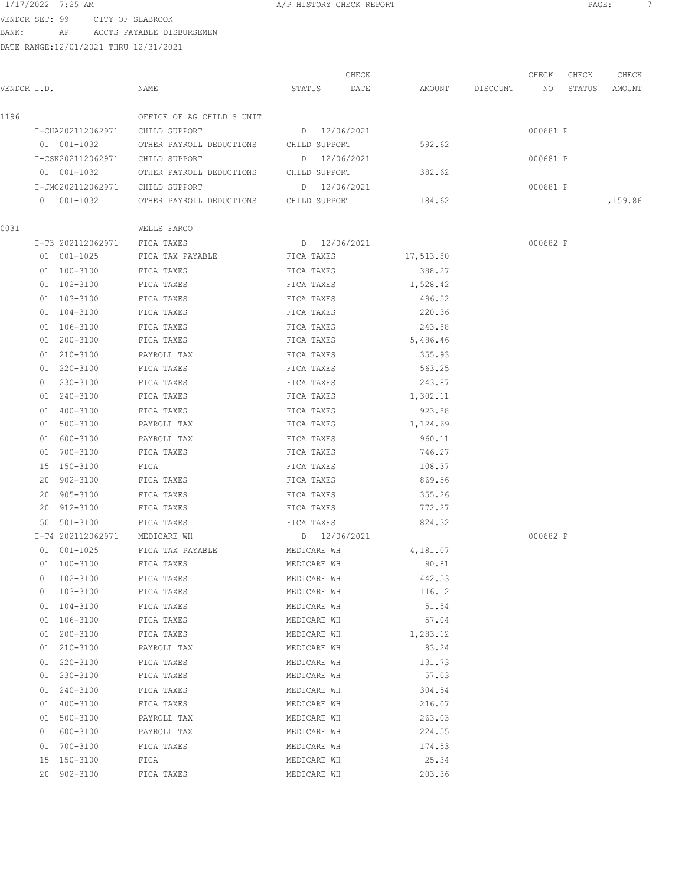VENDOR SET: 99 CITY OF SEABROOK

BANK: AP ACCTS PAYABLE DISBURSEMEN

DATE RANGE:12/01/2021 THRU 12/31/2021

| VENDOR I.D. | NAME | STATUS | CHECK DATE | AMOUNT | DISCOUNT | CHECK NO | CHECK STATUS | CHECK AMOUNT |
|---|---|---|---|---|---|---|---|---|
| 1196 | OFFICE OF AG CHILD S UNIT | | | | | | | |
| I-CHA202112062971 | CHILD SUPPORT | D | 12/06/2021 | | | 000681 | P | |
| 01 001-1032 | OTHER PAYROLL DEDUCTIONS | CHILD SUPPORT | | 592.62 | | | | |
| I-CSK202112062971 | CHILD SUPPORT | D | 12/06/2021 | | | 000681 | P | |
| 01 001-1032 | OTHER PAYROLL DEDUCTIONS | CHILD SUPPORT | | 382.62 | | | | |
| I-JMC202112062971 | CHILD SUPPORT | D | 12/06/2021 | | | 000681 | P | |
| 01 001-1032 | OTHER PAYROLL DEDUCTIONS | CHILD SUPPORT | | 184.62 | | | | 1,159.86 |
| 0031 | WELLS FARGO | | | | | | | |
| I-T3 202112062971 | FICA TAXES | D | 12/06/2021 | | | 000682 | P | |
| 01 001-1025 | FICA TAX PAYABLE | FICA TAXES | | 17,513.80 | | | | |
| 01 100-3100 | FICA TAXES | FICA TAXES | | 388.27 | | | | |
| 01 102-3100 | FICA TAXES | FICA TAXES | | 1,528.42 | | | | |
| 01 103-3100 | FICA TAXES | FICA TAXES | | 496.52 | | | | |
| 01 104-3100 | FICA TAXES | FICA TAXES | | 220.36 | | | | |
| 01 106-3100 | FICA TAXES | FICA TAXES | | 243.88 | | | | |
| 01 200-3100 | FICA TAXES | FICA TAXES | | 5,486.46 | | | | |
| 01 210-3100 | PAYROLL TAX | FICA TAXES | | 355.93 | | | | |
| 01 220-3100 | FICA TAXES | FICA TAXES | | 563.25 | | | | |
| 01 230-3100 | FICA TAXES | FICA TAXES | | 243.87 | | | | |
| 01 240-3100 | FICA TAXES | FICA TAXES | | 1,302.11 | | | | |
| 01 400-3100 | FICA TAXES | FICA TAXES | | 923.88 | | | | |
| 01 500-3100 | PAYROLL TAX | FICA TAXES | | 1,124.69 | | | | |
| 01 600-3100 | PAYROLL TAX | FICA TAXES | | 960.11 | | | | |
| 01 700-3100 | FICA TAXES | FICA TAXES | | 746.27 | | | | |
| 15 150-3100 | FICA | FICA TAXES | | 108.37 | | | | |
| 20 902-3100 | FICA TAXES | FICA TAXES | | 869.56 | | | | |
| 20 905-3100 | FICA TAXES | FICA TAXES | | 355.26 | | | | |
| 20 912-3100 | FICA TAXES | FICA TAXES | | 772.27 | | | | |
| 50 501-3100 | FICA TAXES | FICA TAXES | | 824.32 | | | | |
| I-T4 202112062971 | MEDICARE WH | D | 12/06/2021 | | | 000682 | P | |
| 01 001-1025 | FICA TAX PAYABLE | MEDICARE WH | | 4,181.07 | | | | |
| 01 100-3100 | FICA TAXES | MEDICARE WH | | 90.81 | | | | |
| 01 102-3100 | FICA TAXES | MEDICARE WH | | 442.53 | | | | |
| 01 103-3100 | FICA TAXES | MEDICARE WH | | 116.12 | | | | |
| 01 104-3100 | FICA TAXES | MEDICARE WH | | 51.54 | | | | |
| 01 106-3100 | FICA TAXES | MEDICARE WH | | 57.04 | | | | |
| 01 200-3100 | FICA TAXES | MEDICARE WH | | 1,283.12 | | | | |
| 01 210-3100 | PAYROLL TAX | MEDICARE WH | | 83.24 | | | | |
| 01 220-3100 | FICA TAXES | MEDICARE WH | | 131.73 | | | | |
| 01 230-3100 | FICA TAXES | MEDICARE WH | | 57.03 | | | | |
| 01 240-3100 | FICA TAXES | MEDICARE WH | | 304.54 | | | | |
| 01 400-3100 | FICA TAXES | MEDICARE WH | | 216.07 | | | | |
| 01 500-3100 | PAYROLL TAX | MEDICARE WH | | 263.03 | | | | |
| 01 600-3100 | PAYROLL TAX | MEDICARE WH | | 224.55 | | | | |
| 01 700-3100 | FICA TAXES | MEDICARE WH | | 174.53 | | | | |
| 15 150-3100 | FICA | MEDICARE WH | | 25.34 | | | | |
| 20 902-3100 | FICA TAXES | MEDICARE WH | | 203.36 | | | | |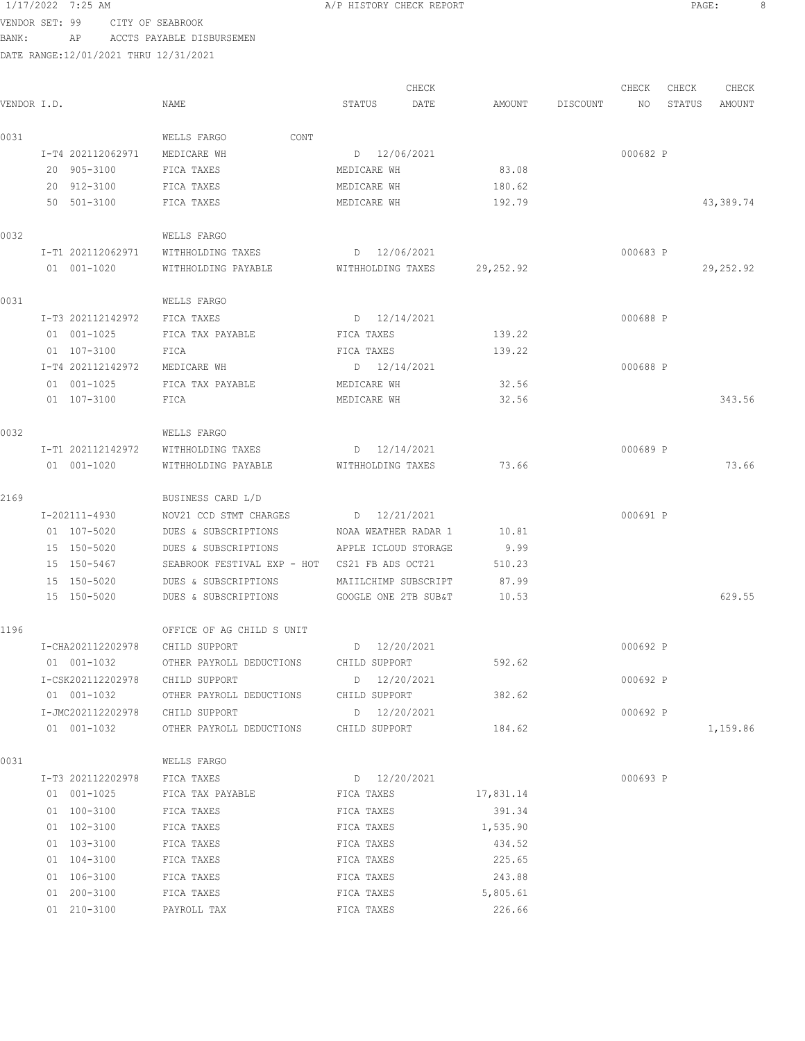1/17/2022 7:25 AM A/P HISTORY CHECK REPORT

VENDOR SET: 99 CITY OF SEABROOK
BANK: AP ACCTS PAYABLE DISBURSEMEN
DATE RANGE:12/01/2021 THRU 12/31/2021

| VENDOR I.D. | NAME | STATUS | CHECK DATE | AMOUNT | DISCOUNT | CHECK NO | CHECK STATUS | CHECK AMOUNT |
|---|---|---|---|---|---|---|---|---|
| 0031 | WELLS FARGO CONT | | | | | | | |
| I-T4 202112062971 | MEDICARE WH | D | 12/06/2021 | | | 000682 | P | |
| 20 905-3100 | FICA TAXES | MEDICARE WH | | 83.08 | | | | |
| 20 912-3100 | FICA TAXES | MEDICARE WH | | 180.62 | | | | |
| 50 501-3100 | FICA TAXES | MEDICARE WH | | 192.79 | | | | 43,389.74 |
| 0032 | WELLS FARGO | | | | | | | |
| I-T1 202112062971 | WITHHOLDING TAXES | D | 12/06/2021 | | | 000683 | P | |
| 01 001-1020 | WITHHOLDING PAYABLE | WITHHOLDING TAXES | | 29,252.92 | | | | 29,252.92 |
| 0031 | WELLS FARGO | | | | | | | |
| I-T3 202112142972 | FICA TAXES | D | 12/14/2021 | | | 000688 | P | |
| 01 001-1025 | FICA TAX PAYABLE | FICA TAXES | | 139.22 | | | | |
| 01 107-3100 | FICA | FICA TAXES | | 139.22 | | | | |
| I-T4 202112142972 | MEDICARE WH | D | 12/14/2021 | | | 000688 | P | |
| 01 001-1025 | FICA TAX PAYABLE | MEDICARE WH | | 32.56 | | | | |
| 01 107-3100 | FICA | MEDICARE WH | | 32.56 | | | | 343.56 |
| 0032 | WELLS FARGO | | | | | | | |
| I-T1 202112142972 | WITHHOLDING TAXES | D | 12/14/2021 | | | 000689 | P | |
| 01 001-1020 | WITHHOLDING PAYABLE | WITHHOLDING TAXES | | 73.66 | | | | 73.66 |
| 2169 | BUSINESS CARD L/D | | | | | | | |
| I-202111-4930 | NOV21 CCD STMT CHARGES | D | 12/21/2021 | | | 000691 | P | |
| 01 107-5020 | DUES & SUBSCRIPTIONS | NOAA WEATHER RADAR 1 | | 10.81 | | | | |
| 15 150-5020 | DUES & SUBSCRIPTIONS | APPLE ICLOUD STORAGE | | 9.99 | | | | |
| 15 150-5467 | SEABROOK FESTIVAL EXP - HOT | CS21 FB ADS OCT21 | | 510.23 | | | | |
| 15 150-5020 | DUES & SUBSCRIPTIONS | MAIILCHIMP SUBSCRIPT | | 87.99 | | | | |
| 15 150-5020 | DUES & SUBSCRIPTIONS | GOOGLE ONE 2TB SUB&T | | 10.53 | | | | 629.55 |
| 1196 | OFFICE OF AG CHILD S UNIT | | | | | | | |
| I-CHA202112202978 | CHILD SUPPORT | D | 12/20/2021 | | | 000692 | P | |
| 01 001-1032 | OTHER PAYROLL DEDUCTIONS | CHILD SUPPORT | | 592.62 | | | | |
| I-CSK202112202978 | CHILD SUPPORT | D | 12/20/2021 | | | 000692 | P | |
| 01 001-1032 | OTHER PAYROLL DEDUCTIONS | CHILD SUPPORT | | 382.62 | | | | |
| I-JMC202112202978 | CHILD SUPPORT | D | 12/20/2021 | | | 000692 | P | |
| 01 001-1032 | OTHER PAYROLL DEDUCTIONS | CHILD SUPPORT | | 184.62 | | | | 1,159.86 |
| 0031 | WELLS FARGO | | | | | | | |
| I-T3 202112202978 | FICA TAXES | D | 12/20/2021 | | | 000693 | P | |
| 01 001-1025 | FICA TAX PAYABLE | FICA TAXES | | 17,831.14 | | | | |
| 01 100-3100 | FICA TAXES | FICA TAXES | | 391.34 | | | | |
| 01 102-3100 | FICA TAXES | FICA TAXES | | 1,535.90 | | | | |
| 01 103-3100 | FICA TAXES | FICA TAXES | | 434.52 | | | | |
| 01 104-3100 | FICA TAXES | FICA TAXES | | 225.65 | | | | |
| 01 106-3100 | FICA TAXES | FICA TAXES | | 243.88 | | | | |
| 01 200-3100 | FICA TAXES | FICA TAXES | | 5,805.61 | | | | |
| 01 210-3100 | PAYROLL TAX | FICA TAXES | | 226.66 | | | | |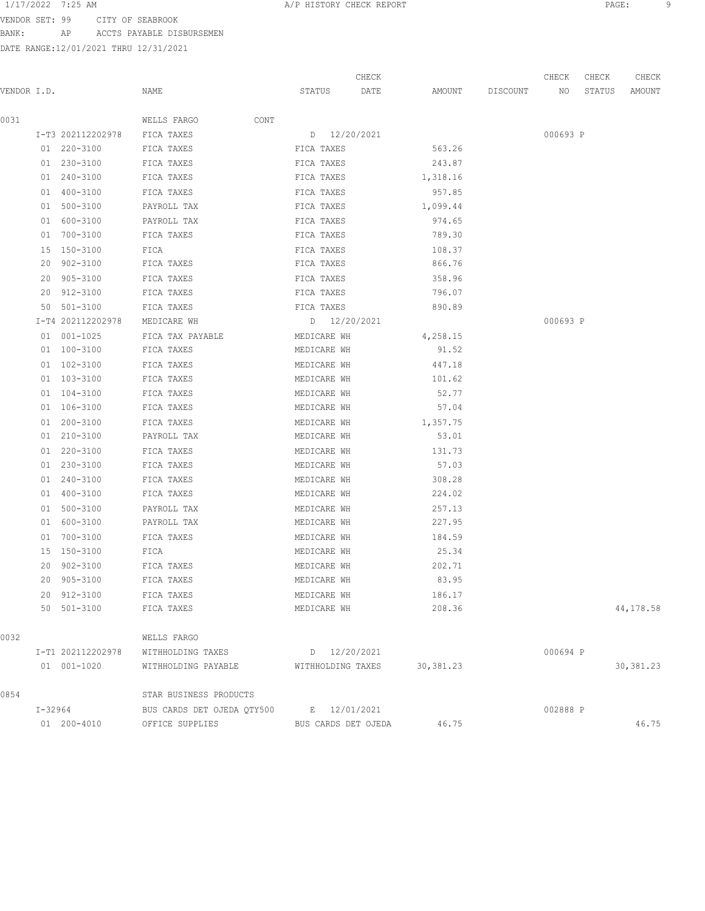VENDOR SET: 99 CITY OF SEABROOK
BANK: AP ACCTS PAYABLE DISBURSEMEN
DATE RANGE:12/01/2021 THRU 12/31/2021

| VENDOR I.D. | NAME | STATUS | CHECK DATE | AMOUNT | DISCOUNT | CHECK NO | CHECK STATUS | CHECK AMOUNT |
|---|---|---|---|---|---|---|---|---|
| 0031 | WELLS FARGO CONT | | | | | | | |
| I-T3 202112202978 | FICA TAXES | D | 12/20/2021 | | | 000693 | P | |
| 01 220-3100 | FICA TAXES | FICA TAXES | | 563.26 | | | | |
| 01 230-3100 | FICA TAXES | FICA TAXES | | 243.87 | | | | |
| 01 240-3100 | FICA TAXES | FICA TAXES | | 1,318.16 | | | | |
| 01 400-3100 | FICA TAXES | FICA TAXES | | 957.85 | | | | |
| 01 500-3100 | PAYROLL TAX | FICA TAXES | | 1,099.44 | | | | |
| 01 600-3100 | PAYROLL TAX | FICA TAXES | | 974.65 | | | | |
| 01 700-3100 | FICA TAXES | FICA TAXES | | 789.30 | | | | |
| 15 150-3100 | FICA | FICA TAXES | | 108.37 | | | | |
| 20 902-3100 | FICA TAXES | FICA TAXES | | 866.76 | | | | |
| 20 905-3100 | FICA TAXES | FICA TAXES | | 358.96 | | | | |
| 20 912-3100 | FICA TAXES | FICA TAXES | | 796.07 | | | | |
| 50 501-3100 | FICA TAXES | FICA TAXES | | 890.89 | | | | |
| I-T4 202112202978 | MEDICARE WH | D | 12/20/2021 | | | 000693 | P | |
| 01 001-1025 | FICA TAX PAYABLE | MEDICARE WH | | 4,258.15 | | | | |
| 01 100-3100 | FICA TAXES | MEDICARE WH | | 91.52 | | | | |
| 01 102-3100 | FICA TAXES | MEDICARE WH | | 447.18 | | | | |
| 01 103-3100 | FICA TAXES | MEDICARE WH | | 101.62 | | | | |
| 01 104-3100 | FICA TAXES | MEDICARE WH | | 52.77 | | | | |
| 01 106-3100 | FICA TAXES | MEDICARE WH | | 57.04 | | | | |
| 01 200-3100 | FICA TAXES | MEDICARE WH | | 1,357.75 | | | | |
| 01 210-3100 | PAYROLL TAX | MEDICARE WH | | 53.01 | | | | |
| 01 220-3100 | FICA TAXES | MEDICARE WH | | 131.73 | | | | |
| 01 230-3100 | FICA TAXES | MEDICARE WH | | 57.03 | | | | |
| 01 240-3100 | FICA TAXES | MEDICARE WH | | 308.28 | | | | |
| 01 400-3100 | FICA TAXES | MEDICARE WH | | 224.02 | | | | |
| 01 500-3100 | PAYROLL TAX | MEDICARE WH | | 257.13 | | | | |
| 01 600-3100 | PAYROLL TAX | MEDICARE WH | | 227.95 | | | | |
| 01 700-3100 | FICA TAXES | MEDICARE WH | | 184.59 | | | | |
| 15 150-3100 | FICA | MEDICARE WH | | 25.34 | | | | |
| 20 902-3100 | FICA TAXES | MEDICARE WH | | 202.71 | | | | |
| 20 905-3100 | FICA TAXES | MEDICARE WH | | 83.95 | | | | |
| 20 912-3100 | FICA TAXES | MEDICARE WH | | 186.17 | | | | |
| 50 501-3100 | FICA TAXES | MEDICARE WH | | 208.36 | | | | 44,178.58 |
| 0032 | WELLS FARGO | | | | | | | |
| I-T1 202112202978 | WITHHOLDING TAXES | D | 12/20/2021 | | | 000694 | P | |
| 01 001-1020 | WITHHOLDING PAYABLE | WITHHOLDING TAXES | | 30,381.23 | | | | 30,381.23 |
| 0854 | STAR BUSINESS PRODUCTS | | | | | | | |
| I-32964 | BUS CARDS DET OJEDA QTY500 | E | 12/01/2021 | | | 002888 | P | |
| 01 200-4010 | OFFICE SUPPLIES | BUS CARDS DET OJEDA | | 46.75 | | | | 46.75 |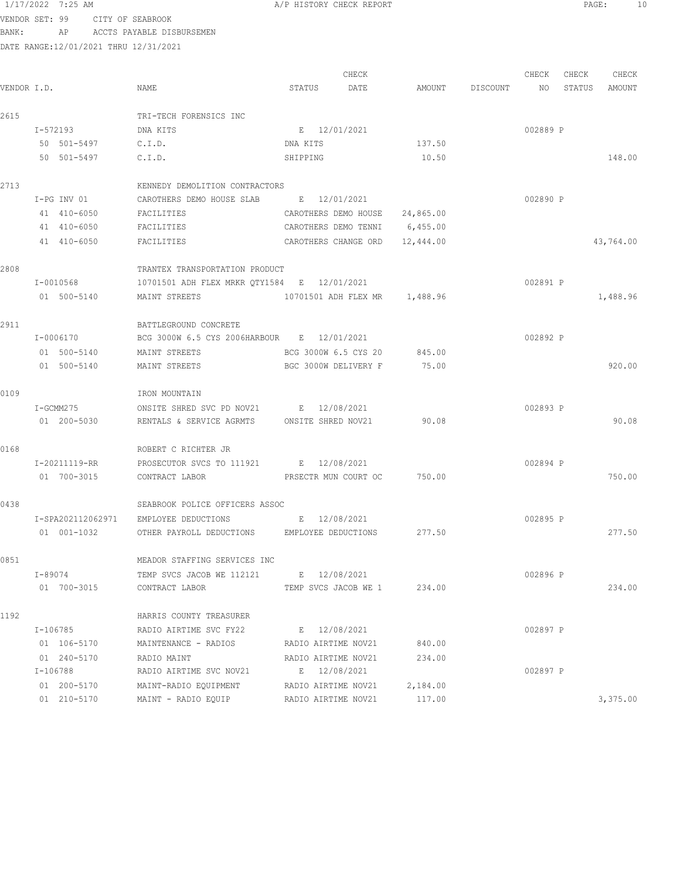VENDOR SET: 99 CITY OF SEABROOK
BANK: AP ACCTS PAYABLE DISBURSEMEN
DATE RANGE:12/01/2021 THRU 12/31/2021

| VENDOR I.D. | NAME | STATUS | CHECK DATE | AMOUNT | DISCOUNT | CHECK NO | CHECK STATUS | CHECK AMOUNT |
|---|---|---|---|---|---|---|---|---|
| 2615 | TRI-TECH FORENSICS INC | | | | | | | |
| I-572193 | DNA KITS | E | 12/01/2021 | | | 002889 | P | |
| 50 501-5497 | C.I.D. | DNA KITS | | 137.50 | | | | |
| 50 501-5497 | C.I.D. | SHIPPING | | 10.50 | | | | 148.00 |
| 2713 | KENNEDY DEMOLITION CONTRACTORS | | | | | | | |
| I-PG INV 01 | CAROTHERS DEMO HOUSE SLAB | E | 12/01/2021 | | | 002890 | P | |
| 41 410-6050 | FACILITIES | CAROTHERS DEMO HOUSE | | 24,865.00 | | | | |
| 41 410-6050 | FACILITIES | CAROTHERS DEMO TENNI | | 6,455.00 | | | | |
| 41 410-6050 | FACILITIES | CAROTHERS CHANGE ORD | | 12,444.00 | | | | 43,764.00 |
| 2808 | TRANTEX TRANSPORTATION PRODUCT | | | | | | | |
| I-0010568 | 10701501 ADH FLEX MRKR QTY1584 | E | 12/01/2021 | | | 002891 | P | |
| 01 500-5140 | MAINT STREETS | 10701501 ADH FLEX MR | | 1,488.96 | | | | 1,488.96 |
| 2911 | BATTLEGROUND CONCRETE | | | | | | | |
| I-0006170 | BCG 3000W 6.5 CYS 2006HARBOUR | E | 12/01/2021 | | | 002892 | P | |
| 01 500-5140 | MAINT STREETS | BCG 3000W 6.5 CYS 20 | | 845.00 | | | | |
| 01 500-5140 | MAINT STREETS | BGC 3000W DELIVERY F | | 75.00 | | | | 920.00 |
| 0109 | IRON MOUNTAIN | | | | | | | |
| I-GCMM275 | ONSITE SHRED SVC PD NOV21 | E | 12/08/2021 | | | 002893 | P | |
| 01 200-5030 | RENTALS & SERVICE AGRMTS | ONSITE SHRED NOV21 | | 90.08 | | | | 90.08 |
| 0168 | ROBERT C RICHTER JR | | | | | | | |
| I-20211119-RR | PROSECUTOR SVCS TO 111921 | E | 12/08/2021 | | | 002894 | P | |
| 01 700-3015 | CONTRACT LABOR | PRSECTR MUN COURT OC | | 750.00 | | | | 750.00 |
| 0438 | SEABROOK POLICE OFFICERS ASSOC | | | | | | | |
| I-SPA202112062971 | EMPLOYEE DEDUCTIONS | E | 12/08/2021 | | | 002895 | P | |
| 01 001-1032 | OTHER PAYROLL DEDUCTIONS | EMPLOYEE DEDUCTIONS | | 277.50 | | | | 277.50 |
| 0851 | MEADOR STAFFING SERVICES INC | | | | | | | |
| I-89074 | TEMP SVCS JACOB WE 112121 | E | 12/08/2021 | | | 002896 | P | |
| 01 700-3015 | CONTRACT LABOR | TEMP SVCS JACOB WE 1 | | 234.00 | | | | 234.00 |
| 1192 | HARRIS COUNTY TREASURER | | | | | | | |
| I-106785 | RADIO AIRTIME SVC FY22 | E | 12/08/2021 | | | 002897 | P | |
| 01 106-5170 | MAINTENANCE - RADIOS | RADIO AIRTIME NOV21 | | 840.00 | | | | |
| 01 240-5170 | RADIO MAINT | RADIO AIRTIME NOV21 | | 234.00 | | | | |
| I-106788 | RADIO AIRTIME SVC NOV21 | E | 12/08/2021 | | | 002897 | P | |
| 01 200-5170 | MAINT-RADIO EQUIPMENT | RADIO AIRTIME NOV21 | | 2,184.00 | | | | |
| 01 210-5170 | MAINT - RADIO EQUIP | RADIO AIRTIME NOV21 | | 117.00 | | | | 3,375.00 |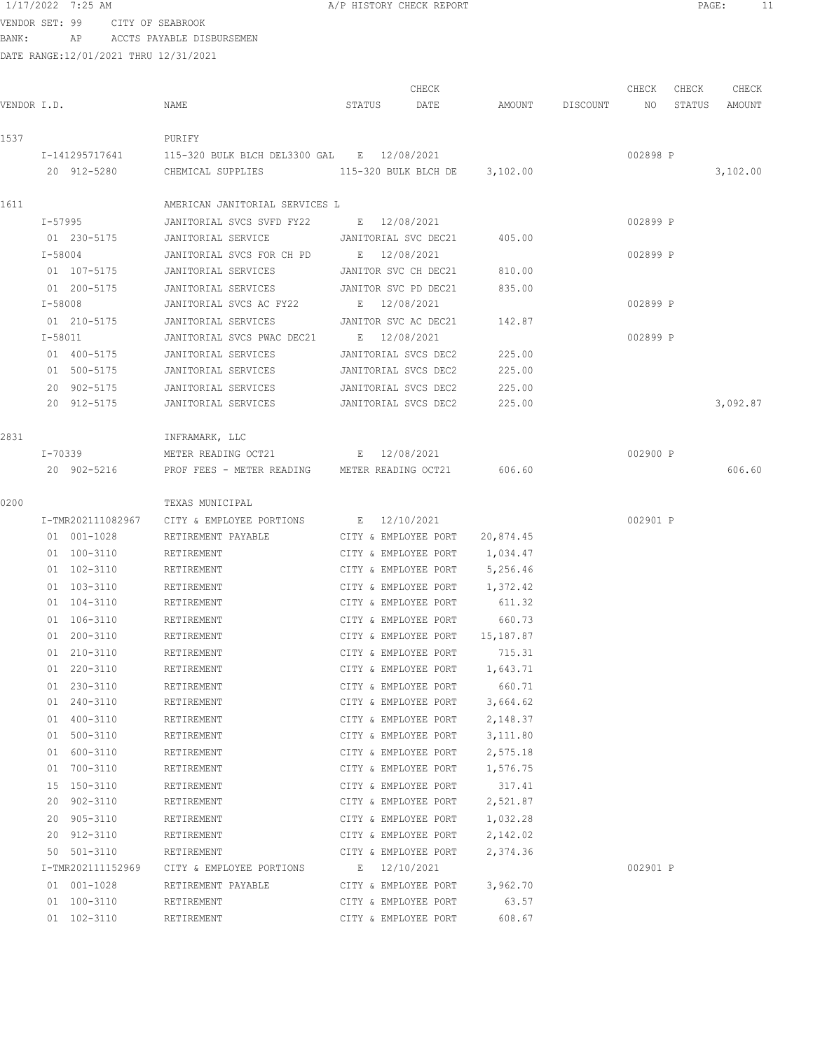1/17/2022 7:25 AM A/P HISTORY CHECK REPORT

VENDOR SET: 99 CITY OF SEABROOK
BANK: AP ACCTS PAYABLE DISBURSEMEN
DATE RANGE:12/01/2021 THRU 12/31/2021

| VENDOR I.D. | NAME | STATUS | CHECK DATE | AMOUNT | DISCOUNT | CHECK NO | CHECK STATUS | CHECK AMOUNT |
|---|---|---|---|---|---|---|---|---|
| 1537 | PURIFY | | | | | | | |
| I-141295717641 | 115-320 BULK BLCH DEL3300 GAL | E | 12/08/2021 | | | 002898 | P | |
| 20 912-5280 | CHEMICAL SUPPLIES | 115-320 BULK BLCH DE | | 3,102.00 | | | | 3,102.00 |
| 1611 | AMERICAN JANITORIAL SERVICES L | | | | | | | |
| I-57995 | JANITORIAL SVCS SVFD FY22 | E | 12/08/2021 | | | 002899 | P | |
| 01 230-5175 | JANITORIAL SERVICE | JANITORIAL SVC DEC21 | | 405.00 | | | | |
| I-58004 | JANITORIAL SVCS FOR CH PD | E | 12/08/2021 | | | 002899 | P | |
| 01 107-5175 | JANITORIAL SERVICES | JANITOR SVC CH DEC21 | | 810.00 | | | | |
| 01 200-5175 | JANITORIAL SERVICES | JANITOR SVC PD DEC21 | | 835.00 | | | | |
| I-58008 | JANITORIAL SVCS AC FY22 | E | 12/08/2021 | | | 002899 | P | |
| 01 210-5175 | JANITORIAL SERVICES | JANITOR SVC AC DEC21 | | 142.87 | | | | |
| I-58011 | JANITORIAL SVCS PWAC DEC21 | E | 12/08/2021 | | | 002899 | P | |
| 01 400-5175 | JANITORIAL SERVICES | JANITORIAL SVCS DEC2 | | 225.00 | | | | |
| 01 500-5175 | JANITORIAL SERVICES | JANITORIAL SVCS DEC2 | | 225.00 | | | | |
| 20 902-5175 | JANITORIAL SERVICES | JANITORIAL SVCS DEC2 | | 225.00 | | | | |
| 20 912-5175 | JANITORIAL SERVICES | JANITORIAL SVCS DEC2 | | 225.00 | | | | 3,092.87 |
| 2831 | INFRAMARK, LLC | | | | | | | |
| I-70339 | METER READING OCT21 | E | 12/08/2021 | | | 002900 | P | |
| 20 902-5216 | PROF FEES - METER READING | METER READING OCT21 | | 606.60 | | | | 606.60 |
| 0200 | TEXAS MUNICIPAL | | | | | | | |
| I-TMR202111082967 | CITY & EMPLOYEE PORTIONS | E | 12/10/2021 | | | 002901 | P | |
| 01 001-1028 | RETIREMENT PAYABLE | CITY & EMPLOYEE PORT | | 20,874.45 | | | | |
| 01 100-3110 | RETIREMENT | CITY & EMPLOYEE PORT | | 1,034.47 | | | | |
| 01 102-3110 | RETIREMENT | CITY & EMPLOYEE PORT | | 5,256.46 | | | | |
| 01 103-3110 | RETIREMENT | CITY & EMPLOYEE PORT | | 1,372.42 | | | | |
| 01 104-3110 | RETIREMENT | CITY & EMPLOYEE PORT | | 611.32 | | | | |
| 01 106-3110 | RETIREMENT | CITY & EMPLOYEE PORT | | 660.73 | | | | |
| 01 200-3110 | RETIREMENT | CITY & EMPLOYEE PORT | | 15,187.87 | | | | |
| 01 210-3110 | RETIREMENT | CITY & EMPLOYEE PORT | | 715.31 | | | | |
| 01 220-3110 | RETIREMENT | CITY & EMPLOYEE PORT | | 1,643.71 | | | | |
| 01 230-3110 | RETIREMENT | CITY & EMPLOYEE PORT | | 660.71 | | | | |
| 01 240-3110 | RETIREMENT | CITY & EMPLOYEE PORT | | 3,664.62 | | | | |
| 01 400-3110 | RETIREMENT | CITY & EMPLOYEE PORT | | 2,148.37 | | | | |
| 01 500-3110 | RETIREMENT | CITY & EMPLOYEE PORT | | 3,111.80 | | | | |
| 01 600-3110 | RETIREMENT | CITY & EMPLOYEE PORT | | 2,575.18 | | | | |
| 01 700-3110 | RETIREMENT | CITY & EMPLOYEE PORT | | 1,576.75 | | | | |
| 15 150-3110 | RETIREMENT | CITY & EMPLOYEE PORT | | 317.41 | | | | |
| 20 902-3110 | RETIREMENT | CITY & EMPLOYEE PORT | | 2,521.87 | | | | |
| 20 905-3110 | RETIREMENT | CITY & EMPLOYEE PORT | | 1,032.28 | | | | |
| 20 912-3110 | RETIREMENT | CITY & EMPLOYEE PORT | | 2,142.02 | | | | |
| 50 501-3110 | RETIREMENT | CITY & EMPLOYEE PORT | | 2,374.36 | | | | |
| I-TMR202111152969 | CITY & EMPLOYEE PORTIONS | E | 12/10/2021 | | | 002901 | P | |
| 01 001-1028 | RETIREMENT PAYABLE | CITY & EMPLOYEE PORT | | 3,962.70 | | | | |
| 01 100-3110 | RETIREMENT | CITY & EMPLOYEE PORT | | 63.57 | | | | |
| 01 102-3110 | RETIREMENT | CITY & EMPLOYEE PORT | | 608.67 | | | | |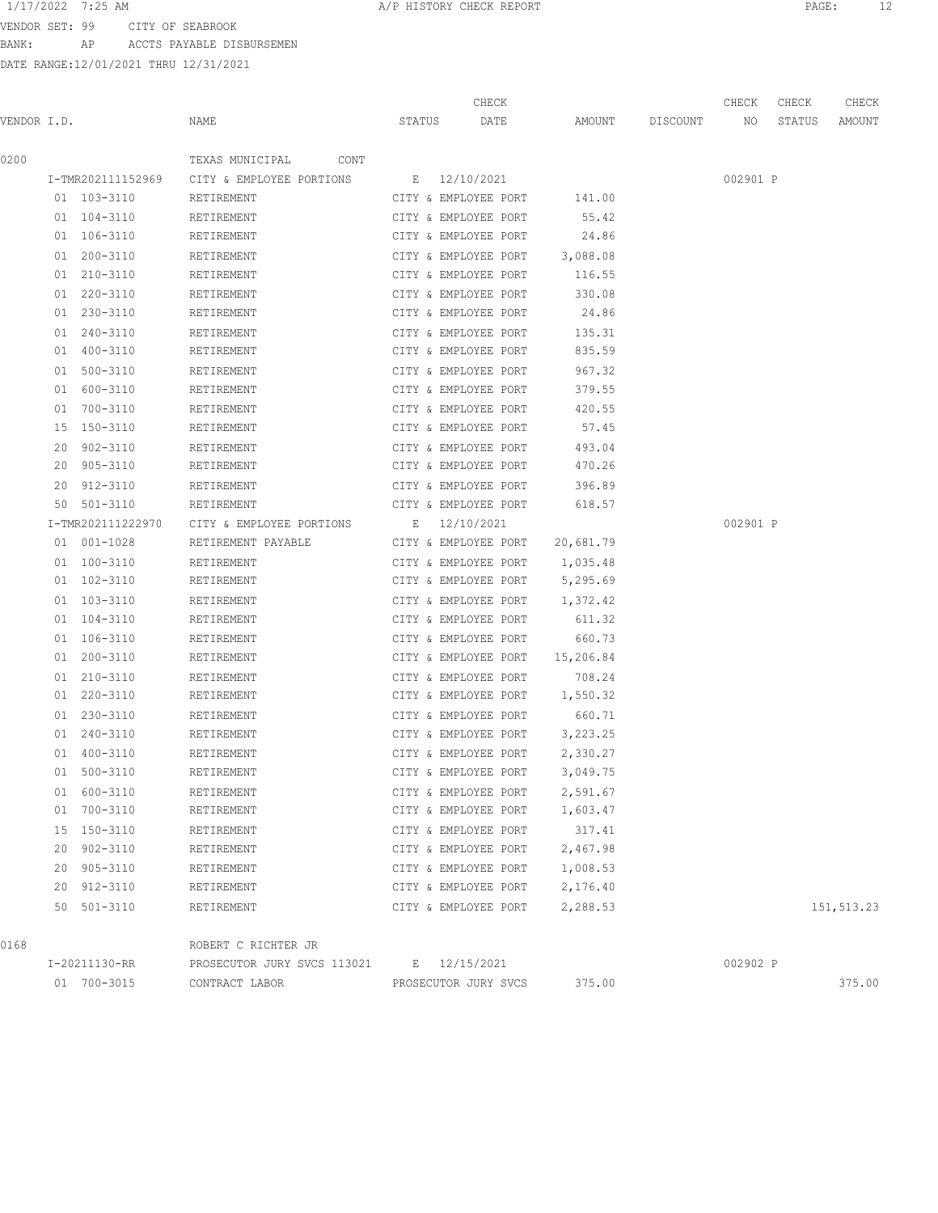VENDOR SET: 99 CITY OF SEABROOK
BANK: AP ACCTS PAYABLE DISBURSEMEN
DATE RANGE:12/01/2021 THRU 12/31/2021

| VENDOR I.D. | NAME | STATUS | CHECK DATE | AMOUNT | DISCOUNT | CHECK NO | CHECK STATUS | CHECK AMOUNT |
|---|---|---|---|---|---|---|---|---|
| 0200 | TEXAS MUNICIPAL CONT | | | | | | | |
| I-TMR202111152969 | CITY & EMPLOYEE PORTIONS | E | 12/10/2021 | | | 002901 | P | |
| 01 103-3110 | RETIREMENT | CITY & EMPLOYEE PORT | | 141.00 | | | | |
| 01 104-3110 | RETIREMENT | CITY & EMPLOYEE PORT | | 55.42 | | | | |
| 01 106-3110 | RETIREMENT | CITY & EMPLOYEE PORT | | 24.86 | | | | |
| 01 200-3110 | RETIREMENT | CITY & EMPLOYEE PORT | | 3,088.08 | | | | |
| 01 210-3110 | RETIREMENT | CITY & EMPLOYEE PORT | | 116.55 | | | | |
| 01 220-3110 | RETIREMENT | CITY & EMPLOYEE PORT | | 330.08 | | | | |
| 01 230-3110 | RETIREMENT | CITY & EMPLOYEE PORT | | 24.86 | | | | |
| 01 240-3110 | RETIREMENT | CITY & EMPLOYEE PORT | | 135.31 | | | | |
| 01 400-3110 | RETIREMENT | CITY & EMPLOYEE PORT | | 835.59 | | | | |
| 01 500-3110 | RETIREMENT | CITY & EMPLOYEE PORT | | 967.32 | | | | |
| 01 600-3110 | RETIREMENT | CITY & EMPLOYEE PORT | | 379.55 | | | | |
| 01 700-3110 | RETIREMENT | CITY & EMPLOYEE PORT | | 420.55 | | | | |
| 15 150-3110 | RETIREMENT | CITY & EMPLOYEE PORT | | 57.45 | | | | |
| 20 902-3110 | RETIREMENT | CITY & EMPLOYEE PORT | | 493.04 | | | | |
| 20 905-3110 | RETIREMENT | CITY & EMPLOYEE PORT | | 470.26 | | | | |
| 20 912-3110 | RETIREMENT | CITY & EMPLOYEE PORT | | 396.89 | | | | |
| 50 501-3110 | RETIREMENT | CITY & EMPLOYEE PORT | | 618.57 | | | | |
| I-TMR202111222970 | CITY & EMPLOYEE PORTIONS | E | 12/10/2021 | | | 002901 | P | |
| 01 001-1028 | RETIREMENT PAYABLE | CITY & EMPLOYEE PORT | | 20,681.79 | | | | |
| 01 100-3110 | RETIREMENT | CITY & EMPLOYEE PORT | | 1,035.48 | | | | |
| 01 102-3110 | RETIREMENT | CITY & EMPLOYEE PORT | | 5,295.69 | | | | |
| 01 103-3110 | RETIREMENT | CITY & EMPLOYEE PORT | | 1,372.42 | | | | |
| 01 104-3110 | RETIREMENT | CITY & EMPLOYEE PORT | | 611.32 | | | | |
| 01 106-3110 | RETIREMENT | CITY & EMPLOYEE PORT | | 660.73 | | | | |
| 01 200-3110 | RETIREMENT | CITY & EMPLOYEE PORT | | 15,206.84 | | | | |
| 01 210-3110 | RETIREMENT | CITY & EMPLOYEE PORT | | 708.24 | | | | |
| 01 220-3110 | RETIREMENT | CITY & EMPLOYEE PORT | | 1,550.32 | | | | |
| 01 230-3110 | RETIREMENT | CITY & EMPLOYEE PORT | | 660.71 | | | | |
| 01 240-3110 | RETIREMENT | CITY & EMPLOYEE PORT | | 3,223.25 | | | | |
| 01 400-3110 | RETIREMENT | CITY & EMPLOYEE PORT | | 2,330.27 | | | | |
| 01 500-3110 | RETIREMENT | CITY & EMPLOYEE PORT | | 3,049.75 | | | | |
| 01 600-3110 | RETIREMENT | CITY & EMPLOYEE PORT | | 2,591.67 | | | | |
| 01 700-3110 | RETIREMENT | CITY & EMPLOYEE PORT | | 1,603.47 | | | | |
| 15 150-3110 | RETIREMENT | CITY & EMPLOYEE PORT | | 317.41 | | | | |
| 20 902-3110 | RETIREMENT | CITY & EMPLOYEE PORT | | 2,467.98 | | | | |
| 20 905-3110 | RETIREMENT | CITY & EMPLOYEE PORT | | 1,008.53 | | | | |
| 20 912-3110 | RETIREMENT | CITY & EMPLOYEE PORT | | 2,176.40 | | | | |
| 50 501-3110 | RETIREMENT | CITY & EMPLOYEE PORT | | 2,288.53 | | | | 151,513.23 |
| 0168 | ROBERT C RICHTER JR | | | | | | | |
| I-20211130-RR | PROSECUTOR JURY SVCS 113021 | E | 12/15/2021 | | | 002902 | P | |
| 01 700-3015 | CONTRACT LABOR | PROSECUTOR JURY SVCS | | 375.00 | | | | 375.00 |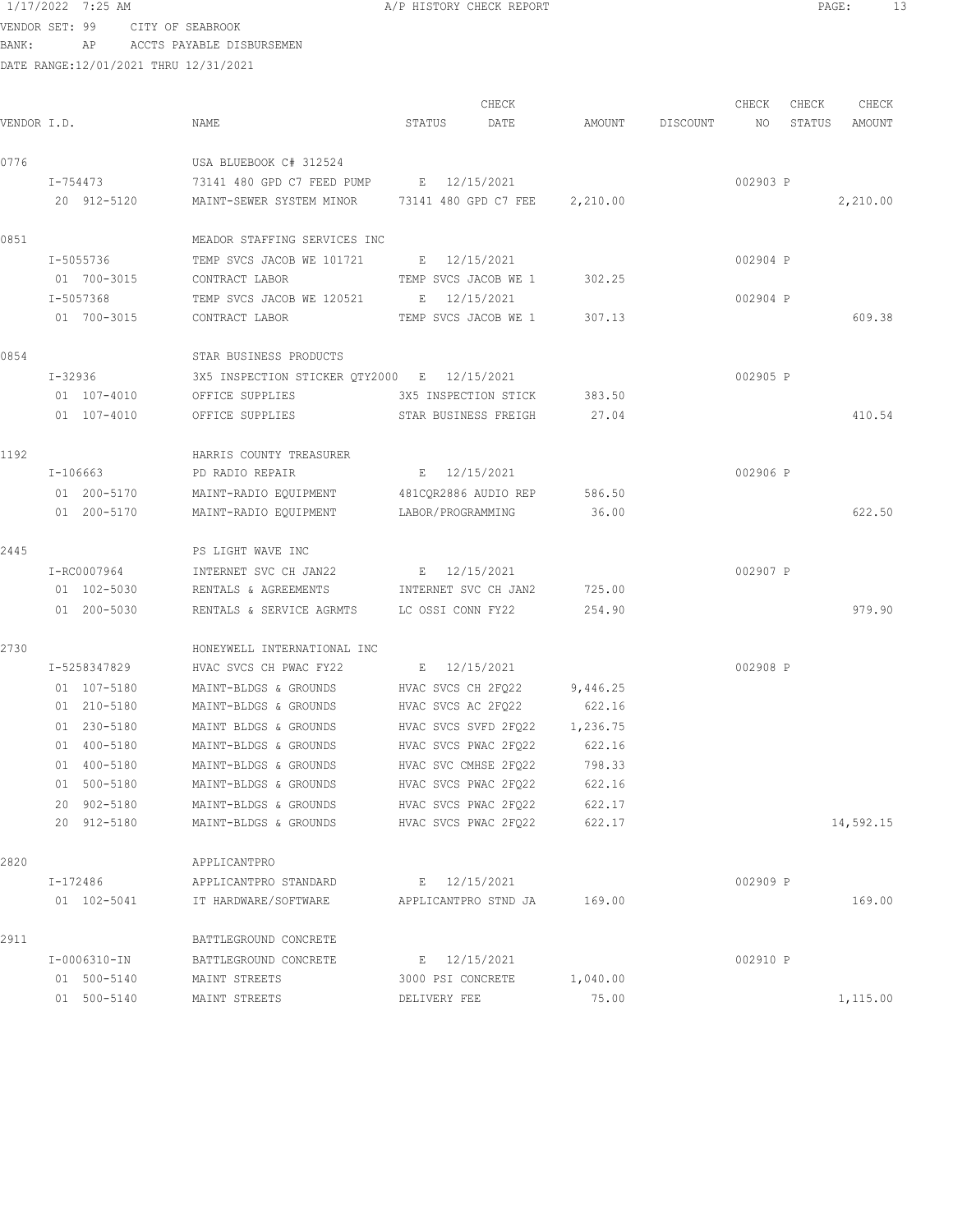A/P HISTORY CHECK REPORT

VENDOR SET: 99 CITY OF SEABROOK
BANK: AP ACCTS PAYABLE DISBURSEMEN
DATE RANGE:12/01/2021 THRU 12/31/2021

| VENDOR I.D. | NAME | STATUS | CHECK DATE | AMOUNT | DISCOUNT | CHECK NO | CHECK STATUS | CHECK AMOUNT |
|---|---|---|---|---|---|---|---|---|
| 0776 | USA BLUEBOOK C# 312524 | | | | | | | |
| I-754473 | 73141 480 GPD C7 FEED PUMP | E | 12/15/2021 | | | 002903 | P | |
| 20 912-5120 | MAINT-SEWER SYSTEM MINOR | 73141 480 GPD C7 FEE | | 2,210.00 | | | | 2,210.00 |
| 0851 | MEADOR STAFFING SERVICES INC | | | | | | | |
| I-5055736 | TEMP SVCS JACOB WE 101721 | E | 12/15/2021 | | | 002904 | P | |
| 01 700-3015 | CONTRACT LABOR | TEMP SVCS JACOB WE 1 | | 302.25 | | | | |
| I-5057368 | TEMP SVCS JACOB WE 120521 | E | 12/15/2021 | | | 002904 | P | |
| 01 700-3015 | CONTRACT LABOR | TEMP SVCS JACOB WE 1 | | 307.13 | | | | 609.38 |
| 0854 | STAR BUSINESS PRODUCTS | | | | | | | |
| I-32936 | 3X5 INSPECTION STICKER QTY2000 | E | 12/15/2021 | | | 002905 | P | |
| 01 107-4010 | OFFICE SUPPLIES | 3X5 INSPECTION STICK | | 383.50 | | | | |
| 01 107-4010 | OFFICE SUPPLIES | STAR BUSINESS FREIGH | | 27.04 | | | | 410.54 |
| 1192 | HARRIS COUNTY TREASURER | | | | | | | |
| I-106663 | PD RADIO REPAIR | E | 12/15/2021 | | | 002906 | P | |
| 01 200-5170 | MAINT-RADIO EQUIPMENT | 481CQR2886 AUDIO REP | | 586.50 | | | | |
| 01 200-5170 | MAINT-RADIO EQUIPMENT | LABOR/PROGRAMMING | | 36.00 | | | | 622.50 |
| 2445 | PS LIGHT WAVE INC | | | | | | | |
| I-RC0007964 | INTERNET SVC CH JAN22 | E | 12/15/2021 | | | 002907 | P | |
| 01 102-5030 | RENTALS & AGREEMENTS | INTERNET SVC CH JAN2 | | 725.00 | | | | |
| 01 200-5030 | RENTALS & SERVICE AGRMTS | LC OSSI CONN FY22 | | 254.90 | | | | 979.90 |
| 2730 | HONEYWELL INTERNATIONAL INC | | | | | | | |
| I-5258347829 | HVAC SVCS CH PWAC FY22 | E | 12/15/2021 | | | 002908 | P | |
| 01 107-5180 | MAINT-BLDGS & GROUNDS | HVAC SVCS CH 2FQ22 | | 9,446.25 | | | | |
| 01 210-5180 | MAINT-BLDGS & GROUNDS | HVAC SVCS AC 2FQ22 | | 622.16 | | | | |
| 01 230-5180 | MAINT BLDGS & GROUNDS | HVAC SVCS SVFD 2FQ22 | | 1,236.75 | | | | |
| 01 400-5180 | MAINT-BLDGS & GROUNDS | HVAC SVCS PWAC 2FQ22 | | 622.16 | | | | |
| 01 400-5180 | MAINT-BLDGS & GROUNDS | HVAC SVC CMHSE 2FQ22 | | 798.33 | | | | |
| 01 500-5180 | MAINT-BLDGS & GROUNDS | HVAC SVCS PWAC 2FQ22 | | 622.16 | | | | |
| 20 902-5180 | MAINT-BLDGS & GROUNDS | HVAC SVCS PWAC 2FQ22 | | 622.17 | | | | |
| 20 912-5180 | MAINT-BLDGS & GROUNDS | HVAC SVCS PWAC 2FQ22 | | 622.17 | | | | 14,592.15 |
| 2820 | APPLICANTPRO | | | | | | | |
| I-172486 | APPLICANTPRO STANDARD | E | 12/15/2021 | | | 002909 | P | |
| 01 102-5041 | IT HARDWARE/SOFTWARE | APPLICANTPRO STND JA | | 169.00 | | | | 169.00 |
| 2911 | BATTLEGROUND CONCRETE | | | | | | | |
| I-0006310-IN | BATTLEGROUND CONCRETE | E | 12/15/2021 | | | 002910 | P | |
| 01 500-5140 | MAINT STREETS | 3000 PSI CONCRETE | | 1,040.00 | | | | |
| 01 500-5140 | MAINT STREETS | DELIVERY FEE | | 75.00 | | | | 1,115.00 |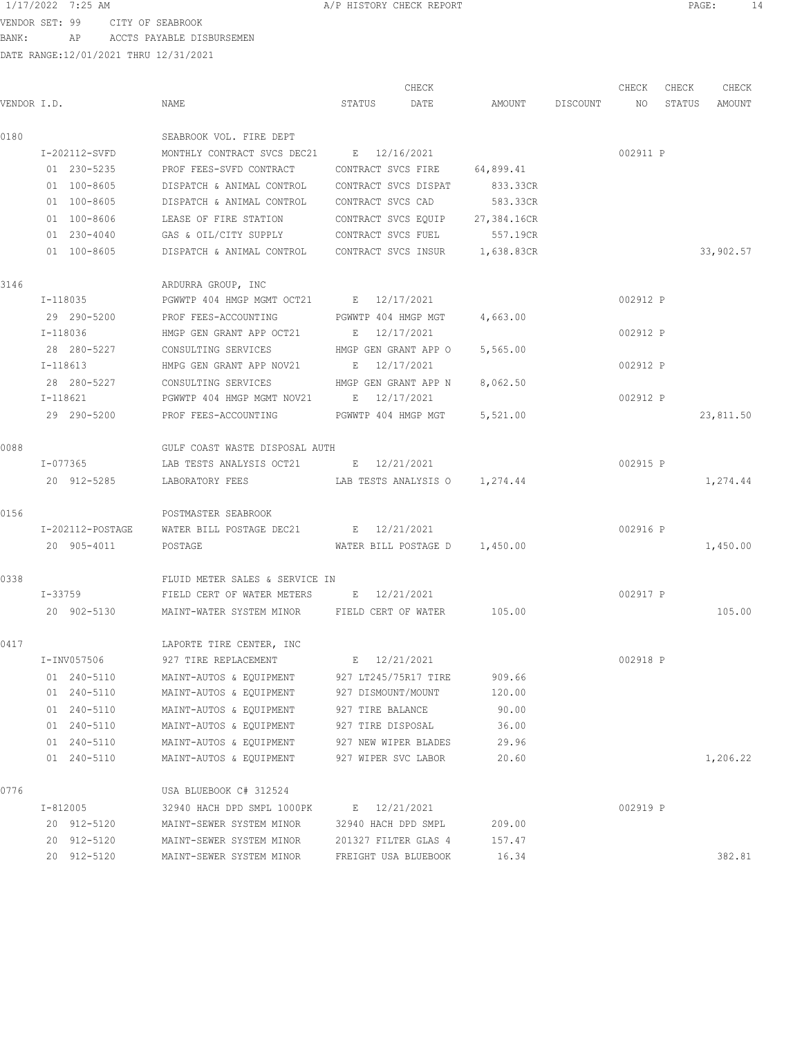VENDOR SET: 99 CITY OF SEABROOK
BANK: AP ACCTS PAYABLE DISBURSEMEN
DATE RANGE:12/01/2021 THRU 12/31/2021

A/P HISTORY CHECK REPORT

| VENDOR I.D. | NAME | STATUS | CHECK DATE | AMOUNT | DISCOUNT | CHECK NO | CHECK STATUS | CHECK AMOUNT |
|---|---|---|---|---|---|---|---|---|
| 0180 | SEABROOK VOL. FIRE DEPT | | | | | | | |
| I-202112-SVFD | MONTHLY CONTRACT SVCS DEC21 | E | 12/16/2021 | | | 002911 | P | |
| 01 230-5235 | PROF FEES-SVFD CONTRACT | CONTRACT SVCS FIRE | | 64,899.41 | | | | |
| 01 100-8605 | DISPATCH & ANIMAL CONTROL | CONTRACT SVCS DISPAT | | 833.33CR | | | | |
| 01 100-8605 | DISPATCH & ANIMAL CONTROL | CONTRACT SVCS CAD | | 583.33CR | | | | |
| 01 100-8606 | LEASE OF FIRE STATION | CONTRACT SVCS EQUIP | | 27,384.16CR | | | | |
| 01 230-4040 | GAS & OIL/CITY SUPPLY | CONTRACT SVCS FUEL | | 557.19CR | | | | |
| 01 100-8605 | DISPATCH & ANIMAL CONTROL | CONTRACT SVCS INSUR | | 1,638.83CR | | | | 33,902.57 |
| 3146 | ARDURRA GROUP, INC | | | | | | | |
| I-118035 | PGWWTP 404 HMGP MGMT OCT21 | E | 12/17/2021 | | | 002912 | P | |
| 29 290-5200 | PROF FEES-ACCOUNTING | PGWWTP 404 HMGP MGT | | 4,663.00 | | | | |
| I-118036 | HMGP GEN GRANT APP OCT21 | E | 12/17/2021 | | | 002912 | P | |
| 28 280-5227 | CONSULTING SERVICES | HMGP GEN GRANT APP O | | 5,565.00 | | | | |
| I-118613 | HMPG GEN GRANT APP NOV21 | E | 12/17/2021 | | | 002912 | P | |
| 28 280-5227 | CONSULTING SERVICES | HMGP GEN GRANT APP N | | 8,062.50 | | | | |
| I-118621 | PGWWTP 404 HMGP MGMT NOV21 | E | 12/17/2021 | | | 002912 | P | |
| 29 290-5200 | PROF FEES-ACCOUNTING | PGWWTP 404 HMGP MGT | | 5,521.00 | | | | 23,811.50 |
| 0088 | GULF COAST WASTE DISPOSAL AUTH | | | | | | | |
| I-077365 | LAB TESTS ANALYSIS OCT21 | E | 12/21/2021 | | | 002915 | P | |
| 20 912-5285 | LABORATORY FEES | LAB TESTS ANALYSIS O | | 1,274.44 | | | | 1,274.44 |
| 0156 | POSTMASTER SEABROOK | | | | | | | |
| I-202112-POSTAGE | WATER BILL POSTAGE DEC21 | E | 12/21/2021 | | | 002916 | P | |
| 20 905-4011 | POSTAGE | WATER BILL POSTAGE D | | 1,450.00 | | | | 1,450.00 |
| 0338 | FLUID METER SALES & SERVICE IN | | | | | | | |
| I-33759 | FIELD CERT OF WATER METERS | E | 12/21/2021 | | | 002917 | P | |
| 20 902-5130 | MAINT-WATER SYSTEM MINOR | FIELD CERT OF WATER | | 105.00 | | | | 105.00 |
| 0417 | LAPORTE TIRE CENTER, INC | | | | | | | |
| I-INV057506 | 927 TIRE REPLACEMENT | E | 12/21/2021 | | | 002918 | P | |
| 01 240-5110 | MAINT-AUTOS & EQUIPMENT | 927 LT245/75R17 TIRE | | 909.66 | | | | |
| 01 240-5110 | MAINT-AUTOS & EQUIPMENT | 927 DISMOUNT/MOUNT | | 120.00 | | | | |
| 01 240-5110 | MAINT-AUTOS & EQUIPMENT | 927 TIRE BALANCE | | 90.00 | | | | |
| 01 240-5110 | MAINT-AUTOS & EQUIPMENT | 927 TIRE DISPOSAL | | 36.00 | | | | |
| 01 240-5110 | MAINT-AUTOS & EQUIPMENT | 927 NEW WIPER BLADES | | 29.96 | | | | |
| 01 240-5110 | MAINT-AUTOS & EQUIPMENT | 927 WIPER SVC LABOR | | 20.60 | | | | 1,206.22 |
| 0776 | USA BLUEBOOK C# 312524 | | | | | | | |
| I-812005 | 32940 HACH DPD SMPL 1000PK | E | 12/21/2021 | | | 002919 | P | |
| 20 912-5120 | MAINT-SEWER SYSTEM MINOR | 32940 HACH DPD SMPL | | 209.00 | | | | |
| 20 912-5120 | MAINT-SEWER SYSTEM MINOR | 201327 FILTER GLAS 4 | | 157.47 | | | | |
| 20 912-5120 | MAINT-SEWER SYSTEM MINOR | FREIGHT USA BLUEBOOK | | 16.34 | | | | 382.81 |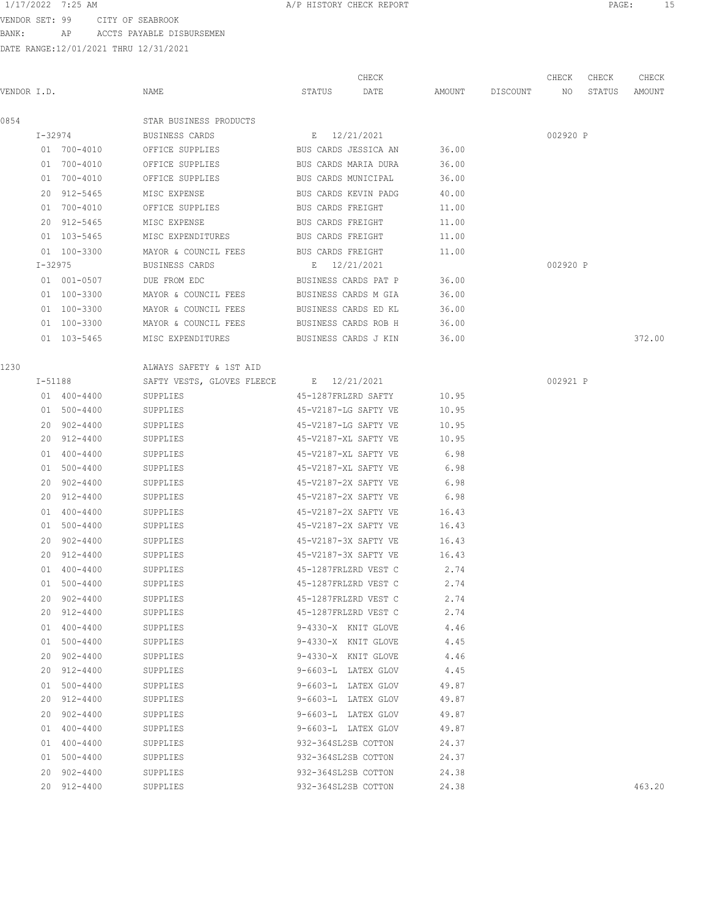VENDOR SET: 99 CITY OF SEABROOK
BANK: AP ACCTS PAYABLE DISBURSEMEN
DATE RANGE:12/01/2021 THRU 12/31/2021

A/P HISTORY CHECK REPORT

| VENDOR I.D. | NAME | STATUS | CHECK DATE | AMOUNT | DISCOUNT | CHECK NO | CHECK STATUS | CHECK AMOUNT |
|---|---|---|---|---|---|---|---|---|
| 0854 | STAR BUSINESS PRODUCTS | | | | | | | |
| I-32974 | BUSINESS CARDS | E | 12/21/2021 | | | 002920 | P | |
| 01 700-4010 | OFFICE SUPPLIES | BUS CARDS JESSICA AN | | 36.00 | | | | |
| 01 700-4010 | OFFICE SUPPLIES | BUS CARDS MARIA DURA | | 36.00 | | | | |
| 01 700-4010 | OFFICE SUPPLIES | BUS CARDS MUNICIPAL | | 36.00 | | | | |
| 20 912-5465 | MISC EXPENSE | BUS CARDS KEVIN PADG | | 40.00 | | | | |
| 01 700-4010 | OFFICE SUPPLIES | BUS CARDS FREIGHT | | 11.00 | | | | |
| 20 912-5465 | MISC EXPENSE | BUS CARDS FREIGHT | | 11.00 | | | | |
| 01 103-5465 | MISC EXPENDITURES | BUS CARDS FREIGHT | | 11.00 | | | | |
| 01 100-3300 | MAYOR & COUNCIL FEES | BUS CARDS FREIGHT | | 11.00 | | | | |
| I-32975 | BUSINESS CARDS | E | 12/21/2021 | | | 002920 | P | |
| 01 001-0507 | DUE FROM EDC | BUSINESS CARDS PAT P | | 36.00 | | | | |
| 01 100-3300 | MAYOR & COUNCIL FEES | BUSINESS CARDS M GIA | | 36.00 | | | | |
| 01 100-3300 | MAYOR & COUNCIL FEES | BUSINESS CARDS ED KL | | 36.00 | | | | |
| 01 100-3300 | MAYOR & COUNCIL FEES | BUSINESS CARDS ROB H | | 36.00 | | | | |
| 01 103-5465 | MISC EXPENDITURES | BUSINESS CARDS J KIN | | 36.00 | | | | 372.00 |
| 1230 | ALWAYS SAFETY & 1ST AID | | | | | | | |
| I-51188 | SAFTY VESTS, GLOVES FLEECE | E | 12/21/2021 | | | 002921 | P | |
| 01 400-4400 | SUPPLIES | 45-1287FRLZRD SAFTY | | 10.95 | | | | |
| 01 500-4400 | SUPPLIES | 45-V2187-LG SAFTY VE | | 10.95 | | | | |
| 20 902-4400 | SUPPLIES | 45-V2187-LG SAFTY VE | | 10.95 | | | | |
| 20 912-4400 | SUPPLIES | 45-V2187-XL SAFTY VE | | 10.95 | | | | |
| 01 400-4400 | SUPPLIES | 45-V2187-XL SAFTY VE | | 6.98 | | | | |
| 01 500-4400 | SUPPLIES | 45-V2187-XL SAFTY VE | | 6.98 | | | | |
| 20 902-4400 | SUPPLIES | 45-V2187-2X SAFTY VE | | 6.98 | | | | |
| 20 912-4400 | SUPPLIES | 45-V2187-2X SAFTY VE | | 6.98 | | | | |
| 01 400-4400 | SUPPLIES | 45-V2187-2X SAFTY VE | | 16.43 | | | | |
| 01 500-4400 | SUPPLIES | 45-V2187-2X SAFTY VE | | 16.43 | | | | |
| 20 902-4400 | SUPPLIES | 45-V2187-3X SAFTY VE | | 16.43 | | | | |
| 20 912-4400 | SUPPLIES | 45-V2187-3X SAFTY VE | | 16.43 | | | | |
| 01 400-4400 | SUPPLIES | 45-1287FRLZRD VEST C | | 2.74 | | | | |
| 01 500-4400 | SUPPLIES | 45-1287FRLZRD VEST C | | 2.74 | | | | |
| 20 902-4400 | SUPPLIES | 45-1287FRLZRD VEST C | | 2.74 | | | | |
| 20 912-4400 | SUPPLIES | 45-1287FRLZRD VEST C | | 2.74 | | | | |
| 01 400-4400 | SUPPLIES | 9-4330-X KNIT GLOVE | | 4.46 | | | | |
| 01 500-4400 | SUPPLIES | 9-4330-X KNIT GLOVE | | 4.45 | | | | |
| 20 902-4400 | SUPPLIES | 9-4330-X KNIT GLOVE | | 4.46 | | | | |
| 20 912-4400 | SUPPLIES | 9-6603-L LATEX GLOV | | 4.45 | | | | |
| 01 500-4400 | SUPPLIES | 9-6603-L LATEX GLOV | | 49.87 | | | | |
| 20 912-4400 | SUPPLIES | 9-6603-L LATEX GLOV | | 49.87 | | | | |
| 20 902-4400 | SUPPLIES | 9-6603-L LATEX GLOV | | 49.87 | | | | |
| 01 400-4400 | SUPPLIES | 9-6603-L LATEX GLOV | | 49.87 | | | | |
| 01 400-4400 | SUPPLIES | 932-364SL2SB COTTON | | 24.37 | | | | |
| 01 500-4400 | SUPPLIES | 932-364SL2SB COTTON | | 24.37 | | | | |
| 20 902-4400 | SUPPLIES | 932-364SL2SB COTTON | | 24.38 | | | | |
| 20 912-4400 | SUPPLIES | 932-364SL2SB COTTON | | 24.38 | | | | 463.20 |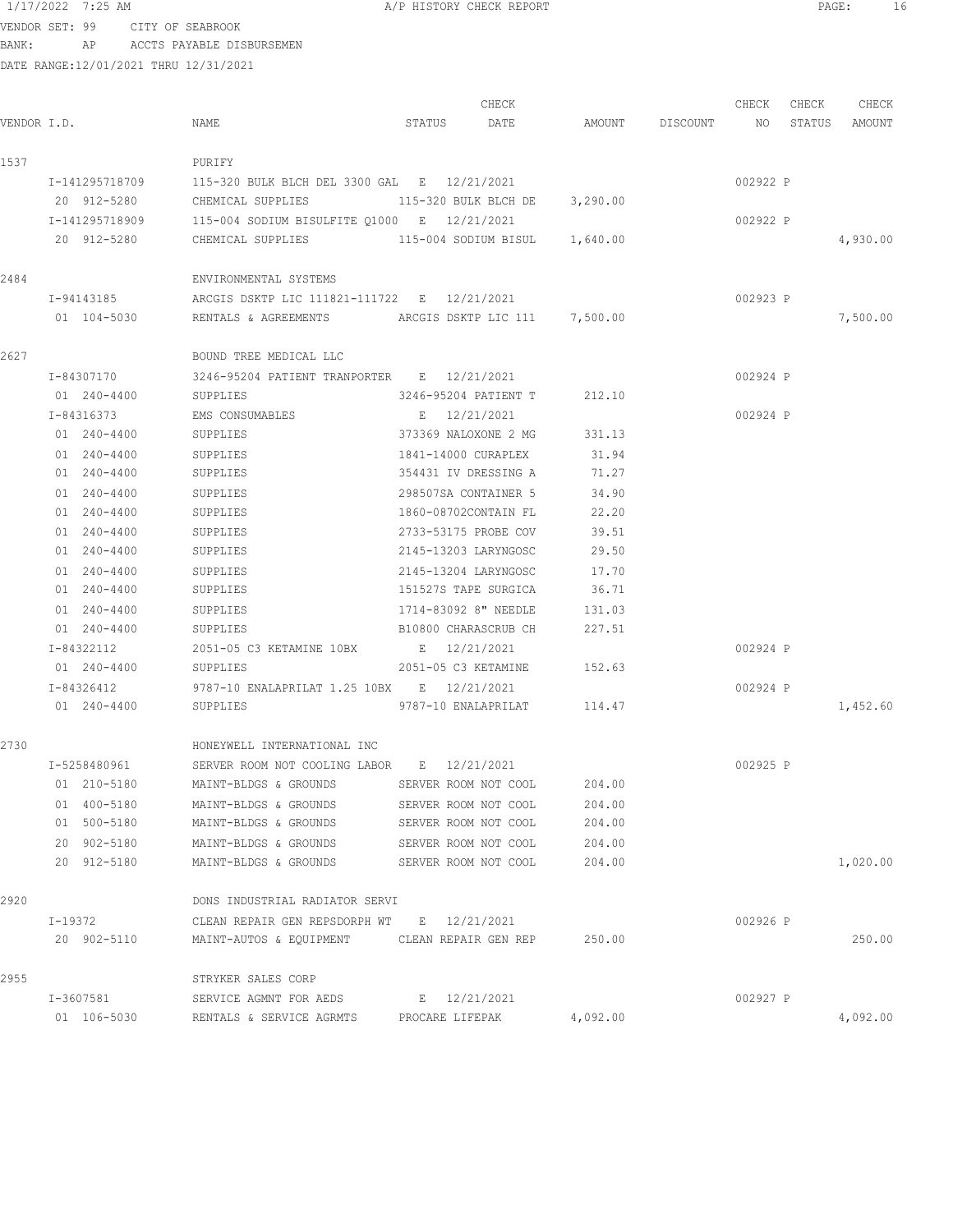VENDOR SET: 99 CITY OF SEABROOK
BANK: AP ACCTS PAYABLE DISBURSEMEN
DATE RANGE:12/01/2021 THRU 12/31/2021

| VENDOR I.D. | NAME | STATUS | CHECK DATE | AMOUNT | DISCOUNT | CHECK NO | CHECK STATUS | CHECK AMOUNT |
|---|---|---|---|---|---|---|---|---|
| 1537 | PURIFY | | | | | | | |
| I-141295718709 | 115-320 BULK BLCH DEL 3300 GAL | E | 12/21/2021 | | | 002922 | P | |
| 20 912-5280 | CHEMICAL SUPPLIES | 115-320 BULK BLCH DE | | 3,290.00 | | | | |
| I-141295718909 | 115-004 SODIUM BISULFITE Q1000 | E | 12/21/2021 | | | 002922 | P | |
| 20 912-5280 | CHEMICAL SUPPLIES | 115-004 SODIUM BISUL | | 1,640.00 | | | | 4,930.00 |
| 2484 | ENVIRONMENTAL SYSTEMS | | | | | | | |
| I-94143185 | ARCGIS DSKTP LIC 111821-111722 | E | 12/21/2021 | | | 002923 | P | |
| 01 104-5030 | RENTALS & AGREEMENTS | ARCGIS DSKTP LIC 111 | | 7,500.00 | | | | 7,500.00 |
| 2627 | BOUND TREE MEDICAL LLC | | | | | | | |
| I-84307170 | 3246-95204 PATIENT TRANPORTER | E | 12/21/2021 | | | 002924 | P | |
| 01 240-4400 | SUPPLIES | 3246-95204 PATIENT T | | 212.10 | | | | |
| I-84316373 | EMS CONSUMABLES | E | 12/21/2021 | | | 002924 | P | |
| 01 240-4400 | SUPPLIES | 373369 NALOXONE 2 MG | | 331.13 | | | | |
| 01 240-4400 | SUPPLIES | 1841-14000 CURAPLEX | | 31.94 | | | | |
| 01 240-4400 | SUPPLIES | 354431 IV DRESSING A | | 71.27 | | | | |
| 01 240-4400 | SUPPLIES | 298507SA CONTAINER 5 | | 34.90 | | | | |
| 01 240-4400 | SUPPLIES | 1860-08702CONTAIN FL | | 22.20 | | | | |
| 01 240-4400 | SUPPLIES | 2733-53175 PROBE COV | | 39.51 | | | | |
| 01 240-4400 | SUPPLIES | 2145-13203 LARYNGOSC | | 29.50 | | | | |
| 01 240-4400 | SUPPLIES | 2145-13204 LARYNGOSC | | 17.70 | | | | |
| 01 240-4400 | SUPPLIES | 151527S TAPE SURGICA | | 36.71 | | | | |
| 01 240-4400 | SUPPLIES | 1714-83092 8" NEEDLE | | 131.03 | | | | |
| 01 240-4400 | SUPPLIES | B10800 CHARASCRUB CH | | 227.51 | | | | |
| I-84322112 | 2051-05 C3 KETAMINE 10BX | E | 12/21/2021 | | | 002924 | P | |
| 01 240-4400 | SUPPLIES | 2051-05 C3 KETAMINE | | 152.63 | | | | |
| I-84326412 | 9787-10 ENALAPRILAT 1.25 10BX | E | 12/21/2021 | | | 002924 | P | |
| 01 240-4400 | SUPPLIES | 9787-10 ENALAPRILAT | | 114.47 | | | | 1,452.60 |
| 2730 | HONEYWELL INTERNATIONAL INC | | | | | | | |
| I-5258480961 | SERVER ROOM NOT COOLING LABOR | E | 12/21/2021 | | | 002925 | P | |
| 01 210-5180 | MAINT-BLDGS & GROUNDS | SERVER ROOM NOT COOL | | 204.00 | | | | |
| 01 400-5180 | MAINT-BLDGS & GROUNDS | SERVER ROOM NOT COOL | | 204.00 | | | | |
| 01 500-5180 | MAINT-BLDGS & GROUNDS | SERVER ROOM NOT COOL | | 204.00 | | | | |
| 20 902-5180 | MAINT-BLDGS & GROUNDS | SERVER ROOM NOT COOL | | 204.00 | | | | |
| 20 912-5180 | MAINT-BLDGS & GROUNDS | SERVER ROOM NOT COOL | | 204.00 | | | | 1,020.00 |
| 2920 | DONS INDUSTRIAL RADIATOR SERVI | | | | | | | |
| I-19372 | CLEAN REPAIR GEN REPSDORPH WT | E | 12/21/2021 | | | 002926 | P | |
| 20 902-5110 | MAINT-AUTOS & EQUIPMENT | CLEAN REPAIR GEN REP | | 250.00 | | | | 250.00 |
| 2955 | STRYKER SALES CORP | | | | | | | |
| I-3607581 | SERVICE AGMNT FOR AEDS | E | 12/21/2021 | | | 002927 | P | |
| 01 106-5030 | RENTALS & SERVICE AGRMTS | PROCARE LIFEPAK | | 4,092.00 | | | | 4,092.00 |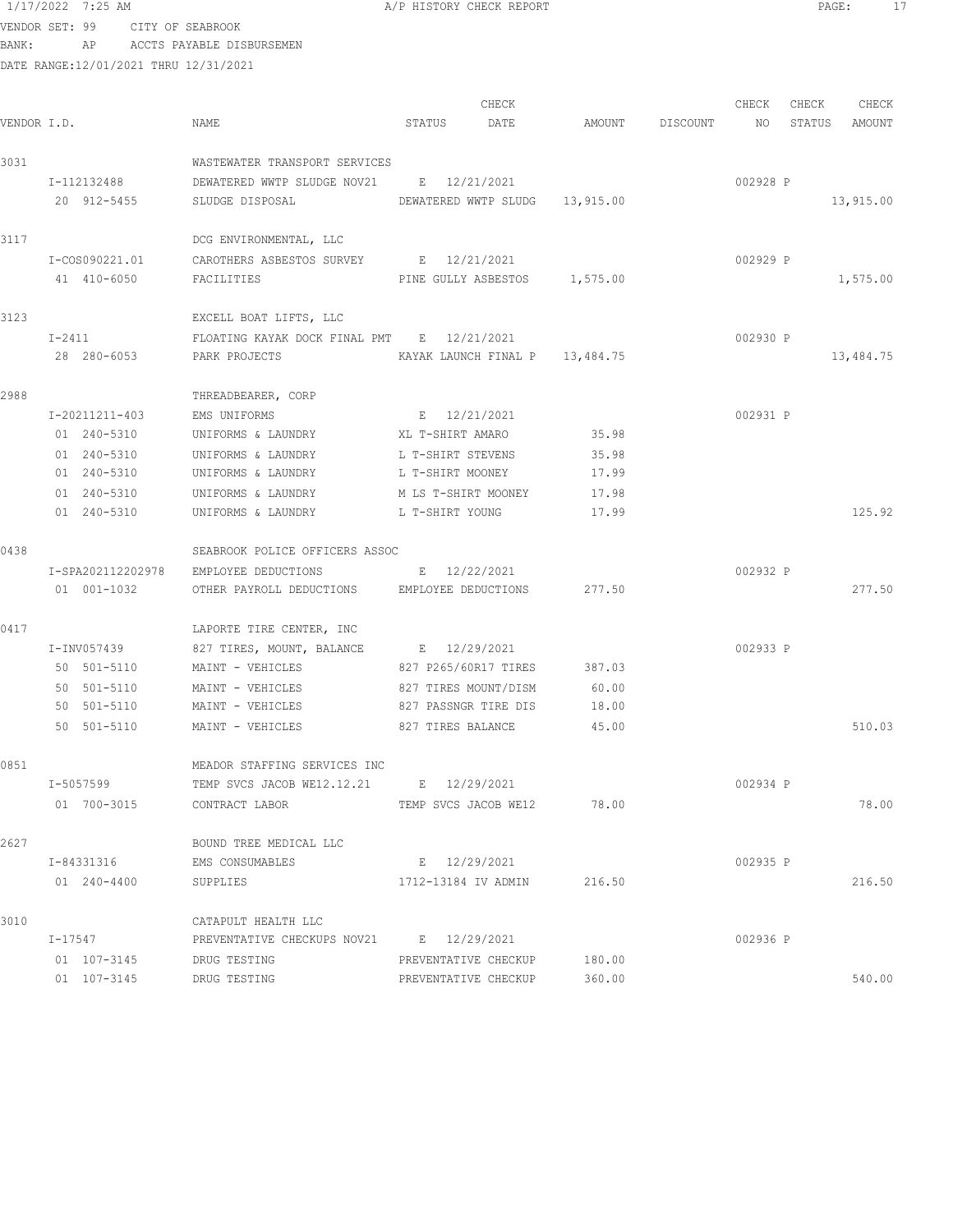1/17/2022 7:25 AM A/P HISTORY CHECK REPORT

VENDOR SET: 99 CITY OF SEABROOK
BANK: AP ACCTS PAYABLE DISBURSEMEN
DATE RANGE:12/01/2021 THRU 12/31/2021

| VENDOR I.D. | NAME | STATUS | CHECK DATE | AMOUNT | DISCOUNT | CHECK NO | CHECK STATUS | CHECK AMOUNT |
|---|---|---|---|---|---|---|---|---|
| 3031 | WASTEWATER TRANSPORT SERVICES | | | | | | | |
| I-112132488 | DEWATERED WWTP SLUDGE NOV21 | E | 12/21/2021 | | | 002928 | P | |
| 20 912-5455 | SLUDGE DISPOSAL | DEWATERED WWTP SLUDG | | 13,915.00 | | | | 13,915.00 |
| 3117 | DCG ENVIRONMENTAL, LLC | | | | | | | |
| I-COS090221.01 | CAROTHERS ASBESTOS SURVEY | E | 12/21/2021 | | | 002929 | P | |
| 41 410-6050 | FACILITIES | PINE GULLY ASBESTOS | | 1,575.00 | | | | 1,575.00 |
| 3123 | EXCELL BOAT LIFTS, LLC | | | | | | | |
| I-2411 | FLOATING KAYAK DOCK FINAL PMT | E | 12/21/2021 | | | 002930 | P | |
| 28 280-6053 | PARK PROJECTS | KAYAK LAUNCH FINAL P | | 13,484.75 | | | | 13,484.75 |
| 2988 | THREADBEARER, CORP | | | | | | | |
| I-20211211-403 | EMS UNIFORMS | E | 12/21/2021 | | | 002931 | P | |
| 01 240-5310 | UNIFORMS & LAUNDRY | XL T-SHIRT AMARO | | 35.98 | | | | |
| 01 240-5310 | UNIFORMS & LAUNDRY | L T-SHIRT STEVENS | | 35.98 | | | | |
| 01 240-5310 | UNIFORMS & LAUNDRY | L T-SHIRT MOONEY | | 17.99 | | | | |
| 01 240-5310 | UNIFORMS & LAUNDRY | M LS T-SHIRT MOONEY | | 17.98 | | | | |
| 01 240-5310 | UNIFORMS & LAUNDRY | L T-SHIRT YOUNG | | 17.99 | | | | 125.92 |
| 0438 | SEABROOK POLICE OFFICERS ASSOC | | | | | | | |
| I-SPA202112202978 | EMPLOYEE DEDUCTIONS | E | 12/22/2021 | | | 002932 | P | |
| 01 001-1032 | OTHER PAYROLL DEDUCTIONS | EMPLOYEE DEDUCTIONS | | 277.50 | | | | 277.50 |
| 0417 | LAPORTE TIRE CENTER, INC | | | | | | | |
| I-INV057439 | 827 TIRES, MOUNT, BALANCE | E | 12/29/2021 | | | 002933 | P | |
| 50 501-5110 | MAINT - VEHICLES | 827 P265/60R17 TIRES | | 387.03 | | | | |
| 50 501-5110 | MAINT - VEHICLES | 827 TIRES MOUNT/DISM | | 60.00 | | | | |
| 50 501-5110 | MAINT - VEHICLES | 827 PASSNGR TIRE DIS | | 18.00 | | | | |
| 50 501-5110 | MAINT - VEHICLES | 827 TIRES BALANCE | | 45.00 | | | | 510.03 |
| 0851 | MEADOR STAFFING SERVICES INC | | | | | | | |
| I-5057599 | TEMP SVCS JACOB WE12.12.21 | E | 12/29/2021 | | | 002934 | P | |
| 01 700-3015 | CONTRACT LABOR | TEMP SVCS JACOB WE12 | | 78.00 | | | | 78.00 |
| 2627 | BOUND TREE MEDICAL LLC | | | | | | | |
| I-84331316 | EMS CONSUMABLES | E | 12/29/2021 | | | 002935 | P | |
| 01 240-4400 | SUPPLIES | 1712-13184 IV ADMIN | | 216.50 | | | | 216.50 |
| 3010 | CATAPULT HEALTH LLC | | | | | | | |
| I-17547 | PREVENTATIVE CHECKUPS NOV21 | E | 12/29/2021 | | | 002936 | P | |
| 01 107-3145 | DRUG TESTING | PREVENTATIVE CHECKUP | | 180.00 | | | | |
| 01 107-3145 | DRUG TESTING | PREVENTATIVE CHECKUP | | 360.00 | | | | 540.00 |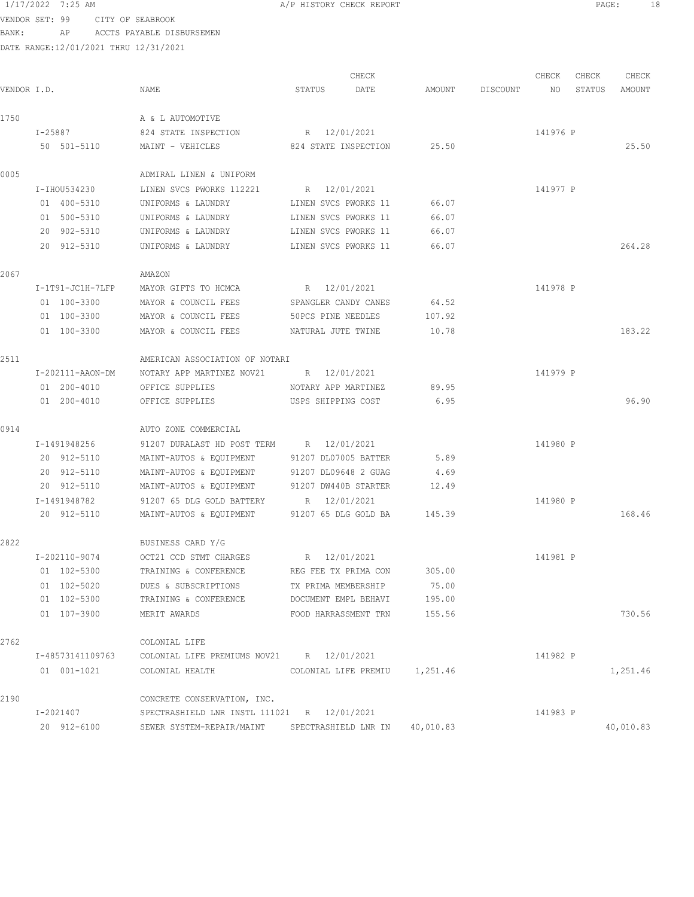VENDOR SET: 99 CITY OF SEABROOK
BANK: AP ACCTS PAYABLE DISBURSEMEN
DATE RANGE:12/01/2021 THRU 12/31/2021

| VENDOR I.D. | NAME | STATUS | CHECK DATE | AMOUNT | DISCOUNT | CHECK NO | CHECK STATUS | CHECK AMOUNT |
|---|---|---|---|---|---|---|---|---|
| 1750 | A & L AUTOMOTIVE | | | | | | | |
| I-25887 | 824 STATE INSPECTION | R | 12/01/2021 | | | 141976 | P | |
| 50 501-5110 | MAINT - VEHICLES | 824 STATE INSPECTION | | 25.50 | | | | 25.50 |
| 0005 | ADMIRAL LINEN & UNIFORM | | | | | | | |
| I-IHOU534230 | LINEN SVCS PWORKS 112221 | R | 12/01/2021 | | | 141977 | P | |
| 01 400-5310 | UNIFORMS & LAUNDRY | LINEN SVCS PWORKS 11 | | 66.07 | | | | |
| 01 500-5310 | UNIFORMS & LAUNDRY | LINEN SVCS PWORKS 11 | | 66.07 | | | | |
| 20 902-5310 | UNIFORMS & LAUNDRY | LINEN SVCS PWORKS 11 | | 66.07 | | | | |
| 20 912-5310 | UNIFORMS & LAUNDRY | LINEN SVCS PWORKS 11 | | 66.07 | | | | 264.28 |
| 2067 | AMAZON | | | | | | | |
| I-1T91-JC1H-7LFP | MAYOR GIFTS TO HCMCA | R | 12/01/2021 | | | 141978 | P | |
| 01 100-3300 | MAYOR & COUNCIL FEES | SPANGLER CANDY CANES | | 64.52 | | | | |
| 01 100-3300 | MAYOR & COUNCIL FEES | 50PCS PINE NEEDLES | | 107.92 | | | | |
| 01 100-3300 | MAYOR & COUNCIL FEES | NATURAL JUTE TWINE | | 10.78 | | | | 183.22 |
| 2511 | AMERICAN ASSOCIATION OF NOTARI | | | | | | | |
| I-202111-AAON-DM | NOTARY APP MARTINEZ NOV21 | R | 12/01/2021 | | | 141979 | P | |
| 01 200-4010 | OFFICE SUPPLIES | NOTARY APP MARTINEZ | | 89.95 | | | | |
| 01 200-4010 | OFFICE SUPPLIES | USPS SHIPPING COST | | 6.95 | | | | 96.90 |
| 0914 | AUTO ZONE COMMERCIAL | | | | | | | |
| I-1491948256 | 91207 DURALAST HD POST TERM | R | 12/01/2021 | | | 141980 | P | |
| 20 912-5110 | MAINT-AUTOS & EQUIPMENT | 91207 DL07005 BATTER | | 5.89 | | | | |
| 20 912-5110 | MAINT-AUTOS & EQUIPMENT | 91207 DL09648 2 GUAG | | 4.69 | | | | |
| 20 912-5110 | MAINT-AUTOS & EQUIPMENT | 91207 DW440B STARTER | | 12.49 | | | | |
| I-1491948782 | 91207 65 DLG GOLD BATTERY | R | 12/01/2021 | | | 141980 | P | |
| 20 912-5110 | MAINT-AUTOS & EQUIPMENT | 91207 65 DLG GOLD BA | | 145.39 | | | | 168.46 |
| 2822 | BUSINESS CARD Y/G | | | | | | | |
| I-202110-9074 | OCT21 CCD STMT CHARGES | R | 12/01/2021 | | | 141981 | P | |
| 01 102-5300 | TRAINING & CONFERENCE | REG FEE TX PRIMA CON | | 305.00 | | | | |
| 01 102-5020 | DUES & SUBSCRIPTIONS | TX PRIMA MEMBERSHIP | | 75.00 | | | | |
| 01 102-5300 | TRAINING & CONFERENCE | DOCUMENT EMPL BEHAVI | | 195.00 | | | | |
| 01 107-3900 | MERIT AWARDS | FOOD HARRASSMENT TRN | | 155.56 | | | | 730.56 |
| 2762 | COLONIAL LIFE | | | | | | | |
| I-48573141109763 | COLONIAL LIFE PREMIUMS NOV21 | R | 12/01/2021 | | | 141982 | P | |
| 01 001-1021 | COLONIAL HEALTH | COLONIAL LIFE PREMIU | | 1,251.46 | | | | 1,251.46 |
| 2190 | CONCRETE CONSERVATION, INC. | | | | | | | |
| I-2021407 | SPECTRASHIELD LNR INSTL 111021 | R | 12/01/2021 | | | 141983 | P | |
| 20 912-6100 | SEWER SYSTEM-REPAIR/MAINT | SPECTRASHIELD LNR IN | | 40,010.83 | | | | 40,010.83 |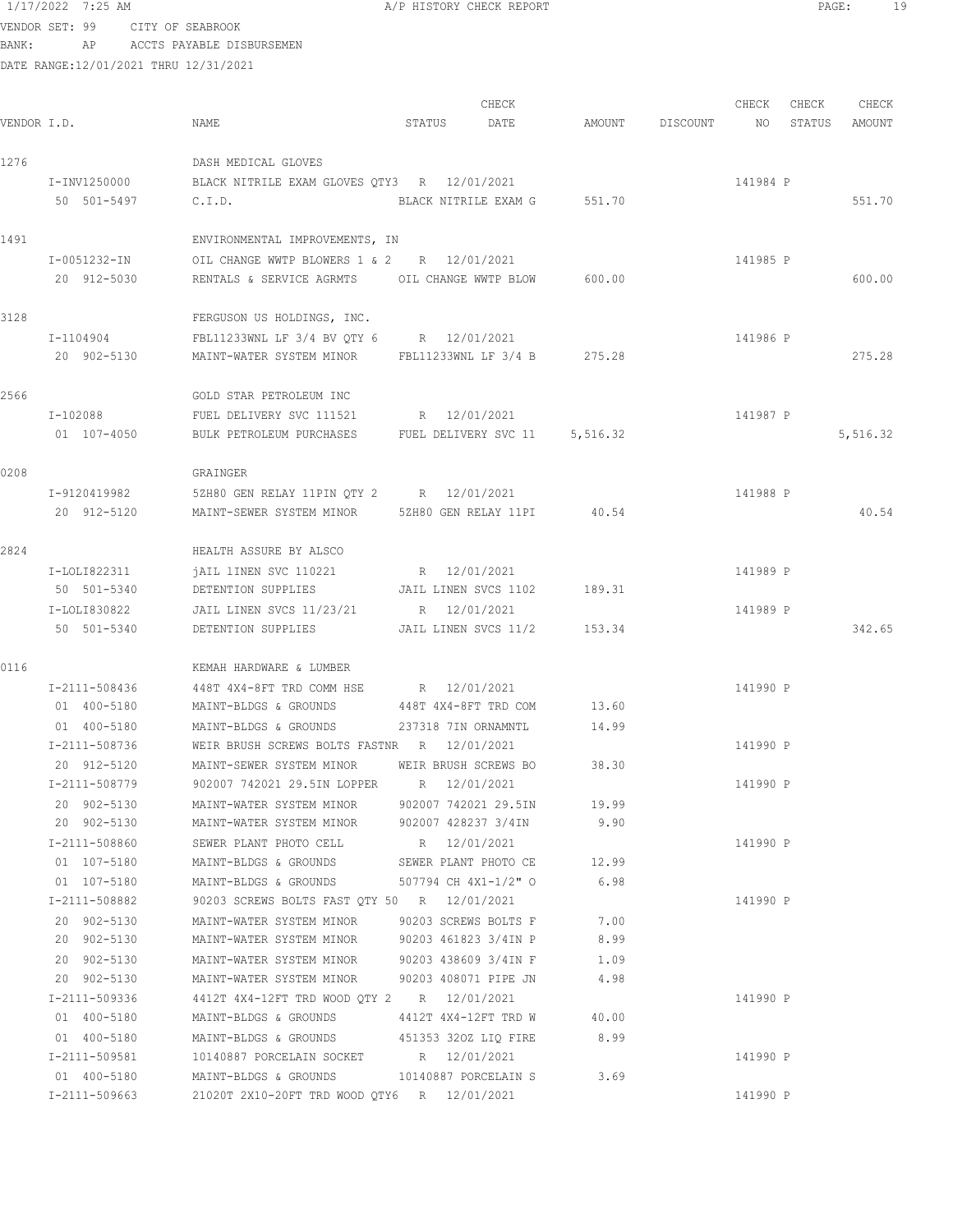1/17/2022 7:25 AM — A/P HISTORY CHECK REPORT

VENDOR SET: 99 CITY OF SEABROOK
BANK: AP ACCTS PAYABLE DISBURSEMEN
DATE RANGE:12/01/2021 THRU 12/31/2021

| VENDOR I.D. | NAME | STATUS | CHECK DATE | AMOUNT | DISCOUNT | CHECK NO | CHECK STATUS | CHECK AMOUNT |
|---|---|---|---|---|---|---|---|---|
| 1276 | DASH MEDICAL GLOVES | | | | | | | |
| I-INV1250000 | BLACK NITRILE EXAM GLOVES QTY3 | R | 12/01/2021 | | | 141984 | P | |
| 50 501-5497 | C.I.D. | BLACK NITRILE EXAM G | | 551.70 | | | | 551.70 |
| 1491 | ENVIRONMENTAL IMPROVEMENTS, IN | | | | | | | |
| I-0051232-IN | OIL CHANGE WWTP BLOWERS 1 & 2 | R | 12/01/2021 | | | 141985 | P | |
| 20 912-5030 | RENTALS & SERVICE AGRMTS | OIL CHANGE WWTP BLOW | | 600.00 | | | | 600.00 |
| 3128 | FERGUSON US HOLDINGS, INC. | | | | | | | |
| I-1104904 | FBL11233WNL LF 3/4 BV QTY 6 | R | 12/01/2021 | | | 141986 | P | |
| 20 902-5130 | MAINT-WATER SYSTEM MINOR | FBL11233WNL LF 3/4 B | | 275.28 | | | | 275.28 |
| 2566 | GOLD STAR PETROLEUM INC | | | | | | | |
| I-102088 | FUEL DELIVERY SVC 111521 | R | 12/01/2021 | | | 141987 | P | |
| 01 107-4050 | BULK PETROLEUM PURCHASES | FUEL DELIVERY SVC 11 | | 5,516.32 | | | | 5,516.32 |
| 0208 | GRAINGER | | | | | | | |
| I-9120419982 | 5ZH80 GEN RELAY 11PIN QTY 2 | R | 12/01/2021 | | | 141988 | P | |
| 20 912-5120 | MAINT-SEWER SYSTEM MINOR | 5ZH80 GEN RELAY 11PI | | 40.54 | | | | 40.54 |
| 2824 | HEALTH ASSURE BY ALSCO | | | | | | | |
| I-LOLI822311 | jAIL lINEN SVC 110221 | R | 12/01/2021 | | | 141989 | P | |
| 50 501-5340 | DETENTION SUPPLIES | JAIL LINEN SVCS 1102 | | 189.31 | | | | |
| I-LOLI830822 | JAIL LINEN SVCS 11/23/21 | R | 12/01/2021 | | | 141989 | P | |
| 50 501-5340 | DETENTION SUPPLIES | JAIL LINEN SVCS 11/2 | | 153.34 | | | | 342.65 |
| 0116 | KEMAH HARDWARE & LUMBER | | | | | | | |
| I-2111-508436 | 448T 4X4-8FT TRD COMM HSE | R | 12/01/2021 | | | 141990 | P | |
| 01 400-5180 | MAINT-BLDGS & GROUNDS | 448T 4X4-8FT TRD COM | | 13.60 | | | | |
| 01 400-5180 | MAINT-BLDGS & GROUNDS | 237318 7IN ORNAMNTL | | 14.99 | | | | |
| I-2111-508736 | WEIR BRUSH SCREWS BOLTS FASTNR | R | 12/01/2021 | | | 141990 | P | |
| 20 912-5120 | MAINT-SEWER SYSTEM MINOR | WEIR BRUSH SCREWS BO | | 38.30 | | | | |
| I-2111-508779 | 902007 742021 29.5IN LOPPER | R | 12/01/2021 | | | 141990 | P | |
| 20 902-5130 | MAINT-WATER SYSTEM MINOR | 902007 742021 29.5IN | | 19.99 | | | | |
| 20 902-5130 | MAINT-WATER SYSTEM MINOR | 902007 428237 3/4IN | | 9.90 | | | | |
| I-2111-508860 | SEWER PLANT PHOTO CELL | R | 12/01/2021 | | | 141990 | P | |
| 01 107-5180 | MAINT-BLDGS & GROUNDS | SEWER PLANT PHOTO CE | | 12.99 | | | | |
| 01 107-5180 | MAINT-BLDGS & GROUNDS | 507794 CH 4X1-1/2" O | | 6.98 | | | | |
| I-2111-508882 | 90203 SCREWS BOLTS FAST QTY 50 | R | 12/01/2021 | | | 141990 | P | |
| 20 902-5130 | MAINT-WATER SYSTEM MINOR | 90203 SCREWS BOLTS F | | 7.00 | | | | |
| 20 902-5130 | MAINT-WATER SYSTEM MINOR | 90203 461823 3/4IN P | | 8.99 | | | | |
| 20 902-5130 | MAINT-WATER SYSTEM MINOR | 90203 438609 3/4IN F | | 1.09 | | | | |
| 20 902-5130 | MAINT-WATER SYSTEM MINOR | 90203 408071 PIPE JN | | 4.98 | | | | |
| I-2111-509336 | 4412T 4X4-12FT TRD WOOD QTY 2 | R | 12/01/2021 | | | 141990 | P | |
| 01 400-5180 | MAINT-BLDGS & GROUNDS | 4412T 4X4-12FT TRD W | | 40.00 | | | | |
| 01 400-5180 | MAINT-BLDGS & GROUNDS | 451353 32OZ LIQ FIRE | | 8.99 | | | | |
| I-2111-509581 | 10140887 PORCELAIN SOCKET | R | 12/01/2021 | | | 141990 | P | |
| 01 400-5180 | MAINT-BLDGS & GROUNDS | 10140887 PORCELAIN S | | 3.69 | | | | |
| I-2111-509663 | 21020T 2X10-20FT TRD WOOD QTY6 | R | 12/01/2021 | | | 141990 | P | |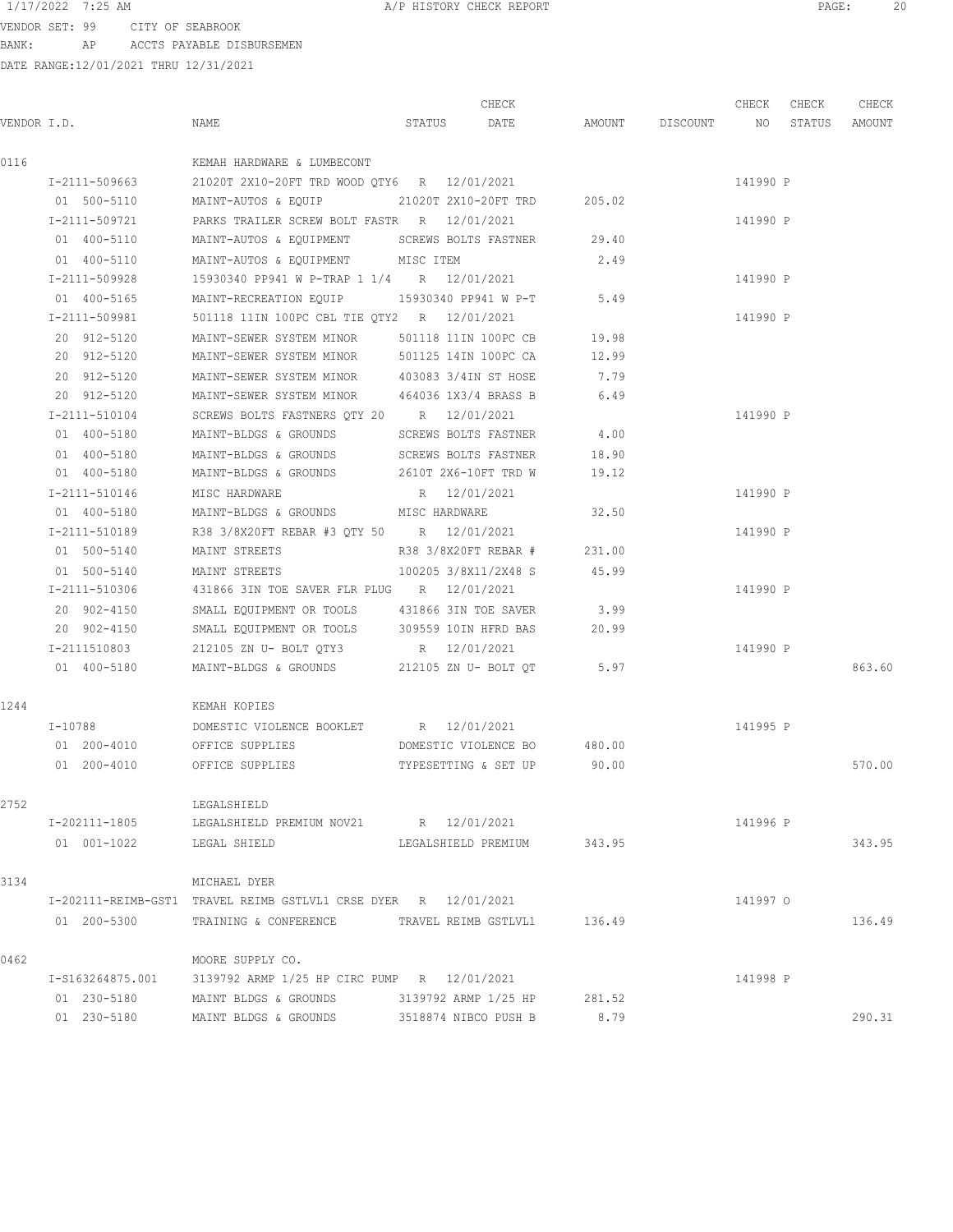VENDOR SET: 99 CITY OF SEABROOK

BANK: AP ACCTS PAYABLE DISBURSEMEN

DATE RANGE:12/01/2021 THRU 12/31/2021

| VENDOR I.D. | NAME | STATUS | CHECK DATE | AMOUNT | DISCOUNT | CHECK NO | CHECK STATUS | CHECK AMOUNT |
|---|---|---|---|---|---|---|---|---|
| 0116 | KEMAH HARDWARE & LUMBECONT | | | | | | | |
| I-2111-509663 | 21020T 2X10-20FT TRD WOOD QTY6 | R | 12/01/2021 | | | 141990 | P | |
| 01 500-5110 | MAINT-AUTOS & EQUIP | 21020T 2X10-20FT TRD | | 205.02 | | | | |
| I-2111-509721 | PARKS TRAILER SCREW BOLT FASTR | R | 12/01/2021 | | | 141990 | P | |
| 01 400-5110 | MAINT-AUTOS & EQUIPMENT | SCREWS BOLTS FASTNER | | 29.40 | | | | |
| 01 400-5110 | MAINT-AUTOS & EQUIPMENT | MISC ITEM | | 2.49 | | | | |
| I-2111-509928 | 15930340 PP941 W P-TRAP 1 1/4 | R | 12/01/2021 | | | 141990 | P | |
| 01 400-5165 | MAINT-RECREATION EQUIP | 15930340 PP941 W P-T | | 5.49 | | | | |
| I-2111-509981 | 501118 11IN 100PC CBL TIE QTY2 | R | 12/01/2021 | | | 141990 | P | |
| 20 912-5120 | MAINT-SEWER SYSTEM MINOR | 501118 11IN 100PC CB | | 19.98 | | | | |
| 20 912-5120 | MAINT-SEWER SYSTEM MINOR | 501125 14IN 100PC CA | | 12.99 | | | | |
| 20 912-5120 | MAINT-SEWER SYSTEM MINOR | 403083 3/4IN ST HOSE | | 7.79 | | | | |
| 20 912-5120 | MAINT-SEWER SYSTEM MINOR | 464036 1X3/4 BRASS B | | 6.49 | | | | |
| I-2111-510104 | SCREWS BOLTS FASTNERS QTY 20 | R | 12/01/2021 | | | 141990 | P | |
| 01 400-5180 | MAINT-BLDGS & GROUNDS | SCREWS BOLTS FASTNER | | 4.00 | | | | |
| 01 400-5180 | MAINT-BLDGS & GROUNDS | SCREWS BOLTS FASTNER | | 18.90 | | | | |
| 01 400-5180 | MAINT-BLDGS & GROUNDS | 2610T 2X6-10FT TRD W | | 19.12 | | | | |
| I-2111-510146 | MISC HARDWARE | R | 12/01/2021 | | | 141990 | P | |
| 01 400-5180 | MAINT-BLDGS & GROUNDS | MISC HARDWARE | | 32.50 | | | | |
| I-2111-510189 | R38 3/8X20FT REBAR #3 QTY 50 | R | 12/01/2021 | | | 141990 | P | |
| 01 500-5140 | MAINT STREETS | R38 3/8X20FT REBAR # | | 231.00 | | | | |
| 01 500-5140 | MAINT STREETS | 100205 3/8X11/2X48 S | | 45.99 | | | | |
| I-2111-510306 | 431866 3IN TOE SAVER FLR PLUG | R | 12/01/2021 | | | 141990 | P | |
| 20 902-4150 | SMALL EQUIPMENT OR TOOLS | 431866 3IN TOE SAVER | | 3.99 | | | | |
| 20 902-4150 | SMALL EQUIPMENT OR TOOLS | 309559 10IN HFRD BAS | | 20.99 | | | | |
| I-2111510803 | 212105 ZN U- BOLT QTY3 | R | 12/01/2021 | | | 141990 | P | |
| 01 400-5180 | MAINT-BLDGS & GROUNDS | 212105 ZN U- BOLT QT | | 5.97 | | | | 863.60 |
| 1244 | KEMAH KOPIES | | | | | | | |
| I-10788 | DOMESTIC VIOLENCE BOOKLET | R | 12/01/2021 | | | 141995 | P | |
| 01 200-4010 | OFFICE SUPPLIES | DOMESTIC VIOLENCE BO | | 480.00 | | | | |
| 01 200-4010 | OFFICE SUPPLIES | TYPESETTING & SET UP | | 90.00 | | | | 570.00 |
| 2752 | LEGALSHIELD | | | | | | | |
| I-202111-1805 | LEGALSHIELD PREMIUM NOV21 | R | 12/01/2021 | | | 141996 | P | |
| 01 001-1022 | LEGAL SHIELD | LEGALSHIELD PREMIUM | | 343.95 | | | | 343.95 |
| 3134 | MICHAEL DYER | | | | | | | |
| I-202111-REIMB-GST1 | TRAVEL REIMB GSTLVL1 CRSE DYER | R | 12/01/2021 | | | 141997 | O | |
| 01 200-5300 | TRAINING & CONFERENCE | TRAVEL REIMB GSTLVL1 | | 136.49 | | | | 136.49 |
| 0462 | MOORE SUPPLY CO. | | | | | | | |
| I-S163264875.001 | 3139792 ARMP 1/25 HP CIRC PUMP | R | 12/01/2021 | | | 141998 | P | |
| 01 230-5180 | MAINT BLDGS & GROUNDS | 3139792 ARMP 1/25 HP | | 281.52 | | | | |
| 01 230-5180 | MAINT BLDGS & GROUNDS | 3518874 NIBCO PUSH B | | 8.79 | | | | 290.31 |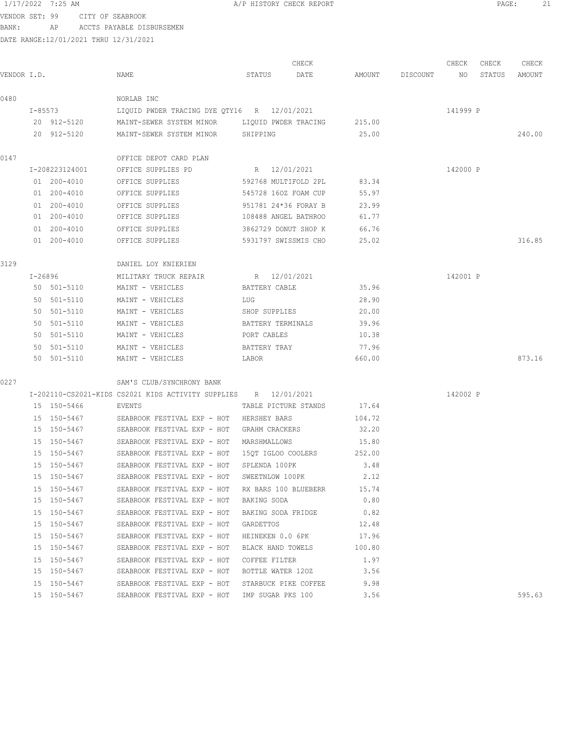1/17/2022 7:25 AM A/P HISTORY CHECK REPORT

VENDOR SET: 99 CITY OF SEABROOK

BANK: AP ACCTS PAYABLE DISBURSEMEN

DATE RANGE:12/01/2021 THRU 12/31/2021

| VENDOR I.D. | NAME | STATUS | CHECK DATE | AMOUNT | DISCOUNT | CHECK NO | CHECK STATUS | CHECK AMOUNT |
|---|---|---|---|---|---|---|---|---|
| 0480 | NORLAB INC | | | | | | | |
| I-85573 | LIQUID PWDER TRACING DYE QTY16 | R | 12/01/2021 | | | 141999 | P | |
| 20 912-5120 | MAINT-SEWER SYSTEM MINOR | LIQUID PWDER TRACING | | 215.00 | | | | |
| 20 912-5120 | MAINT-SEWER SYSTEM MINOR | SHIPPING | | 25.00 | | | | 240.00 |
| 0147 | OFFICE DEPOT CARD PLAN | | | | | | | |
| I-208223124001 | OFFICE SUPPLIES PD | R | 12/01/2021 | | | 142000 | P | |
| 01 200-4010 | OFFICE SUPPLIES | 592768 MULTIFOLD 2PL | | 83.34 | | | | |
| 01 200-4010 | OFFICE SUPPLIES | 545728 16OZ FOAM CUP | | 55.97 | | | | |
| 01 200-4010 | OFFICE SUPPLIES | 951781 24*36 FORAY B | | 23.99 | | | | |
| 01 200-4010 | OFFICE SUPPLIES | 108488 ANGEL BATHROO | | 61.77 | | | | |
| 01 200-4010 | OFFICE SUPPLIES | 3862729 DONUT SHOP K | | 66.76 | | | | |
| 01 200-4010 | OFFICE SUPPLIES | 5931797 SWISSMIS CHO | | 25.02 | | | | 316.85 |
| 3129 | DANIEL LOY KNIERIEN | | | | | | | |
| I-26896 | MILITARY TRUCK REPAIR | R | 12/01/2021 | | | 142001 | P | |
| 50 501-5110 | MAINT - VEHICLES | BATTERY CABLE | | 35.96 | | | | |
| 50 501-5110 | MAINT - VEHICLES | LUG | | 28.90 | | | | |
| 50 501-5110 | MAINT - VEHICLES | SHOP SUPPLIES | | 20.00 | | | | |
| 50 501-5110 | MAINT - VEHICLES | BATTERY TERMINALS | | 39.96 | | | | |
| 50 501-5110 | MAINT - VEHICLES | PORT CABLES | | 10.38 | | | | |
| 50 501-5110 | MAINT - VEHICLES | BATTERY TRAY | | 77.96 | | | | |
| 50 501-5110 | MAINT - VEHICLES | LABOR | | 660.00 | | | | 873.16 |
| 0227 | SAM'S CLUB/SYNCHRONY BANK | | | | | | | |
| I-202110-CS2021-KIDS | CS2021 KIDS ACTIVITY SUPPLIES | R | 12/01/2021 | | | 142002 | P | |
| 15 150-5466 | EVENTS | TABLE PICTURE STANDS | | 17.64 | | | | |
| 15 150-5467 | SEABROOK FESTIVAL EXP - HOT | HERSHEY BARS | | 104.72 | | | | |
| 15 150-5467 | SEABROOK FESTIVAL EXP - HOT | GRAHM CRACKERS | | 32.20 | | | | |
| 15 150-5467 | SEABROOK FESTIVAL EXP - HOT | MARSHMALLOWS | | 15.80 | | | | |
| 15 150-5467 | SEABROOK FESTIVAL EXP - HOT | 15QT IGLOO COOLERS | | 252.00 | | | | |
| 15 150-5467 | SEABROOK FESTIVAL EXP - HOT | SPLENDA 100PK | | 3.48 | | | | |
| 15 150-5467 | SEABROOK FESTIVAL EXP - HOT | SWEETNLOW 100PK | | 2.12 | | | | |
| 15 150-5467 | SEABROOK FESTIVAL EXP - HOT | RX BARS 100 BLUEBERR | | 15.74 | | | | |
| 15 150-5467 | SEABROOK FESTIVAL EXP - HOT | BAKING SODA | | 0.80 | | | | |
| 15 150-5467 | SEABROOK FESTIVAL EXP - HOT | BAKING SODA FRIDGE | | 0.82 | | | | |
| 15 150-5467 | SEABROOK FESTIVAL EXP - HOT | GARDETTOS | | 12.48 | | | | |
| 15 150-5467 | SEABROOK FESTIVAL EXP - HOT | HEINEKEN 0.0 6PK | | 17.96 | | | | |
| 15 150-5467 | SEABROOK FESTIVAL EXP - HOT | BLACK HAND TOWELS | | 100.80 | | | | |
| 15 150-5467 | SEABROOK FESTIVAL EXP - HOT | COFFEE FILTER | | 1.97 | | | | |
| 15 150-5467 | SEABROOK FESTIVAL EXP - HOT | BOTTLE WATER 12OZ | | 3.56 | | | | |
| 15 150-5467 | SEABROOK FESTIVAL EXP - HOT | STARBUCK PIKE COFFEE | | 9.98 | | | | |
| 15 150-5467 | SEABROOK FESTIVAL EXP - HOT | IMP SUGAR PKS 100 | | 3.56 | | | | 595.63 |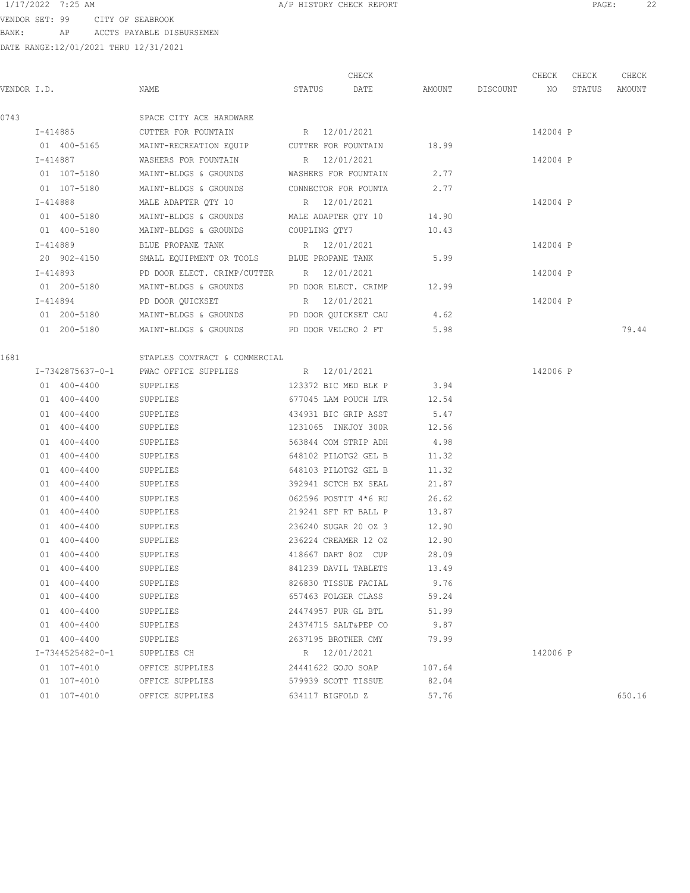VENDOR SET: 99 CITY OF SEABROOK
BANK: AP ACCTS PAYABLE DISBURSEMEN
DATE RANGE:12/01/2021 THRU 12/31/2021

A/P HISTORY CHECK REPORT

| VENDOR I.D. | NAME | STATUS | CHECK DATE | AMOUNT | DISCOUNT | CHECK NO | CHECK STATUS | CHECK AMOUNT |
|---|---|---|---|---|---|---|---|---|
| 0743 | SPACE CITY ACE HARDWARE | | | | | | | |
| I-414885 | CUTTER FOR FOUNTAIN | R | 12/01/2021 | | | 142004 | P | |
| 01 400-5165 | MAINT-RECREATION EQUIP | CUTTER FOR FOUNTAIN | | 18.99 | | | | |
| I-414887 | WASHERS FOR FOUNTAIN | R | 12/01/2021 | | | 142004 | P | |
| 01 107-5180 | MAINT-BLDGS & GROUNDS | WASHERS FOR FOUNTAIN | | 2.77 | | | | |
| 01 107-5180 | MAINT-BLDGS & GROUNDS | CONNECTOR FOR FOUNTA | | 2.77 | | | | |
| I-414888 | MALE ADAPTER QTY 10 | R | 12/01/2021 | | | 142004 | P | |
| 01 400-5180 | MAINT-BLDGS & GROUNDS | MALE ADAPTER QTY 10 | | 14.90 | | | | |
| 01 400-5180 | MAINT-BLDGS & GROUNDS | COUPLING QTY7 | | 10.43 | | | | |
| I-414889 | BLUE PROPANE TANK | R | 12/01/2021 | | | 142004 | P | |
| 20 902-4150 | SMALL EQUIPMENT OR TOOLS | BLUE PROPANE TANK | | 5.99 | | | | |
| I-414893 | PD DOOR ELECT. CRIMP/CUTTER | R | 12/01/2021 | | | 142004 | P | |
| 01 200-5180 | MAINT-BLDGS & GROUNDS | PD DOOR ELECT. CRIMP | | 12.99 | | | | |
| I-414894 | PD DOOR QUICKSET | R | 12/01/2021 | | | 142004 | P | |
| 01 200-5180 | MAINT-BLDGS & GROUNDS | PD DOOR QUICKSET CAU | | 4.62 | | | | |
| 01 200-5180 | MAINT-BLDGS & GROUNDS | PD DOOR VELCRO 2 FT | | 5.98 | | | | 79.44 |
| 1681 | STAPLES CONTRACT & COMMERCIAL | | | | | | | |
| I-7342875637-0-1 | PWAC OFFICE SUPPLIES | R | 12/01/2021 | | | 142006 | P | |
| 01 400-4400 | SUPPLIES | 123372 BIC MED BLK P | | 3.94 | | | | |
| 01 400-4400 | SUPPLIES | 677045 LAM POUCH LTR | | 12.54 | | | | |
| 01 400-4400 | SUPPLIES | 434931 BIC GRIP ASST | | 5.47 | | | | |
| 01 400-4400 | SUPPLIES | 1231065 INKJOY 300R | | 12.56 | | | | |
| 01 400-4400 | SUPPLIES | 563844 COM STRIP ADH | | 4.98 | | | | |
| 01 400-4400 | SUPPLIES | 648102 PILOTG2 GEL B | | 11.32 | | | | |
| 01 400-4400 | SUPPLIES | 648103 PILOTG2 GEL B | | 11.32 | | | | |
| 01 400-4400 | SUPPLIES | 392941 SCTCH BX SEAL | | 21.87 | | | | |
| 01 400-4400 | SUPPLIES | 062596 POSTIT 4*6 RU | | 26.62 | | | | |
| 01 400-4400 | SUPPLIES | 219241 SFT RT BALL P | | 13.87 | | | | |
| 01 400-4400 | SUPPLIES | 236240 SUGAR 20 OZ 3 | | 12.90 | | | | |
| 01 400-4400 | SUPPLIES | 236224 CREAMER 12 OZ | | 12.90 | | | | |
| 01 400-4400 | SUPPLIES | 418667 DART 8OZ CUP | | 28.09 | | | | |
| 01 400-4400 | SUPPLIES | 841239 DAVIL TABLETS | | 13.49 | | | | |
| 01 400-4400 | SUPPLIES | 826830 TISSUE FACIAL | | 9.76 | | | | |
| 01 400-4400 | SUPPLIES | 657463 FOLGER CLASS | | 59.24 | | | | |
| 01 400-4400 | SUPPLIES | 24474957 PUR GL BTL | | 51.99 | | | | |
| 01 400-4400 | SUPPLIES | 24374715 SALT&PEP CO | | 9.87 | | | | |
| 01 400-4400 | SUPPLIES | 2637195 BROTHER CMY | | 79.99 | | | | |
| I-7344525482-0-1 | SUPPLIES CH | R | 12/01/2021 | | | 142006 | P | |
| 01 107-4010 | OFFICE SUPPLIES | 24441622 GOJO SOAP | | 107.64 | | | | |
| 01 107-4010 | OFFICE SUPPLIES | 579939 SCOTT TISSUE | | 82.04 | | | | |
| 01 107-4010 | OFFICE SUPPLIES | 634117 BIGFOLD Z | | 57.76 | | | | 650.16 |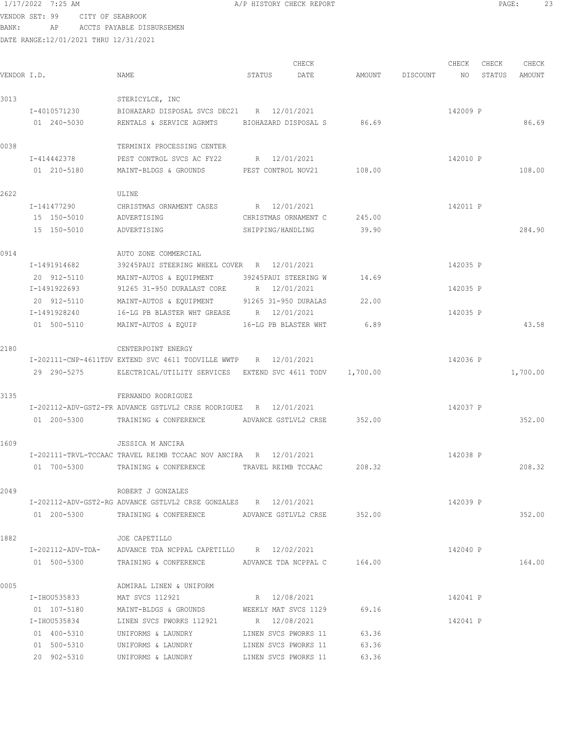1/17/2022 7:25 AM A/P HISTORY CHECK REPORT

VENDOR SET: 99 CITY OF SEABROOK
BANK: AP ACCTS PAYABLE DISBURSEMEN
DATE RANGE:12/01/2021 THRU 12/31/2021

| VENDOR I.D. | NAME | STATUS | CHECK DATE | AMOUNT | DISCOUNT | CHECK NO | CHECK STATUS | CHECK AMOUNT |
|---|---|---|---|---|---|---|---|---|
| 3013 | STERICYLCE, INC | | | | | | | |
| I-4010571230 | BIOHAZARD DISPOSAL SVCS DEC21 | R | 12/01/2021 | | | 142009 | P | |
| 01 240-5030 | RENTALS & SERVICE AGRMTS | BIOHAZARD DISPOSAL S | | 86.69 | | | | 86.69 |
| 0038 | TERMINIX PROCESSING CENTER | | | | | | | |
| I-414442378 | PEST CONTROL SVCS AC FY22 | R | 12/01/2021 | | | 142010 | P | |
| 01 210-5180 | MAINT-BLDGS & GROUNDS | PEST CONTROL NOV21 | | 108.00 | | | | 108.00 |
| 2622 | ULINE | | | | | | | |
| I-141477290 | CHRISTMAS ORNAMENT CASES | R | 12/01/2021 | | | 142011 | P | |
| 15 150-5010 | ADVERTISING | CHRISTMAS ORNAMENT C | | 245.00 | | | | |
| 15 150-5010 | ADVERTISING | SHIPPING/HANDLING | | 39.90 | | | | 284.90 |
| 0914 | AUTO ZONE COMMERCIAL | | | | | | | |
| I-1491914682 | 39245PAUI STEERING WHEEL COVER | R | 12/01/2021 | | | 142035 | P | |
| 20 912-5110 | MAINT-AUTOS & EQUIPMENT | 39245PAUI STEERING W | | 14.69 | | | | |
| I-1491922693 | 91265 31-950 DURALAST CORE | R | 12/01/2021 | | | 142035 | P | |
| 20 912-5110 | MAINT-AUTOS & EQUIPMENT | 91265 31-950 DURALAS | | 22.00 | | | | |
| I-1491928240 | 16-LG PB BLASTER WHT GREASE | R | 12/01/2021 | | | 142035 | P | |
| 01 500-5110 | MAINT-AUTOS & EQUIP | 16-LG PB BLASTER WHT | | 6.89 | | | | 43.58 |
| 2180 | CENTERPOINT ENERGY | | | | | | | |
| I-202111-CNP-4611TDV | EXTEND SVC 4611 TODVILLE WWTP | R | 12/01/2021 | | | 142036 | P | |
| 29 290-5275 | ELECTRICAL/UTILITY SERVICES | EXTEND SVC 4611 TODV | | 1,700.00 | | | | 1,700.00 |
| 3135 | FERNANDO RODRIGUEZ | | | | | | | |
| I-202112-ADV-GST2-FR | ADVANCE GSTLVL2 CRSE RODRIGUEZ | R | 12/01/2021 | | | 142037 | P | |
| 01 200-5300 | TRAINING & CONFERENCE | ADVANCE GSTLVL2 CRSE | | 352.00 | | | | 352.00 |
| 1609 | JESSICA M ANCIRA | | | | | | | |
| I-202111-TRVL-TCCAAC | TRAVEL REIMB TCCAAC NOV ANCIRA | R | 12/01/2021 | | | 142038 | P | |
| 01 700-5300 | TRAINING & CONFERENCE | TRAVEL REIMB TCCAAC | | 208.32 | | | | 208.32 |
| 2049 | ROBERT J GONZALES | | | | | | | |
| I-202112-ADV-GST2-RG | ADVANCE GSTLVL2 CRSE GONZALES | R | 12/01/2021 | | | 142039 | P | |
| 01 200-5300 | TRAINING & CONFERENCE | ADVANCE GSTLVL2 CRSE | | 352.00 | | | | 352.00 |
| 1882 | JOE CAPETILLO | | | | | | | |
| I-202112-ADV-TDA- | ADVANCE TDA NCPPAL CAPETILLO | R | 12/02/2021 | | | 142040 | P | |
| 01 500-5300 | TRAINING & CONFERENCE | ADVANCE TDA NCPPAL C | | 164.00 | | | | 164.00 |
| 0005 | ADMIRAL LINEN & UNIFORM | | | | | | | |
| I-IHOU535833 | MAT SVCS 112921 | R | 12/08/2021 | | | 142041 | P | |
| 01 107-5180 | MAINT-BLDGS & GROUNDS | WEEKLY MAT SVCS 1129 | | 69.16 | | | | |
| I-IHOU535834 | LINEN SVCS PWORKS 112921 | R | 12/08/2021 | | | 142041 | P | |
| 01 400-5310 | UNIFORMS & LAUNDRY | LINEN SVCS PWORKS 11 | | 63.36 | | | | |
| 01 500-5310 | UNIFORMS & LAUNDRY | LINEN SVCS PWORKS 11 | | 63.36 | | | | |
| 20 902-5310 | UNIFORMS & LAUNDRY | LINEN SVCS PWORKS 11 | | 63.36 | | | | |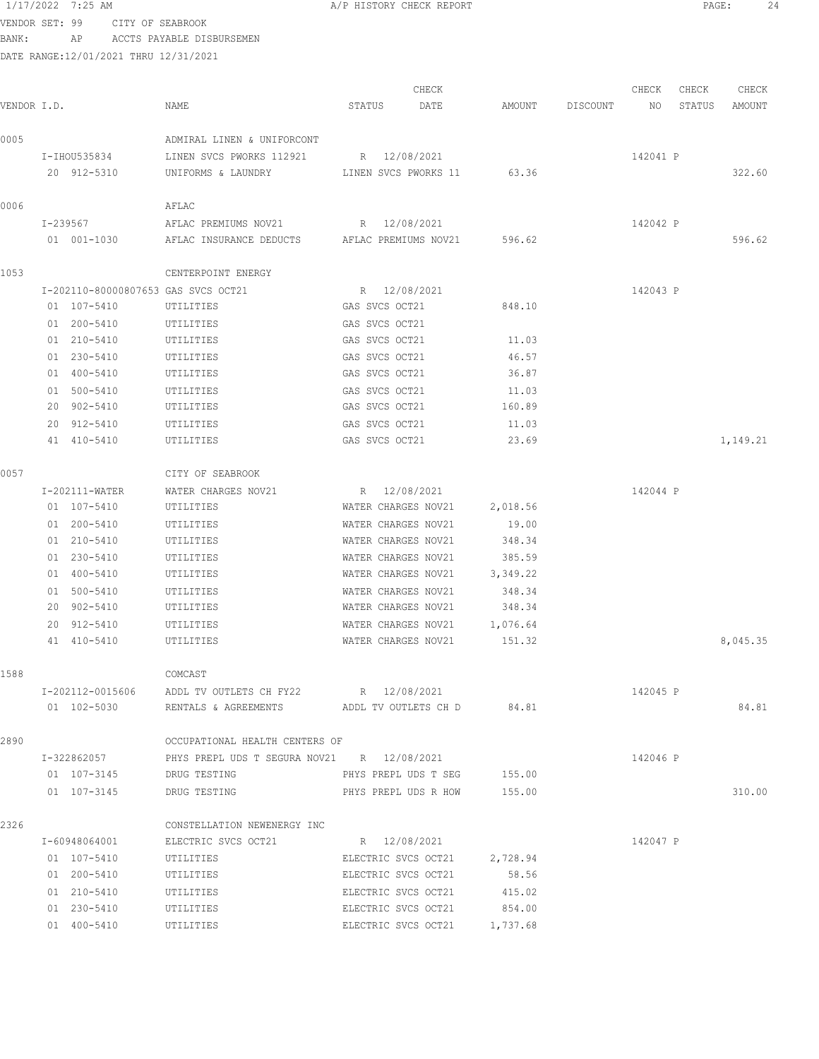1/17/2022 7:25 AM A/P HISTORY CHECK REPORT

VENDOR SET: 99 CITY OF SEABROOK
BANK: AP ACCTS PAYABLE DISBURSEMEN
DATE RANGE:12/01/2021 THRU 12/31/2021

| VENDOR I.D. | NAME | STATUS | CHECK DATE | AMOUNT | DISCOUNT | CHECK NO | CHECK STATUS | CHECK AMOUNT |
|---|---|---|---|---|---|---|---|---|
| 0005 | ADMIRAL LINEN & UNIFORCONT | | | | | | | |
| I-IHOU535834 | LINEN SVCS PWORKS 112921 | R | 12/08/2021 | | | 142041 | P | |
| 20 912-5310 | UNIFORMS & LAUNDRY | LINEN SVCS PWORKS 11 | | 63.36 | | | | 322.60 |
| 0006 | AFLAC | | | | | | | |
| I-239567 | AFLAC PREMIUMS NOV21 | R | 12/08/2021 | | | 142042 | P | |
| 01 001-1030 | AFLAC INSURANCE DEDUCTS | AFLAC PREMIUMS NOV21 | | 596.62 | | | | 596.62 |
| 1053 | CENTERPOINT ENERGY | | | | | | | |
| I-202110-80000807653 | GAS SVCS OCT21 | R | 12/08/2021 | | | 142043 | P | |
| 01 107-5410 | UTILITIES | GAS SVCS OCT21 | | 848.10 | | | | |
| 01 200-5410 | UTILITIES | GAS SVCS OCT21 | | | | | | |
| 01 210-5410 | UTILITIES | GAS SVCS OCT21 | | 11.03 | | | | |
| 01 230-5410 | UTILITIES | GAS SVCS OCT21 | | 46.57 | | | | |
| 01 400-5410 | UTILITIES | GAS SVCS OCT21 | | 36.87 | | | | |
| 01 500-5410 | UTILITIES | GAS SVCS OCT21 | | 11.03 | | | | |
| 20 902-5410 | UTILITIES | GAS SVCS OCT21 | | 160.89 | | | | |
| 20 912-5410 | UTILITIES | GAS SVCS OCT21 | | 11.03 | | | | |
| 41 410-5410 | UTILITIES | GAS SVCS OCT21 | | 23.69 | | | | 1,149.21 |
| 0057 | CITY OF SEABROOK | | | | | | | |
| I-202111-WATER | WATER CHARGES NOV21 | R | 12/08/2021 | | | 142044 | P | |
| 01 107-5410 | UTILITIES | WATER CHARGES NOV21 | | 2,018.56 | | | | |
| 01 200-5410 | UTILITIES | WATER CHARGES NOV21 | | 19.00 | | | | |
| 01 210-5410 | UTILITIES | WATER CHARGES NOV21 | | 348.34 | | | | |
| 01 230-5410 | UTILITIES | WATER CHARGES NOV21 | | 385.59 | | | | |
| 01 400-5410 | UTILITIES | WATER CHARGES NOV21 | | 3,349.22 | | | | |
| 01 500-5410 | UTILITIES | WATER CHARGES NOV21 | | 348.34 | | | | |
| 20 902-5410 | UTILITIES | WATER CHARGES NOV21 | | 348.34 | | | | |
| 20 912-5410 | UTILITIES | WATER CHARGES NOV21 | | 1,076.64 | | | | |
| 41 410-5410 | UTILITIES | WATER CHARGES NOV21 | | 151.32 | | | | 8,045.35 |
| 1588 | COMCAST | | | | | | | |
| I-202112-0015606 | ADDL TV OUTLETS CH FY22 | R | 12/08/2021 | | | 142045 | P | |
| 01 102-5030 | RENTALS & AGREEMENTS | ADDL TV OUTLETS CH D | | 84.81 | | | | 84.81 |
| 2890 | OCCUPATIONAL HEALTH CENTERS OF | | | | | | | |
| I-322862057 | PHYS PREPL UDS T SEGURA NOV21 | R | 12/08/2021 | | | 142046 | P | |
| 01 107-3145 | DRUG TESTING | PHYS PREPL UDS T SEG | | 155.00 | | | | |
| 01 107-3145 | DRUG TESTING | PHYS PREPL UDS R HOW | | 155.00 | | | | 310.00 |
| 2326 | CONSTELLATION NEWENERGY INC | | | | | | | |
| I-60948064001 | ELECTRIC SVCS OCT21 | R | 12/08/2021 | | | 142047 | P | |
| 01 107-5410 | UTILITIES | ELECTRIC SVCS OCT21 | | 2,728.94 | | | | |
| 01 200-5410 | UTILITIES | ELECTRIC SVCS OCT21 | | 58.56 | | | | |
| 01 210-5410 | UTILITIES | ELECTRIC SVCS OCT21 | | 415.02 | | | | |
| 01 230-5410 | UTILITIES | ELECTRIC SVCS OCT21 | | 854.00 | | | | |
| 01 400-5410 | UTILITIES | ELECTRIC SVCS OCT21 | | 1,737.68 | | | | |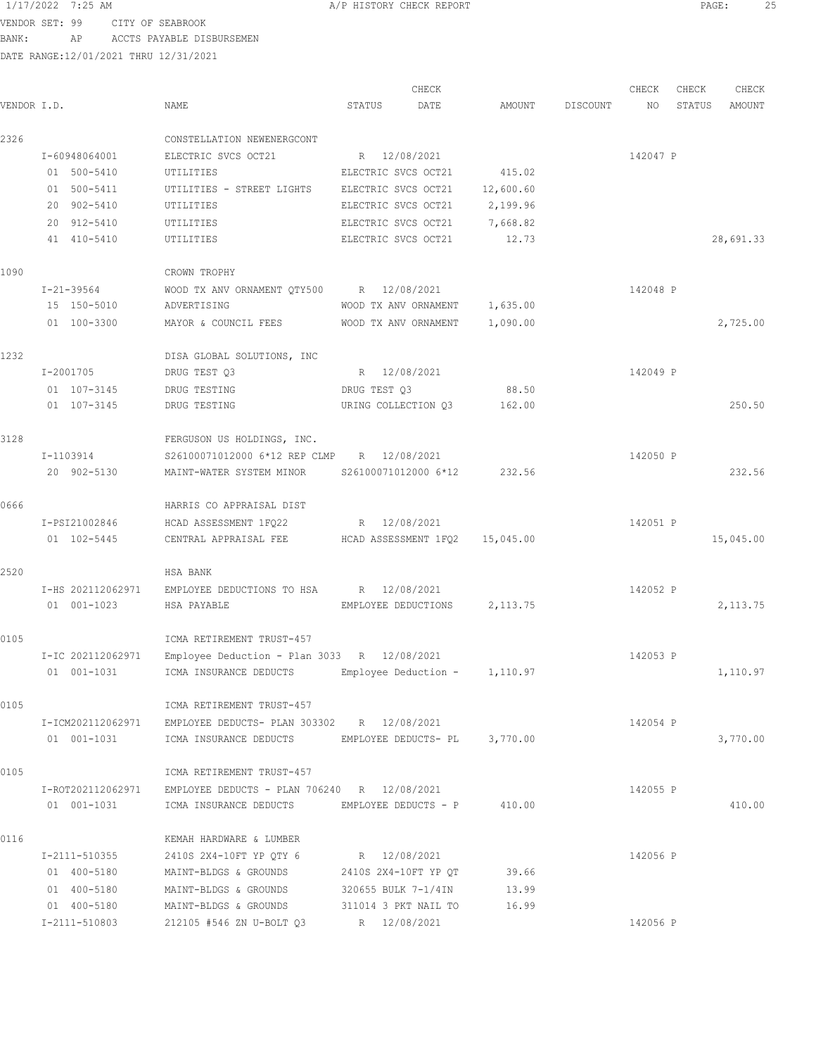VENDOR SET: 99 CITY OF SEABROOK
BANK: AP ACCTS PAYABLE DISBURSEMEN
DATE RANGE:12/01/2021 THRU 12/31/2021

| VENDOR I.D. | NAME | STATUS | CHECK DATE | AMOUNT | DISCOUNT | CHECK NO | CHECK STATUS | CHECK AMOUNT |
|---|---|---|---|---|---|---|---|---|
| 2326 | CONSTELLATION NEWENERGCONT | | | | | | | |
| I-60948064001 | ELECTRIC SVCS OCT21 | R | 12/08/2021 | | | 142047 | P | |
| 01 500-5410 | UTILITIES | ELECTRIC SVCS OCT21 | | 415.02 | | | | |
| 01 500-5411 | UTILITIES - STREET LIGHTS | ELECTRIC SVCS OCT21 | | 12,600.60 | | | | |
| 20 902-5410 | UTILITIES | ELECTRIC SVCS OCT21 | | 2,199.96 | | | | |
| 20 912-5410 | UTILITIES | ELECTRIC SVCS OCT21 | | 7,668.82 | | | | |
| 41 410-5410 | UTILITIES | ELECTRIC SVCS OCT21 | | 12.73 | | | | 28,691.33 |
| 1090 | CROWN TROPHY | | | | | | | |
| I-21-39564 | WOOD TX ANV ORNAMENT QTY500 | R | 12/08/2021 | | | 142048 | P | |
| 15 150-5010 | ADVERTISING | WOOD TX ANV ORNAMENT | | 1,635.00 | | | | |
| 01 100-3300 | MAYOR & COUNCIL FEES | WOOD TX ANV ORNAMENT | | 1,090.00 | | | | 2,725.00 |
| 1232 | DISA GLOBAL SOLUTIONS, INC | | | | | | | |
| I-2001705 | DRUG TEST Q3 | R | 12/08/2021 | | | 142049 | P | |
| 01 107-3145 | DRUG TESTING | DRUG TEST Q3 | | 88.50 | | | | |
| 01 107-3145 | DRUG TESTING | URING COLLECTION Q3 | | 162.00 | | | | 250.50 |
| 3128 | FERGUSON US HOLDINGS, INC. | | | | | | | |
| I-1103914 | S26100071012000 6*12 REP CLMP | R | 12/08/2021 | | | 142050 | P | |
| 20 902-5130 | MAINT-WATER SYSTEM MINOR | S26100071012000 6*12 | | 232.56 | | | | 232.56 |
| 0666 | HARRIS CO APPRAISAL DIST | | | | | | | |
| I-PSI21002846 | HCAD ASSESSMENT 1FQ22 | R | 12/08/2021 | | | 142051 | P | |
| 01 102-5445 | CENTRAL APPRAISAL FEE | HCAD ASSESSMENT 1FQ2 | | 15,045.00 | | | | 15,045.00 |
| 2520 | HSA BANK | | | | | | | |
| I-HS 202112062971 | EMPLOYEE DEDUCTIONS TO HSA | R | 12/08/2021 | | | 142052 | P | |
| 01 001-1023 | HSA PAYABLE | EMPLOYEE DEDUCTIONS | | 2,113.75 | | | | 2,113.75 |
| 0105 | ICMA RETIREMENT TRUST-457 | | | | | | | |
| I-IC 202112062971 | Employee Deduction - Plan 3033 | R | 12/08/2021 | | | 142053 | P | |
| 01 001-1031 | ICMA INSURANCE DEDUCTS | Employee Deduction - | | 1,110.97 | | | | 1,110.97 |
| 0105 | ICMA RETIREMENT TRUST-457 | | | | | | | |
| I-ICM202112062971 | EMPLOYEE DEDUCTS- PLAN 303302 | R | 12/08/2021 | | | 142054 | P | |
| 01 001-1031 | ICMA INSURANCE DEDUCTS | EMPLOYEE DEDUCTS- PL | | 3,770.00 | | | | 3,770.00 |
| 0105 | ICMA RETIREMENT TRUST-457 | | | | | | | |
| I-ROT202112062971 | EMPLOYEE DEDUCTS - PLAN 706240 | R | 12/08/2021 | | | 142055 | P | |
| 01 001-1031 | ICMA INSURANCE DEDUCTS | EMPLOYEE DEDUCTS - P | | 410.00 | | | | 410.00 |
| 0116 | KEMAH HARDWARE & LUMBER | | | | | | | |
| I-2111-510355 | 2410S 2X4-10FT YP QTY 6 | R | 12/08/2021 | | | 142056 | P | |
| 01 400-5180 | MAINT-BLDGS & GROUNDS | 2410S 2X4-10FT YP QT | | 39.66 | | | | |
| 01 400-5180 | MAINT-BLDGS & GROUNDS | 320655 BULK 7-1/4IN | | 13.99 | | | | |
| 01 400-5180 | MAINT-BLDGS & GROUNDS | 311014 3 PKT NAIL TO | | 16.99 | | | | |
| I-2111-510803 | 212105 #546 ZN U-BOLT Q3 | R | 12/08/2021 | | | 142056 | P | |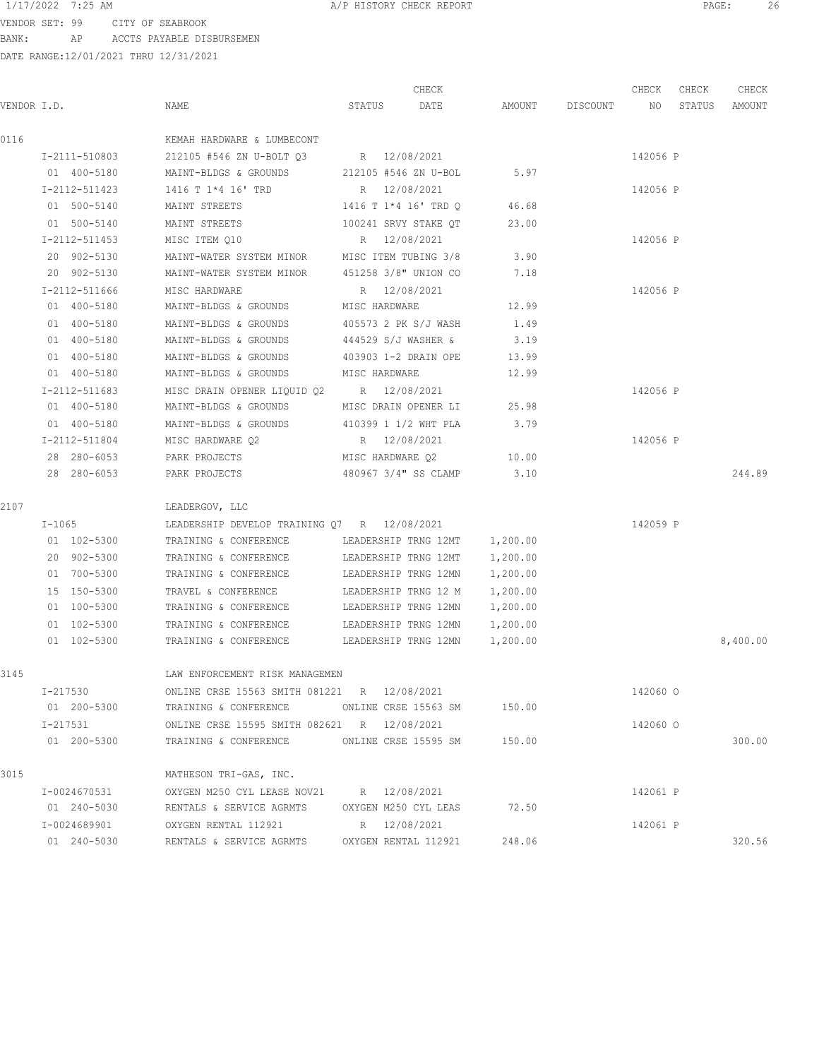VENDOR SET: 99 CITY OF SEABROOK
BANK: AP ACCTS PAYABLE DISBURSEMEN
DATE RANGE:12/01/2021 THRU 12/31/2021

| VENDOR I.D. | NAME | STATUS | CHECK DATE | AMOUNT | DISCOUNT | CHECK NO | CHECK STATUS | CHECK AMOUNT |
|---|---|---|---|---|---|---|---|---|
| 0116 | KEMAH HARDWARE & LUMBECONT | | | | | | | |
| I-2111-510803 | 212105 #546 ZN U-BOLT Q3 | R | 12/08/2021 | | | 142056 | P | |
| 01 400-5180 | MAINT-BLDGS & GROUNDS | 212105 #546 ZN U-BOL | | 5.97 | | | | |
| I-2112-511423 | 1416 T 1*4 16' TRD | R | 12/08/2021 | | | 142056 | P | |
| 01 500-5140 | MAINT STREETS | 1416 T 1*4 16' TRD Q | | 46.68 | | | | |
| 01 500-5140 | MAINT STREETS | 100241 SRVY STAKE QT | | 23.00 | | | | |
| I-2112-511453 | MISC ITEM Q10 | R | 12/08/2021 | | | 142056 | P | |
| 20 902-5130 | MAINT-WATER SYSTEM MINOR | MISC ITEM TUBING 3/8 | | 3.90 | | | | |
| 20 902-5130 | MAINT-WATER SYSTEM MINOR | 451258 3/8" UNION CO | | 7.18 | | | | |
| I-2112-511666 | MISC HARDWARE | R | 12/08/2021 | | | 142056 | P | |
| 01 400-5180 | MAINT-BLDGS & GROUNDS | MISC HARDWARE | | 12.99 | | | | |
| 01 400-5180 | MAINT-BLDGS & GROUNDS | 405573 2 PK S/J WASH | | 1.49 | | | | |
| 01 400-5180 | MAINT-BLDGS & GROUNDS | 444529 S/J WASHER & | | 3.19 | | | | |
| 01 400-5180 | MAINT-BLDGS & GROUNDS | 403903 1-2 DRAIN OPE | | 13.99 | | | | |
| 01 400-5180 | MAINT-BLDGS & GROUNDS | MISC HARDWARE | | 12.99 | | | | |
| I-2112-511683 | MISC DRAIN OPENER LIQUID Q2 | R | 12/08/2021 | | | 142056 | P | |
| 01 400-5180 | MAINT-BLDGS & GROUNDS | MISC DRAIN OPENER LI | | 25.98 | | | | |
| 01 400-5180 | MAINT-BLDGS & GROUNDS | 410399 1 1/2 WHT PLA | | 3.79 | | | | |
| I-2112-511804 | MISC HARDWARE Q2 | R | 12/08/2021 | | | 142056 | P | |
| 28 280-6053 | PARK PROJECTS | MISC HARDWARE Q2 | | 10.00 | | | | |
| 28 280-6053 | PARK PROJECTS | 480967 3/4" SS CLAMP | | 3.10 | | | | 244.89 |
| 2107 | LEADERGOV, LLC | | | | | | | |
| I-1065 | LEADERSHIP DEVELOP TRAINING Q7 | R | 12/08/2021 | | | 142059 | P | |
| 01 102-5300 | TRAINING & CONFERENCE | LEADERSHIP TRNG 12MT | | 1,200.00 | | | | |
| 20 902-5300 | TRAINING & CONFERENCE | LEADERSHIP TRNG 12MT | | 1,200.00 | | | | |
| 01 700-5300 | TRAINING & CONFERENCE | LEADERSHIP TRNG 12MN | | 1,200.00 | | | | |
| 15 150-5300 | TRAVEL & CONFERENCE | LEADERSHIP TRNG 12 M | | 1,200.00 | | | | |
| 01 100-5300 | TRAINING & CONFERENCE | LEADERSHIP TRNG 12MN | | 1,200.00 | | | | |
| 01 102-5300 | TRAINING & CONFERENCE | LEADERSHIP TRNG 12MN | | 1,200.00 | | | | |
| 01 102-5300 | TRAINING & CONFERENCE | LEADERSHIP TRNG 12MN | | 1,200.00 | | | | 8,400.00 |
| 3145 | LAW ENFORCEMENT RISK MANAGEMEN | | | | | | | |
| I-217530 | ONLINE CRSE 15563 SMITH 081221 | R | 12/08/2021 | | | 142060 | O | |
| 01 200-5300 | TRAINING & CONFERENCE | ONLINE CRSE 15563 SM | | 150.00 | | | | |
| I-217531 | ONLINE CRSE 15595 SMITH 082621 | R | 12/08/2021 | | | 142060 | O | |
| 01 200-5300 | TRAINING & CONFERENCE | ONLINE CRSE 15595 SM | | 150.00 | | | | 300.00 |
| 3015 | MATHESON TRI-GAS, INC. | | | | | | | |
| I-0024670531 | OXYGEN M250 CYL LEASE NOV21 | R | 12/08/2021 | | | 142061 | P | |
| 01 240-5030 | RENTALS & SERVICE AGRMTS | OXYGEN M250 CYL LEAS | | 72.50 | | | | |
| I-0024689901 | OXYGEN RENTAL 112921 | R | 12/08/2021 | | | 142061 | P | |
| 01 240-5030 | RENTALS & SERVICE AGRMTS | OXYGEN RENTAL 112921 | | 248.06 | | | | 320.56 |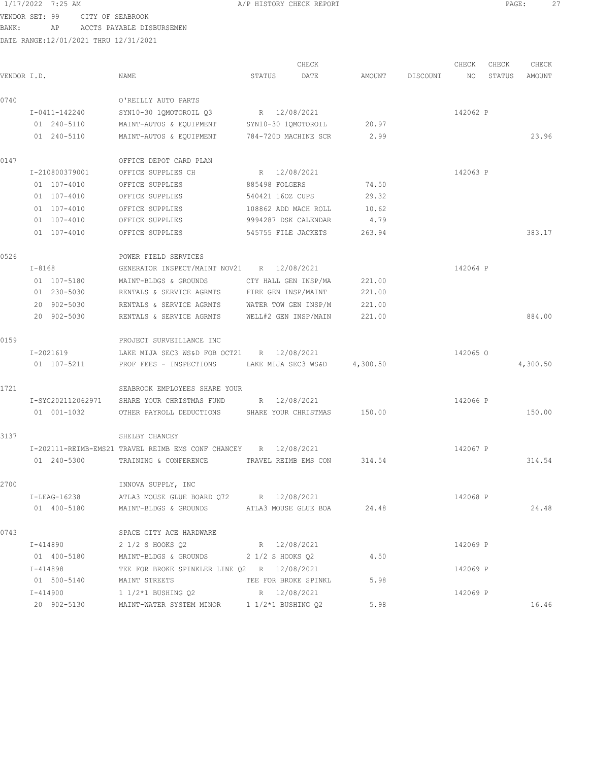1/17/2022 7:25 AM A/P HISTORY CHECK REPORT

VENDOR SET: 99 CITY OF SEABROOK
BANK: AP ACCTS PAYABLE DISBURSEMEN
DATE RANGE:12/01/2021 THRU 12/31/2021

| VENDOR I.D. | NAME | STATUS | CHECK DATE | AMOUNT | DISCOUNT | CHECK NO | CHECK STATUS | CHECK AMOUNT |
|---|---|---|---|---|---|---|---|---|
| 0740 | O'REILLY AUTO PARTS | | | | | | | |
| I-0411-142240 | SYN10-30 1QMOTOROIL Q3 | R | 12/08/2021 | | | 142062 | P | |
| 01 240-5110 | MAINT-AUTOS & EQUIPMENT | SYN10-30 1QMOTOROIL | | 20.97 | | | | |
| 01 240-5110 | MAINT-AUTOS & EQUIPMENT | 784-720D MACHINE SCR | | 2.99 | | | | 23.96 |
| 0147 | OFFICE DEPOT CARD PLAN | | | | | | | |
| I-210800379001 | OFFICE SUPPLIES CH | R | 12/08/2021 | | | 142063 | P | |
| 01 107-4010 | OFFICE SUPPLIES | 885498 FOLGERS | | 74.50 | | | | |
| 01 107-4010 | OFFICE SUPPLIES | 540421 16OZ CUPS | | 29.32 | | | | |
| 01 107-4010 | OFFICE SUPPLIES | 108862 ADD MACH ROLL | | 10.62 | | | | |
| 01 107-4010 | OFFICE SUPPLIES | 9994287 DSK CALENDAR | | 4.79 | | | | |
| 01 107-4010 | OFFICE SUPPLIES | 545755 FILE JACKETS | | 263.94 | | | | 383.17 |
| 0526 | POWER FIELD SERVICES | | | | | | | |
| I-8168 | GENERATOR INSPECT/MAINT NOV21 | R | 12/08/2021 | | | 142064 | P | |
| 01 107-5180 | MAINT-BLDGS & GROUNDS | CTY HALL GEN INSP/MA | | 221.00 | | | | |
| 01 230-5030 | RENTALS & SERVICE AGRMTS | FIRE GEN INSP/MAINT | | 221.00 | | | | |
| 20 902-5030 | RENTALS & SERVICE AGRMTS | WATER TOW GEN INSP/M | | 221.00 | | | | |
| 20 902-5030 | RENTALS & SERVICE AGRMTS | WELL#2 GEN INSP/MAIN | | 221.00 | | | | 884.00 |
| 0159 | PROJECT SURVEILLANCE INC | | | | | | | |
| I-2021619 | LAKE MIJA SEC3 WS&D FOB OCT21 | R | 12/08/2021 | | | 142065 | O | |
| 01 107-5211 | PROF FEES - INSPECTIONS | LAKE MIJA SEC3 WS&D | | 4,300.50 | | | | 4,300.50 |
| 1721 | SEABROOK EMPLOYEES SHARE YOUR | | | | | | | |
| I-SYC202112062971 | SHARE YOUR CHRISTMAS FUND | R | 12/08/2021 | | | 142066 | P | |
| 01 001-1032 | OTHER PAYROLL DEDUCTIONS | SHARE YOUR CHRISTMAS | | 150.00 | | | | 150.00 |
| 3137 | SHELBY CHANCEY | | | | | | | |
| I-202111-REIMB-EMS21 | TRAVEL REIMB EMS CONF CHANCEY | R | 12/08/2021 | | | 142067 | P | |
| 01 240-5300 | TRAINING & CONFERENCE | TRAVEL REIMB EMS CON | | 314.54 | | | | 314.54 |
| 2700 | INNOVA SUPPLY, INC | | | | | | | |
| I-LEAG-16238 | ATLA3 MOUSE GLUE BOARD Q72 | R | 12/08/2021 | | | 142068 | P | |
| 01 400-5180 | MAINT-BLDGS & GROUNDS | ATLA3 MOUSE GLUE BOA | | 24.48 | | | | 24.48 |
| 0743 | SPACE CITY ACE HARDWARE | | | | | | | |
| I-414890 | 2 1/2 S HOOKS Q2 | R | 12/08/2021 | | | 142069 | P | |
| 01 400-5180 | MAINT-BLDGS & GROUNDS | 2 1/2 S HOOKS Q2 | | 4.50 | | | | |
| I-414898 | TEE FOR BROKE SPINKLER LINE Q2 | R | 12/08/2021 | | | 142069 | P | |
| 01 500-5140 | MAINT STREETS | TEE FOR BROKE SPINKL | | 5.98 | | | | |
| I-414900 | 1 1/2*1 BUSHING Q2 | R | 12/08/2021 | | | 142069 | P | |
| 20 902-5130 | MAINT-WATER SYSTEM MINOR | 1 1/2*1 BUSHING Q2 | | 5.98 | | | | 16.46 |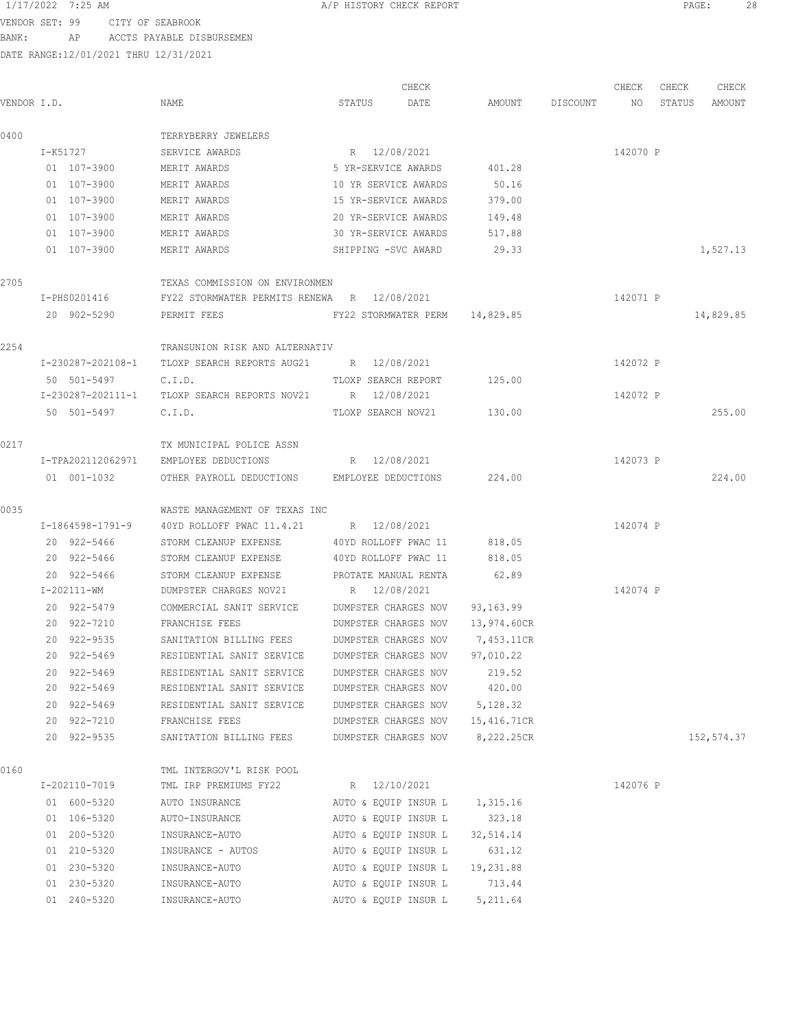1/17/2022 7:25 AM A/P HISTORY CHECK REPORT

VENDOR SET: 99 CITY OF SEABROOK
BANK: AP ACCTS PAYABLE DISBURSEMEN
DATE RANGE:12/01/2021 THRU 12/31/2021

| VENDOR I.D. | NAME | STATUS | CHECK DATE | AMOUNT | DISCOUNT | CHECK NO | CHECK STATUS | CHECK AMOUNT |
|---|---|---|---|---|---|---|---|---|
| 0400 | TERRYBERRY JEWELERS | | | | | | | |
| I-K51727 | SERVICE AWARDS | R | 12/08/2021 | | | 142070 | P | |
| 01 107-3900 | MERIT AWARDS | 5 YR-SERVICE AWARDS | | 401.28 | | | | |
| 01 107-3900 | MERIT AWARDS | 10 YR SERVICE AWARDS | | 50.16 | | | | |
| 01 107-3900 | MERIT AWARDS | 15 YR-SERVICE AWARDS | | 379.00 | | | | |
| 01 107-3900 | MERIT AWARDS | 20 YR-SERVICE AWARDS | | 149.48 | | | | |
| 01 107-3900 | MERIT AWARDS | 30 YR-SERVICE AWARDS | | 517.88 | | | | |
| 01 107-3900 | MERIT AWARDS | SHIPPING -SVC AWARD | | 29.33 | | | | 1,527.13 |
| 2705 | TEXAS COMMISSION ON ENVIRONMEN | | | | | | | |
| I-PHS0201416 | FY22 STORMWATER PERMITS RENEWA | R | 12/08/2021 | | | 142071 | P | |
| 20 902-5290 | PERMIT FEES | FY22 STORMWATER PERM | | 14,829.85 | | | | 14,829.85 |
| 2254 | TRANSUNION RISK AND ALTERNATIV | | | | | | | |
| I-230287-202108-1 | TLOXP SEARCH REPORTS AUG21 | R | 12/08/2021 | | | 142072 | P | |
| 50 501-5497 | C.I.D. | TLOXP SEARCH REPORT | | 125.00 | | | | |
| I-230287-202111-1 | TLOXP SEARCH REPORTS NOV21 | R | 12/08/2021 | | | 142072 | P | |
| 50 501-5497 | C.I.D. | TLOXP SEARCH NOV21 | | 130.00 | | | | 255.00 |
| 0217 | TX MUNICIPAL POLICE ASSN | | | | | | | |
| I-TPA202112062971 | EMPLOYEE DEDUCTIONS | R | 12/08/2021 | | | 142073 | P | |
| 01 001-1032 | OTHER PAYROLL DEDUCTIONS | EMPLOYEE DEDUCTIONS | | 224.00 | | | | 224.00 |
| 0035 | WASTE MANAGEMENT OF TEXAS INC | | | | | | | |
| I-1864598-1791-9 | 40YD ROLLOFF PWAC 11.4.21 | R | 12/08/2021 | | | 142074 | P | |
| 20 922-5466 | STORM CLEANUP EXPENSE | 40YD ROLLOFF PWAC 11 | | 818.05 | | | | |
| 20 922-5466 | STORM CLEANUP EXPENSE | 40YD ROLLOFF PWAC 11 | | 818.05 | | | | |
| 20 922-5466 | STORM CLEANUP EXPENSE | PROTATE MANUAL RENTA | | 62.89 | | | | |
| I-202111-WM | DUMPSTER CHARGES NOV21 | R | 12/08/2021 | | | 142074 | P | |
| 20 922-5479 | COMMERCIAL SANIT SERVICE | DUMPSTER CHARGES NOV | | 93,163.99 | | | | |
| 20 922-7210 | FRANCHISE FEES | DUMPSTER CHARGES NOV | | 13,974.60CR | | | | |
| 20 922-9535 | SANITATION BILLING FEES | DUMPSTER CHARGES NOV | | 7,453.11CR | | | | |
| 20 922-5469 | RESIDENTIAL SANIT SERVICE | DUMPSTER CHARGES NOV | | 97,010.22 | | | | |
| 20 922-5469 | RESIDENTIAL SANIT SERVICE | DUMPSTER CHARGES NOV | | 219.52 | | | | |
| 20 922-5469 | RESIDENTIAL SANIT SERVICE | DUMPSTER CHARGES NOV | | 420.00 | | | | |
| 20 922-5469 | RESIDENTIAL SANIT SERVICE | DUMPSTER CHARGES NOV | | 5,128.32 | | | | |
| 20 922-7210 | FRANCHISE FEES | DUMPSTER CHARGES NOV | | 15,416.71CR | | | | |
| 20 922-9535 | SANITATION BILLING FEES | DUMPSTER CHARGES NOV | | 8,222.25CR | | | | 152,574.37 |
| 0160 | TML INTERGOV'L RISK POOL | | | | | | | |
| I-202110-7019 | TML IRP PREMIUMS FY22 | R | 12/10/2021 | | | 142076 | P | |
| 01 600-5320 | AUTO INSURANCE | AUTO & EQUIP INSUR L | | 1,315.16 | | | | |
| 01 106-5320 | AUTO-INSURANCE | AUTO & EQUIP INSUR L | | 323.18 | | | | |
| 01 200-5320 | INSURANCE-AUTO | AUTO & EQUIP INSUR L | | 32,514.14 | | | | |
| 01 210-5320 | INSURANCE - AUTOS | AUTO & EQUIP INSUR L | | 631.12 | | | | |
| 01 230-5320 | INSURANCE-AUTO | AUTO & EQUIP INSUR L | | 19,231.88 | | | | |
| 01 230-5320 | INSURANCE-AUTO | AUTO & EQUIP INSUR L | | 713.44 | | | | |
| 01 240-5320 | INSURANCE-AUTO | AUTO & EQUIP INSUR L | | 5,211.64 | | | | |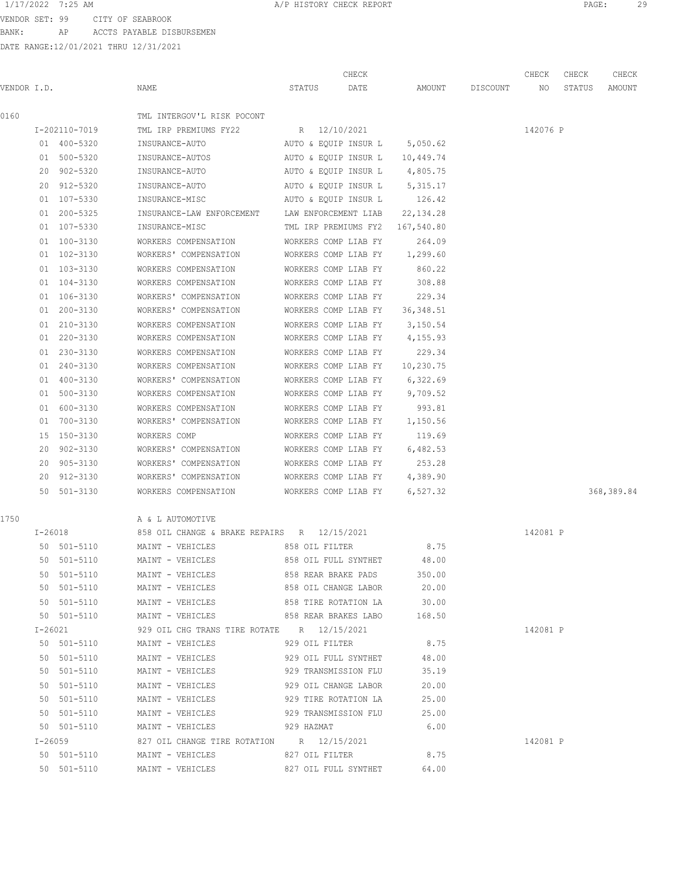VENDOR SET: 99 CITY OF SEABROOK
BANK: AP ACCTS PAYABLE DISBURSEMEN
DATE RANGE:12/01/2021 THRU 12/31/2021

A/P HISTORY CHECK REPORT

| VENDOR I.D. | NAME | STATUS | CHECK DATE | AMOUNT | DISCOUNT | CHECK NO | CHECK STATUS | CHECK AMOUNT |
|---|---|---|---|---|---|---|---|---|
| 0160 | TML INTERGOV'L RISK POCONT | | | | | | | |
| I-202110-7019 | TML IRP PREMIUMS FY22 | R | 12/10/2021 | | | 142076 | P | |
| 01 400-5320 | INSURANCE-AUTO | AUTO & EQUIP INSUR L | | 5,050.62 | | | | |
| 01 500-5320 | INSURANCE-AUTOS | AUTO & EQUIP INSUR L | | 10,449.74 | | | | |
| 20 902-5320 | INSURANCE-AUTO | AUTO & EQUIP INSUR L | | 4,805.75 | | | | |
| 20 912-5320 | INSURANCE-AUTO | AUTO & EQUIP INSUR L | | 5,315.17 | | | | |
| 01 107-5330 | INSURANCE-MISC | AUTO & EQUIP INSUR L | | 126.42 | | | | |
| 01 200-5325 | INSURANCE-LAW ENFORCEMENT | LAW ENFORCEMENT LIAB | | 22,134.28 | | | | |
| 01 107-5330 | INSURANCE-MISC | TML IRP PREMIUMS FY2 | | 167,540.80 | | | | |
| 01 100-3130 | WORKERS COMPENSATION | WORKERS COMP LIAB FY | | 264.09 | | | | |
| 01 102-3130 | WORKERS' COMPENSATION | WORKERS COMP LIAB FY | | 1,299.60 | | | | |
| 01 103-3130 | WORKERS COMPENSATION | WORKERS COMP LIAB FY | | 860.22 | | | | |
| 01 104-3130 | WORKERS COMPENSATION | WORKERS COMP LIAB FY | | 308.88 | | | | |
| 01 106-3130 | WORKERS' COMPENSATION | WORKERS COMP LIAB FY | | 229.34 | | | | |
| 01 200-3130 | WORKERS' COMPENSATION | WORKERS COMP LIAB FY | | 36,348.51 | | | | |
| 01 210-3130 | WORKERS COMPENSATION | WORKERS COMP LIAB FY | | 3,150.54 | | | | |
| 01 220-3130 | WORKERS COMPENSATION | WORKERS COMP LIAB FY | | 4,155.93 | | | | |
| 01 230-3130 | WORKERS COMPENSATION | WORKERS COMP LIAB FY | | 229.34 | | | | |
| 01 240-3130 | WORKERS COMPENSATION | WORKERS COMP LIAB FY | | 10,230.75 | | | | |
| 01 400-3130 | WORKERS' COMPENSATION | WORKERS COMP LIAB FY | | 6,322.69 | | | | |
| 01 500-3130 | WORKERS COMPENSATION | WORKERS COMP LIAB FY | | 9,709.52 | | | | |
| 01 600-3130 | WORKERS COMPENSATION | WORKERS COMP LIAB FY | | 993.81 | | | | |
| 01 700-3130 | WORKERS' COMPENSATION | WORKERS COMP LIAB FY | | 1,150.56 | | | | |
| 15 150-3130 | WORKERS COMP | WORKERS COMP LIAB FY | | 119.69 | | | | |
| 20 902-3130 | WORKERS' COMPENSATION | WORKERS COMP LIAB FY | | 6,482.53 | | | | |
| 20 905-3130 | WORKERS' COMPENSATION | WORKERS COMP LIAB FY | | 253.28 | | | | |
| 20 912-3130 | WORKERS' COMPENSATION | WORKERS COMP LIAB FY | | 4,389.90 | | | | |
| 50 501-3130 | WORKERS COMPENSATION | WORKERS COMP LIAB FY | | 6,527.32 | | | | 368,389.84 |
| 1750 | A & L AUTOMOTIVE | | | | | | | |
| I-26018 | 858 OIL CHANGE & BRAKE REPAIRS | R | 12/15/2021 | | | 142081 | P | |
| 50 501-5110 | MAINT - VEHICLES | 858 OIL FILTER | | 8.75 | | | | |
| 50 501-5110 | MAINT - VEHICLES | 858 OIL FULL SYNTHET | | 48.00 | | | | |
| 50 501-5110 | MAINT - VEHICLES | 858 REAR BRAKE PADS | | 350.00 | | | | |
| 50 501-5110 | MAINT - VEHICLES | 858 OIL CHANGE LABOR | | 20.00 | | | | |
| 50 501-5110 | MAINT - VEHICLES | 858 TIRE ROTATION LA | | 30.00 | | | | |
| 50 501-5110 | MAINT - VEHICLES | 858 REAR BRAKES LABO | | 168.50 | | | | |
| I-26021 | 929 OIL CHG TRANS TIRE ROTATE | R | 12/15/2021 | | | 142081 | P | |
| 50 501-5110 | MAINT - VEHICLES | 929 OIL FILTER | | 8.75 | | | | |
| 50 501-5110 | MAINT - VEHICLES | 929 OIL FULL SYNTHET | | 48.00 | | | | |
| 50 501-5110 | MAINT - VEHICLES | 929 TRANSMISSION FLU | | 35.19 | | | | |
| 50 501-5110 | MAINT - VEHICLES | 929 OIL CHANGE LABOR | | 20.00 | | | | |
| 50 501-5110 | MAINT - VEHICLES | 929 TIRE ROTATION LA | | 25.00 | | | | |
| 50 501-5110 | MAINT - VEHICLES | 929 TRANSMISSION FLU | | 25.00 | | | | |
| 50 501-5110 | MAINT - VEHICLES | 929 HAZMAT | | 6.00 | | | | |
| I-26059 | 827 OIL CHANGE TIRE ROTATION | R | 12/15/2021 | | | 142081 | P | |
| 50 501-5110 | MAINT - VEHICLES | 827 OIL FILTER | | 8.75 | | | | |
| 50 501-5110 | MAINT - VEHICLES | 827 OIL FULL SYNTHET | | 64.00 | | | | |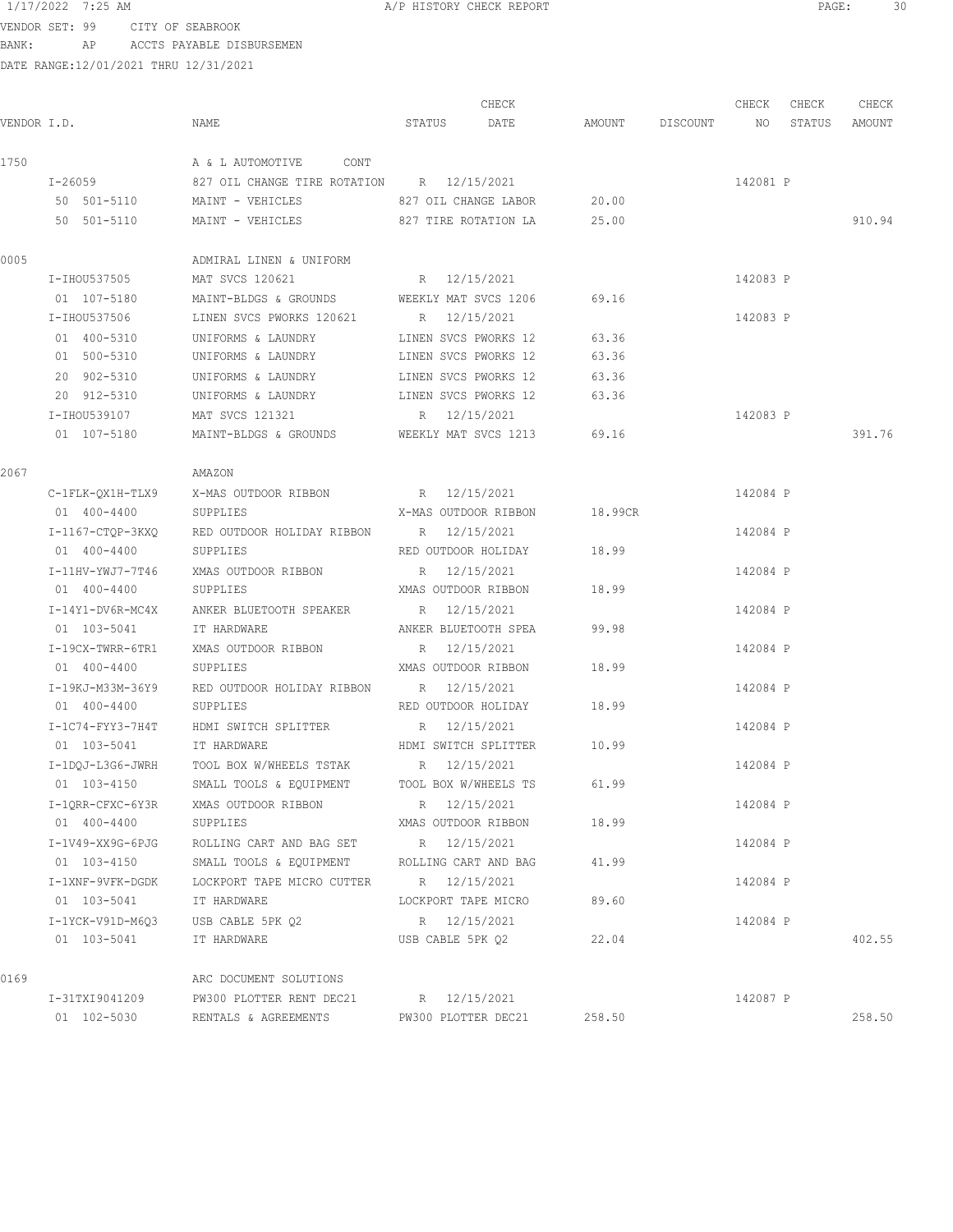VENDOR SET: 99 CITY OF SEABROOK
BANK: AP ACCTS PAYABLE DISBURSEMEN
DATE RANGE:12/01/2021 THRU 12/31/2021

| VENDOR I.D. | NAME | STATUS | CHECK DATE | AMOUNT | DISCOUNT | CHECK NO | CHECK STATUS | CHECK AMOUNT |
|---|---|---|---|---|---|---|---|---|
| 1750 | A & L AUTOMOTIVE CONT | | | | | | | |
| I-26059 | 827 OIL CHANGE TIRE ROTATION | R | 12/15/2021 | | | 142081 | P | |
| 50 501-5110 | MAINT - VEHICLES | 827 OIL CHANGE LABOR | | 20.00 | | | | |
| 50 501-5110 | MAINT - VEHICLES | 827 TIRE ROTATION LA | | 25.00 | | | | 910.94 |
| 0005 | ADMIRAL LINEN & UNIFORM | | | | | | | |
| I-IHOU537505 | MAT SVCS 120621 | R | 12/15/2021 | | | 142083 | P | |
| 01 107-5180 | MAINT-BLDGS & GROUNDS | WEEKLY MAT SVCS 1206 | | 69.16 | | | | |
| I-IHOU537506 | LINEN SVCS PWORKS 120621 | R | 12/15/2021 | | | 142083 | P | |
| 01 400-5310 | UNIFORMS & LAUNDRY | LINEN SVCS PWORKS 12 | | 63.36 | | | | |
| 01 500-5310 | UNIFORMS & LAUNDRY | LINEN SVCS PWORKS 12 | | 63.36 | | | | |
| 20 902-5310 | UNIFORMS & LAUNDRY | LINEN SVCS PWORKS 12 | | 63.36 | | | | |
| 20 912-5310 | UNIFORMS & LAUNDRY | LINEN SVCS PWORKS 12 | | 63.36 | | | | |
| I-IHOU539107 | MAT SVCS 121321 | R | 12/15/2021 | | | 142083 | P | |
| 01 107-5180 | MAINT-BLDGS & GROUNDS | WEEKLY MAT SVCS 1213 | | 69.16 | | | | 391.76 |
| 2067 | AMAZON | | | | | | | |
| C-1FLK-QX1H-TLX9 | X-MAS OUTDOOR RIBBON | R | 12/15/2021 | | | 142084 | P | |
| 01 400-4400 | SUPPLIES | X-MAS OUTDOOR RIBBON | | 18.99CR | | | | |
| I-1167-CTQP-3KXQ | RED OUTDOOR HOLIDAY RIBBON | R | 12/15/2021 | | | 142084 | P | |
| 01 400-4400 | SUPPLIES | RED OUTDOOR HOLIDAY | | 18.99 | | | | |
| I-11HV-YWJ7-7T46 | XMAS OUTDOOR RIBBON | R | 12/15/2021 | | | 142084 | P | |
| 01 400-4400 | SUPPLIES | XMAS OUTDOOR RIBBON | | 18.99 | | | | |
| I-14Y1-DV6R-MC4X | ANKER BLUETOOTH SPEAKER | R | 12/15/2021 | | | 142084 | P | |
| 01 103-5041 | IT HARDWARE | ANKER BLUETOOTH SPEA | | 99.98 | | | | |
| I-19CX-TWRR-6TR1 | XMAS OUTDOOR RIBBON | R | 12/15/2021 | | | 142084 | P | |
| 01 400-4400 | SUPPLIES | XMAS OUTDOOR RIBBON | | 18.99 | | | | |
| I-19KJ-M33M-36Y9 | RED OUTDOOR HOLIDAY RIBBON | R | 12/15/2021 | | | 142084 | P | |
| 01 400-4400 | SUPPLIES | RED OUTDOOR HOLIDAY | | 18.99 | | | | |
| I-1C74-FYY3-7H4T | HDMI SWITCH SPLITTER | R | 12/15/2021 | | | 142084 | P | |
| 01 103-5041 | IT HARDWARE | HDMI SWITCH SPLITTER | | 10.99 | | | | |
| I-1DQJ-L3G6-JWRH | TOOL BOX W/WHEELS TSTAK | R | 12/15/2021 | | | 142084 | P | |
| 01 103-4150 | SMALL TOOLS & EQUIPMENT | TOOL BOX W/WHEELS TS | | 61.99 | | | | |
| I-1QRR-CFXC-6Y3R | XMAS OUTDOOR RIBBON | R | 12/15/2021 | | | 142084 | P | |
| 01 400-4400 | SUPPLIES | XMAS OUTDOOR RIBBON | | 18.99 | | | | |
| I-1V49-XX9G-6PJG | ROLLING CART AND BAG SET | R | 12/15/2021 | | | 142084 | P | |
| 01 103-4150 | SMALL TOOLS & EQUIPMENT | ROLLING CART AND BAG | | 41.99 | | | | |
| I-1XNF-9VFK-DGDK | LOCKPORT TAPE MICRO CUTTER | R | 12/15/2021 | | | 142084 | P | |
| 01 103-5041 | IT HARDWARE | LOCKPORT TAPE MICRO | | 89.60 | | | | |
| I-1YCK-V91D-M6Q3 | USB CABLE 5PK Q2 | R | 12/15/2021 | | | 142084 | P | |
| 01 103-5041 | IT HARDWARE | USB CABLE 5PK Q2 | | 22.04 | | | | 402.55 |
| 0169 | ARC DOCUMENT SOLUTIONS | | | | | | | |
| I-31TXI9041209 | PW300 PLOTTER RENT DEC21 | R | 12/15/2021 | | | 142087 | P | |
| 01 102-5030 | RENTALS & AGREEMENTS | PW300 PLOTTER DEC21 | | 258.50 | | | | 258.50 |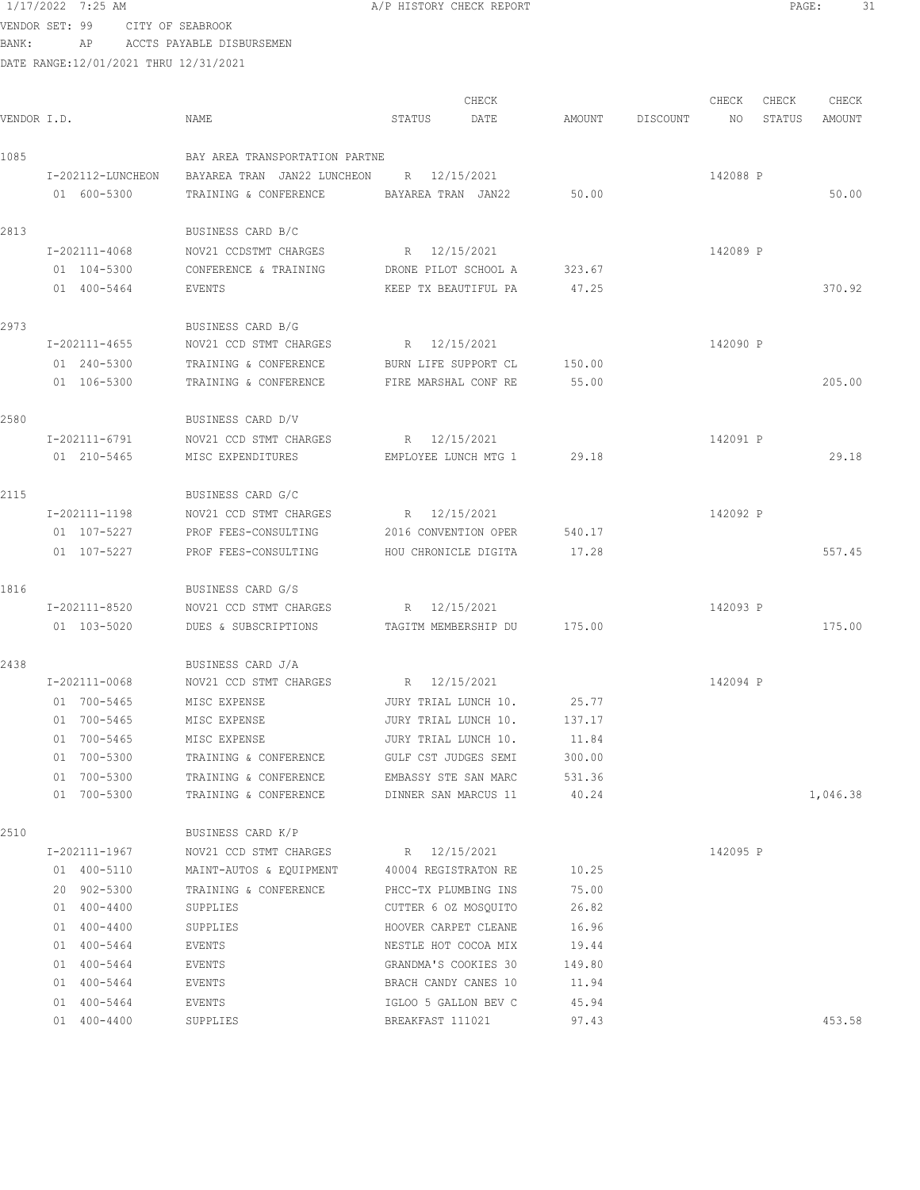VENDOR SET: 99 CITY OF SEABROOK
BANK: AP ACCTS PAYABLE DISBURSEMEN
DATE RANGE:12/01/2021 THRU 12/31/2021

| VENDOR I.D. | NAME | STATUS | CHECK DATE | AMOUNT | DISCOUNT | CHECK NO | CHECK STATUS | CHECK AMOUNT |
|---|---|---|---|---|---|---|---|---|
| 1085 | BAY AREA TRANSPORTATION PARTNE | | | | | | | |
| I-202112-LUNCHEON | BAYAREA TRAN JAN22 LUNCHEON | R | 12/15/2021 | | | 142088 | P | |
| 01 600-5300 | TRAINING & CONFERENCE | BAYAREA TRAN JAN22 | | 50.00 | | | | 50.00 |
| 2813 | BUSINESS CARD B/C | | | | | | | |
| I-202111-4068 | NOV21 CCDSTMT CHARGES | R | 12/15/2021 | | | 142089 | P | |
| 01 104-5300 | CONFERENCE & TRAINING | DRONE PILOT SCHOOL A | | 323.67 | | | | |
| 01 400-5464 | EVENTS | KEEP TX BEAUTIFUL PA | | 47.25 | | | | 370.92 |
| 2973 | BUSINESS CARD B/G | | | | | | | |
| I-202111-4655 | NOV21 CCD STMT CHARGES | R | 12/15/2021 | | | 142090 | P | |
| 01 240-5300 | TRAINING & CONFERENCE | BURN LIFE SUPPORT CL | | 150.00 | | | | |
| 01 106-5300 | TRAINING & CONFERENCE | FIRE MARSHAL CONF RE | | 55.00 | | | | 205.00 |
| 2580 | BUSINESS CARD D/V | | | | | | | |
| I-202111-6791 | NOV21 CCD STMT CHARGES | R | 12/15/2021 | | | 142091 | P | |
| 01 210-5465 | MISC EXPENDITURES | EMPLOYEE LUNCH MTG 1 | | 29.18 | | | | 29.18 |
| 2115 | BUSINESS CARD G/C | | | | | | | |
| I-202111-1198 | NOV21 CCD STMT CHARGES | R | 12/15/2021 | | | 142092 | P | |
| 01 107-5227 | PROF FEES-CONSULTING | 2016 CONVENTION OPER | | 540.17 | | | | |
| 01 107-5227 | PROF FEES-CONSULTING | HOU CHRONICLE DIGITA | | 17.28 | | | | 557.45 |
| 1816 | BUSINESS CARD G/S | | | | | | | |
| I-202111-8520 | NOV21 CCD STMT CHARGES | R | 12/15/2021 | | | 142093 | P | |
| 01 103-5020 | DUES & SUBSCRIPTIONS | TAGITM MEMBERSHIP DU | | 175.00 | | | | 175.00 |
| 2438 | BUSINESS CARD J/A | | | | | | | |
| I-202111-0068 | NOV21 CCD STMT CHARGES | R | 12/15/2021 | | | 142094 | P | |
| 01 700-5465 | MISC EXPENSE | JURY TRIAL LUNCH 10. | | 25.77 | | | | |
| 01 700-5465 | MISC EXPENSE | JURY TRIAL LUNCH 10. | | 137.17 | | | | |
| 01 700-5465 | MISC EXPENSE | JURY TRIAL LUNCH 10. | | 11.84 | | | | |
| 01 700-5300 | TRAINING & CONFERENCE | GULF CST JUDGES SEMI | | 300.00 | | | | |
| 01 700-5300 | TRAINING & CONFERENCE | EMBASSY STE SAN MARC | | 531.36 | | | | |
| 01 700-5300 | TRAINING & CONFERENCE | DINNER SAN MARCUS 11 | | 40.24 | | | | 1,046.38 |
| 2510 | BUSINESS CARD K/P | | | | | | | |
| I-202111-1967 | NOV21 CCD STMT CHARGES | R | 12/15/2021 | | | 142095 | P | |
| 01 400-5110 | MAINT-AUTOS & EQUIPMENT | 40004 REGISTRATON RE | | 10.25 | | | | |
| 20 902-5300 | TRAINING & CONFERENCE | PHCC-TX PLUMBING INS | | 75.00 | | | | |
| 01 400-4400 | SUPPLIES | CUTTER 6 OZ MOSQUITO | | 26.82 | | | | |
| 01 400-4400 | SUPPLIES | HOOVER CARPET CLEANE | | 16.96 | | | | |
| 01 400-5464 | EVENTS | NESTLE HOT COCOA MIX | | 19.44 | | | | |
| 01 400-5464 | EVENTS | GRANDMA'S COOKIES 30 | | 149.80 | | | | |
| 01 400-5464 | EVENTS | BRACH CANDY CANES 10 | | 11.94 | | | | |
| 01 400-5464 | EVENTS | IGLOO 5 GALLON BEV C | | 45.94 | | | | |
| 01 400-4400 | SUPPLIES | BREAKFAST 111021 | | 97.43 | | | | 453.58 |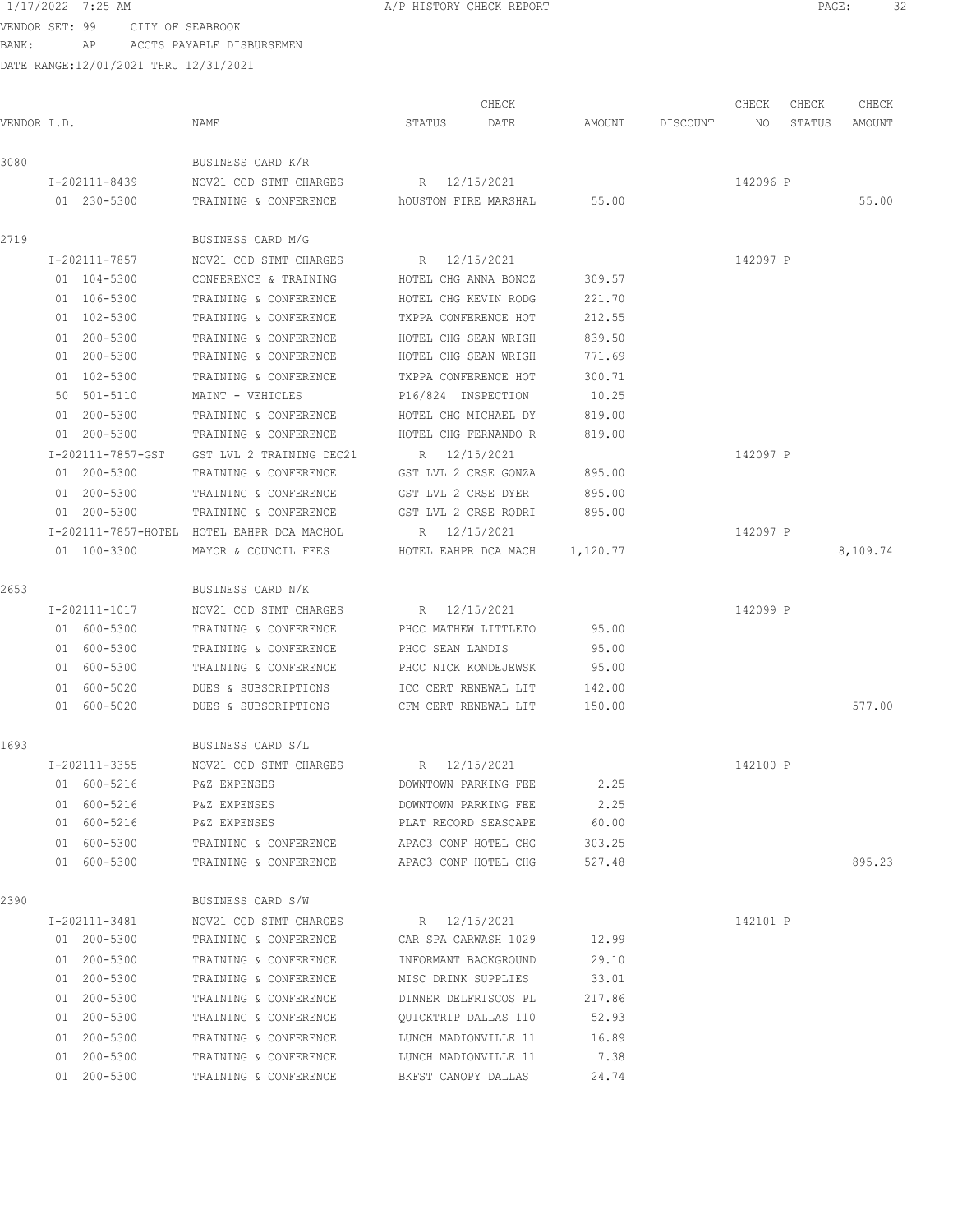VENDOR SET: 99 CITY OF SEABROOK
BANK: AP ACCTS PAYABLE DISBURSEMEN
DATE RANGE:12/01/2021 THRU 12/31/2021

| VENDOR I.D. | NAME | STATUS | CHECK DATE | AMOUNT | DISCOUNT | CHECK NO | CHECK STATUS | CHECK AMOUNT |
|---|---|---|---|---|---|---|---|---|
| 3080 | BUSINESS CARD K/R | | | | | | | |
| I-202111-8439 | NOV21 CCD STMT CHARGES | R | 12/15/2021 | | | 142096 | P | |
| 01 230-5300 | TRAINING & CONFERENCE | hOUSTON FIRE MARSHAL | | 55.00 | | | | 55.00 |
| 2719 | BUSINESS CARD M/G | | | | | | | |
| I-202111-7857 | NOV21 CCD STMT CHARGES | R | 12/15/2021 | | | 142097 | P | |
| 01 104-5300 | CONFERENCE & TRAINING | HOTEL CHG ANNA BONCZ | | 309.57 | | | | |
| 01 106-5300 | TRAINING & CONFERENCE | HOTEL CHG KEVIN RODG | | 221.70 | | | | |
| 01 102-5300 | TRAINING & CONFERENCE | TXPPA CONFERENCE HOT | | 212.55 | | | | |
| 01 200-5300 | TRAINING & CONFERENCE | HOTEL CHG SEAN WRIGH | | 839.50 | | | | |
| 01 200-5300 | TRAINING & CONFERENCE | HOTEL CHG SEAN WRIGH | | 771.69 | | | | |
| 01 102-5300 | TRAINING & CONFERENCE | TXPPA CONFERENCE HOT | | 300.71 | | | | |
| 50 501-5110 | MAINT - VEHICLES | P16/824 INSPECTION | | 10.25 | | | | |
| 01 200-5300 | TRAINING & CONFERENCE | HOTEL CHG MICHAEL DY | | 819.00 | | | | |
| 01 200-5300 | TRAINING & CONFERENCE | HOTEL CHG FERNANDO R | | 819.00 | | | | |
| I-202111-7857-GST | GST LVL 2 TRAINING DEC21 | R | 12/15/2021 | | | 142097 | P | |
| 01 200-5300 | TRAINING & CONFERENCE | GST LVL 2 CRSE GONZA | | 895.00 | | | | |
| 01 200-5300 | TRAINING & CONFERENCE | GST LVL 2 CRSE DYER | | 895.00 | | | | |
| 01 200-5300 | TRAINING & CONFERENCE | GST LVL 2 CRSE RODRI | | 895.00 | | | | |
| I-202111-7857-HOTEL | HOTEL EAHPR DCA MACHOL | R | 12/15/2021 | | | 142097 | P | |
| 01 100-3300 | MAYOR & COUNCIL FEES | HOTEL EAHPR DCA MACH | | 1,120.77 | | | | 8,109.74 |
| 2653 | BUSINESS CARD N/K | | | | | | | |
| I-202111-1017 | NOV21 CCD STMT CHARGES | R | 12/15/2021 | | | 142099 | P | |
| 01 600-5300 | TRAINING & CONFERENCE | PHCC MATHEW LITTLETO | | 95.00 | | | | |
| 01 600-5300 | TRAINING & CONFERENCE | PHCC SEAN LANDIS | | 95.00 | | | | |
| 01 600-5300 | TRAINING & CONFERENCE | PHCC NICK KONDEJEWSK | | 95.00 | | | | |
| 01 600-5020 | DUES & SUBSCRIPTIONS | ICC CERT RENEWAL LIT | | 142.00 | | | | |
| 01 600-5020 | DUES & SUBSCRIPTIONS | CFM CERT RENEWAL LIT | | 150.00 | | | | 577.00 |
| 1693 | BUSINESS CARD S/L | | | | | | | |
| I-202111-3355 | NOV21 CCD STMT CHARGES | R | 12/15/2021 | | | 142100 | P | |
| 01 600-5216 | P&Z EXPENSES | DOWNTOWN PARKING FEE | | 2.25 | | | | |
| 01 600-5216 | P&Z EXPENSES | DOWNTOWN PARKING FEE | | 2.25 | | | | |
| 01 600-5216 | P&Z EXPENSES | PLAT RECORD SEASCAPE | | 60.00 | | | | |
| 01 600-5300 | TRAINING & CONFERENCE | APAC3 CONF HOTEL CHG | | 303.25 | | | | |
| 01 600-5300 | TRAINING & CONFERENCE | APAC3 CONF HOTEL CHG | | 527.48 | | | | 895.23 |
| 2390 | BUSINESS CARD S/W | | | | | | | |
| I-202111-3481 | NOV21 CCD STMT CHARGES | R | 12/15/2021 | | | 142101 | P | |
| 01 200-5300 | TRAINING & CONFERENCE | CAR SPA CARWASH 1029 | | 12.99 | | | | |
| 01 200-5300 | TRAINING & CONFERENCE | INFORMANT BACKGROUND | | 29.10 | | | | |
| 01 200-5300 | TRAINING & CONFERENCE | MISC DRINK SUPPLIES | | 33.01 | | | | |
| 01 200-5300 | TRAINING & CONFERENCE | DINNER DELFRISCOS PL | | 217.86 | | | | |
| 01 200-5300 | TRAINING & CONFERENCE | QUICKTRIP DALLAS 110 | | 52.93 | | | | |
| 01 200-5300 | TRAINING & CONFERENCE | LUNCH MADIONVILLE 11 | | 16.89 | | | | |
| 01 200-5300 | TRAINING & CONFERENCE | LUNCH MADIONVILLE 11 | | 7.38 | | | | |
| 01 200-5300 | TRAINING & CONFERENCE | BKFST CANOPY DALLAS | | 24.74 | | | | |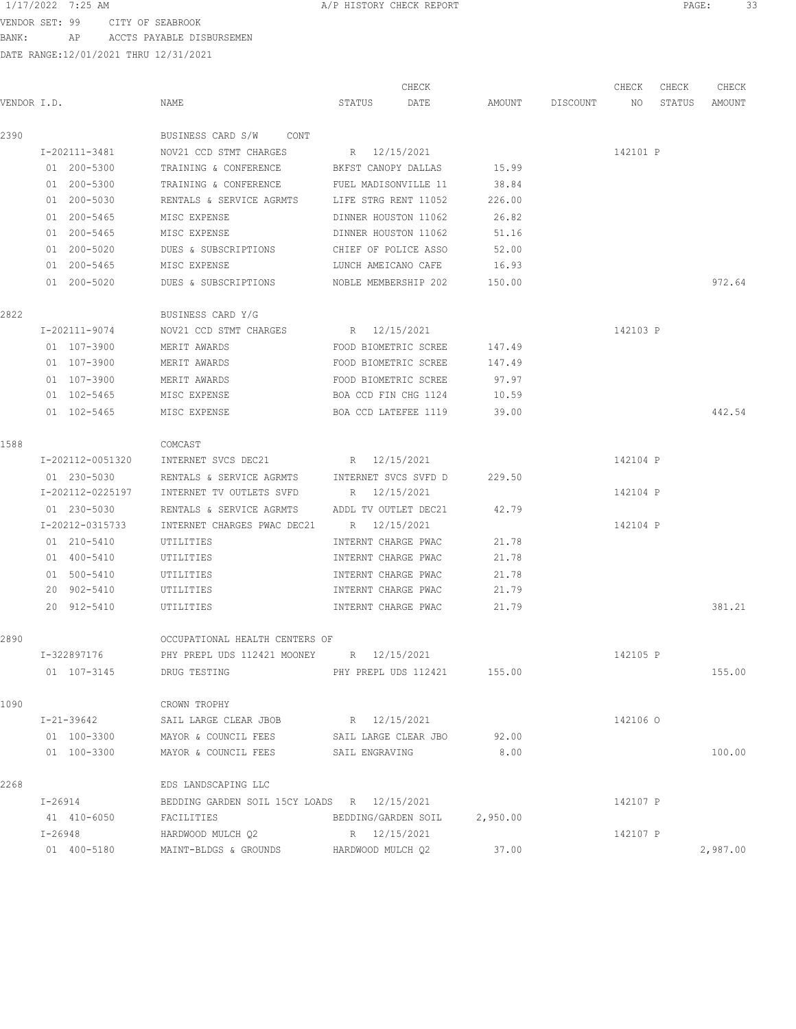VENDOR SET: 99 CITY OF SEABROOK
BANK: AP ACCTS PAYABLE DISBURSEMEN
DATE RANGE:12/01/2021 THRU 12/31/2021

| VENDOR I.D. | NAME | STATUS | CHECK DATE | AMOUNT | DISCOUNT | CHECK NO | CHECK STATUS | CHECK AMOUNT |
|---|---|---|---|---|---|---|---|---|
| 2390 | BUSINESS CARD S/W CONT | | | | | | | |
| I-202111-3481 | NOV21 CCD STMT CHARGES | R | 12/15/2021 | | | 142101 | P | |
| 01 200-5300 | TRAINING & CONFERENCE | BKFST CANOPY DALLAS | | 15.99 | | | | |
| 01 200-5300 | TRAINING & CONFERENCE | FUEL MADISONVILLE 11 | | 38.84 | | | | |
| 01 200-5030 | RENTALS & SERVICE AGRMTS | LIFE STRG RENT 11052 | | 226.00 | | | | |
| 01 200-5465 | MISC EXPENSE | DINNER HOUSTON 11062 | | 26.82 | | | | |
| 01 200-5465 | MISC EXPENSE | DINNER HOUSTON 11062 | | 51.16 | | | | |
| 01 200-5020 | DUES & SUBSCRIPTIONS | CHIEF OF POLICE ASSO | | 52.00 | | | | |
| 01 200-5465 | MISC EXPENSE | LUNCH AMEICANO CAFE | | 16.93 | | | | |
| 01 200-5020 | DUES & SUBSCRIPTIONS | NOBLE MEMBERSHIP 202 | | 150.00 | | | | 972.64 |
| 2822 | BUSINESS CARD Y/G | | | | | | | |
| I-202111-9074 | NOV21 CCD STMT CHARGES | R | 12/15/2021 | | | 142103 | P | |
| 01 107-3900 | MERIT AWARDS | FOOD BIOMETRIC SCREE | | 147.49 | | | | |
| 01 107-3900 | MERIT AWARDS | FOOD BIOMETRIC SCREE | | 147.49 | | | | |
| 01 107-3900 | MERIT AWARDS | FOOD BIOMETRIC SCREE | | 97.97 | | | | |
| 01 102-5465 | MISC EXPENSE | BOA CCD FIN CHG 1124 | | 10.59 | | | | |
| 01 102-5465 | MISC EXPENSE | BOA CCD LATEFEE 1119 | | 39.00 | | | | 442.54 |
| 1588 | COMCAST | | | | | | | |
| I-202112-0051320 | INTERNET SVCS DEC21 | R | 12/15/2021 | | | 142104 | P | |
| 01 230-5030 | RENTALS & SERVICE AGRMTS | INTERNET SVCS SVFD D | | 229.50 | | | | |
| I-202112-0225197 | INTERNET TV OUTLETS SVFD | R | 12/15/2021 | | | 142104 | P | |
| 01 230-5030 | RENTALS & SERVICE AGRMTS | ADDL TV OUTLET DEC21 | | 42.79 | | | | |
| I-20212-0315733 | INTERNET CHARGES PWAC DEC21 | R | 12/15/2021 | | | 142104 | P | |
| 01 210-5410 | UTILITIES | INTERNT CHARGE PWAC | | 21.78 | | | | |
| 01 400-5410 | UTILITIES | INTERNT CHARGE PWAC | | 21.78 | | | | |
| 01 500-5410 | UTILITIES | INTERNT CHARGE PWAC | | 21.78 | | | | |
| 20 902-5410 | UTILITIES | INTERNT CHARGE PWAC | | 21.79 | | | | |
| 20 912-5410 | UTILITIES | INTERNT CHARGE PWAC | | 21.79 | | | | 381.21 |
| 2890 | OCCUPATIONAL HEALTH CENTERS OF | | | | | | | |
| I-322897176 | PHY PREPL UDS 112421 MOONEY | R | 12/15/2021 | | | 142105 | P | |
| 01 107-3145 | DRUG TESTING | PHY PREPL UDS 112421 | | 155.00 | | | | 155.00 |
| 1090 | CROWN TROPHY | | | | | | | |
| I-21-39642 | SAIL LARGE CLEAR JBOB | R | 12/15/2021 | | | 142106 | O | |
| 01 100-3300 | MAYOR & COUNCIL FEES | SAIL LARGE CLEAR JBO | | 92.00 | | | | |
| 01 100-3300 | MAYOR & COUNCIL FEES | SAIL ENGRAVING | | 8.00 | | | | 100.00 |
| 2268 | EDS LANDSCAPING LLC | | | | | | | |
| I-26914 | BEDDING GARDEN SOIL 15CY LOADS | R | 12/15/2021 | | | 142107 | P | |
| 41 410-6050 | FACILITIES | BEDDING/GARDEN SOIL | | 2,950.00 | | | | |
| I-26948 | HARDWOOD MULCH Q2 | R | 12/15/2021 | | | 142107 | P | |
| 01 400-5180 | MAINT-BLDGS & GROUNDS | HARDWOOD MULCH Q2 | | 37.00 | | | | 2,987.00 |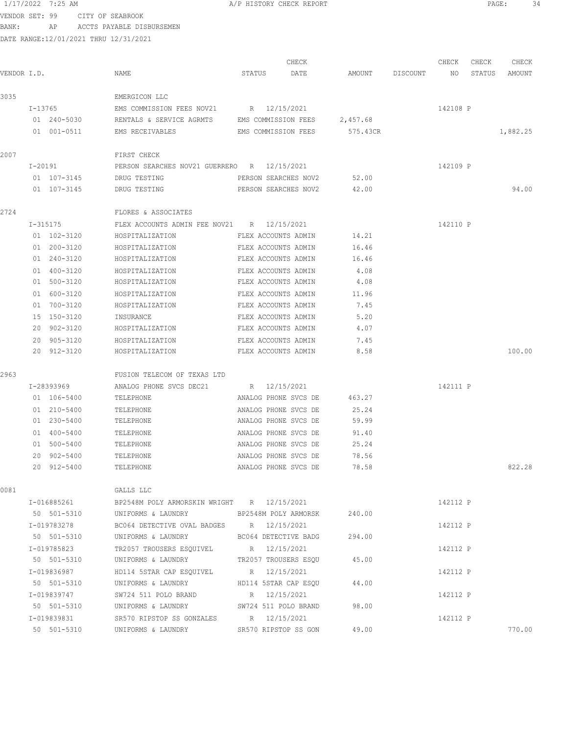1/17/2022 7:25 AM A/P HISTORY CHECK REPORT

VENDOR SET: 99 CITY OF SEABROOK
BANK: AP ACCTS PAYABLE DISBURSEMEN
DATE RANGE:12/01/2021 THRU 12/31/2021

| VENDOR I.D. | NAME | STATUS | CHECK DATE | AMOUNT | DISCOUNT | CHECK NO | CHECK STATUS | CHECK AMOUNT |
|---|---|---|---|---|---|---|---|---|
| 3035 | EMERGICON LLC | | | | | | | |
| I-13765 | EMS COMMISSION FEES NOV21 | R | 12/15/2021 | | | 142108 | P | |
| 01 240-5030 | RENTALS & SERVICE AGRMTS | EMS COMMISSION FEES | | 2,457.68 | | | | |
| 01 001-0511 | EMS RECEIVABLES | EMS COMMISSION FEES | | 575.43CR | | | | 1,882.25 |
| 2007 | FIRST CHECK | | | | | | | |
| I-20191 | PERSON SEARCHES NOV21 GUERRERO | R | 12/15/2021 | | | 142109 | P | |
| 01 107-3145 | DRUG TESTING | PERSON SEARCHES NOV2 | | 52.00 | | | | |
| 01 107-3145 | DRUG TESTING | PERSON SEARCHES NOV2 | | 42.00 | | | | 94.00 |
| 2724 | FLORES & ASSOCIATES | | | | | | | |
| I-315175 | FLEX ACCOUNTS ADMIN FEE NOV21 | R | 12/15/2021 | | | 142110 | P | |
| 01 102-3120 | HOSPITALIZATION | FLEX ACCOUNTS ADMIN | | 14.21 | | | | |
| 01 200-3120 | HOSPITALIZATION | FLEX ACCOUNTS ADMIN | | 16.46 | | | | |
| 01 240-3120 | HOSPITALIZATION | FLEX ACCOUNTS ADMIN | | 16.46 | | | | |
| 01 400-3120 | HOSPITALIZATION | FLEX ACCOUNTS ADMIN | | 4.08 | | | | |
| 01 500-3120 | HOSPITALIZATION | FLEX ACCOUNTS ADMIN | | 4.08 | | | | |
| 01 600-3120 | HOSPITALIZATION | FLEX ACCOUNTS ADMIN | | 11.96 | | | | |
| 01 700-3120 | HOSPITALIZATION | FLEX ACCOUNTS ADMIN | | 7.45 | | | | |
| 15 150-3120 | INSURANCE | FLEX ACCOUNTS ADMIN | | 5.20 | | | | |
| 20 902-3120 | HOSPITALIZATION | FLEX ACCOUNTS ADMIN | | 4.07 | | | | |
| 20 905-3120 | HOSPITALIZATION | FLEX ACCOUNTS ADMIN | | 7.45 | | | | |
| 20 912-3120 | HOSPITALIZATION | FLEX ACCOUNTS ADMIN | | 8.58 | | | | 100.00 |
| 2963 | FUSION TELECOM OF TEXAS LTD | | | | | | | |
| I-28393969 | ANALOG PHONE SVCS DEC21 | R | 12/15/2021 | | | 142111 | P | |
| 01 106-5400 | TELEPHONE | ANALOG PHONE SVCS DE | | 463.27 | | | | |
| 01 210-5400 | TELEPHONE | ANALOG PHONE SVCS DE | | 25.24 | | | | |
| 01 230-5400 | TELEPHONE | ANALOG PHONE SVCS DE | | 59.99 | | | | |
| 01 400-5400 | TELEPHONE | ANALOG PHONE SVCS DE | | 91.40 | | | | |
| 01 500-5400 | TELEPHONE | ANALOG PHONE SVCS DE | | 25.24 | | | | |
| 20 902-5400 | TELEPHONE | ANALOG PHONE SVCS DE | | 78.56 | | | | |
| 20 912-5400 | TELEPHONE | ANALOG PHONE SVCS DE | | 78.58 | | | | 822.28 |
| 0081 | GALLS LLC | | | | | | | |
| I-016885261 | BP2548M POLY ARMORSKIN WRIGHT | R | 12/15/2021 | | | 142112 | P | |
| 50 501-5310 | UNIFORMS & LAUNDRY | BP2548M POLY ARMORSK | | 240.00 | | | | |
| I-019783278 | BC064 DETECTIVE OVAL BADGES | R | 12/15/2021 | | | 142112 | P | |
| 50 501-5310 | UNIFORMS & LAUNDRY | BC064 DETECTIVE BADG | | 294.00 | | | | |
| I-019785823 | TR2057 TROUSERS ESQUIVEL | R | 12/15/2021 | | | 142112 | P | |
| 50 501-5310 | UNIFORMS & LAUNDRY | TR2057 TROUSERS ESQU | | 45.00 | | | | |
| I-019836987 | HD114 5STAR CAP ESQUIVEL | R | 12/15/2021 | | | 142112 | P | |
| 50 501-5310 | UNIFORMS & LAUNDRY | HD114 5STAR CAP ESQU | | 44.00 | | | | |
| I-019839747 | SW724 511 POLO BRAND | R | 12/15/2021 | | | 142112 | P | |
| 50 501-5310 | UNIFORMS & LAUNDRY | SW724 511 POLO BRAND | | 98.00 | | | | |
| I-019839831 | SR570 RIPSTOP SS GONZALES | R | 12/15/2021 | | | 142112 | P | |
| 50 501-5310 | UNIFORMS & LAUNDRY | SR570 RIPSTOP SS GON | | 49.00 | | | | 770.00 |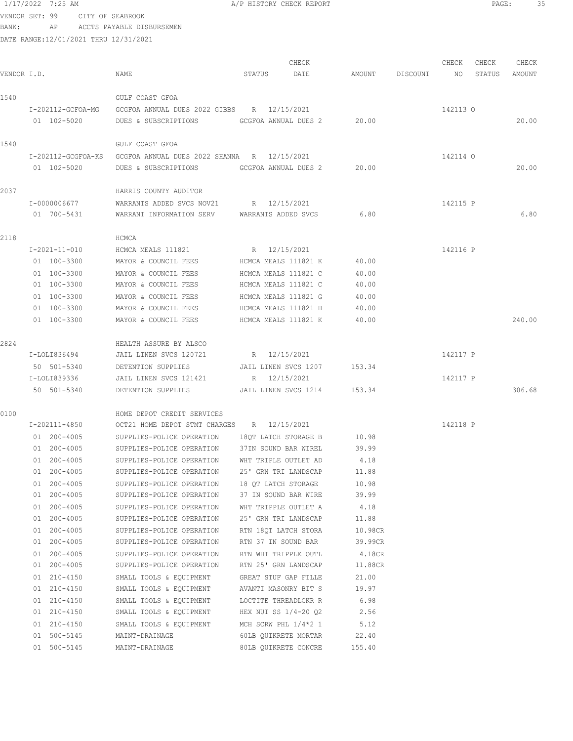VENDOR SET: 99 CITY OF SEABROOK
BANK: AP ACCTS PAYABLE DISBURSEMEN
DATE RANGE:12/01/2021 THRU 12/31/2021

A/P HISTORY CHECK REPORT

| VENDOR I.D. | NAME | STATUS | CHECK DATE | AMOUNT | DISCOUNT | CHECK NO | CHECK STATUS | CHECK AMOUNT |
|---|---|---|---|---|---|---|---|---|
| 1540 | GULF COAST GFOA | | | | | | | |
| I-202112-GCFOA-MG | GCGFOA ANNUAL DUES 2022 GIBBS | R | 12/15/2021 | | | 142113 | O | |
| 01 102-5020 | DUES & SUBSCRIPTIONS | GCGFOA ANNUAL DUES 2 | | 20.00 | | | | 20.00 |
| 1540 | GULF COAST GFOA | | | | | | | |
| I-202112-GCGFOA-KS | GCGFOA ANNUAL DUES 2022 SHANNA | R | 12/15/2021 | | | 142114 | O | |
| 01 102-5020 | DUES & SUBSCRIPTIONS | GCGFOA ANNUAL DUES 2 | | 20.00 | | | | 20.00 |
| 2037 | HARRIS COUNTY AUDITOR | | | | | | | |
| I-0000006677 | WARRANTS ADDED SVCS NOV21 | R | 12/15/2021 | | | 142115 | P | |
| 01 700-5431 | WARRANT INFORMATION SERV | WARRANTS ADDED SVCS | | 6.80 | | | | 6.80 |
| 2118 | HCMCA | | | | | | | |
| I-2021-11-010 | HCMCA MEALS 111821 | R | 12/15/2021 | | | 142116 | P | |
| 01 100-3300 | MAYOR & COUNCIL FEES | HCMCA MEALS 111821 K | | 40.00 | | | | |
| 01 100-3300 | MAYOR & COUNCIL FEES | HCMCA MEALS 111821 C | | 40.00 | | | | |
| 01 100-3300 | MAYOR & COUNCIL FEES | HCMCA MEALS 111821 C | | 40.00 | | | | |
| 01 100-3300 | MAYOR & COUNCIL FEES | HCMCA MEALS 111821 G | | 40.00 | | | | |
| 01 100-3300 | MAYOR & COUNCIL FEES | HCMCA MEALS 111821 H | | 40.00 | | | | |
| 01 100-3300 | MAYOR & COUNCIL FEES | HCMCA MEALS 111821 K | | 40.00 | | | | 240.00 |
| 2824 | HEALTH ASSURE BY ALSCO | | | | | | | |
| I-LOLI836494 | JAIL LINEN SVCS 120721 | R | 12/15/2021 | | | 142117 | P | |
| 50 501-5340 | DETENTION SUPPLIES | JAIL LINEN SVCS 1207 | | 153.34 | | | | |
| I-LOLI839336 | JAIL LINEN SVCS 121421 | R | 12/15/2021 | | | 142117 | P | |
| 50 501-5340 | DETENTION SUPPLIES | JAIL LINEN SVCS 1214 | | 153.34 | | | | 306.68 |
| 0100 | HOME DEPOT CREDIT SERVICES | | | | | | | |
| I-202111-4850 | OCT21 HOME DEPOT STMT CHARGES | R | 12/15/2021 | | | 142118 | P | |
| 01 200-4005 | SUPPLIES-POLICE OPERATION | 18QT LATCH STORAGE B | | 10.98 | | | | |
| 01 200-4005 | SUPPLIES-POLICE OPERATION | 37IN SOUND BAR WIREL | | 39.99 | | | | |
| 01 200-4005 | SUPPLIES-POLICE OPERATION | WHT TRIPLE OUTLET AD | | 4.18 | | | | |
| 01 200-4005 | SUPPLIES-POLICE OPERATION | 25' GRN TRI LANDSCAP | | 11.88 | | | | |
| 01 200-4005 | SUPPLIES-POLICE OPERATION | 18 QT LATCH STORAGE | | 10.98 | | | | |
| 01 200-4005 | SUPPLIES-POLICE OPERATION | 37 IN SOUND BAR WIRE | | 39.99 | | | | |
| 01 200-4005 | SUPPLIES-POLICE OPERATION | WHT TRIPPLE OUTLET A | | 4.18 | | | | |
| 01 200-4005 | SUPPLIES-POLICE OPERATION | 25' GRN TRI LANDSCAP | | 11.88 | | | | |
| 01 200-4005 | SUPPLIES-POLICE OPERATION | RTN 18QT LATCH STORA | | 10.98CR | | | | |
| 01 200-4005 | SUPPLIES-POLICE OPERATION | RTN 37 IN SOUND BAR | | 39.99CR | | | | |
| 01 200-4005 | SUPPLIES-POLICE OPERATION | RTN WHT TRIPPLE OUTL | | 4.18CR | | | | |
| 01 200-4005 | SUPPLIES-POLICE OPERATION | RTN 25' GRN LANDSCAP | | 11.88CR | | | | |
| 01 210-4150 | SMALL TOOLS & EQUIPMENT | GREAT STUF GAP FILLE | | 21.00 | | | | |
| 01 210-4150 | SMALL TOOLS & EQUIPMENT | AVANTI MASONRY BIT S | | 19.97 | | | | |
| 01 210-4150 | SMALL TOOLS & EQUIPMENT | LOCTITE THREADLCKR R | | 6.98 | | | | |
| 01 210-4150 | SMALL TOOLS & EQUIPMENT | HEX NUT SS 1/4-20 Q2 | | 2.56 | | | | |
| 01 210-4150 | SMALL TOOLS & EQUIPMENT | MCH SCRW PHL 1/4*2 1 | | 5.12 | | | | |
| 01 500-5145 | MAINT-DRAINAGE | 60LB QUIKRETE MORTAR | | 22.40 | | | | |
| 01 500-5145 | MAINT-DRAINAGE | 80LB QUIKRETE CONCRE | | 155.40 | | | | |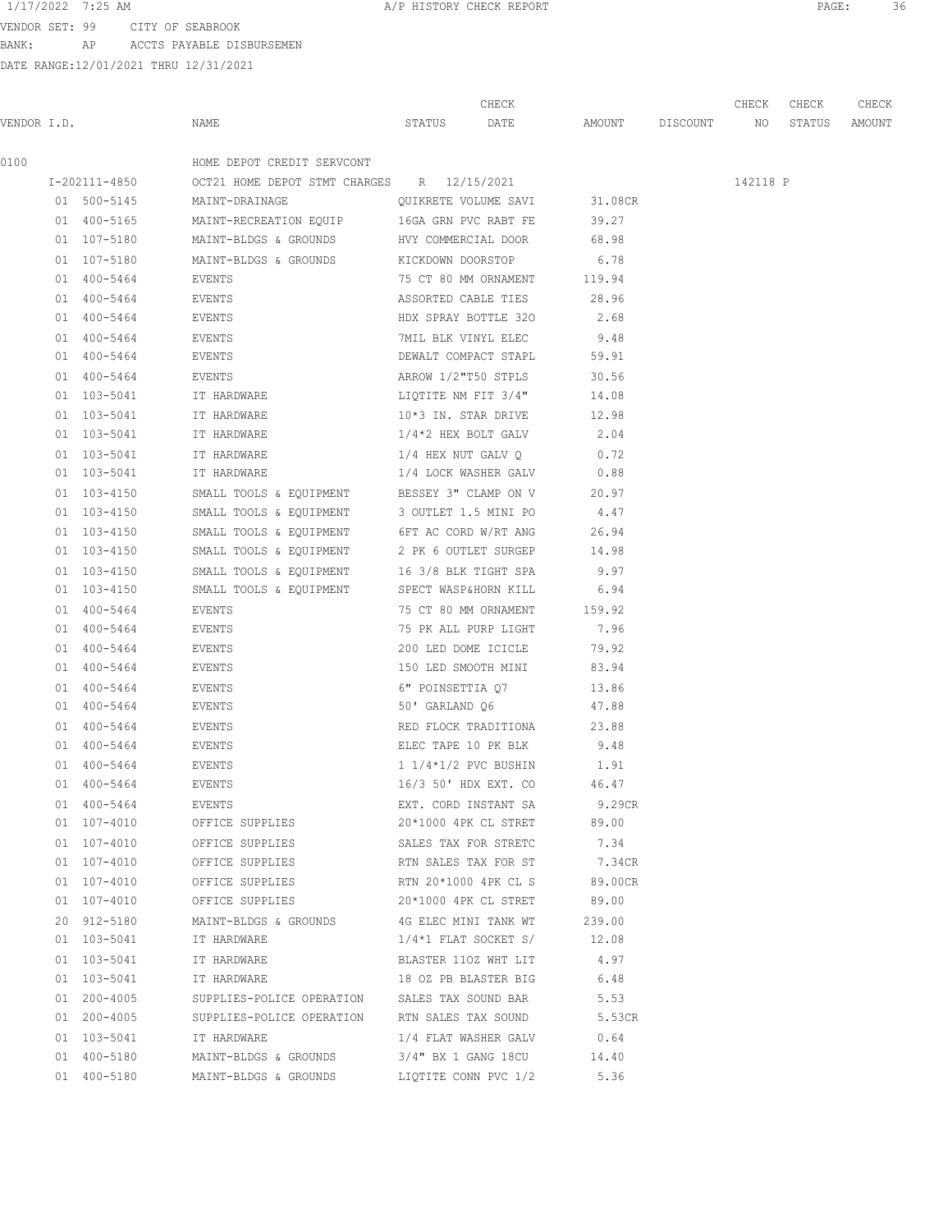VENDOR SET: 99 CITY OF SEABROOK

BANK: AP ACCTS PAYABLE DISBURSEMEN

DATE RANGE:12/01/2021 THRU 12/31/2021

| VENDOR I.D. | NAME | STATUS | CHECK DATE | AMOUNT | DISCOUNT | CHECK NO | CHECK STATUS | CHECK AMOUNT |
|---|---|---|---|---|---|---|---|---|
| 0100 | HOME DEPOT CREDIT SERVCONT | | | | | | | |
| I-202111-4850 | OCT21 HOME DEPOT STMT CHARGES | R | 12/15/2021 | | | 142118 | P | |
| 01 500-5145 | MAINT-DRAINAGE | QUIKRETE VOLUME SAVI | | 31.08CR | | | | |
| 01 400-5165 | MAINT-RECREATION EQUIP | 16GA GRN PVC RABT FE | | 39.27 | | | | |
| 01 107-5180 | MAINT-BLDGS & GROUNDS | HVY COMMERCIAL DOOR | | 68.98 | | | | |
| 01 107-5180 | MAINT-BLDGS & GROUNDS | KICKDOWN DOORSTOP | | 6.78 | | | | |
| 01 400-5464 | EVENTS | 75 CT 80 MM ORNAMENT | | 119.94 | | | | |
| 01 400-5464 | EVENTS | ASSORTED CABLE TIES | | 28.96 | | | | |
| 01 400-5464 | EVENTS | HDX SPRAY BOTTLE 32O | | 2.68 | | | | |
| 01 400-5464 | EVENTS | 7MIL BLK VINYL ELEC | | 9.48 | | | | |
| 01 400-5464 | EVENTS | DEWALT COMPACT STAPL | | 59.91 | | | | |
| 01 400-5464 | EVENTS | ARROW 1/2"T50 STPLS | | 30.56 | | | | |
| 01 103-5041 | IT HARDWARE | LIQTITE NM FIT 3/4" | | 14.08 | | | | |
| 01 103-5041 | IT HARDWARE | 10*3 IN. STAR DRIVE | | 12.98 | | | | |
| 01 103-5041 | IT HARDWARE | 1/4*2 HEX BOLT GALV | | 2.04 | | | | |
| 01 103-5041 | IT HARDWARE | 1/4 HEX NUT GALV Q | | 0.72 | | | | |
| 01 103-5041 | IT HARDWARE | 1/4 LOCK WASHER GALV | | 0.88 | | | | |
| 01 103-4150 | SMALL TOOLS & EQUIPMENT | BESSEY 3" CLAMP ON V | | 20.97 | | | | |
| 01 103-4150 | SMALL TOOLS & EQUIPMENT | 3 OUTLET 1.5 MINI PO | | 4.47 | | | | |
| 01 103-4150 | SMALL TOOLS & EQUIPMENT | 6FT AC CORD W/RT ANG | | 26.94 | | | | |
| 01 103-4150 | SMALL TOOLS & EQUIPMENT | 2 PK 6 OUTLET SURGEP | | 14.98 | | | | |
| 01 103-4150 | SMALL TOOLS & EQUIPMENT | 16 3/8 BLK TIGHT SPA | | 9.97 | | | | |
| 01 103-4150 | SMALL TOOLS & EQUIPMENT | SPECT WASP&HORN KILL | | 6.94 | | | | |
| 01 400-5464 | EVENTS | 75 CT 80 MM ORNAMENT | | 159.92 | | | | |
| 01 400-5464 | EVENTS | 75 PK ALL PURP LIGHT | | 7.96 | | | | |
| 01 400-5464 | EVENTS | 200 LED DOME ICICLE | | 79.92 | | | | |
| 01 400-5464 | EVENTS | 150 LED SMOOTH MINI | | 83.94 | | | | |
| 01 400-5464 | EVENTS | 6" POINSETTIA Q7 | | 13.86 | | | | |
| 01 400-5464 | EVENTS | 50' GARLAND Q6 | | 47.88 | | | | |
| 01 400-5464 | EVENTS | RED FLOCK TRADITIONA | | 23.88 | | | | |
| 01 400-5464 | EVENTS | ELEC TAPE 10 PK BLK | | 9.48 | | | | |
| 01 400-5464 | EVENTS | 1 1/4*1/2 PVC BUSHIN | | 1.91 | | | | |
| 01 400-5464 | EVENTS | 16/3 50' HDX EXT. CO | | 46.47 | | | | |
| 01 400-5464 | EVENTS | EXT. CORD INSTANT SA | | 9.29CR | | | | |
| 01 107-4010 | OFFICE SUPPLIES | 20*1000 4PK CL STRET | | 89.00 | | | | |
| 01 107-4010 | OFFICE SUPPLIES | SALES TAX FOR STRETC | | 7.34 | | | | |
| 01 107-4010 | OFFICE SUPPLIES | RTN SALES TAX FOR ST | | 7.34CR | | | | |
| 01 107-4010 | OFFICE SUPPLIES | RTN 20*1000 4PK CL S | | 89.00CR | | | | |
| 01 107-4010 | OFFICE SUPPLIES | 20*1000 4PK CL STRET | | 89.00 | | | | |
| 20 912-5180 | MAINT-BLDGS & GROUNDS | 4G ELEC MINI TANK WT | | 239.00 | | | | |
| 01 103-5041 | IT HARDWARE | 1/4*1 FLAT SOCKET S/ | | 12.08 | | | | |
| 01 103-5041 | IT HARDWARE | BLASTER 11OZ WHT LIT | | 4.97 | | | | |
| 01 103-5041 | IT HARDWARE | 18 OZ PB BLASTER BIG | | 6.48 | | | | |
| 01 200-4005 | SUPPLIES-POLICE OPERATION | SALES TAX SOUND BAR | | 5.53 | | | | |
| 01 200-4005 | SUPPLIES-POLICE OPERATION | RTN SALES TAX SOUND | | 5.53CR | | | | |
| 01 103-5041 | IT HARDWARE | 1/4 FLAT WASHER GALV | | 0.64 | | | | |
| 01 400-5180 | MAINT-BLDGS & GROUNDS | 3/4" BX 1 GANG 18CU | | 14.40 | | | | |
| 01 400-5180 | MAINT-BLDGS & GROUNDS | LIQTITE CONN PVC 1/2 | | 5.36 | | | | |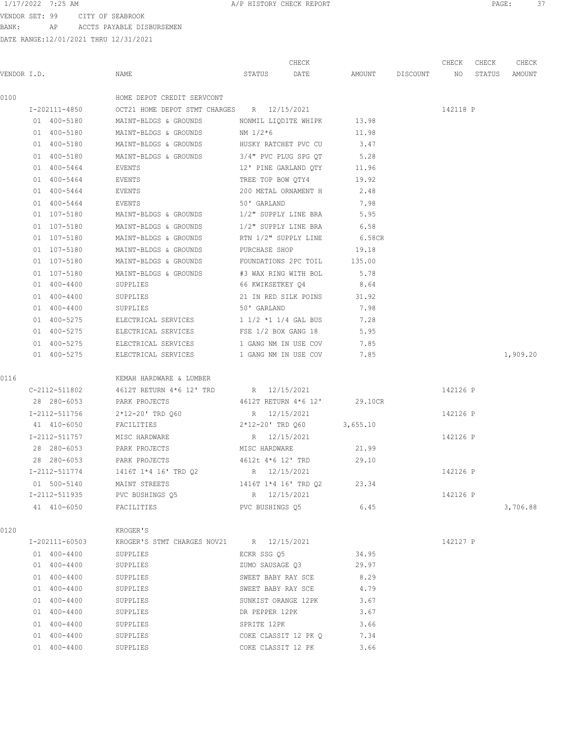VENDOR SET: 99 CITY OF SEABROOK
BANK: AP ACCTS PAYABLE DISBURSEMEN
DATE RANGE:12/01/2021 THRU 12/31/2021

A/P HISTORY CHECK REPORT

| VENDOR I.D. | NAME | STATUS | CHECK DATE | AMOUNT | DISCOUNT | CHECK NO | CHECK STATUS | CHECK AMOUNT |
|---|---|---|---|---|---|---|---|---|
| 0100 | HOME DEPOT CREDIT SERVCONT | | | | | | | |
| I-202111-4850 | OCT21 HOME DEPOT STMT CHARGES | R | 12/15/2021 | | | 142118 | P | |
| 01 400-5180 | MAINT-BLDGS & GROUNDS | NONMIL LIQDITE WHIPK | | 13.98 | | | | |
| 01 400-5180 | MAINT-BLDGS & GROUNDS | NM 1/2*6 | | 11.98 | | | | |
| 01 400-5180 | MAINT-BLDGS & GROUNDS | HUSKY RATCHET PVC CU | | 3.47 | | | | |
| 01 400-5180 | MAINT-BLDGS & GROUNDS | 3/4" PVC PLUG SPG QT | | 5.28 | | | | |
| 01 400-5464 | EVENTS | 12' PINE GARLAND QTY | | 11.96 | | | | |
| 01 400-5464 | EVENTS | TREE TOP BOW QTY4 | | 19.92 | | | | |
| 01 400-5464 | EVENTS | 200 METAL ORNAMENT H | | 2.48 | | | | |
| 01 400-5464 | EVENTS | 50' GARLAND | | 7.98 | | | | |
| 01 107-5180 | MAINT-BLDGS & GROUNDS | 1/2" SUPPLY LINE BRA | | 5.95 | | | | |
| 01 107-5180 | MAINT-BLDGS & GROUNDS | 1/2" SUPPLY LINE BRA | | 6.58 | | | | |
| 01 107-5180 | MAINT-BLDGS & GROUNDS | RTN 1/2" SUPPLY LINE | | 6.58CR | | | | |
| 01 107-5180 | MAINT-BLDGS & GROUNDS | PURCHASE SHOP | | 19.18 | | | | |
| 01 107-5180 | MAINT-BLDGS & GROUNDS | FOUNDATIONS 2PC TOIL | | 135.00 | | | | |
| 01 107-5180 | MAINT-BLDGS & GROUNDS | #3 WAX RING WITH BOL | | 5.78 | | | | |
| 01 400-4400 | SUPPLIES | 66 KWIKSETKEY Q4 | | 8.64 | | | | |
| 01 400-4400 | SUPPLIES | 21 IN RED SILK POINS | | 31.92 | | | | |
| 01 400-4400 | SUPPLIES | 50' GARLAND | | 7.98 | | | | |
| 01 400-5275 | ELECTRICAL SERVICES | 1 1/2 *1 1/4 GAL BUS | | 7.28 | | | | |
| 01 400-5275 | ELECTRICAL SERVICES | FSE 1/2 BOX GANG 18 | | 5.95 | | | | |
| 01 400-5275 | ELECTRICAL SERVICES | 1 GANG NM IN USE COV | | 7.85 | | | | |
| 01 400-5275 | ELECTRICAL SERVICES | 1 GANG NM IN USE COV | | 7.85 | | | | 1,909.20 |
| 0116 | KEMAH HARDWARE & LUMBER | | | | | | | |
| C-2112-511802 | 4612T RETURN 4*6 12' TRD | R | 12/15/2021 | | | 142126 | P | |
| 28 280-6053 | PARK PROJECTS | 4612T RETURN 4*6 12' | | 29.10CR | | | | |
| I-2112-511756 | 2*12-20' TRD Q60 | R | 12/15/2021 | | | 142126 | P | |
| 41 410-6050 | FACILITIES | 2*12-20' TRD Q60 | | 3,655.10 | | | | |
| I-2112-511757 | MISC HARDWARE | R | 12/15/2021 | | | 142126 | P | |
| 28 280-6053 | PARK PROJECTS | MISC HARDWARE | | 21.99 | | | | |
| 28 280-6053 | PARK PROJECTS | 4612t 4*6 12' TRD | | 29.10 | | | | |
| I-2112-511774 | 1416T 1*4 16' TRD Q2 | R | 12/15/2021 | | | 142126 | P | |
| 01 500-5140 | MAINT STREETS | 1416T 1*4 16' TRD Q2 | | 23.34 | | | | |
| I-2112-511935 | PVC BUSHINGS Q5 | R | 12/15/2021 | | | 142126 | P | |
| 41 410-6050 | FACILITIES | PVC BUSHINGS Q5 | | 6.45 | | | | 3,706.88 |
| 0120 | KROGER'S | | | | | | | |
| I-202111-60503 | KROGER'S STMT CHARGES NOV21 | R | 12/15/2021 | | | 142127 | P | |
| 01 400-4400 | SUPPLIES | ECKR SSG Q5 | | 34.95 | | | | |
| 01 400-4400 | SUPPLIES | ZUMO SAUSAGE Q3 | | 29.97 | | | | |
| 01 400-4400 | SUPPLIES | SWEET BABY RAY SCE | | 8.29 | | | | |
| 01 400-4400 | SUPPLIES | SWEET BABY RAY SCE | | 4.79 | | | | |
| 01 400-4400 | SUPPLIES | SUNKIST ORANGE 12PK | | 3.67 | | | | |
| 01 400-4400 | SUPPLIES | DR PEPPER 12PK | | 3.67 | | | | |
| 01 400-4400 | SUPPLIES | SPRITE 12PK | | 3.66 | | | | |
| 01 400-4400 | SUPPLIES | COKE CLASSIT 12 PK Q | | 7.34 | | | | |
| 01 400-4400 | SUPPLIES | COKE CLASSIT 12 PK | | 3.66 | | | | |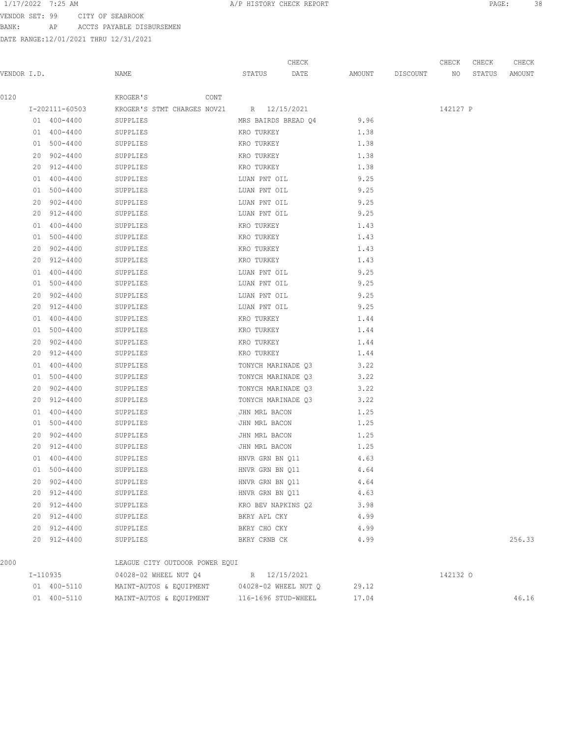VENDOR SET: 99 CITY OF SEABROOK
BANK: AP ACCTS PAYABLE DISBURSEMEN
DATE RANGE:12/01/2021 THRU 12/31/2021

| VENDOR I.D. | NAME | STATUS | CHECK DATE | AMOUNT | DISCOUNT | CHECK NO | CHECK STATUS | CHECK AMOUNT |
|---|---|---|---|---|---|---|---|---|
| 0120 | KROGER'S CONT | | | | | | | |
| I-202111-60503 | KROGER'S STMT CHARGES NOV21 | R | 12/15/2021 | | | 142127 | P | |
| 01 400-4400 | SUPPLIES | MRS BAIRDS BREAD Q4 | | 9.96 | | | | |
| 01 400-4400 | SUPPLIES | KRO TURKEY | | 1.38 | | | | |
| 01 500-4400 | SUPPLIES | KRO TURKEY | | 1.38 | | | | |
| 20 902-4400 | SUPPLIES | KRO TURKEY | | 1.38 | | | | |
| 20 912-4400 | SUPPLIES | KRO TURKEY | | 1.38 | | | | |
| 01 400-4400 | SUPPLIES | LUAN PNT OIL | | 9.25 | | | | |
| 01 500-4400 | SUPPLIES | LUAN PNT OIL | | 9.25 | | | | |
| 20 902-4400 | SUPPLIES | LUAN PNT OIL | | 9.25 | | | | |
| 20 912-4400 | SUPPLIES | LUAN PNT OIL | | 9.25 | | | | |
| 01 400-4400 | SUPPLIES | KRO TURKEY | | 1.43 | | | | |
| 01 500-4400 | SUPPLIES | KRO TURKEY | | 1.43 | | | | |
| 20 902-4400 | SUPPLIES | KRO TURKEY | | 1.43 | | | | |
| 20 912-4400 | SUPPLIES | KRO TURKEY | | 1.43 | | | | |
| 01 400-4400 | SUPPLIES | LUAN PNT OIL | | 9.25 | | | | |
| 01 500-4400 | SUPPLIES | LUAN PNT OIL | | 9.25 | | | | |
| 20 902-4400 | SUPPLIES | LUAN PNT OIL | | 9.25 | | | | |
| 20 912-4400 | SUPPLIES | LUAN PNT OIL | | 9.25 | | | | |
| 01 400-4400 | SUPPLIES | KRO TURKEY | | 1.44 | | | | |
| 01 500-4400 | SUPPLIES | KRO TURKEY | | 1.44 | | | | |
| 20 902-4400 | SUPPLIES | KRO TURKEY | | 1.44 | | | | |
| 20 912-4400 | SUPPLIES | KRO TURKEY | | 1.44 | | | | |
| 01 400-4400 | SUPPLIES | TONYCH MARINADE Q3 | | 3.22 | | | | |
| 01 500-4400 | SUPPLIES | TONYCH MARINADE Q3 | | 3.22 | | | | |
| 20 902-4400 | SUPPLIES | TONYCH MARINADE Q3 | | 3.22 | | | | |
| 20 912-4400 | SUPPLIES | TONYCH MARINADE Q3 | | 3.22 | | | | |
| 01 400-4400 | SUPPLIES | JHN MRL BACON | | 1.25 | | | | |
| 01 500-4400 | SUPPLIES | JHN MRL BACON | | 1.25 | | | | |
| 20 902-4400 | SUPPLIES | JHN MRL BACON | | 1.25 | | | | |
| 20 912-4400 | SUPPLIES | JHN MRL BACON | | 1.25 | | | | |
| 01 400-4400 | SUPPLIES | HNVR GRN BN Q11 | | 4.63 | | | | |
| 01 500-4400 | SUPPLIES | HNVR GRN BN Q11 | | 4.64 | | | | |
| 20 902-4400 | SUPPLIES | HNVR GRN BN Q11 | | 4.64 | | | | |
| 20 912-4400 | SUPPLIES | HNVR GRN BN Q11 | | 4.63 | | | | |
| 20 912-4400 | SUPPLIES | KRO BEV NAPKINS Q2 | | 3.98 | | | | |
| 20 912-4400 | SUPPLIES | BKRY APL CKY | | 4.99 | | | | |
| 20 912-4400 | SUPPLIES | BKRY CHO CKY | | 4.99 | | | | |
| 20 912-4400 | SUPPLIES | BKRY CRNB CK | | 4.99 | | | | 256.33 |
| 2000 | LEAGUE CITY OUTDOOR POWER EQUI | | | | | | | |
| I-110935 | 04028-02 WHEEL NUT Q4 | R | 12/15/2021 | | | 142132 | O | |
| 01 400-5110 | MAINT-AUTOS & EQUIPMENT | 04028-02 WHEEL NUT Q | | 29.12 | | | | |
| 01 400-5110 | MAINT-AUTOS & EQUIPMENT | 116-1696 STUD-WHEEL | | 17.04 | | | | 46.16 |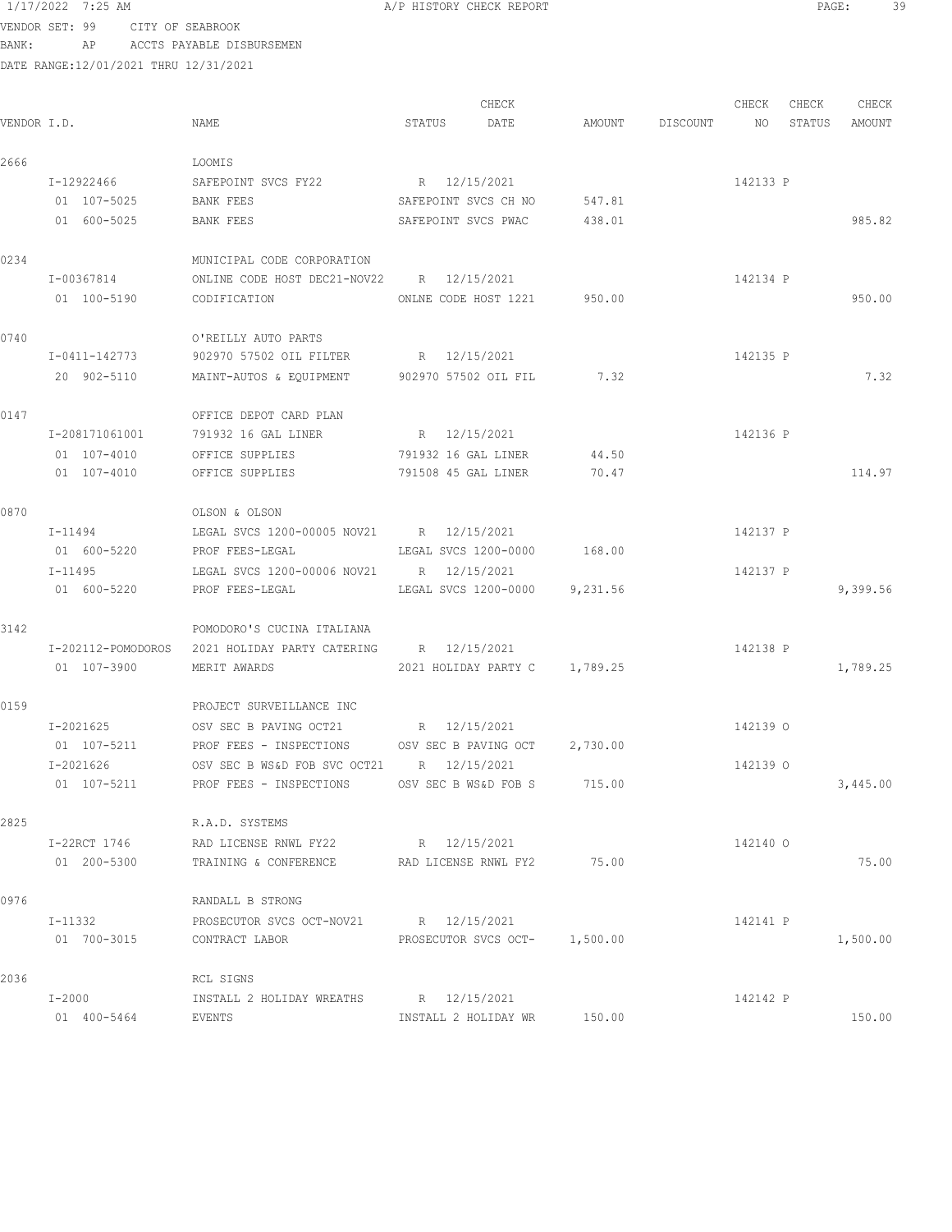VENDOR SET: 99 CITY OF SEABROOK
BANK: AP ACCTS PAYABLE DISBURSEMEN
DATE RANGE:12/01/2021 THRU 12/31/2021

| VENDOR I.D. | NAME | STATUS | CHECK DATE | AMOUNT | DISCOUNT | CHECK NO | CHECK STATUS | CHECK AMOUNT |
|---|---|---|---|---|---|---|---|---|
| 2666 | LOOMIS | | | | | | | |
| I-12922466 | SAFEPOINT SVCS FY22 | R | 12/15/2021 | | | 142133 | P | |
| 01 107-5025 | BANK FEES | SAFEPOINT SVCS CH NO | | 547.81 | | | | |
| 01 600-5025 | BANK FEES | SAFEPOINT SVCS PWAC | | 438.01 | | | | 985.82 |
| 0234 | MUNICIPAL CODE CORPORATION | | | | | | | |
| I-00367814 | ONLINE CODE HOST DEC21-NOV22 | R | 12/15/2021 | | | 142134 | P | |
| 01 100-5190 | CODIFICATION | ONLNE CODE HOST 1221 | | 950.00 | | | | 950.00 |
| 0740 | O'REILLY AUTO PARTS | | | | | | | |
| I-0411-142773 | 902970 57502 OIL FILTER | R | 12/15/2021 | | | 142135 | P | |
| 20 902-5110 | MAINT-AUTOS & EQUIPMENT | 902970 57502 OIL FIL | | 7.32 | | | | 7.32 |
| 0147 | OFFICE DEPOT CARD PLAN | | | | | | | |
| I-208171061001 | 791932 16 GAL LINER | R | 12/15/2021 | | | 142136 | P | |
| 01 107-4010 | OFFICE SUPPLIES | 791932 16 GAL LINER | | 44.50 | | | | |
| 01 107-4010 | OFFICE SUPPLIES | 791508 45 GAL LINER | | 70.47 | | | | 114.97 |
| 0870 | OLSON & OLSON | | | | | | | |
| I-11494 | LEGAL SVCS 1200-00005 NOV21 | R | 12/15/2021 | | | 142137 | P | |
| 01 600-5220 | PROF FEES-LEGAL | LEGAL SVCS 1200-0000 | | 168.00 | | | | |
| I-11495 | LEGAL SVCS 1200-00006 NOV21 | R | 12/15/2021 | | | 142137 | P | |
| 01 600-5220 | PROF FEES-LEGAL | LEGAL SVCS 1200-0000 | | 9,231.56 | | | | 9,399.56 |
| 3142 | POMODORO'S CUCINA ITALIANA | | | | | | | |
| I-202112-POMODOROS | 2021 HOLIDAY PARTY CATERING | R | 12/15/2021 | | | 142138 | P | |
| 01 107-3900 | MERIT AWARDS | 2021 HOLIDAY PARTY C | | 1,789.25 | | | | 1,789.25 |
| 0159 | PROJECT SURVEILLANCE INC | | | | | | | |
| I-2021625 | OSV SEC B PAVING OCT21 | R | 12/15/2021 | | | 142139 | O | |
| 01 107-5211 | PROF FEES - INSPECTIONS | OSV SEC B PAVING OCT | | 2,730.00 | | | | |
| I-2021626 | OSV SEC B WS&D FOB SVC OCT21 | R | 12/15/2021 | | | 142139 | O | |
| 01 107-5211 | PROF FEES - INSPECTIONS | OSV SEC B WS&D FOB S | | 715.00 | | | | 3,445.00 |
| 2825 | R.A.D. SYSTEMS | | | | | | | |
| I-22RCT 1746 | RAD LICENSE RNWL FY22 | R | 12/15/2021 | | | 142140 | O | |
| 01 200-5300 | TRAINING & CONFERENCE | RAD LICENSE RNWL FY2 | | 75.00 | | | | 75.00 |
| 0976 | RANDALL B STRONG | | | | | | | |
| I-11332 | PROSECUTOR SVCS OCT-NOV21 | R | 12/15/2021 | | | 142141 | P | |
| 01 700-3015 | CONTRACT LABOR | PROSECUTOR SVCS OCT- | | 1,500.00 | | | | 1,500.00 |
| 2036 | RCL SIGNS | | | | | | | |
| I-2000 | INSTALL 2 HOLIDAY WREATHS | R | 12/15/2021 | | | 142142 | P | |
| 01 400-5464 | EVENTS | INSTALL 2 HOLIDAY WR | | 150.00 | | | | 150.00 |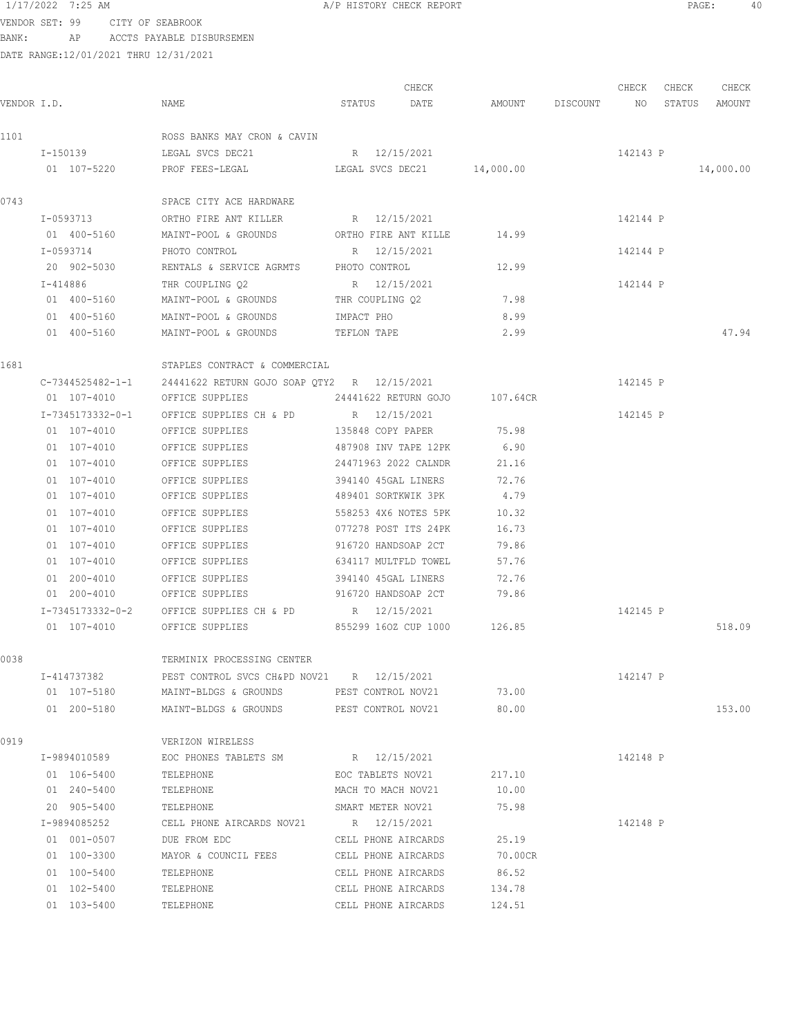1/17/2022 7:25 AM A/P HISTORY CHECK REPORT

VENDOR SET: 99 CITY OF SEABROOK

BANK: AP ACCTS PAYABLE DISBURSEMEN

DATE RANGE:12/01/2021 THRU 12/31/2021

| VENDOR I.D. | NAME | STATUS | CHECK DATE | AMOUNT | DISCOUNT | CHECK NO | CHECK STATUS | CHECK AMOUNT |
|---|---|---|---|---|---|---|---|---|
| 1101 | ROSS BANKS MAY CRON & CAVIN | | | | | | | |
| I-150139 | LEGAL SVCS DEC21 | R | 12/15/2021 | | | 142143 | P | |
| 01 107-5220 | PROF FEES-LEGAL | LEGAL SVCS DEC21 | | 14,000.00 | | | | 14,000.00 |
| 0743 | SPACE CITY ACE HARDWARE | | | | | | | |
| I-0593713 | ORTHO FIRE ANT KILLER | R | 12/15/2021 | | | 142144 | P | |
| 01 400-5160 | MAINT-POOL & GROUNDS | ORTHO FIRE ANT KILLE | | 14.99 | | | | |
| I-0593714 | PHOTO CONTROL | R | 12/15/2021 | | | 142144 | P | |
| 20 902-5030 | RENTALS & SERVICE AGRMTS | PHOTO CONTROL | | 12.99 | | | | |
| I-414886 | THR COUPLING Q2 | R | 12/15/2021 | | | 142144 | P | |
| 01 400-5160 | MAINT-POOL & GROUNDS | THR COUPLING Q2 | | 7.98 | | | | |
| 01 400-5160 | MAINT-POOL & GROUNDS | IMPACT PHO | | 8.99 | | | | |
| 01 400-5160 | MAINT-POOL & GROUNDS | TEFLON TAPE | | 2.99 | | | | 47.94 |
| 1681 | STAPLES CONTRACT & COMMERCIAL | | | | | | | |
| C-7344525482-1-1 | 24441622 RETURN GOJO SOAP QTY2 | R | 12/15/2021 | | | 142145 | P | |
| 01 107-4010 | OFFICE SUPPLIES | 24441622 RETURN GOJO | | 107.64CR | | | | |
| I-7345173332-0-1 | OFFICE SUPPLIES CH & PD | R | 12/15/2021 | | | 142145 | P | |
| 01 107-4010 | OFFICE SUPPLIES | 135848 COPY PAPER | | 75.98 | | | | |
| 01 107-4010 | OFFICE SUPPLIES | 487908 INV TAPE 12PK | | 6.90 | | | | |
| 01 107-4010 | OFFICE SUPPLIES | 24471963 2022 CALNDR | | 21.16 | | | | |
| 01 107-4010 | OFFICE SUPPLIES | 394140 45GAL LINERS | | 72.76 | | | | |
| 01 107-4010 | OFFICE SUPPLIES | 489401 SORTKWIK 3PK | | 4.79 | | | | |
| 01 107-4010 | OFFICE SUPPLIES | 558253 4X6 NOTES 5PK | | 10.32 | | | | |
| 01 107-4010 | OFFICE SUPPLIES | 077278 POST ITS 24PK | | 16.73 | | | | |
| 01 107-4010 | OFFICE SUPPLIES | 916720 HANDSOAP 2CT | | 79.86 | | | | |
| 01 107-4010 | OFFICE SUPPLIES | 634117 MULTFLD TOWEL | | 57.76 | | | | |
| 01 200-4010 | OFFICE SUPPLIES | 394140 45GAL LINERS | | 72.76 | | | | |
| 01 200-4010 | OFFICE SUPPLIES | 916720 HANDSOAP 2CT | | 79.86 | | | | |
| I-7345173332-0-2 | OFFICE SUPPLIES CH & PD | R | 12/15/2021 | | | 142145 | P | |
| 01 107-4010 | OFFICE SUPPLIES | 855299 16OZ CUP 1000 | | 126.85 | | | | 518.09 |
| 0038 | TERMINIX PROCESSING CENTER | | | | | | | |
| I-414737382 | PEST CONTROL SVCS CH&PD NOV21 | R | 12/15/2021 | | | 142147 | P | |
| 01 107-5180 | MAINT-BLDGS & GROUNDS | PEST CONTROL NOV21 | | 73.00 | | | | |
| 01 200-5180 | MAINT-BLDGS & GROUNDS | PEST CONTROL NOV21 | | 80.00 | | | | 153.00 |
| 0919 | VERIZON WIRELESS | | | | | | | |
| I-9894010589 | EOC PHONES TABLETS SM | R | 12/15/2021 | | | 142148 | P | |
| 01 106-5400 | TELEPHONE | EOC TABLETS NOV21 | | 217.10 | | | | |
| 01 240-5400 | TELEPHONE | MACH TO MACH NOV21 | | 10.00 | | | | |
| 20 905-5400 | TELEPHONE | SMART METER NOV21 | | 75.98 | | | | |
| I-9894085252 | CELL PHONE AIRCARDS NOV21 | R | 12/15/2021 | | | 142148 | P | |
| 01 001-0507 | DUE FROM EDC | CELL PHONE AIRCARDS | | 25.19 | | | | |
| 01 100-3300 | MAYOR & COUNCIL FEES | CELL PHONE AIRCARDS | | 70.00CR | | | | |
| 01 100-5400 | TELEPHONE | CELL PHONE AIRCARDS | | 86.52 | | | | |
| 01 102-5400 | TELEPHONE | CELL PHONE AIRCARDS | | 134.78 | | | | |
| 01 103-5400 | TELEPHONE | CELL PHONE AIRCARDS | | 124.51 | | | | |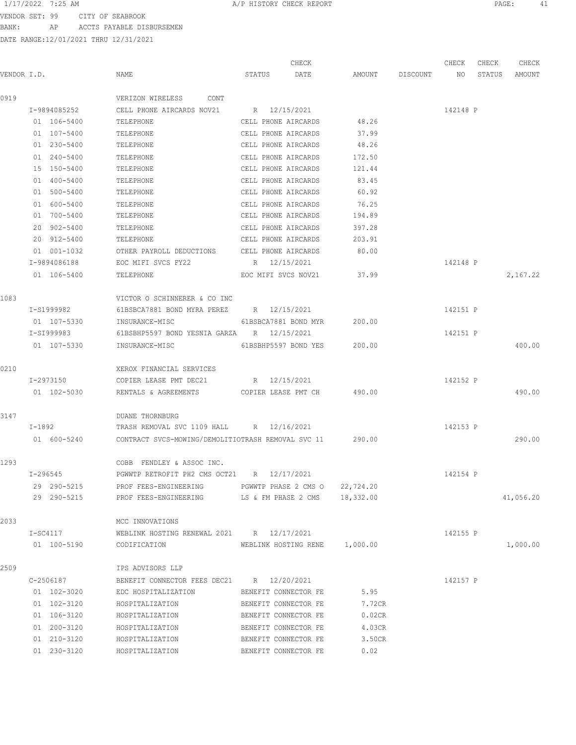VENDOR SET: 99 CITY OF SEABROOK
BANK: AP ACCTS PAYABLE DISBURSEMEN
DATE RANGE:12/01/2021 THRU 12/31/2021

| VENDOR I.D. | NAME | STATUS | CHECK DATE | AMOUNT | DISCOUNT | CHECK NO | CHECK STATUS | CHECK AMOUNT |
|---|---|---|---|---|---|---|---|---|
| 0919 | VERIZON WIRELESS CONT | | | | | | | |
| I-9894085252 | CELL PHONE AIRCARDS NOV21 | R | 12/15/2021 | | | 142148 | P | |
| 01 106-5400 | TELEPHONE | CELL PHONE AIRCARDS | | 48.26 | | | | |
| 01 107-5400 | TELEPHONE | CELL PHONE AIRCARDS | | 37.99 | | | | |
| 01 230-5400 | TELEPHONE | CELL PHONE AIRCARDS | | 48.26 | | | | |
| 01 240-5400 | TELEPHONE | CELL PHONE AIRCARDS | | 172.50 | | | | |
| 15 150-5400 | TELEPHONE | CELL PHONE AIRCARDS | | 121.44 | | | | |
| 01 400-5400 | TELEPHONE | CELL PHONE AIRCARDS | | 83.45 | | | | |
| 01 500-5400 | TELEPHONE | CELL PHONE AIRCARDS | | 60.92 | | | | |
| 01 600-5400 | TELEPHONE | CELL PHONE AIRCARDS | | 76.25 | | | | |
| 01 700-5400 | TELEPHONE | CELL PHONE AIRCARDS | | 194.89 | | | | |
| 20 902-5400 | TELEPHONE | CELL PHONE AIRCARDS | | 397.28 | | | | |
| 20 912-5400 | TELEPHONE | CELL PHONE AIRCARDS | | 203.91 | | | | |
| 01 001-1032 | OTHER PAYROLL DEDUCTIONS | CELL PHONE AIRCARDS | | 80.00 | | | | |
| I-9894086188 | EOC MIFI SVCS FY22 | R | 12/15/2021 | | | 142148 | P | |
| 01 106-5400 | TELEPHONE | EOC MIFI SVCS NOV21 | | 37.99 | | | | 2,167.22 |
| 1083 | VICTOR O SCHINNERER & CO INC | | | | | | | |
| I-S1999982 | 61BSBCA7881 BOND MYRA PEREZ | R | 12/15/2021 | | | 142151 | P | |
| 01 107-5330 | INSURANCE-MISC | 61BSBCA7881 BOND MYR | | 200.00 | | | | |
| I-SI999983 | 61BSBHP5597 BOND YESNIA GARZA | R | 12/15/2021 | | | 142151 | P | |
| 01 107-5330 | INSURANCE-MISC | 61BSBHP5597 BOND YES | | 200.00 | | | | 400.00 |
| 0210 | XEROX FINANCIAL SERVICES | | | | | | | |
| I-2973150 | COPIER LEASE PMT DEC21 | R | 12/15/2021 | | | 142152 | P | |
| 01 102-5030 | RENTALS & AGREEMENTS | COPIER LEASE PMT CH | | 490.00 | | | | 490.00 |
| 3147 | DUANE THORNBURG | | | | | | | |
| I-1892 | TRASH REMOVAL SVC 1109 HALL | R | 12/16/2021 | | | 142153 | P | |
| 01 600-5240 | CONTRACT SVCS-MOWING/DEMOLITIO | TRASH REMOVAL SVC 11 | | 290.00 | | | | 290.00 |
| 1293 | COBB FENDLEY & ASSOC INC. | | | | | | | |
| I-296545 | PGWWTP RETROFIT PH2 CMS OCT21 | R | 12/17/2021 | | | 142154 | P | |
| 29 290-5215 | PROF FEES-ENGINEERING | PGWWTP PHASE 2 CMS O | | 22,724.20 | | | | |
| 29 290-5215 | PROF FEES-ENGINEERING | LS & FM PHASE 2 CMS | | 18,332.00 | | | | 41,056.20 |
| 2033 | MCC INNOVATIONS | | | | | | | |
| I-SC4117 | WEBLINK HOSTING RENEWAL 2021 | R | 12/17/2021 | | | 142155 | P | |
| 01 100-5190 | CODIFICATION | WEBLINK HOSTING RENE | | 1,000.00 | | | | 1,000.00 |
| 2509 | IPS ADVISORS LLP | | | | | | | |
| C-2506187 | BENEFIT CONNECTOR FEES DEC21 | R | 12/20/2021 | | | 142157 | P | |
| 01 102-3020 | EDC HOSPITALIZATION | BENEFIT CONNECTOR FE | | 5.95 | | | | |
| 01 102-3120 | HOSPITALIZATION | BENEFIT CONNECTOR FE | | 7.72CR | | | | |
| 01 106-3120 | HOSPITALIZATION | BENEFIT CONNECTOR FE | | 0.02CR | | | | |
| 01 200-3120 | HOSPITALIZATION | BENEFIT CONNECTOR FE | | 4.03CR | | | | |
| 01 210-3120 | HOSPITALIZATION | BENEFIT CONNECTOR FE | | 3.50CR | | | | |
| 01 230-3120 | HOSPITALIZATION | BENEFIT CONNECTOR FE | | 0.02 | | | | |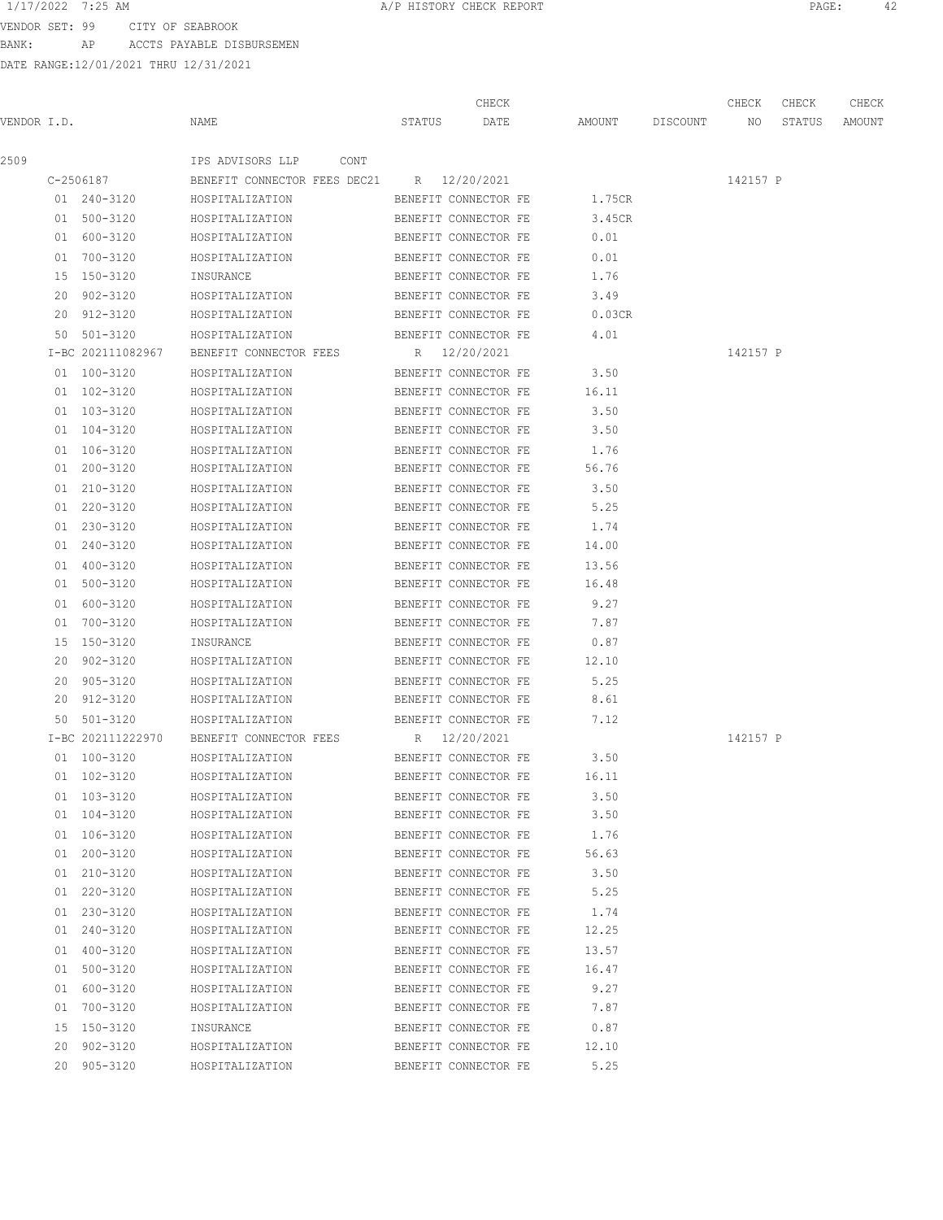VENDOR SET: 99 CITY OF SEABROOK
BANK: AP ACCTS PAYABLE DISBURSEMEN
DATE RANGE:12/01/2021 THRU 12/31/2021

| VENDOR I.D. | NAME | STATUS | CHECK DATE | AMOUNT | DISCOUNT | CHECK NO | CHECK STATUS | CHECK AMOUNT |
|---|---|---|---|---|---|---|---|---|
| 2509 | IPS ADVISORS LLP CONT | | | | | | | |
| C-2506187 | BENEFIT CONNECTOR FEES DEC21 | R | 12/20/2021 | | | 142157 | P | |
| 01 240-3120 | HOSPITALIZATION | BENEFIT CONNECTOR FE | | 1.75CR | | | | |
| 01 500-3120 | HOSPITALIZATION | BENEFIT CONNECTOR FE | | 3.45CR | | | | |
| 01 600-3120 | HOSPITALIZATION | BENEFIT CONNECTOR FE | | 0.01 | | | | |
| 01 700-3120 | HOSPITALIZATION | BENEFIT CONNECTOR FE | | 0.01 | | | | |
| 15 150-3120 | INSURANCE | BENEFIT CONNECTOR FE | | 1.76 | | | | |
| 20 902-3120 | HOSPITALIZATION | BENEFIT CONNECTOR FE | | 3.49 | | | | |
| 20 912-3120 | HOSPITALIZATION | BENEFIT CONNECTOR FE | | 0.03CR | | | | |
| 50 501-3120 | HOSPITALIZATION | BENEFIT CONNECTOR FE | | 4.01 | | | | |
| I-BC 202111082967 | BENEFIT CONNECTOR FEES | R | 12/20/2021 | | | 142157 | P | |
| 01 100-3120 | HOSPITALIZATION | BENEFIT CONNECTOR FE | | 3.50 | | | | |
| 01 102-3120 | HOSPITALIZATION | BENEFIT CONNECTOR FE | | 16.11 | | | | |
| 01 103-3120 | HOSPITALIZATION | BENEFIT CONNECTOR FE | | 3.50 | | | | |
| 01 104-3120 | HOSPITALIZATION | BENEFIT CONNECTOR FE | | 3.50 | | | | |
| 01 106-3120 | HOSPITALIZATION | BENEFIT CONNECTOR FE | | 1.76 | | | | |
| 01 200-3120 | HOSPITALIZATION | BENEFIT CONNECTOR FE | | 56.76 | | | | |
| 01 210-3120 | HOSPITALIZATION | BENEFIT CONNECTOR FE | | 3.50 | | | | |
| 01 220-3120 | HOSPITALIZATION | BENEFIT CONNECTOR FE | | 5.25 | | | | |
| 01 230-3120 | HOSPITALIZATION | BENEFIT CONNECTOR FE | | 1.74 | | | | |
| 01 240-3120 | HOSPITALIZATION | BENEFIT CONNECTOR FE | | 14.00 | | | | |
| 01 400-3120 | HOSPITALIZATION | BENEFIT CONNECTOR FE | | 13.56 | | | | |
| 01 500-3120 | HOSPITALIZATION | BENEFIT CONNECTOR FE | | 16.48 | | | | |
| 01 600-3120 | HOSPITALIZATION | BENEFIT CONNECTOR FE | | 9.27 | | | | |
| 01 700-3120 | HOSPITALIZATION | BENEFIT CONNECTOR FE | | 7.87 | | | | |
| 15 150-3120 | INSURANCE | BENEFIT CONNECTOR FE | | 0.87 | | | | |
| 20 902-3120 | HOSPITALIZATION | BENEFIT CONNECTOR FE | | 12.10 | | | | |
| 20 905-3120 | HOSPITALIZATION | BENEFIT CONNECTOR FE | | 5.25 | | | | |
| 20 912-3120 | HOSPITALIZATION | BENEFIT CONNECTOR FE | | 8.61 | | | | |
| 50 501-3120 | HOSPITALIZATION | BENEFIT CONNECTOR FE | | 7.12 | | | | |
| I-BC 202111222970 | BENEFIT CONNECTOR FEES | R | 12/20/2021 | | | 142157 | P | |
| 01 100-3120 | HOSPITALIZATION | BENEFIT CONNECTOR FE | | 3.50 | | | | |
| 01 102-3120 | HOSPITALIZATION | BENEFIT CONNECTOR FE | | 16.11 | | | | |
| 01 103-3120 | HOSPITALIZATION | BENEFIT CONNECTOR FE | | 3.50 | | | | |
| 01 104-3120 | HOSPITALIZATION | BENEFIT CONNECTOR FE | | 3.50 | | | | |
| 01 106-3120 | HOSPITALIZATION | BENEFIT CONNECTOR FE | | 1.76 | | | | |
| 01 200-3120 | HOSPITALIZATION | BENEFIT CONNECTOR FE | | 56.63 | | | | |
| 01 210-3120 | HOSPITALIZATION | BENEFIT CONNECTOR FE | | 3.50 | | | | |
| 01 220-3120 | HOSPITALIZATION | BENEFIT CONNECTOR FE | | 5.25 | | | | |
| 01 230-3120 | HOSPITALIZATION | BENEFIT CONNECTOR FE | | 1.74 | | | | |
| 01 240-3120 | HOSPITALIZATION | BENEFIT CONNECTOR FE | | 12.25 | | | | |
| 01 400-3120 | HOSPITALIZATION | BENEFIT CONNECTOR FE | | 13.57 | | | | |
| 01 500-3120 | HOSPITALIZATION | BENEFIT CONNECTOR FE | | 16.47 | | | | |
| 01 600-3120 | HOSPITALIZATION | BENEFIT CONNECTOR FE | | 9.27 | | | | |
| 01 700-3120 | HOSPITALIZATION | BENEFIT CONNECTOR FE | | 7.87 | | | | |
| 15 150-3120 | INSURANCE | BENEFIT CONNECTOR FE | | 0.87 | | | | |
| 20 902-3120 | HOSPITALIZATION | BENEFIT CONNECTOR FE | | 12.10 | | | | |
| 20 905-3120 | HOSPITALIZATION | BENEFIT CONNECTOR FE | | 5.25 | | | | |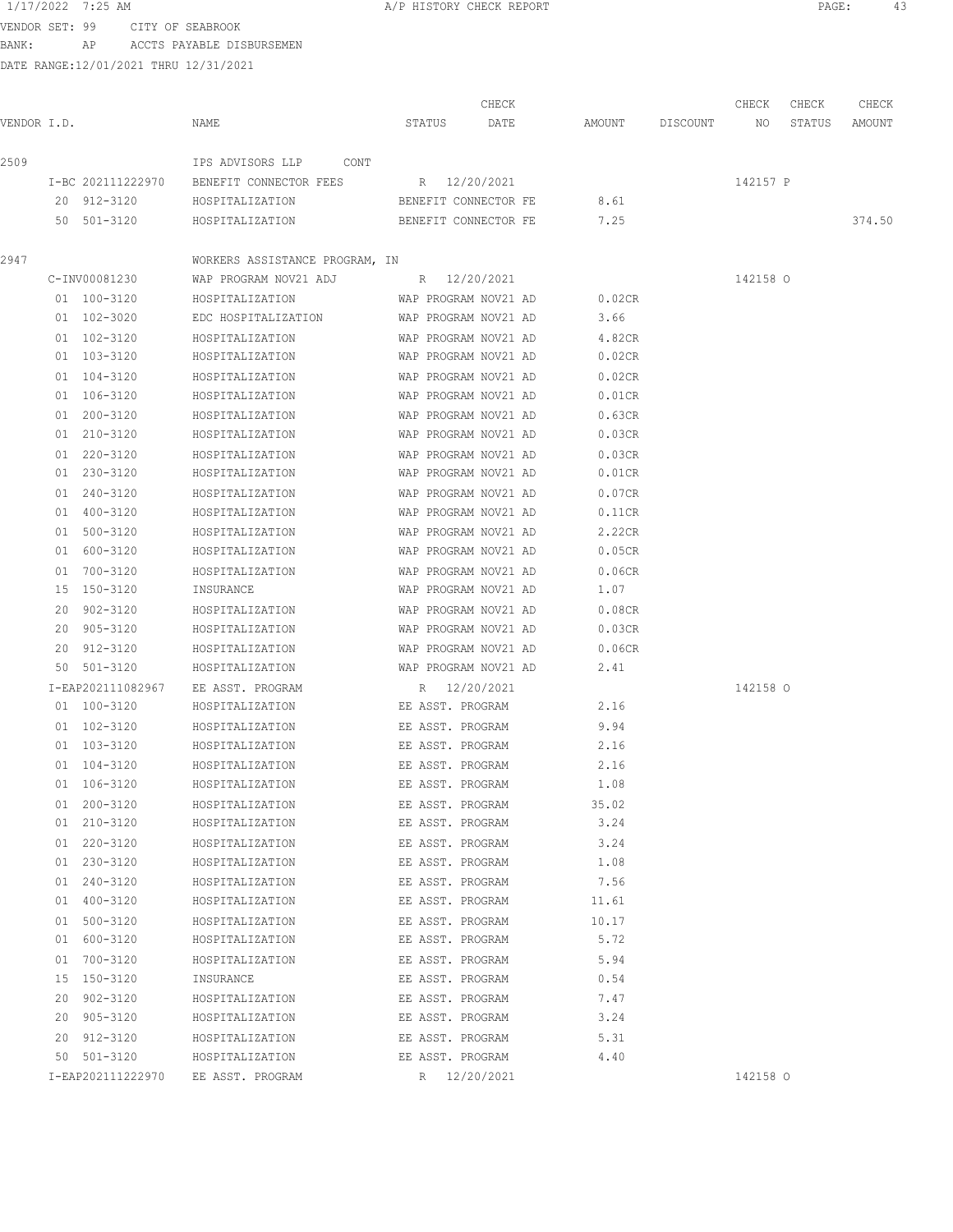VENDOR SET: 99 CITY OF SEABROOK
BANK: AP ACCTS PAYABLE DISBURSEMEN
DATE RANGE:12/01/2021 THRU 12/31/2021

| VENDOR I.D. | NAME | STATUS | CHECK DATE | AMOUNT | DISCOUNT | CHECK NO | CHECK STATUS | CHECK AMOUNT |
|---|---|---|---|---|---|---|---|---|
| 2509 | IPS ADVISORS LLP CONT | | | | | | | |
| I-BC 202111222970 | BENEFIT CONNECTOR FEES | R | 12/20/2021 | | | 142157 | P | |
| 20 912-3120 | HOSPITALIZATION | BENEFIT CONNECTOR FE | | 8.61 | | | | |
| 50 501-3120 | HOSPITALIZATION | BENEFIT CONNECTOR FE | | 7.25 | | | | 374.50 |
| 2947 | WORKERS ASSISTANCE PROGRAM, IN | | | | | | | |
| C-INV00081230 | WAP PROGRAM NOV21 ADJ | R | 12/20/2021 | | | 142158 | O | |
| 01 100-3120 | HOSPITALIZATION | WAP PROGRAM NOV21 AD | | 0.02CR | | | | |
| 01 102-3020 | EDC HOSPITALIZATION | WAP PROGRAM NOV21 AD | | 3.66 | | | | |
| 01 102-3120 | HOSPITALIZATION | WAP PROGRAM NOV21 AD | | 4.82CR | | | | |
| 01 103-3120 | HOSPITALIZATION | WAP PROGRAM NOV21 AD | | 0.02CR | | | | |
| 01 104-3120 | HOSPITALIZATION | WAP PROGRAM NOV21 AD | | 0.02CR | | | | |
| 01 106-3120 | HOSPITALIZATION | WAP PROGRAM NOV21 AD | | 0.01CR | | | | |
| 01 200-3120 | HOSPITALIZATION | WAP PROGRAM NOV21 AD | | 0.63CR | | | | |
| 01 210-3120 | HOSPITALIZATION | WAP PROGRAM NOV21 AD | | 0.03CR | | | | |
| 01 220-3120 | HOSPITALIZATION | WAP PROGRAM NOV21 AD | | 0.03CR | | | | |
| 01 230-3120 | HOSPITALIZATION | WAP PROGRAM NOV21 AD | | 0.01CR | | | | |
| 01 240-3120 | HOSPITALIZATION | WAP PROGRAM NOV21 AD | | 0.07CR | | | | |
| 01 400-3120 | HOSPITALIZATION | WAP PROGRAM NOV21 AD | | 0.11CR | | | | |
| 01 500-3120 | HOSPITALIZATION | WAP PROGRAM NOV21 AD | | 2.22CR | | | | |
| 01 600-3120 | HOSPITALIZATION | WAP PROGRAM NOV21 AD | | 0.05CR | | | | |
| 01 700-3120 | HOSPITALIZATION | WAP PROGRAM NOV21 AD | | 0.06CR | | | | |
| 15 150-3120 | INSURANCE | WAP PROGRAM NOV21 AD | | 1.07 | | | | |
| 20 902-3120 | HOSPITALIZATION | WAP PROGRAM NOV21 AD | | 0.08CR | | | | |
| 20 905-3120 | HOSPITALIZATION | WAP PROGRAM NOV21 AD | | 0.03CR | | | | |
| 20 912-3120 | HOSPITALIZATION | WAP PROGRAM NOV21 AD | | 0.06CR | | | | |
| 50 501-3120 | HOSPITALIZATION | WAP PROGRAM NOV21 AD | | 2.41 | | | | |
| I-EAP202111082967 | EE ASST. PROGRAM | R | 12/20/2021 | | | 142158 | O | |
| 01 100-3120 | HOSPITALIZATION | EE ASST. PROGRAM | | 2.16 | | | | |
| 01 102-3120 | HOSPITALIZATION | EE ASST. PROGRAM | | 9.94 | | | | |
| 01 103-3120 | HOSPITALIZATION | EE ASST. PROGRAM | | 2.16 | | | | |
| 01 104-3120 | HOSPITALIZATION | EE ASST. PROGRAM | | 2.16 | | | | |
| 01 106-3120 | HOSPITALIZATION | EE ASST. PROGRAM | | 1.08 | | | | |
| 01 200-3120 | HOSPITALIZATION | EE ASST. PROGRAM | | 35.02 | | | | |
| 01 210-3120 | HOSPITALIZATION | EE ASST. PROGRAM | | 3.24 | | | | |
| 01 220-3120 | HOSPITALIZATION | EE ASST. PROGRAM | | 3.24 | | | | |
| 01 230-3120 | HOSPITALIZATION | EE ASST. PROGRAM | | 1.08 | | | | |
| 01 240-3120 | HOSPITALIZATION | EE ASST. PROGRAM | | 7.56 | | | | |
| 01 400-3120 | HOSPITALIZATION | EE ASST. PROGRAM | | 11.61 | | | | |
| 01 500-3120 | HOSPITALIZATION | EE ASST. PROGRAM | | 10.17 | | | | |
| 01 600-3120 | HOSPITALIZATION | EE ASST. PROGRAM | | 5.72 | | | | |
| 01 700-3120 | HOSPITALIZATION | EE ASST. PROGRAM | | 5.94 | | | | |
| 15 150-3120 | INSURANCE | EE ASST. PROGRAM | | 0.54 | | | | |
| 20 902-3120 | HOSPITALIZATION | EE ASST. PROGRAM | | 7.47 | | | | |
| 20 905-3120 | HOSPITALIZATION | EE ASST. PROGRAM | | 3.24 | | | | |
| 20 912-3120 | HOSPITALIZATION | EE ASST. PROGRAM | | 5.31 | | | | |
| 50 501-3120 | HOSPITALIZATION | EE ASST. PROGRAM | | 4.40 | | | | |
| I-EAP202111222970 | EE ASST. PROGRAM | R | 12/20/2021 | | | 142158 | O | |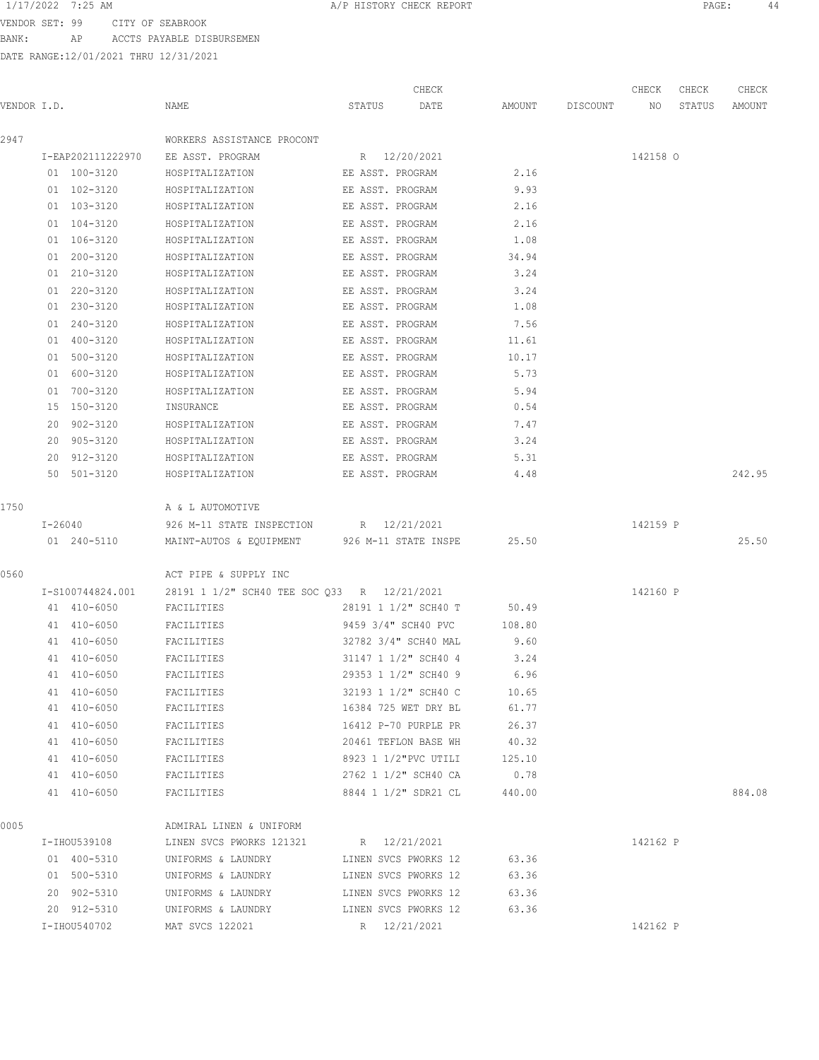VENDOR SET: 99 CITY OF SEABROOK
BANK: AP ACCTS PAYABLE DISBURSEMEN
DATE RANGE:12/01/2021 THRU 12/31/2021

| VENDOR I.D. | NAME | STATUS | CHECK DATE | AMOUNT | DISCOUNT | CHECK NO | CHECK STATUS | CHECK AMOUNT |
|---|---|---|---|---|---|---|---|---|
| 2947 | WORKERS ASSISTANCE PROCONT | | | | | | | |
| I-EAP202111222970 | EE ASST. PROGRAM | R | 12/20/2021 | | | 142158 | O | |
| 01 100-3120 | HOSPITALIZATION | EE ASST. PROGRAM | | 2.16 | | | | |
| 01 102-3120 | HOSPITALIZATION | EE ASST. PROGRAM | | 9.93 | | | | |
| 01 103-3120 | HOSPITALIZATION | EE ASST. PROGRAM | | 2.16 | | | | |
| 01 104-3120 | HOSPITALIZATION | EE ASST. PROGRAM | | 2.16 | | | | |
| 01 106-3120 | HOSPITALIZATION | EE ASST. PROGRAM | | 1.08 | | | | |
| 01 200-3120 | HOSPITALIZATION | EE ASST. PROGRAM | | 34.94 | | | | |
| 01 210-3120 | HOSPITALIZATION | EE ASST. PROGRAM | | 3.24 | | | | |
| 01 220-3120 | HOSPITALIZATION | EE ASST. PROGRAM | | 3.24 | | | | |
| 01 230-3120 | HOSPITALIZATION | EE ASST. PROGRAM | | 1.08 | | | | |
| 01 240-3120 | HOSPITALIZATION | EE ASST. PROGRAM | | 7.56 | | | | |
| 01 400-3120 | HOSPITALIZATION | EE ASST. PROGRAM | | 11.61 | | | | |
| 01 500-3120 | HOSPITALIZATION | EE ASST. PROGRAM | | 10.17 | | | | |
| 01 600-3120 | HOSPITALIZATION | EE ASST. PROGRAM | | 5.73 | | | | |
| 01 700-3120 | HOSPITALIZATION | EE ASST. PROGRAM | | 5.94 | | | | |
| 15 150-3120 | INSURANCE | EE ASST. PROGRAM | | 0.54 | | | | |
| 20 902-3120 | HOSPITALIZATION | EE ASST. PROGRAM | | 7.47 | | | | |
| 20 905-3120 | HOSPITALIZATION | EE ASST. PROGRAM | | 3.24 | | | | |
| 20 912-3120 | HOSPITALIZATION | EE ASST. PROGRAM | | 5.31 | | | | |
| 50 501-3120 | HOSPITALIZATION | EE ASST. PROGRAM | | 4.48 | | | | 242.95 |
| 1750 | A & L AUTOMOTIVE | | | | | | | |
| I-26040 | 926 M-11 STATE INSPECTION | R | 12/21/2021 | | | 142159 | P | |
| 01 240-5110 | MAINT-AUTOS & EQUIPMENT | 926 M-11 STATE INSPE | | 25.50 | | | | 25.50 |
| 0560 | ACT PIPE & SUPPLY INC | | | | | | | |
| I-S100744824.001 | 28191 1 1/2" SCH40 TEE SOC Q33 | R | 12/21/2021 | | | 142160 | P | |
| 41 410-6050 | FACILITIES | 28191 1 1/2" SCH40 T | | 50.49 | | | | |
| 41 410-6050 | FACILITIES | 9459 3/4" SCH40 PVC | | 108.80 | | | | |
| 41 410-6050 | FACILITIES | 32782 3/4" SCH40 MAL | | 9.60 | | | | |
| 41 410-6050 | FACILITIES | 31147 1 1/2" SCH40 4 | | 3.24 | | | | |
| 41 410-6050 | FACILITIES | 29353 1 1/2" SCH40 9 | | 6.96 | | | | |
| 41 410-6050 | FACILITIES | 32193 1 1/2" SCH40 C | | 10.65 | | | | |
| 41 410-6050 | FACILITIES | 16384 725 WET DRY BL | | 61.77 | | | | |
| 41 410-6050 | FACILITIES | 16412 P-70 PURPLE PR | | 26.37 | | | | |
| 41 410-6050 | FACILITIES | 20461 TEFLON BASE WH | | 40.32 | | | | |
| 41 410-6050 | FACILITIES | 8923 1 1/2"PVC UTILI | | 125.10 | | | | |
| 41 410-6050 | FACILITIES | 2762 1 1/2" SCH40 CA | | 0.78 | | | | |
| 41 410-6050 | FACILITIES | 8844 1 1/2" SDR21 CL | | 440.00 | | | | 884.08 |
| 0005 | ADMIRAL LINEN & UNIFORM | | | | | | | |
| I-IHOU539108 | LINEN SVCS PWORKS 121321 | R | 12/21/2021 | | | 142162 | P | |
| 01 400-5310 | UNIFORMS & LAUNDRY | LINEN SVCS PWORKS 12 | | 63.36 | | | | |
| 01 500-5310 | UNIFORMS & LAUNDRY | LINEN SVCS PWORKS 12 | | 63.36 | | | | |
| 20 902-5310 | UNIFORMS & LAUNDRY | LINEN SVCS PWORKS 12 | | 63.36 | | | | |
| 20 912-5310 | UNIFORMS & LAUNDRY | LINEN SVCS PWORKS 12 | | 63.36 | | | | |
| I-IHOU540702 | MAT SVCS 122021 | R | 12/21/2021 | | | 142162 | P | |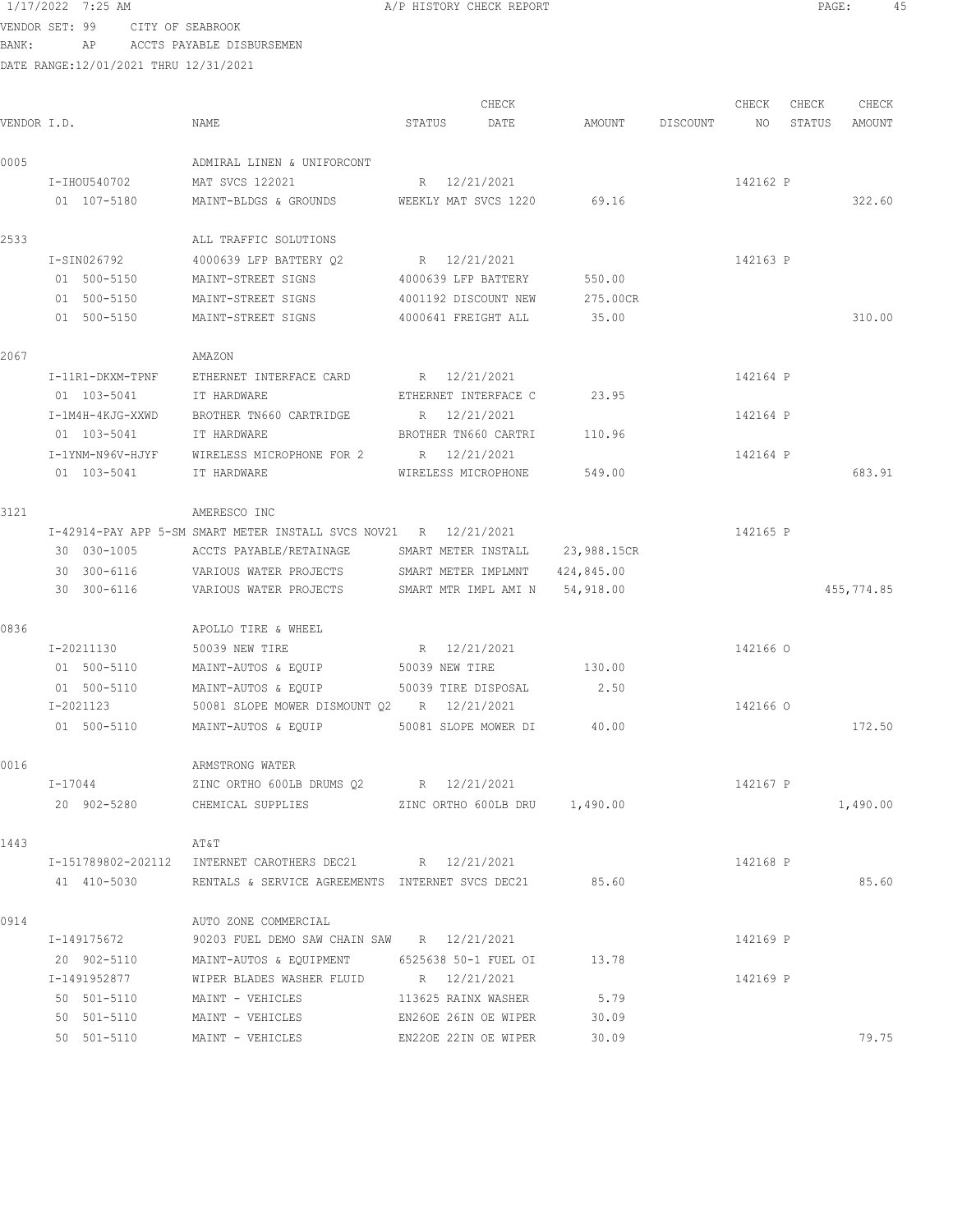1/17/2022 7:25 AM A/P HISTORY CHECK REPORT

VENDOR SET: 99 CITY OF SEABROOK
BANK: AP ACCTS PAYABLE DISBURSEMEN
DATE RANGE:12/01/2021 THRU 12/31/2021

| VENDOR I.D. | NAME | STATUS | CHECK DATE | AMOUNT | DISCOUNT | CHECK NO | CHECK STATUS | CHECK AMOUNT |
|---|---|---|---|---|---|---|---|---|
| 0005 | ADMIRAL LINEN & UNIFORCONT | | | | | | | |
| I-IHOU540702 | MAT SVCS 122021 | R | 12/21/2021 | | | 142162 | P | |
| 01 107-5180 | MAINT-BLDGS & GROUNDS | WEEKLY MAT SVCS 1220 | | 69.16 | | | | 322.60 |
| 2533 | ALL TRAFFIC SOLUTIONS | | | | | | | |
| I-SIN026792 | 4000639 LFP BATTERY Q2 | R | 12/21/2021 | | | 142163 | P | |
| 01 500-5150 | MAINT-STREET SIGNS | 4000639 LFP BATTERY | | 550.00 | | | | |
| 01 500-5150 | MAINT-STREET SIGNS | 4001192 DISCOUNT NEW | | 275.00CR | | | | |
| 01 500-5150 | MAINT-STREET SIGNS | 4000641 FREIGHT ALL | | 35.00 | | | | 310.00 |
| 2067 | AMAZON | | | | | | | |
| I-11R1-DKXM-TPNF | ETHERNET INTERFACE CARD | R | 12/21/2021 | | | 142164 | P | |
| 01 103-5041 | IT HARDWARE | ETHERNET INTERFACE C | | 23.95 | | | | |
| I-1M4H-4KJG-XXWD | BROTHER TN660 CARTRIDGE | R | 12/21/2021 | | | 142164 | P | |
| 01 103-5041 | IT HARDWARE | BROTHER TN660 CARTRI | | 110.96 | | | | |
| I-1YNM-N96V-HJYF | WIRELESS MICROPHONE FOR 2 | R | 12/21/2021 | | | 142164 | P | |
| 01 103-5041 | IT HARDWARE | WIRELESS MICROPHONE | | 549.00 | | | | 683.91 |
| 3121 | AMERESCO INC | | | | | | | |
| I-42914-PAY APP 5-SM | SMART METER INSTALL SVCS NOV21 | R | 12/21/2021 | | | 142165 | P | |
| 30 030-1005 | ACCTS PAYABLE/RETAINAGE | SMART METER INSTALL | | 23,988.15CR | | | | |
| 30 300-6116 | VARIOUS WATER PROJECTS | SMART METER IMPLMNT | | 424,845.00 | | | | |
| 30 300-6116 | VARIOUS WATER PROJECTS | SMART MTR IMPL AMI N | | 54,918.00 | | | | 455,774.85 |
| 0836 | APOLLO TIRE & WHEEL | | | | | | | |
| I-20211130 | 50039 NEW TIRE | R | 12/21/2021 | | | 142166 | O | |
| 01 500-5110 | MAINT-AUTOS & EQUIP | 50039 NEW TIRE | | 130.00 | | | | |
| 01 500-5110 | MAINT-AUTOS & EQUIP | 50039 TIRE DISPOSAL | | 2.50 | | | | |
| I-2021123 | 50081 SLOPE MOWER DISMOUNT Q2 | R | 12/21/2021 | | | 142166 | O | |
| 01 500-5110 | MAINT-AUTOS & EQUIP | 50081 SLOPE MOWER DI | | 40.00 | | | | 172.50 |
| 0016 | ARMSTRONG WATER | | | | | | | |
| I-17044 | ZINC ORTHO 600LB DRUMS Q2 | R | 12/21/2021 | | | 142167 | P | |
| 20 902-5280 | CHEMICAL SUPPLIES | ZINC ORTHO 600LB DRU | | 1,490.00 | | | | 1,490.00 |
| 1443 | AT&T | | | | | | | |
| I-151789802-202112 | INTERNET CAROTHERS DEC21 | R | 12/21/2021 | | | 142168 | P | |
| 41 410-5030 | RENTALS & SERVICE AGREEMENTS | INTERNET SVCS DEC21 | | 85.60 | | | | 85.60 |
| 0914 | AUTO ZONE COMMERCIAL | | | | | | | |
| I-149175672 | 90203 FUEL DEMO SAW CHAIN SAW | R | 12/21/2021 | | | 142169 | P | |
| 20 902-5110 | MAINT-AUTOS & EQUIPMENT | 6525638 50-1 FUEL OI | | 13.78 | | | | |
| I-1491952877 | WIPER BLADES WASHER FLUID | R | 12/21/2021 | | | 142169 | P | |
| 50 501-5110 | MAINT - VEHICLES | 113625 RAINX WASHER | | 5.79 | | | | |
| 50 501-5110 | MAINT - VEHICLES | EN26OE 26IN OE WIPER | | 30.09 | | | | |
| 50 501-5110 | MAINT - VEHICLES | EN22OE 22IN OE WIPER | | 30.09 | | | | 79.75 |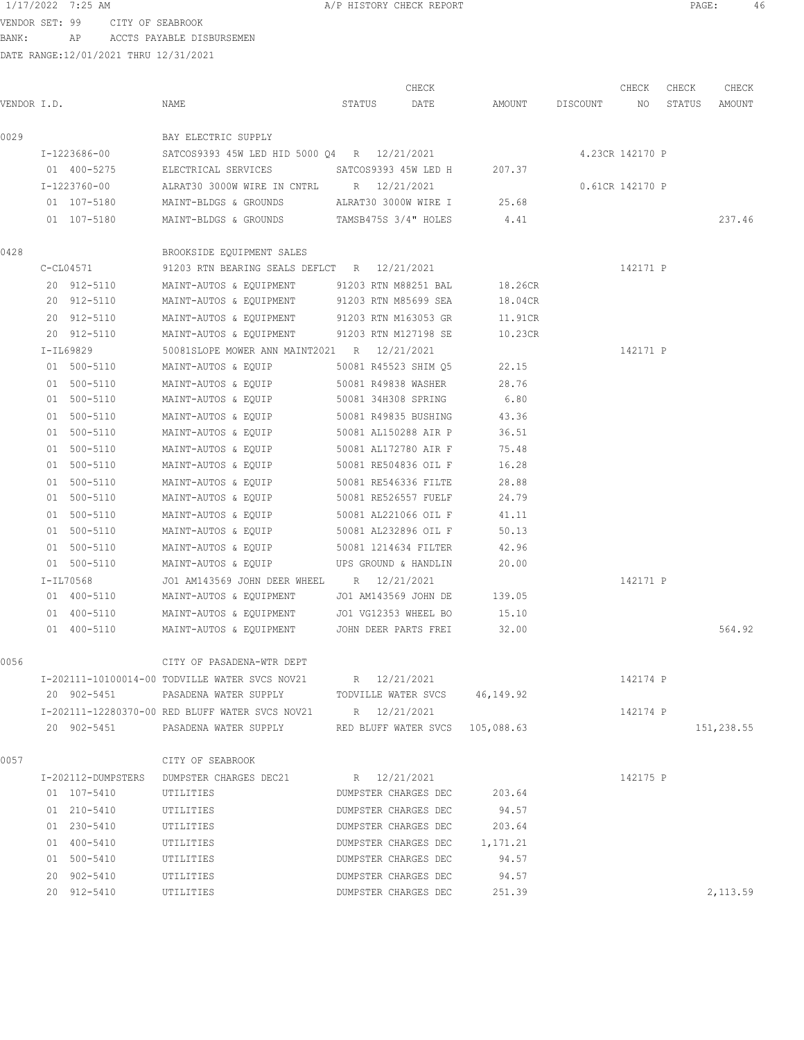1/17/2022 7:25 AM A/P HISTORY CHECK REPORT

VENDOR SET: 99 CITY OF SEABROOK
BANK: AP ACCTS PAYABLE DISBURSEMEN
DATE RANGE:12/01/2021 THRU 12/31/2021

| VENDOR I.D. | NAME | STATUS | CHECK DATE | AMOUNT | DISCOUNT | CHECK NO | CHECK STATUS | CHECK AMOUNT |
|---|---|---|---|---|---|---|---|---|
| 0029 | BAY ELECTRIC SUPPLY | | | | | | | |
| I-1223686-00 | SATCOS9393 45W LED HID 5000 Q4 | R | 12/21/2021 | | 4.23CR | 142170 | P | |
| 01 400-5275 | ELECTRICAL SERVICES | SATCOS9393 45W LED H | | 207.37 | | | | |
| I-1223760-00 | ALRAT30 3000W WIRE IN CNTRL | R | 12/21/2021 | | 0.61CR | 142170 | P | |
| 01 107-5180 | MAINT-BLDGS & GROUNDS | ALRAT30 3000W WIRE I | | 25.68 | | | | |
| 01 107-5180 | MAINT-BLDGS & GROUNDS | TAMSB475S 3/4" HOLES | | 4.41 | | | | 237.46 |
| 0428 | BROOKSIDE EQUIPMENT SALES | | | | | | | |
| C-CL04571 | 91203 RTN BEARING SEALS DEFLCT | R | 12/21/2021 | | | 142171 | P | |
| 20 912-5110 | MAINT-AUTOS & EQUIPMENT | 91203 RTN M88251 BAL | | 18.26CR | | | | |
| 20 912-5110 | MAINT-AUTOS & EQUIPMENT | 91203 RTN M85699 SEA | | 18.04CR | | | | |
| 20 912-5110 | MAINT-AUTOS & EQUIPMENT | 91203 RTN M163053 GR | | 11.91CR | | | | |
| 20 912-5110 | MAINT-AUTOS & EQUIPMENT | 91203 RTN M127198 SE | | 10.23CR | | | | |
| I-IL69829 | 50081SLOPE MOWER ANN MAINT2021 | R | 12/21/2021 | | | 142171 | P | |
| 01 500-5110 | MAINT-AUTOS & EQUIP | 50081 R45523 SHIM Q5 | | 22.15 | | | | |
| 01 500-5110 | MAINT-AUTOS & EQUIP | 50081 R49838 WASHER | | 28.76 | | | | |
| 01 500-5110 | MAINT-AUTOS & EQUIP | 50081 34H308 SPRING | | 6.80 | | | | |
| 01 500-5110 | MAINT-AUTOS & EQUIP | 50081 R49835 BUSHING | | 43.36 | | | | |
| 01 500-5110 | MAINT-AUTOS & EQUIP | 50081 AL150288 AIR P | | 36.51 | | | | |
| 01 500-5110 | MAINT-AUTOS & EQUIP | 50081 AL172780 AIR F | | 75.48 | | | | |
| 01 500-5110 | MAINT-AUTOS & EQUIP | 50081 RE504836 OIL F | | 16.28 | | | | |
| 01 500-5110 | MAINT-AUTOS & EQUIP | 50081 RE546336 FILTE | | 28.88 | | | | |
| 01 500-5110 | MAINT-AUTOS & EQUIP | 50081 RE526557 FUELF | | 24.79 | | | | |
| 01 500-5110 | MAINT-AUTOS & EQUIP | 50081 AL221066 OIL F | | 41.11 | | | | |
| 01 500-5110 | MAINT-AUTOS & EQUIP | 50081 AL232896 OIL F | | 50.13 | | | | |
| 01 500-5110 | MAINT-AUTOS & EQUIP | 50081 1214634 FILTER | | 42.96 | | | | |
| 01 500-5110 | MAINT-AUTOS & EQUIP | UPS GROUND & HANDLIN | | 20.00 | | | | |
| I-IL70568 | JO1 AM143569 JOHN DEER WHEEL | R | 12/21/2021 | | | 142171 | P | |
| 01 400-5110 | MAINT-AUTOS & EQUIPMENT | JO1 AM143569 JOHN DE | | 139.05 | | | | |
| 01 400-5110 | MAINT-AUTOS & EQUIPMENT | JO1 VG12353 WHEEL BO | | 15.10 | | | | |
| 01 400-5110 | MAINT-AUTOS & EQUIPMENT | JOHN DEER PARTS FREI | | 32.00 | | | | 564.92 |
| 0056 | CITY OF PASADENA-WTR DEPT | | | | | | | |
| I-202111-10100014-00 | TODVILLE WATER SVCS NOV21 | R | 12/21/2021 | | | 142174 | P | |
| 20 902-5451 | PASADENA WATER SUPPLY | TODVILLE WATER SVCS | | 46,149.92 | | | | |
| I-202111-12280370-00 | RED BLUFF WATER SVCS NOV21 | R | 12/21/2021 | | | 142174 | P | |
| 20 902-5451 | PASADENA WATER SUPPLY | RED BLUFF WATER SVCS | | 105,088.63 | | | | 151,238.55 |
| 0057 | CITY OF SEABROOK | | | | | | | |
| I-202112-DUMPSTERS | DUMPSTER CHARGES DEC21 | R | 12/21/2021 | | | 142175 | P | |
| 01 107-5410 | UTILITIES | DUMPSTER CHARGES DEC | | 203.64 | | | | |
| 01 210-5410 | UTILITIES | DUMPSTER CHARGES DEC | | 94.57 | | | | |
| 01 230-5410 | UTILITIES | DUMPSTER CHARGES DEC | | 203.64 | | | | |
| 01 400-5410 | UTILITIES | DUMPSTER CHARGES DEC | | 1,171.21 | | | | |
| 01 500-5410 | UTILITIES | DUMPSTER CHARGES DEC | | 94.57 | | | | |
| 20 902-5410 | UTILITIES | DUMPSTER CHARGES DEC | | 94.57 | | | | |
| 20 912-5410 | UTILITIES | DUMPSTER CHARGES DEC | | 251.39 | | | | 2,113.59 |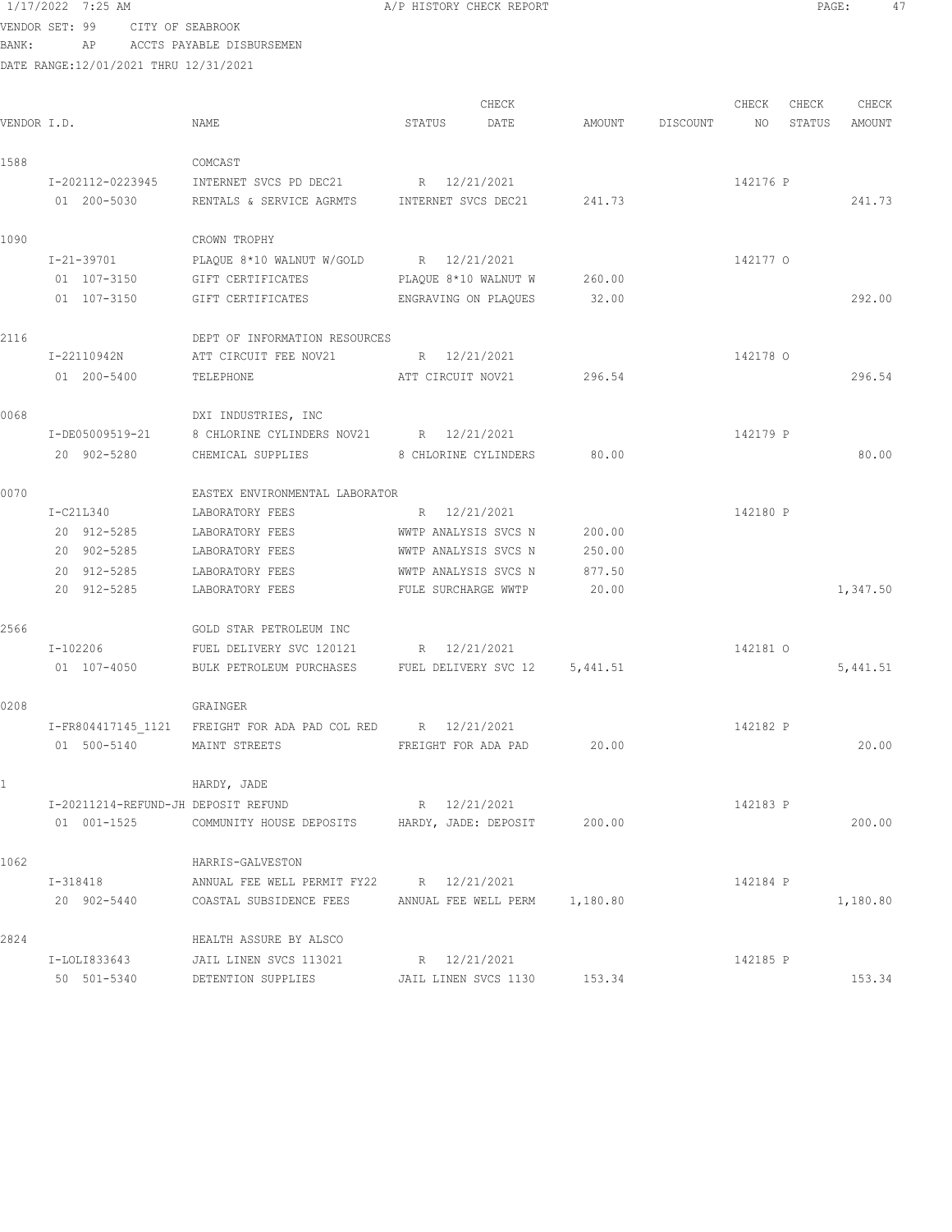VENDOR SET: 99 CITY OF SEABROOK
BANK: AP ACCTS PAYABLE DISBURSEMEN
DATE RANGE:12/01/2021 THRU 12/31/2021

| VENDOR I.D. | NAME | STATUS | CHECK DATE | AMOUNT | DISCOUNT | CHECK NO | CHECK STATUS | CHECK AMOUNT |
|---|---|---|---|---|---|---|---|---|
| 1588 | COMCAST | | | | | | | |
| I-202112-0223945 | INTERNET SVCS PD DEC21 | R | 12/21/2021 | | | 142176 | P | |
| 01 200-5030 | RENTALS & SERVICE AGRMTS | INTERNET SVCS DEC21 | | 241.73 | | | | 241.73 |
| 1090 | CROWN TROPHY | | | | | | | |
| I-21-39701 | PLAQUE 8*10 WALNUT W/GOLD | R | 12/21/2021 | | | 142177 | O | |
| 01 107-3150 | GIFT CERTIFICATES | PLAQUE 8*10 WALNUT W | | 260.00 | | | | |
| 01 107-3150 | GIFT CERTIFICATES | ENGRAVING ON PLAQUES | | 32.00 | | | | 292.00 |
| 2116 | DEPT OF INFORMATION RESOURCES | | | | | | | |
| I-22110942N | ATT CIRCUIT FEE NOV21 | R | 12/21/2021 | | | 142178 | O | |
| 01 200-5400 | TELEPHONE | ATT CIRCUIT NOV21 | | 296.54 | | | | 296.54 |
| 0068 | DXI INDUSTRIES, INC | | | | | | | |
| I-DE05009519-21 | 8 CHLORINE CYLINDERS NOV21 | R | 12/21/2021 | | | 142179 | P | |
| 20 902-5280 | CHEMICAL SUPPLIES | 8 CHLORINE CYLINDERS | | 80.00 | | | | 80.00 |
| 0070 | EASTEX ENVIRONMENTAL LABORATOR | | | | | | | |
| I-C21L340 | LABORATORY FEES | R | 12/21/2021 | | | 142180 | P | |
| 20 912-5285 | LABORATORY FEES | WWTP ANALYSIS SVCS N | | 200.00 | | | | |
| 20 902-5285 | LABORATORY FEES | WWTP ANALYSIS SVCS N | | 250.00 | | | | |
| 20 912-5285 | LABORATORY FEES | WWTP ANALYSIS SVCS N | | 877.50 | | | | |
| 20 912-5285 | LABORATORY FEES | FULE SURCHARGE WWTP | | 20.00 | | | | 1,347.50 |
| 2566 | GOLD STAR PETROLEUM INC | | | | | | | |
| I-102206 | FUEL DELIVERY SVC 120121 | R | 12/21/2021 | | | 142181 | O | |
| 01 107-4050 | BULK PETROLEUM PURCHASES | FUEL DELIVERY SVC 12 | | 5,441.51 | | | | 5,441.51 |
| 0208 | GRAINGER | | | | | | | |
| I-FR804417145_1121 | FREIGHT FOR ADA PAD COL RED | R | 12/21/2021 | | | 142182 | P | |
| 01 500-5140 | MAINT STREETS | FREIGHT FOR ADA PAD | | 20.00 | | | | 20.00 |
| 1 | HARDY, JADE | | | | | | | |
| I-20211214-REFUND-JH | DEPOSIT REFUND | R | 12/21/2021 | | | 142183 | P | |
| 01 001-1525 | COMMUNITY HOUSE DEPOSITS | HARDY, JADE: DEPOSIT | | 200.00 | | | | 200.00 |
| 1062 | HARRIS-GALVESTON | | | | | | | |
| I-318418 | ANNUAL FEE WELL PERMIT FY22 | R | 12/21/2021 | | | 142184 | P | |
| 20 902-5440 | COASTAL SUBSIDENCE FEES | ANNUAL FEE WELL PERM | | 1,180.80 | | | | 1,180.80 |
| 2824 | HEALTH ASSURE BY ALSCO | | | | | | | |
| I-LOLI833643 | JAIL LINEN SVCS 113021 | R | 12/21/2021 | | | 142185 | P | |
| 50 501-5340 | DETENTION SUPPLIES | JAIL LINEN SVCS 1130 | | 153.34 | | | | 153.34 |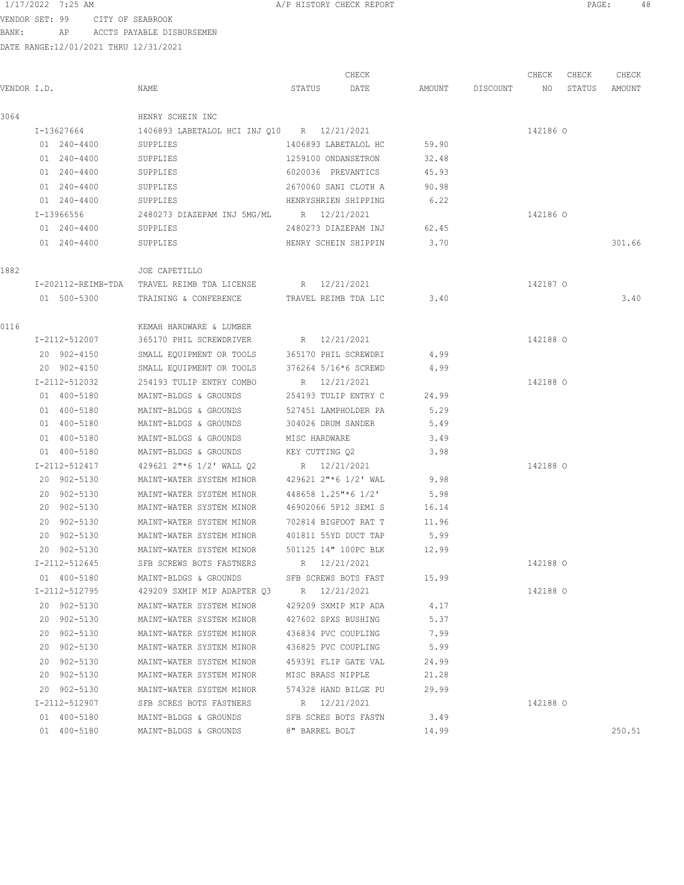VENDOR SET: 99 CITY OF SEABROOK
BANK: AP ACCTS PAYABLE DISBURSEMEN
DATE RANGE:12/01/2021 THRU 12/31/2021

| VENDOR I.D. | NAME | STATUS | CHECK DATE | AMOUNT | DISCOUNT | CHECK NO | CHECK STATUS | CHECK AMOUNT |
|---|---|---|---|---|---|---|---|---|
| 3064 | HENRY SCHEIN INC | | | | | | | |
| I-13627664 | 1406893 LABETALOL HCI INJ Q10 | R | 12/21/2021 | | | 142186 | O | |
| 01 240-4400 | SUPPLIES | 1406893 LABETALOL HC | | 59.90 | | | | |
| 01 240-4400 | SUPPLIES | 1259100 ONDANSETRON | | 32.48 | | | | |
| 01 240-4400 | SUPPLIES | 6020036 PREVANTICS | | 45.93 | | | | |
| 01 240-4400 | SUPPLIES | 2670060 SANI CLOTH A | | 90.98 | | | | |
| 01 240-4400 | SUPPLIES | HENRYSHRIEN SHIPPING | | 6.22 | | | | |
| I-13966556 | 2480273 DIAZEPAM INJ 5MG/ML | R | 12/21/2021 | | | 142186 | O | |
| 01 240-4400 | SUPPLIES | 2480273 DIAZEPAM INJ | | 62.45 | | | | |
| 01 240-4400 | SUPPLIES | HENRY SCHEIN SHIPPIN | | 3.70 | | | | 301.66 |
| 1882 | JOE CAPETILLO | | | | | | | |
| I-202112-REIMB-TDA | TRAVEL REIMB TDA LICENSE | R | 12/21/2021 | | | 142187 | O | |
| 01 500-5300 | TRAINING & CONFERENCE | TRAVEL REIMB TDA LIC | | 3.40 | | | | 3.40 |
| 0116 | KEMAH HARDWARE & LUMBER | | | | | | | |
| I-2112-512007 | 365170 PHIL SCREWDRIVER | R | 12/21/2021 | | | 142188 | O | |
| 20 902-4150 | SMALL EQUIPMENT OR TOOLS | 365170 PHIL SCREWDRI | | 4.99 | | | | |
| 20 902-4150 | SMALL EQUIPMENT OR TOOLS | 376264 5/16*6 SCREWD | | 4.99 | | | | |
| I-2112-512032 | 254193 TULIP ENTRY COMBO | R | 12/21/2021 | | | 142188 | O | |
| 01 400-5180 | MAINT-BLDGS & GROUNDS | 254193 TULIP ENTRY C | | 24.99 | | | | |
| 01 400-5180 | MAINT-BLDGS & GROUNDS | 527451 LAMPHOLDER PA | | 5.29 | | | | |
| 01 400-5180 | MAINT-BLDGS & GROUNDS | 304026 DRUM SANDER | | 5.49 | | | | |
| 01 400-5180 | MAINT-BLDGS & GROUNDS | MISC HARDWARE | | 3.49 | | | | |
| 01 400-5180 | MAINT-BLDGS & GROUNDS | KEY CUTTING Q2 | | 3.98 | | | | |
| I-2112-512417 | 429621 2"*6 1/2' WALL Q2 | R | 12/21/2021 | | | 142188 | O | |
| 20 902-5130 | MAINT-WATER SYSTEM MINOR | 429621 2"*6 1/2' WAL | | 9.98 | | | | |
| 20 902-5130 | MAINT-WATER SYSTEM MINOR | 448658 1.25"*6 1/2' | | 5.98 | | | | |
| 20 902-5130 | MAINT-WATER SYSTEM MINOR | 46902066 5P12 SEMI S | | 16.14 | | | | |
| 20 902-5130 | MAINT-WATER SYSTEM MINOR | 702814 BIGFOOT RAT T | | 11.96 | | | | |
| 20 902-5130 | MAINT-WATER SYSTEM MINOR | 401811 55YD DUCT TAP | | 5.99 | | | | |
| 20 902-5130 | MAINT-WATER SYSTEM MINOR | 501125 14" 100PC BLK | | 12.99 | | | | |
| I-2112-512645 | SFB SCREWS BOTS FASTNERS | R | 12/21/2021 | | | 142188 | O | |
| 01 400-5180 | MAINT-BLDGS & GROUNDS | SFB SCREWS BOTS FAST | | 15.99 | | | | |
| I-2112-512795 | 429209 SXMIP MIP ADAPTER Q3 | R | 12/21/2021 | | | 142188 | O | |
| 20 902-5130 | MAINT-WATER SYSTEM MINOR | 429209 SXMIP MIP ADA | | 4.17 | | | | |
| 20 902-5130 | MAINT-WATER SYSTEM MINOR | 427602 SPXS BUSHING | | 5.37 | | | | |
| 20 902-5130 | MAINT-WATER SYSTEM MINOR | 436834 PVC COUPLING | | 7.99 | | | | |
| 20 902-5130 | MAINT-WATER SYSTEM MINOR | 436825 PVC COUPLING | | 5.99 | | | | |
| 20 902-5130 | MAINT-WATER SYSTEM MINOR | 459391 FLIP GATE VAL | | 24.99 | | | | |
| 20 902-5130 | MAINT-WATER SYSTEM MINOR | MISC BRASS NIPPLE | | 21.28 | | | | |
| 20 902-5130 | MAINT-WATER SYSTEM MINOR | 574328 HAND BILGE PU | | 29.99 | | | | |
| I-2112-512907 | SFB SCRES BOTS FASTNERS | R | 12/21/2021 | | | 142188 | O | |
| 01 400-5180 | MAINT-BLDGS & GROUNDS | SFB SCRES BOTS FASTN | | 3.49 | | | | |
| 01 400-5180 | MAINT-BLDGS & GROUNDS | 8" BARREL BOLT | | 14.99 | | | | 250.51 |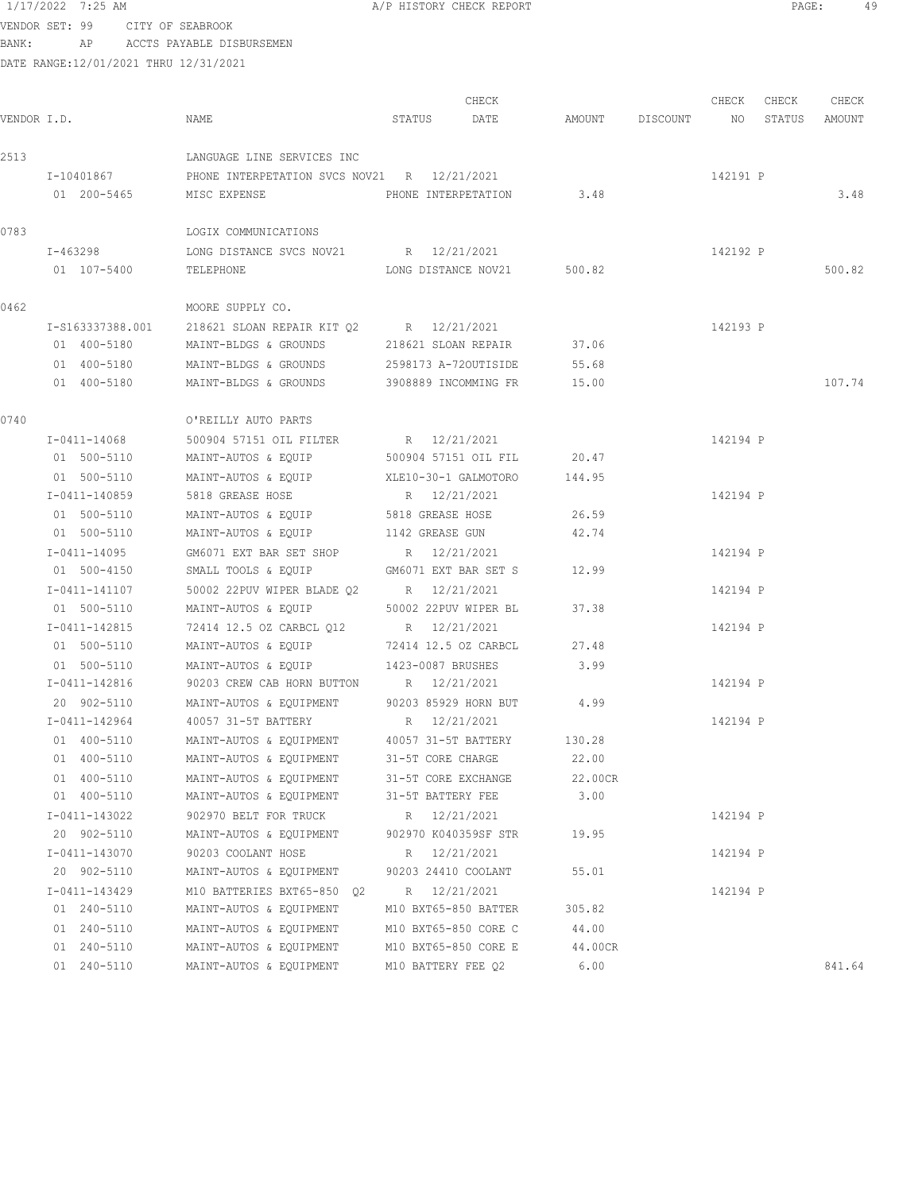1/17/2022 7:25 AM A/P HISTORY CHECK REPORT

VENDOR SET: 99 CITY OF SEABROOK
BANK: AP ACCTS PAYABLE DISBURSEMEN
DATE RANGE:12/01/2021 THRU 12/31/2021

| VENDOR I.D. | NAME | STATUS | CHECK DATE | AMOUNT | DISCOUNT | CHECK NO | CHECK STATUS | CHECK AMOUNT |
|---|---|---|---|---|---|---|---|---|
| 2513 | LANGUAGE LINE SERVICES INC | | | | | | | |
| I-10401867 | PHONE INTERPETATION SVCS NOV21 | R | 12/21/2021 | | | 142191 | P | |
| 01 200-5465 | MISC EXPENSE | PHONE INTERPETATION | | 3.48 | | | | 3.48 |
| 0783 | LOGIX COMMUNICATIONS | | | | | | | |
| I-463298 | LONG DISTANCE SVCS NOV21 | R | 12/21/2021 | | | 142192 | P | |
| 01 107-5400 | TELEPHONE | LONG DISTANCE NOV21 | | 500.82 | | | | 500.82 |
| 0462 | MOORE SUPPLY CO. | | | | | | | |
| I-S163337388.001 | 218621 SLOAN REPAIR KIT Q2 | R | 12/21/2021 | | | 142193 | P | |
| 01 400-5180 | MAINT-BLDGS & GROUNDS | 218621 SLOAN REPAIR | | 37.06 | | | | |
| 01 400-5180 | MAINT-BLDGS & GROUNDS | 2598173 A-72OUTISIDE | | 55.68 | | | | |
| 01 400-5180 | MAINT-BLDGS & GROUNDS | 3908889 INCOMMING FR | | 15.00 | | | | 107.74 |
| 0740 | O'REILLY AUTO PARTS | | | | | | | |
| I-0411-14068 | 500904 57151 OIL FILTER | R | 12/21/2021 | | | 142194 | P | |
| 01 500-5110 | MAINT-AUTOS & EQUIP | 500904 57151 OIL FIL | | 20.47 | | | | |
| 01 500-5110 | MAINT-AUTOS & EQUIP | XLE10-30-1 GALMOTORO | | 144.95 | | | | |
| I-0411-140859 | 5818 GREASE HOSE | R | 12/21/2021 | | | 142194 | P | |
| 01 500-5110 | MAINT-AUTOS & EQUIP | 5818 GREASE HOSE | | 26.59 | | | | |
| 01 500-5110 | MAINT-AUTOS & EQUIP | 1142 GREASE GUN | | 42.74 | | | | |
| I-0411-14095 | GM6071 EXT BAR SET SHOP | R | 12/21/2021 | | | 142194 | P | |
| 01 500-4150 | SMALL TOOLS & EQUIP | GM6071 EXT BAR SET S | | 12.99 | | | | |
| I-0411-141107 | 50002 22PUV WIPER BLADE Q2 | R | 12/21/2021 | | | 142194 | P | |
| 01 500-5110 | MAINT-AUTOS & EQUIP | 50002 22PUV WIPER BL | | 37.38 | | | | |
| I-0411-142815 | 72414 12.5 OZ CARBCL Q12 | R | 12/21/2021 | | | 142194 | P | |
| 01 500-5110 | MAINT-AUTOS & EQUIP | 72414 12.5 OZ CARBCL | | 27.48 | | | | |
| 01 500-5110 | MAINT-AUTOS & EQUIP | 1423-0087 BRUSHES | | 3.99 | | | | |
| I-0411-142816 | 90203 CREW CAB HORN BUTTON | R | 12/21/2021 | | | 142194 | P | |
| 20 902-5110 | MAINT-AUTOS & EQUIPMENT | 90203 85929 HORN BUT | | 4.99 | | | | |
| I-0411-142964 | 40057 31-5T BATTERY | R | 12/21/2021 | | | 142194 | P | |
| 01 400-5110 | MAINT-AUTOS & EQUIPMENT | 40057 31-5T BATTERY | | 130.28 | | | | |
| 01 400-5110 | MAINT-AUTOS & EQUIPMENT | 31-5T CORE CHARGE | | 22.00 | | | | |
| 01 400-5110 | MAINT-AUTOS & EQUIPMENT | 31-5T CORE EXCHANGE | | 22.00CR | | | | |
| 01 400-5110 | MAINT-AUTOS & EQUIPMENT | 31-5T BATTERY FEE | | 3.00 | | | | |
| I-0411-143022 | 902970 BELT FOR TRUCK | R | 12/21/2021 | | | 142194 | P | |
| 20 902-5110 | MAINT-AUTOS & EQUIPMENT | 902970 K040359SF STR | | 19.95 | | | | |
| I-0411-143070 | 90203 COOLANT HOSE | R | 12/21/2021 | | | 142194 | P | |
| 20 902-5110 | MAINT-AUTOS & EQUIPMENT | 90203 24410 COOLANT | | 55.01 | | | | |
| I-0411-143429 | M10 BATTERIES BXT65-850 Q2 | R | 12/21/2021 | | | 142194 | P | |
| 01 240-5110 | MAINT-AUTOS & EQUIPMENT | M10 BXT65-850 BATTER | | 305.82 | | | | |
| 01 240-5110 | MAINT-AUTOS & EQUIPMENT | M10 BXT65-850 CORE C | | 44.00 | | | | |
| 01 240-5110 | MAINT-AUTOS & EQUIPMENT | M10 BXT65-850 CORE E | | 44.00CR | | | | |
| 01 240-5110 | MAINT-AUTOS & EQUIPMENT | M10 BATTERY FEE Q2 | | 6.00 | | | | 841.64 |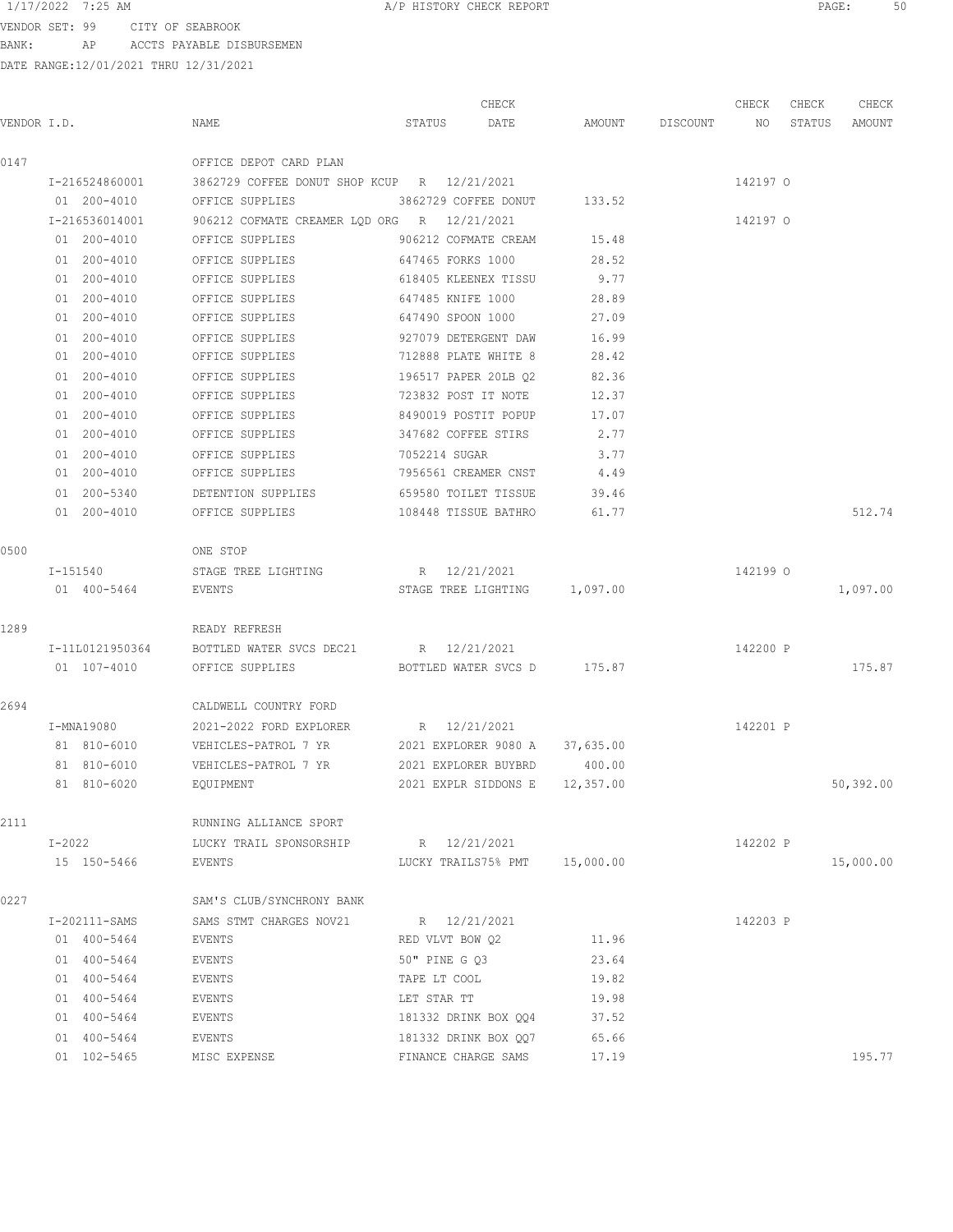VENDOR SET: 99 CITY OF SEABROOK
BANK: AP ACCTS PAYABLE DISBURSEMEN
DATE RANGE:12/01/2021 THRU 12/31/2021

| VENDOR I.D. | NAME | STATUS | CHECK DATE | AMOUNT | DISCOUNT | CHECK NO | CHECK STATUS | CHECK AMOUNT |
|---|---|---|---|---|---|---|---|---|
| 0147 | OFFICE DEPOT CARD PLAN | | | | | | | |
| I-216524860001 | 3862729 COFFEE DONUT SHOP KCUP | R | 12/21/2021 | | | 142197 | O | |
| 01 200-4010 | OFFICE SUPPLIES | 3862729 COFFEE DONUT | | 133.52 | | | | |
| I-216536014001 | 906212 COFMATE CREAMER LQD ORG | R | 12/21/2021 | | | 142197 | O | |
| 01 200-4010 | OFFICE SUPPLIES | 906212 COFMATE CREAM | | 15.48 | | | | |
| 01 200-4010 | OFFICE SUPPLIES | 647465 FORKS 1000 | | 28.52 | | | | |
| 01 200-4010 | OFFICE SUPPLIES | 618405 KLEENEX TISSU | | 9.77 | | | | |
| 01 200-4010 | OFFICE SUPPLIES | 647485 KNIFE 1000 | | 28.89 | | | | |
| 01 200-4010 | OFFICE SUPPLIES | 647490 SPOON 1000 | | 27.09 | | | | |
| 01 200-4010 | OFFICE SUPPLIES | 927079 DETERGENT DAW | | 16.99 | | | | |
| 01 200-4010 | OFFICE SUPPLIES | 712888 PLATE WHITE 8 | | 28.42 | | | | |
| 01 200-4010 | OFFICE SUPPLIES | 196517 PAPER 20LB Q2 | | 82.36 | | | | |
| 01 200-4010 | OFFICE SUPPLIES | 723832 POST IT NOTE | | 12.37 | | | | |
| 01 200-4010 | OFFICE SUPPLIES | 8490019 POSTIT POPUP | | 17.07 | | | | |
| 01 200-4010 | OFFICE SUPPLIES | 347682 COFFEE STIRS | | 2.77 | | | | |
| 01 200-4010 | OFFICE SUPPLIES | 7052214 SUGAR | | 3.77 | | | | |
| 01 200-4010 | OFFICE SUPPLIES | 7956561 CREAMER CNST | | 4.49 | | | | |
| 01 200-5340 | DETENTION SUPPLIES | 659580 TOILET TISSUE | | 39.46 | | | | |
| 01 200-4010 | OFFICE SUPPLIES | 108448 TISSUE BATHRO | | 61.77 | | | | 512.74 |
| 0500 | ONE STOP | | | | | | | |
| I-151540 | STAGE TREE LIGHTING | R | 12/21/2021 | | | 142199 | O | |
| 01 400-5464 | EVENTS | STAGE TREE LIGHTING | | 1,097.00 | | | | 1,097.00 |
| 1289 | READY REFRESH | | | | | | | |
| I-11L0121950364 | BOTTLED WATER SVCS DEC21 | R | 12/21/2021 | | | 142200 | P | |
| 01 107-4010 | OFFICE SUPPLIES | BOTTLED WATER SVCS D | | 175.87 | | | | 175.87 |
| 2694 | CALDWELL COUNTRY FORD | | | | | | | |
| I-MNA19080 | 2021-2022 FORD EXPLORER | R | 12/21/2021 | | | 142201 | P | |
| 81 810-6010 | VEHICLES-PATROL 7 YR | 2021 EXPLORER 9080 A | | 37,635.00 | | | | |
| 81 810-6010 | VEHICLES-PATROL 7 YR | 2021 EXPLORER BUYBRD | | 400.00 | | | | |
| 81 810-6020 | EQUIPMENT | 2021 EXPLR SIDDONS E | | 12,357.00 | | | | 50,392.00 |
| 2111 | RUNNING ALLIANCE SPORT | | | | | | | |
| I-2022 | LUCKY TRAIL SPONSORSHIP | R | 12/21/2021 | | | 142202 | P | |
| 15 150-5466 | EVENTS | LUCKY TRAILS75% PMT | | 15,000.00 | | | | 15,000.00 |
| 0227 | SAM'S CLUB/SYNCHRONY BANK | | | | | | | |
| I-202111-SAMS | SAMS STMT CHARGES NOV21 | R | 12/21/2021 | | | 142203 | P | |
| 01 400-5464 | EVENTS | RED VLVT BOW Q2 | | 11.96 | | | | |
| 01 400-5464 | EVENTS | 50" PINE G Q3 | | 23.64 | | | | |
| 01 400-5464 | EVENTS | TAPE LT COOL | | 19.82 | | | | |
| 01 400-5464 | EVENTS | LET STAR TT | | 19.98 | | | | |
| 01 400-5464 | EVENTS | 181332 DRINK BOX QQ4 | | 37.52 | | | | |
| 01 400-5464 | EVENTS | 181332 DRINK BOX QQ7 | | 65.66 | | | | |
| 01 102-5465 | MISC EXPENSE | FINANCE CHARGE SAMS | | 17.19 | | | | 195.77 |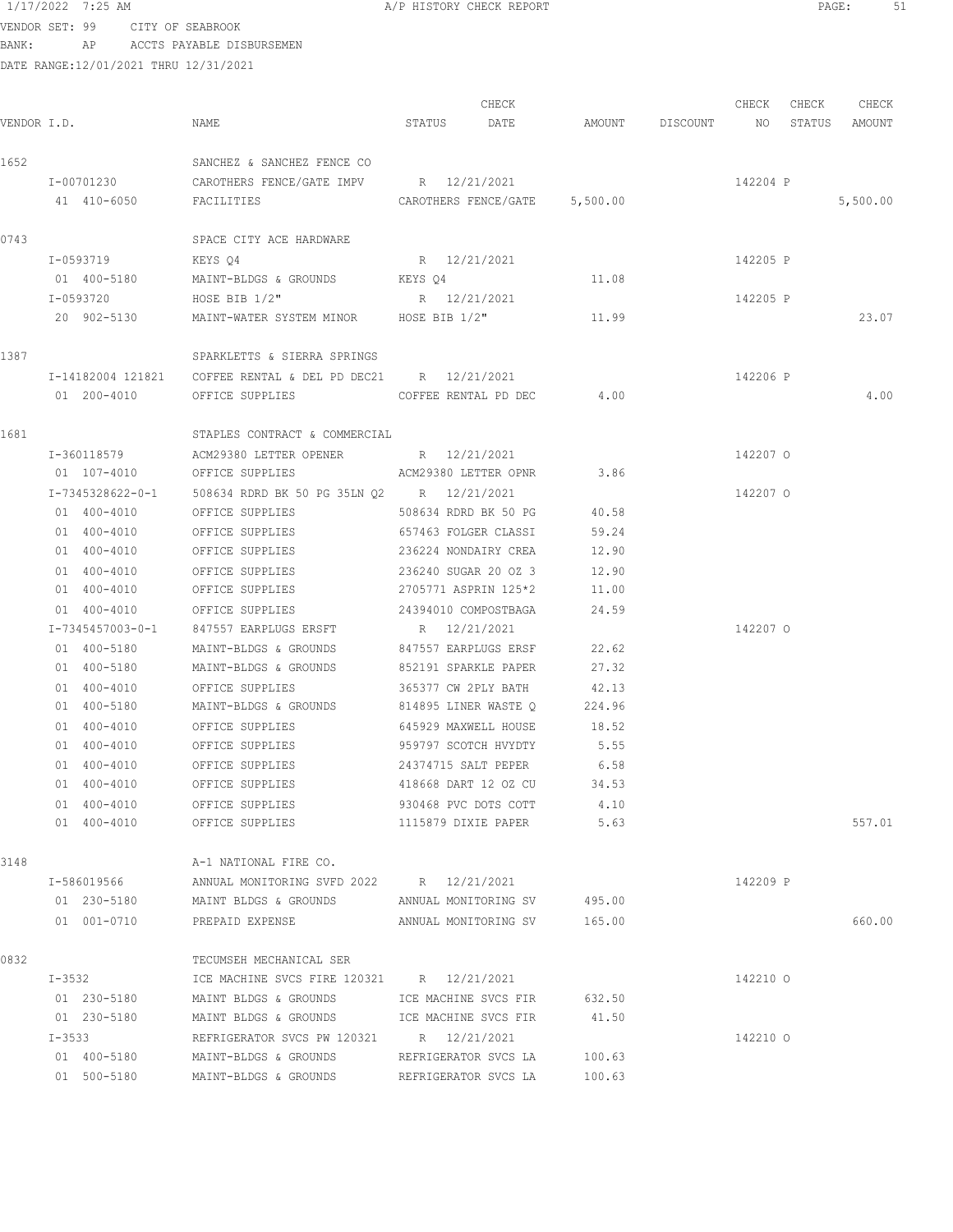1/17/2022 7:25 AM A/P HISTORY CHECK REPORT

VENDOR SET: 99 CITY OF SEABROOK
BANK: AP ACCTS PAYABLE DISBURSEMEN
DATE RANGE:12/01/2021 THRU 12/31/2021

| VENDOR I.D. | NAME | STATUS | CHECK DATE | AMOUNT | DISCOUNT | CHECK NO | CHECK STATUS | CHECK AMOUNT |
|---|---|---|---|---|---|---|---|---|
| 1652 | SANCHEZ & SANCHEZ FENCE CO | | | | | | | |
| I-00701230 | CAROTHERS FENCE/GATE IMPV | R | 12/21/2021 | | | 142204 | P | |
| 41 410-6050 | FACILITIES | CAROTHERS FENCE/GATE | | 5,500.00 | | | | 5,500.00 |
| 0743 | SPACE CITY ACE HARDWARE | | | | | | | |
| I-0593719 | KEYS Q4 | R | 12/21/2021 | | | 142205 | P | |
| 01 400-5180 | MAINT-BLDGS & GROUNDS | KEYS Q4 | | 11.08 | | | | |
| I-0593720 | HOSE BIB 1/2" | R | 12/21/2021 | | | 142205 | P | |
| 20 902-5130 | MAINT-WATER SYSTEM MINOR | HOSE BIB 1/2" | | 11.99 | | | | 23.07 |
| 1387 | SPARKLETTS & SIERRA SPRINGS | | | | | | | |
| I-14182004 121821 | COFFEE RENTAL & DEL PD DEC21 | R | 12/21/2021 | | | 142206 | P | |
| 01 200-4010 | OFFICE SUPPLIES | COFFEE RENTAL PD DEC | | 4.00 | | | | 4.00 |
| 1681 | STAPLES CONTRACT & COMMERCIAL | | | | | | | |
| I-360118579 | ACM29380 LETTER OPENER | R | 12/21/2021 | | | 142207 | O | |
| 01 107-4010 | OFFICE SUPPLIES | ACM29380 LETTER OPNR | | 3.86 | | | | |
| I-7345328622-0-1 | 508634 RDRD BK 50 PG 35LN Q2 | R | 12/21/2021 | | | 142207 | O | |
| 01 400-4010 | OFFICE SUPPLIES | 508634 RDRD BK 50 PG | | 40.58 | | | | |
| 01 400-4010 | OFFICE SUPPLIES | 657463 FOLGER CLASSI | | 59.24 | | | | |
| 01 400-4010 | OFFICE SUPPLIES | 236224 NONDAIRY CREA | | 12.90 | | | | |
| 01 400-4010 | OFFICE SUPPLIES | 236240 SUGAR 20 OZ 3 | | 12.90 | | | | |
| 01 400-4010 | OFFICE SUPPLIES | 2705771 ASPRIN 125*2 | | 11.00 | | | | |
| 01 400-4010 | OFFICE SUPPLIES | 24394010 COMPOSTBAGA | | 24.59 | | | | |
| I-7345457003-0-1 | 847557 EARPLUGS ERSFT | R | 12/21/2021 | | | 142207 | O | |
| 01 400-5180 | MAINT-BLDGS & GROUNDS | 847557 EARPLUGS ERSF | | 22.62 | | | | |
| 01 400-5180 | MAINT-BLDGS & GROUNDS | 852191 SPARKLE PAPER | | 27.32 | | | | |
| 01 400-4010 | OFFICE SUPPLIES | 365377 CW 2PLY BATH | | 42.13 | | | | |
| 01 400-5180 | MAINT-BLDGS & GROUNDS | 814895 LINER WASTE Q | | 224.96 | | | | |
| 01 400-4010 | OFFICE SUPPLIES | 645929 MAXWELL HOUSE | | 18.52 | | | | |
| 01 400-4010 | OFFICE SUPPLIES | 959797 SCOTCH HVYDTY | | 5.55 | | | | |
| 01 400-4010 | OFFICE SUPPLIES | 24374715 SALT PEPER | | 6.58 | | | | |
| 01 400-4010 | OFFICE SUPPLIES | 418668 DART 12 OZ CU | | 34.53 | | | | |
| 01 400-4010 | OFFICE SUPPLIES | 930468 PVC DOTS COTT | | 4.10 | | | | |
| 01 400-4010 | OFFICE SUPPLIES | 1115879 DIXIE PAPER | | 5.63 | | | | 557.01 |
| 3148 | A-1 NATIONAL FIRE CO. | | | | | | | |
| I-586019566 | ANNUAL MONITORING SVFD 2022 | R | 12/21/2021 | | | 142209 | P | |
| 01 230-5180 | MAINT BLDGS & GROUNDS | ANNUAL MONITORING SV | | 495.00 | | | | |
| 01 001-0710 | PREPAID EXPENSE | ANNUAL MONITORING SV | | 165.00 | | | | 660.00 |
| 0832 | TECUMSEH MECHANICAL SER | | | | | | | |
| I-3532 | ICE MACHINE SVCS FIRE 120321 | R | 12/21/2021 | | | 142210 | O | |
| 01 230-5180 | MAINT BLDGS & GROUNDS | ICE MACHINE SVCS FIR | | 632.50 | | | | |
| 01 230-5180 | MAINT BLDGS & GROUNDS | ICE MACHINE SVCS FIR | | 41.50 | | | | |
| I-3533 | REFRIGERATOR SVCS PW 120321 | R | 12/21/2021 | | | 142210 | O | |
| 01 400-5180 | MAINT-BLDGS & GROUNDS | REFRIGERATOR SVCS LA | | 100.63 | | | | |
| 01 500-5180 | MAINT-BLDGS & GROUNDS | REFRIGERATOR SVCS LA | | 100.63 | | | | |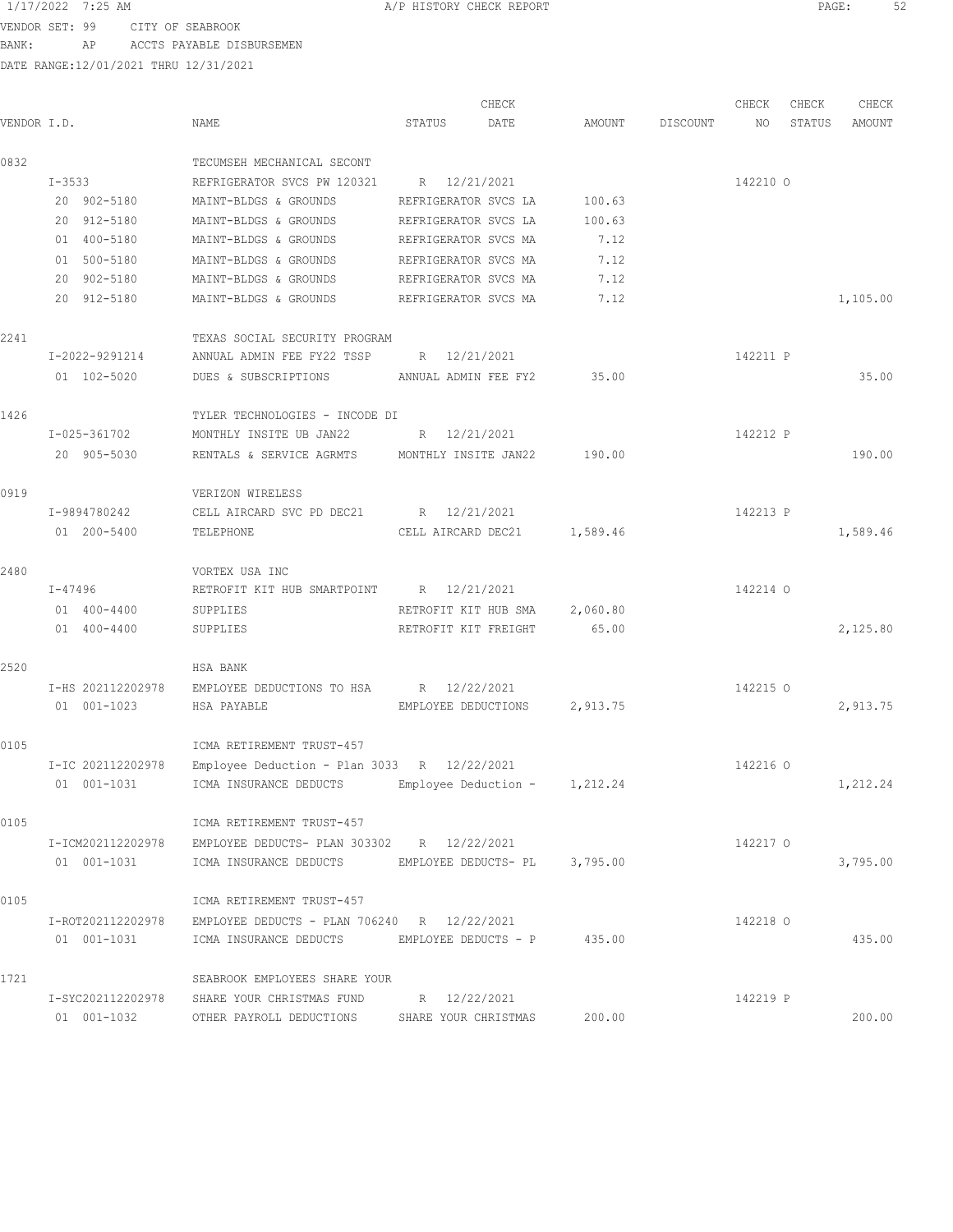VENDOR SET: 99 CITY OF SEABROOK
BANK: AP ACCTS PAYABLE DISBURSEMEN
DATE RANGE:12/01/2021 THRU 12/31/2021

| VENDOR I.D. | NAME | STATUS | CHECK DATE | AMOUNT | DISCOUNT | CHECK NO | CHECK STATUS | CHECK AMOUNT |
|---|---|---|---|---|---|---|---|---|
| 0832 | TECUMSEH MECHANICAL SECONT | | | | | | | |
| I-3533 | REFRIGERATOR SVCS PW 120321 | R | 12/21/2021 | | | 142210 | O | |
| 20 902-5180 | MAINT-BLDGS & GROUNDS | REFRIGERATOR SVCS LA | | 100.63 | | | | |
| 20 912-5180 | MAINT-BLDGS & GROUNDS | REFRIGERATOR SVCS LA | | 100.63 | | | | |
| 01 400-5180 | MAINT-BLDGS & GROUNDS | REFRIGERATOR SVCS MA | | 7.12 | | | | |
| 01 500-5180 | MAINT-BLDGS & GROUNDS | REFRIGERATOR SVCS MA | | 7.12 | | | | |
| 20 902-5180 | MAINT-BLDGS & GROUNDS | REFRIGERATOR SVCS MA | | 7.12 | | | | |
| 20 912-5180 | MAINT-BLDGS & GROUNDS | REFRIGERATOR SVCS MA | | 7.12 | | | | 1,105.00 |
| 2241 | TEXAS SOCIAL SECURITY PROGRAM | | | | | | | |
| I-2022-9291214 | ANNUAL ADMIN FEE FY22 TSSP | R | 12/21/2021 | | | 142211 | P | |
| 01 102-5020 | DUES & SUBSCRIPTIONS | ANNUAL ADMIN FEE FY2 | | 35.00 | | | | 35.00 |
| 1426 | TYLER TECHNOLOGIES - INCODE DI | | | | | | | |
| I-025-361702 | MONTHLY INSITE UB JAN22 | R | 12/21/2021 | | | 142212 | P | |
| 20 905-5030 | RENTALS & SERVICE AGRMTS | MONTHLY INSITE JAN22 | | 190.00 | | | | 190.00 |
| 0919 | VERIZON WIRELESS | | | | | | | |
| I-9894780242 | CELL AIRCARD SVC PD DEC21 | R | 12/21/2021 | | | 142213 | P | |
| 01 200-5400 | TELEPHONE | CELL AIRCARD DEC21 | | 1,589.46 | | | | 1,589.46 |
| 2480 | VORTEX USA INC | | | | | | | |
| I-47496 | RETROFIT KIT HUB SMARTPOINT | R | 12/21/2021 | | | 142214 | O | |
| 01 400-4400 | SUPPLIES | RETROFIT KIT HUB SMA | | 2,060.80 | | | | |
| 01 400-4400 | SUPPLIES | RETROFIT KIT FREIGHT | | 65.00 | | | | 2,125.80 |
| 2520 | HSA BANK | | | | | | | |
| I-HS 202112202978 | EMPLOYEE DEDUCTIONS TO HSA | R | 12/22/2021 | | | 142215 | O | |
| 01 001-1023 | HSA PAYABLE | EMPLOYEE DEDUCTIONS | | 2,913.75 | | | | 2,913.75 |
| 0105 | ICMA RETIREMENT TRUST-457 | | | | | | | |
| I-IC 202112202978 | Employee Deduction - Plan 3033 | R | 12/22/2021 | | | 142216 | O | |
| 01 001-1031 | ICMA INSURANCE DEDUCTS | Employee Deduction - | | 1,212.24 | | | | 1,212.24 |
| 0105 | ICMA RETIREMENT TRUST-457 | | | | | | | |
| I-ICM202112202978 | EMPLOYEE DEDUCTS- PLAN 303302 | R | 12/22/2021 | | | 142217 | O | |
| 01 001-1031 | ICMA INSURANCE DEDUCTS | EMPLOYEE DEDUCTS- PL | | 3,795.00 | | | | 3,795.00 |
| 0105 | ICMA RETIREMENT TRUST-457 | | | | | | | |
| I-ROT202112202978 | EMPLOYEE DEDUCTS - PLAN 706240 | R | 12/22/2021 | | | 142218 | O | |
| 01 001-1031 | ICMA INSURANCE DEDUCTS | EMPLOYEE DEDUCTS - P | | 435.00 | | | | 435.00 |
| 1721 | SEABROOK EMPLOYEES SHARE YOUR | | | | | | | |
| I-SYC202112202978 | SHARE YOUR CHRISTMAS FUND | R | 12/22/2021 | | | 142219 | P | |
| 01 001-1032 | OTHER PAYROLL DEDUCTIONS | SHARE YOUR CHRISTMAS | | 200.00 | | | | 200.00 |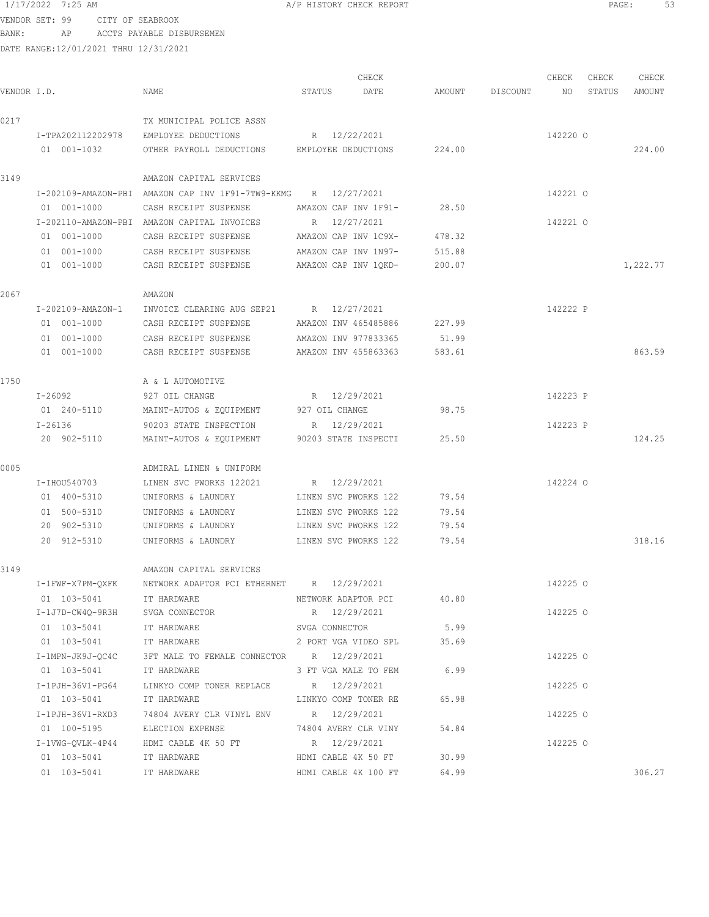1/17/2022 7:25 AM A/P HISTORY CHECK REPORT

VENDOR SET: 99 CITY OF SEABROOK
BANK: AP ACCTS PAYABLE DISBURSEMEN
DATE RANGE:12/01/2021 THRU 12/31/2021

| VENDOR I.D. | NAME | STATUS | CHECK DATE | AMOUNT | DISCOUNT | CHECK NO | CHECK STATUS | CHECK AMOUNT |
|---|---|---|---|---|---|---|---|---|
| 0217 | TX MUNICIPAL POLICE ASSN | | | | | | | |
| I-TPA202112202978 | EMPLOYEE DEDUCTIONS | R | 12/22/2021 | | | 142220 | O | |
| 01 001-1032 | OTHER PAYROLL DEDUCTIONS | EMPLOYEE DEDUCTIONS | | 224.00 | | | | 224.00 |
| 3149 | AMAZON CAPITAL SERVICES | | | | | | | |
| I-202109-AMAZON-PBI | AMAZON CAP INV 1F91-7TW9-KKMG | R | 12/27/2021 | | | 142221 | O | |
| 01 001-1000 | CASH RECEIPT SUSPENSE | AMAZON CAP INV 1F91- | | 28.50 | | | | |
| I-202110-AMAZON-PBI | AMAZON CAPITAL INVOICES | R | 12/27/2021 | | | 142221 | O | |
| 01 001-1000 | CASH RECEIPT SUSPENSE | AMAZON CAP INV 1C9X- | | 478.32 | | | | |
| 01 001-1000 | CASH RECEIPT SUSPENSE | AMAZON CAP INV 1N97- | | 515.88 | | | | |
| 01 001-1000 | CASH RECEIPT SUSPENSE | AMAZON CAP INV 1QKD- | | 200.07 | | | | 1,222.77 |
| 2067 | AMAZON | | | | | | | |
| I-202109-AMAZON-1 | INVOICE CLEARING AUG SEP21 | R | 12/27/2021 | | | 142222 | P | |
| 01 001-1000 | CASH RECEIPT SUSPENSE | AMAZON INV 465485886 | | 227.99 | | | | |
| 01 001-1000 | CASH RECEIPT SUSPENSE | AMAZON INV 977833365 | | 51.99 | | | | |
| 01 001-1000 | CASH RECEIPT SUSPENSE | AMAZON INV 455863363 | | 583.61 | | | | 863.59 |
| 1750 | A & L AUTOMOTIVE | | | | | | | |
| I-26092 | 927 OIL CHANGE | R | 12/29/2021 | | | 142223 | P | |
| 01 240-5110 | MAINT-AUTOS & EQUIPMENT | 927 OIL CHANGE | | 98.75 | | | | |
| I-26136 | 90203 STATE INSPECTION | R | 12/29/2021 | | | 142223 | P | |
| 20 902-5110 | MAINT-AUTOS & EQUIPMENT | 90203 STATE INSPECTI | | 25.50 | | | | 124.25 |
| 0005 | ADMIRAL LINEN & UNIFORM | | | | | | | |
| I-IHOU540703 | LINEN SVC PWORKS 122021 | R | 12/29/2021 | | | 142224 | O | |
| 01 400-5310 | UNIFORMS & LAUNDRY | LINEN SVC PWORKS 122 | | 79.54 | | | | |
| 01 500-5310 | UNIFORMS & LAUNDRY | LINEN SVC PWORKS 122 | | 79.54 | | | | |
| 20 902-5310 | UNIFORMS & LAUNDRY | LINEN SVC PWORKS 122 | | 79.54 | | | | |
| 20 912-5310 | UNIFORMS & LAUNDRY | LINEN SVC PWORKS 122 | | 79.54 | | | | 318.16 |
| 3149 | AMAZON CAPITAL SERVICES | | | | | | | |
| I-1FWF-X7PM-QXFK | NETWORK ADAPTOR PCI ETHERNET | R | 12/29/2021 | | | 142225 | O | |
| 01 103-5041 | IT HARDWARE | NETWORK ADAPTOR PCI | | 40.80 | | | | |
| I-1J7D-CW4Q-9R3H | SVGA CONNECTOR | R | 12/29/2021 | | | 142225 | O | |
| 01 103-5041 | IT HARDWARE | SVGA CONNECTOR | | 5.99 | | | | |
| 01 103-5041 | IT HARDWARE | 2 PORT VGA VIDEO SPL | | 35.69 | | | | |
| I-1MPN-JK9J-QC4C | 3FT MALE TO FEMALE CONNECTOR | R | 12/29/2021 | | | 142225 | O | |
| 01 103-5041 | IT HARDWARE | 3 FT VGA MALE TO FEM | | 6.99 | | | | |
| I-1PJH-36V1-PG64 | LINKYO COMP TONER REPLACE | R | 12/29/2021 | | | 142225 | O | |
| 01 103-5041 | IT HARDWARE | LINKYO COMP TONER RE | | 65.98 | | | | |
| I-1PJH-36V1-RXD3 | 74804 AVERY CLR VINYL ENV | R | 12/29/2021 | | | 142225 | O | |
| 01 100-5195 | ELECTION EXPENSE | 74804 AVERY CLR VINY | | 54.84 | | | | |
| I-1VWG-QVLK-4P44 | HDMI CABLE 4K 50 FT | R | 12/29/2021 | | | 142225 | O | |
| 01 103-5041 | IT HARDWARE | HDMI CABLE 4K 50 FT | | 30.99 | | | | |
| 01 103-5041 | IT HARDWARE | HDMI CABLE 4K 100 FT | | 64.99 | | | | 306.27 |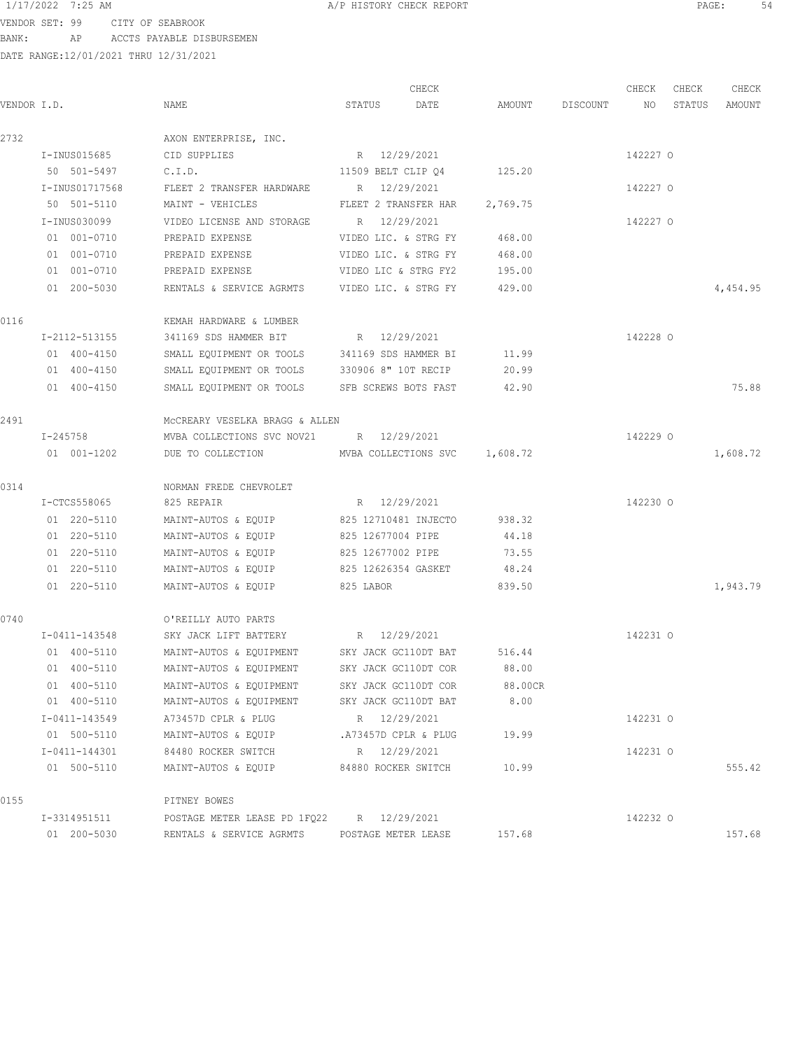VENDOR SET: 99 CITY OF SEABROOK
BANK: AP ACCTS PAYABLE DISBURSEMEN
DATE RANGE:12/01/2021 THRU 12/31/2021

A/P HISTORY CHECK REPORT

| VENDOR I.D. | NAME | STATUS | CHECK DATE | AMOUNT | DISCOUNT | CHECK NO | CHECK STATUS | CHECK AMOUNT |
|---|---|---|---|---|---|---|---|---|
| 2732 | AXON ENTERPRISE, INC. | | | | | | | |
| I-INUS015685 | CID SUPPLIES | R | 12/29/2021 | | | 142227 | O | |
| 50 501-5497 | C.I.D. | 11509 BELT CLIP Q4 | | 125.20 | | | | |
| I-INUS01717568 | FLEET 2 TRANSFER HARDWARE | R | 12/29/2021 | | | 142227 | O | |
| 50 501-5110 | MAINT - VEHICLES | FLEET 2 TRANSFER HAR | | 2,769.75 | | | | |
| I-INUS030099 | VIDEO LICENSE AND STORAGE | R | 12/29/2021 | | | 142227 | O | |
| 01 001-0710 | PREPAID EXPENSE | VIDEO LIC. & STRG FY | | 468.00 | | | | |
| 01 001-0710 | PREPAID EXPENSE | VIDEO LIC. & STRG FY | | 468.00 | | | | |
| 01 001-0710 | PREPAID EXPENSE | VIDEO LIC & STRG FY2 | | 195.00 | | | | |
| 01 200-5030 | RENTALS & SERVICE AGRMTS | VIDEO LIC. & STRG FY | | 429.00 | | | | 4,454.95 |
| 0116 | KEMAH HARDWARE & LUMBER | | | | | | | |
| I-2112-513155 | 341169 SDS HAMMER BIT | R | 12/29/2021 | | | 142228 | O | |
| 01 400-4150 | SMALL EQUIPMENT OR TOOLS | 341169 SDS HAMMER BI | | 11.99 | | | | |
| 01 400-4150 | SMALL EQUIPMENT OR TOOLS | 330906 8" 10T RECIP | | 20.99 | | | | |
| 01 400-4150 | SMALL EQUIPMENT OR TOOLS | SFB SCREWS BOTS FAST | | 42.90 | | | | 75.88 |
| 2491 | McCREARY VESELKA BRAGG & ALLEN | | | | | | | |
| I-245758 | MVBA COLLECTIONS SVC NOV21 | R | 12/29/2021 | | | 142229 | O | |
| 01 001-1202 | DUE TO COLLECTION | MVBA COLLECTIONS SVC | | 1,608.72 | | | | 1,608.72 |
| 0314 | NORMAN FREDE CHEVROLET | | | | | | | |
| I-CTCS558065 | 825 REPAIR | R | 12/29/2021 | | | 142230 | O | |
| 01 220-5110 | MAINT-AUTOS & EQUIP | 825 12710481 INJECTO | | 938.32 | | | | |
| 01 220-5110 | MAINT-AUTOS & EQUIP | 825 12677004 PIPE | | 44.18 | | | | |
| 01 220-5110 | MAINT-AUTOS & EQUIP | 825 12677002 PIPE | | 73.55 | | | | |
| 01 220-5110 | MAINT-AUTOS & EQUIP | 825 12626354 GASKET | | 48.24 | | | | |
| 01 220-5110 | MAINT-AUTOS & EQUIP | 825 LABOR | | 839.50 | | | | 1,943.79 |
| 0740 | O'REILLY AUTO PARTS | | | | | | | |
| I-0411-143548 | SKY JACK LIFT BATTERY | R | 12/29/2021 | | | 142231 | O | |
| 01 400-5110 | MAINT-AUTOS & EQUIPMENT | SKY JACK GC110DT BAT | | 516.44 | | | | |
| 01 400-5110 | MAINT-AUTOS & EQUIPMENT | SKY JACK GC110DT COR | | 88.00 | | | | |
| 01 400-5110 | MAINT-AUTOS & EQUIPMENT | SKY JACK GC110DT COR | | 88.00CR | | | | |
| 01 400-5110 | MAINT-AUTOS & EQUIPMENT | SKY JACK GC110DT BAT | | 8.00 | | | | |
| I-0411-143549 | A73457D CPLR & PLUG | R | 12/29/2021 | | | 142231 | O | |
| 01 500-5110 | MAINT-AUTOS & EQUIP | .A73457D CPLR & PLUG | | 19.99 | | | | |
| I-0411-144301 | 84480 ROCKER SWITCH | R | 12/29/2021 | | | 142231 | O | |
| 01 500-5110 | MAINT-AUTOS & EQUIP | 84880 ROCKER SWITCH | | 10.99 | | | | 555.42 |
| 0155 | PITNEY BOWES | | | | | | | |
| I-3314951511 | POSTAGE METER LEASE PD 1FQ22 | R | 12/29/2021 | | | 142232 | O | |
| 01 200-5030 | RENTALS & SERVICE AGRMTS | POSTAGE METER LEASE | | 157.68 | | | | 157.68 |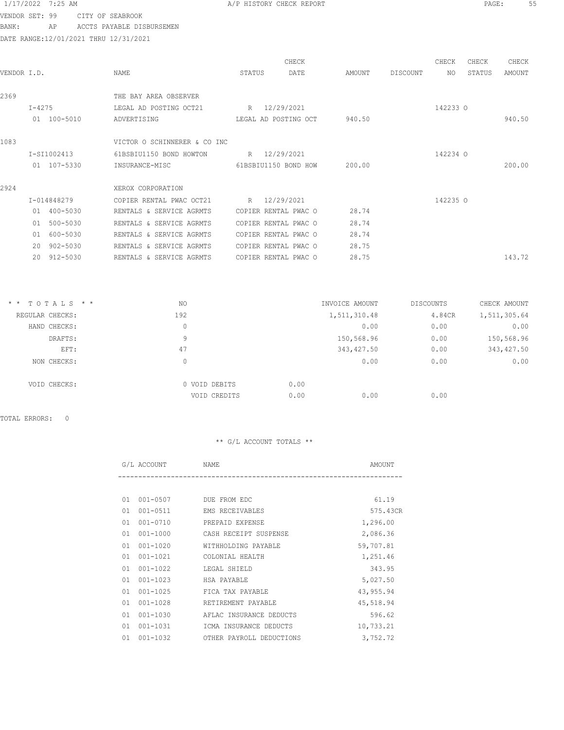1/17/2022 7:25 AM A/P HISTORY CHECK REPORT

VENDOR SET: 99 CITY OF SEABROOK
BANK: AP ACCTS PAYABLE DISBURSEMEN
DATE RANGE:12/01/2021 THRU 12/31/2021

| VENDOR I.D. | NAME | STATUS | CHECK DATE | AMOUNT | DISCOUNT | CHECK NO | CHECK STATUS | CHECK AMOUNT |
|---|---|---|---|---|---|---|---|---|
| 2369 | THE BAY AREA OBSERVER | | | | | | | |
| I-4275 | LEGAL AD POSTING OCT21 | R | 12/29/2021 | | | 142233 | O | |
| 01 100-5010 | ADVERTISING | LEGAL AD POSTING OCT | | 940.50 | | | | 940.50 |
| 1083 | VICTOR O SCHINNERER & CO INC | | | | | | | |
| I-SI1002413 | 61BSBIU1150 BOND HOWTON | R | 12/29/2021 | | | 142234 | O | |
| 01 107-5330 | INSURANCE-MISC | 61BSBIU1150 BOND HOW | | 200.00 | | | | 200.00 |
| 2924 | XEROX CORPORATION | | | | | | | |
| I-014848279 | COPIER RENTAL PWAC OCT21 | R | 12/29/2021 | | | 142235 | O | |
| 01 400-5030 | RENTALS & SERVICE AGRMTS | COPIER RENTAL PWAC O | | 28.74 | | | | |
| 01 500-5030 | RENTALS & SERVICE AGRMTS | COPIER RENTAL PWAC O | | 28.74 | | | | |
| 01 600-5030 | RENTALS & SERVICE AGRMTS | COPIER RENTAL PWAC O | | 28.74 | | | | |
| 20 902-5030 | RENTALS & SERVICE AGRMTS | COPIER RENTAL PWAC O | | 28.75 | | | | |
| 20 912-5030 | RENTALS & SERVICE AGRMTS | COPIER RENTAL PWAC O | | 28.75 | | | | 143.72 |

| * * TOTALS * * | NO | | INVOICE AMOUNT | DISCOUNTS | CHECK AMOUNT |
|---|---|---|---|---|---|
| REGULAR CHECKS: | 192 | | 1,511,310.48 | 4.84CR | 1,511,305.64 |
| HAND CHECKS: | 0 | | 0.00 | 0.00 | 0.00 |
| DRAFTS: | 9 | | 150,568.96 | 0.00 | 150,568.96 |
| EFT: | 47 | | 343,427.50 | 0.00 | 343,427.50 |
| NON CHECKS: | 0 | | 0.00 | 0.00 | 0.00 |
| VOID CHECKS: | 0 VOID DEBITS | 0.00 | | | |
| | VOID CREDITS | 0.00 | 0.00 | 0.00 | |

TOTAL ERRORS: 0

** G/L ACCOUNT TOTALS **

| G/L ACCOUNT | NAME | AMOUNT |
|---|---|---|
| 01 001-0507 | DUE FROM EDC | 61.19 |
| 01 001-0511 | EMS RECEIVABLES | 575.43CR |
| 01 001-0710 | PREPAID EXPENSE | 1,296.00 |
| 01 001-1000 | CASH RECEIPT SUSPENSE | 2,086.36 |
| 01 001-1020 | WITHHOLDING PAYABLE | 59,707.81 |
| 01 001-1021 | COLONIAL HEALTH | 1,251.46 |
| 01 001-1022 | LEGAL SHIELD | 343.95 |
| 01 001-1023 | HSA PAYABLE | 5,027.50 |
| 01 001-1025 | FICA TAX PAYABLE | 43,955.94 |
| 01 001-1028 | RETIREMENT PAYABLE | 45,518.94 |
| 01 001-1030 | AFLAC INSURANCE DEDUCTS | 596.62 |
| 01 001-1031 | ICMA INSURANCE DEDUCTS | 10,733.21 |
| 01 001-1032 | OTHER PAYROLL DEDUCTIONS | 3,752.72 |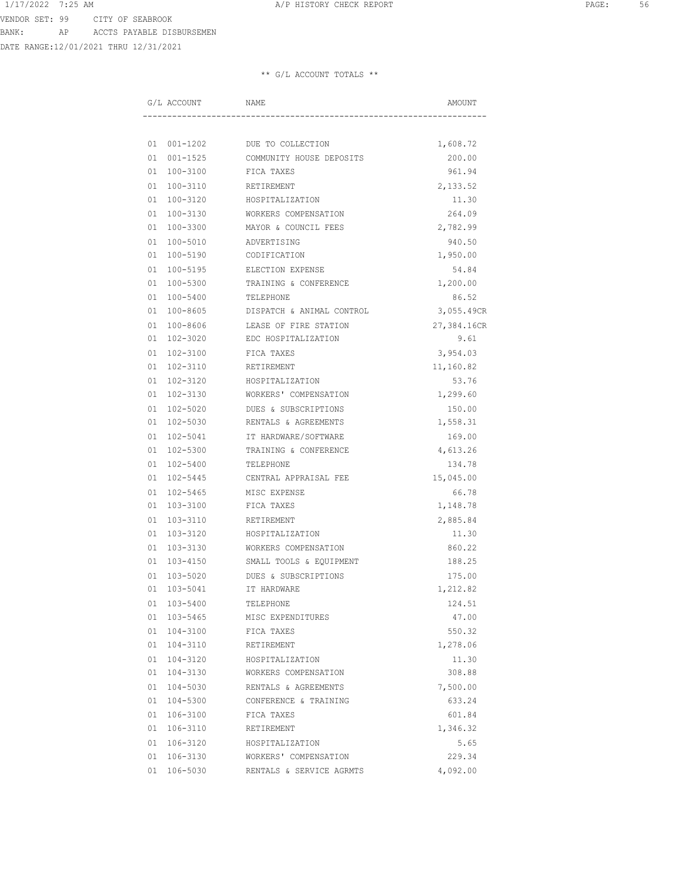VENDOR SET: 99 CITY OF SEABROOK
BANK: AP ACCTS PAYABLE DISBURSEMEN
DATE RANGE:12/01/2021 THRU 12/31/2021

** G/L ACCOUNT TOTALS **

| G/L ACCOUNT | NAME | AMOUNT |
|---|---|---|
| 01 001-1202 | DUE TO COLLECTION | 1,608.72 |
| 01 001-1525 | COMMUNITY HOUSE DEPOSITS | 200.00 |
| 01 100-3100 | FICA TAXES | 961.94 |
| 01 100-3110 | RETIREMENT | 2,133.52 |
| 01 100-3120 | HOSPITALIZATION | 11.30 |
| 01 100-3130 | WORKERS COMPENSATION | 264.09 |
| 01 100-3300 | MAYOR & COUNCIL FEES | 2,782.99 |
| 01 100-5010 | ADVERTISING | 940.50 |
| 01 100-5190 | CODIFICATION | 1,950.00 |
| 01 100-5195 | ELECTION EXPENSE | 54.84 |
| 01 100-5300 | TRAINING & CONFERENCE | 1,200.00 |
| 01 100-5400 | TELEPHONE | 86.52 |
| 01 100-8605 | DISPATCH & ANIMAL CONTROL | 3,055.49CR |
| 01 100-8606 | LEASE OF FIRE STATION | 27,384.16CR |
| 01 102-3020 | EDC HOSPITALIZATION | 9.61 |
| 01 102-3100 | FICA TAXES | 3,954.03 |
| 01 102-3110 | RETIREMENT | 11,160.82 |
| 01 102-3120 | HOSPITALIZATION | 53.76 |
| 01 102-3130 | WORKERS' COMPENSATION | 1,299.60 |
| 01 102-5020 | DUES & SUBSCRIPTIONS | 150.00 |
| 01 102-5030 | RENTALS & AGREEMENTS | 1,558.31 |
| 01 102-5041 | IT HARDWARE/SOFTWARE | 169.00 |
| 01 102-5300 | TRAINING & CONFERENCE | 4,613.26 |
| 01 102-5400 | TELEPHONE | 134.78 |
| 01 102-5445 | CENTRAL APPRAISAL FEE | 15,045.00 |
| 01 102-5465 | MISC EXPENSE | 66.78 |
| 01 103-3100 | FICA TAXES | 1,148.78 |
| 01 103-3110 | RETIREMENT | 2,885.84 |
| 01 103-3120 | HOSPITALIZATION | 11.30 |
| 01 103-3130 | WORKERS COMPENSATION | 860.22 |
| 01 103-4150 | SMALL TOOLS & EQUIPMENT | 188.25 |
| 01 103-5020 | DUES & SUBSCRIPTIONS | 175.00 |
| 01 103-5041 | IT HARDWARE | 1,212.82 |
| 01 103-5400 | TELEPHONE | 124.51 |
| 01 103-5465 | MISC EXPENDITURES | 47.00 |
| 01 104-3100 | FICA TAXES | 550.32 |
| 01 104-3110 | RETIREMENT | 1,278.06 |
| 01 104-3120 | HOSPITALIZATION | 11.30 |
| 01 104-3130 | WORKERS COMPENSATION | 308.88 |
| 01 104-5030 | RENTALS & AGREEMENTS | 7,500.00 |
| 01 104-5300 | CONFERENCE & TRAINING | 633.24 |
| 01 106-3100 | FICA TAXES | 601.84 |
| 01 106-3110 | RETIREMENT | 1,346.32 |
| 01 106-3120 | HOSPITALIZATION | 5.65 |
| 01 106-3130 | WORKERS' COMPENSATION | 229.34 |
| 01 106-5030 | RENTALS & SERVICE AGRMTS | 4,092.00 |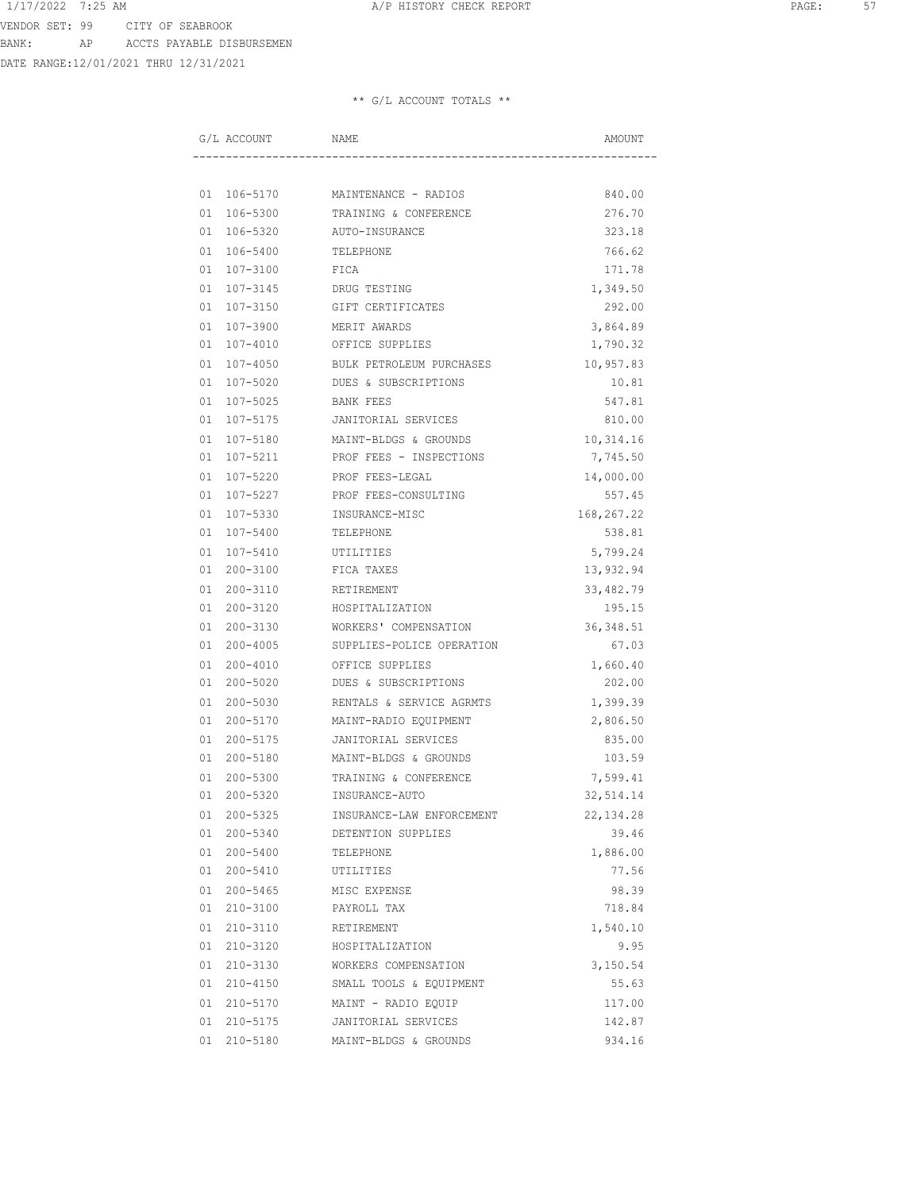VENDOR SET: 99 CITY OF SEABROOK
BANK: AP ACCTS PAYABLE DISBURSEMEN
DATE RANGE:12/01/2021 THRU 12/31/2021

** G/L ACCOUNT TOTALS **

| G/L ACCOUNT | NAME | AMOUNT |
|---|---|---|
| 01 106-5170 | MAINTENANCE - RADIOS | 840.00 |
| 01 106-5300 | TRAINING & CONFERENCE | 276.70 |
| 01 106-5320 | AUTO-INSURANCE | 323.18 |
| 01 106-5400 | TELEPHONE | 766.62 |
| 01 107-3100 | FICA | 171.78 |
| 01 107-3145 | DRUG TESTING | 1,349.50 |
| 01 107-3150 | GIFT CERTIFICATES | 292.00 |
| 01 107-3900 | MERIT AWARDS | 3,864.89 |
| 01 107-4010 | OFFICE SUPPLIES | 1,790.32 |
| 01 107-4050 | BULK PETROLEUM PURCHASES | 10,957.83 |
| 01 107-5020 | DUES & SUBSCRIPTIONS | 10.81 |
| 01 107-5025 | BANK FEES | 547.81 |
| 01 107-5175 | JANITORIAL SERVICES | 810.00 |
| 01 107-5180 | MAINT-BLDGS & GROUNDS | 10,314.16 |
| 01 107-5211 | PROF FEES - INSPECTIONS | 7,745.50 |
| 01 107-5220 | PROF FEES-LEGAL | 14,000.00 |
| 01 107-5227 | PROF FEES-CONSULTING | 557.45 |
| 01 107-5330 | INSURANCE-MISC | 168,267.22 |
| 01 107-5400 | TELEPHONE | 538.81 |
| 01 107-5410 | UTILITIES | 5,799.24 |
| 01 200-3100 | FICA TAXES | 13,932.94 |
| 01 200-3110 | RETIREMENT | 33,482.79 |
| 01 200-3120 | HOSPITALIZATION | 195.15 |
| 01 200-3130 | WORKERS' COMPENSATION | 36,348.51 |
| 01 200-4005 | SUPPLIES-POLICE OPERATION | 67.03 |
| 01 200-4010 | OFFICE SUPPLIES | 1,660.40 |
| 01 200-5020 | DUES & SUBSCRIPTIONS | 202.00 |
| 01 200-5030 | RENTALS & SERVICE AGRMTS | 1,399.39 |
| 01 200-5170 | MAINT-RADIO EQUIPMENT | 2,806.50 |
| 01 200-5175 | JANITORIAL SERVICES | 835.00 |
| 01 200-5180 | MAINT-BLDGS & GROUNDS | 103.59 |
| 01 200-5300 | TRAINING & CONFERENCE | 7,599.41 |
| 01 200-5320 | INSURANCE-AUTO | 32,514.14 |
| 01 200-5325 | INSURANCE-LAW ENFORCEMENT | 22,134.28 |
| 01 200-5340 | DETENTION SUPPLIES | 39.46 |
| 01 200-5400 | TELEPHONE | 1,886.00 |
| 01 200-5410 | UTILITIES | 77.56 |
| 01 200-5465 | MISC EXPENSE | 98.39 |
| 01 210-3100 | PAYROLL TAX | 718.84 |
| 01 210-3110 | RETIREMENT | 1,540.10 |
| 01 210-3120 | HOSPITALIZATION | 9.95 |
| 01 210-3130 | WORKERS COMPENSATION | 3,150.54 |
| 01 210-4150 | SMALL TOOLS & EQUIPMENT | 55.63 |
| 01 210-5170 | MAINT - RADIO EQUIP | 117.00 |
| 01 210-5175 | JANITORIAL SERVICES | 142.87 |
| 01 210-5180 | MAINT-BLDGS & GROUNDS | 934.16 |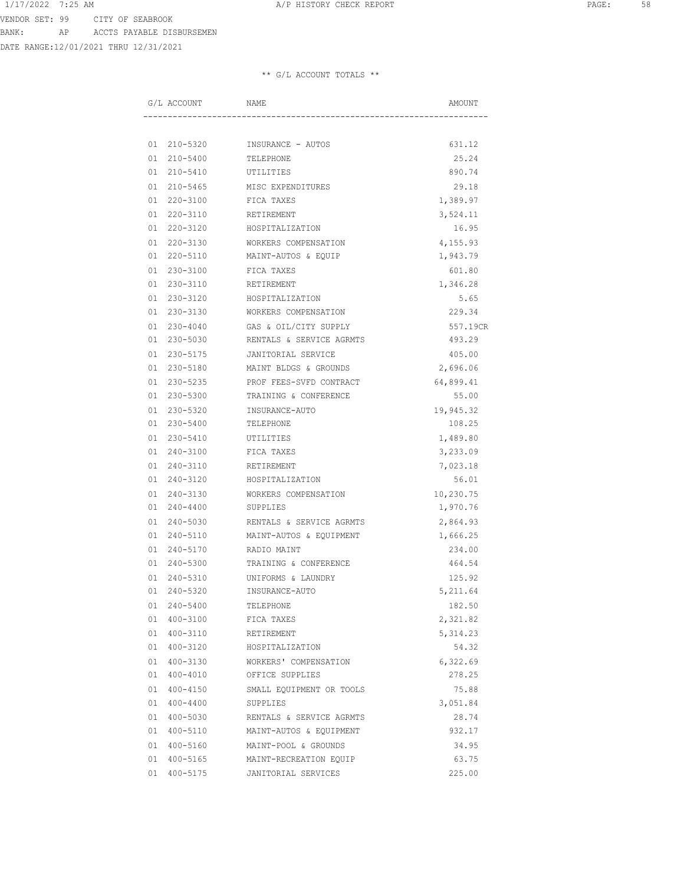VENDOR SET: 99 CITY OF SEABROOK
BANK: AP ACCTS PAYABLE DISBURSEMEN
DATE RANGE:12/01/2021 THRU 12/31/2021

** G/L ACCOUNT TOTALS **

| G/L ACCOUNT | NAME | AMOUNT |
|---|---|---|
| 01 210-5320 | INSURANCE - AUTOS | 631.12 |
| 01 210-5400 | TELEPHONE | 25.24 |
| 01 210-5410 | UTILITIES | 890.74 |
| 01 210-5465 | MISC EXPENDITURES | 29.18 |
| 01 220-3100 | FICA TAXES | 1,389.97 |
| 01 220-3110 | RETIREMENT | 3,524.11 |
| 01 220-3120 | HOSPITALIZATION | 16.95 |
| 01 220-3130 | WORKERS COMPENSATION | 4,155.93 |
| 01 220-5110 | MAINT-AUTOS & EQUIP | 1,943.79 |
| 01 230-3100 | FICA TAXES | 601.80 |
| 01 230-3110 | RETIREMENT | 1,346.28 |
| 01 230-3120 | HOSPITALIZATION | 5.65 |
| 01 230-3130 | WORKERS COMPENSATION | 229.34 |
| 01 230-4040 | GAS & OIL/CITY SUPPLY | 557.19CR |
| 01 230-5030 | RENTALS & SERVICE AGRMTS | 493.29 |
| 01 230-5175 | JANITORIAL SERVICE | 405.00 |
| 01 230-5180 | MAINT BLDGS & GROUNDS | 2,696.06 |
| 01 230-5235 | PROF FEES-SVFD CONTRACT | 64,899.41 |
| 01 230-5300 | TRAINING & CONFERENCE | 55.00 |
| 01 230-5320 | INSURANCE-AUTO | 19,945.32 |
| 01 230-5400 | TELEPHONE | 108.25 |
| 01 230-5410 | UTILITIES | 1,489.80 |
| 01 240-3100 | FICA TAXES | 3,233.09 |
| 01 240-3110 | RETIREMENT | 7,023.18 |
| 01 240-3120 | HOSPITALIZATION | 56.01 |
| 01 240-3130 | WORKERS COMPENSATION | 10,230.75 |
| 01 240-4400 | SUPPLIES | 1,970.76 |
| 01 240-5030 | RENTALS & SERVICE AGRMTS | 2,864.93 |
| 01 240-5110 | MAINT-AUTOS & EQUIPMENT | 1,666.25 |
| 01 240-5170 | RADIO MAINT | 234.00 |
| 01 240-5300 | TRAINING & CONFERENCE | 464.54 |
| 01 240-5310 | UNIFORMS & LAUNDRY | 125.92 |
| 01 240-5320 | INSURANCE-AUTO | 5,211.64 |
| 01 240-5400 | TELEPHONE | 182.50 |
| 01 400-3100 | FICA TAXES | 2,321.82 |
| 01 400-3110 | RETIREMENT | 5,314.23 |
| 01 400-3120 | HOSPITALIZATION | 54.32 |
| 01 400-3130 | WORKERS' COMPENSATION | 6,322.69 |
| 01 400-4010 | OFFICE SUPPLIES | 278.25 |
| 01 400-4150 | SMALL EQUIPMENT OR TOOLS | 75.88 |
| 01 400-4400 | SUPPLIES | 3,051.84 |
| 01 400-5030 | RENTALS & SERVICE AGRMTS | 28.74 |
| 01 400-5110 | MAINT-AUTOS & EQUIPMENT | 932.17 |
| 01 400-5160 | MAINT-POOL & GROUNDS | 34.95 |
| 01 400-5165 | MAINT-RECREATION EQUIP | 63.75 |
| 01 400-5175 | JANITORIAL SERVICES | 225.00 |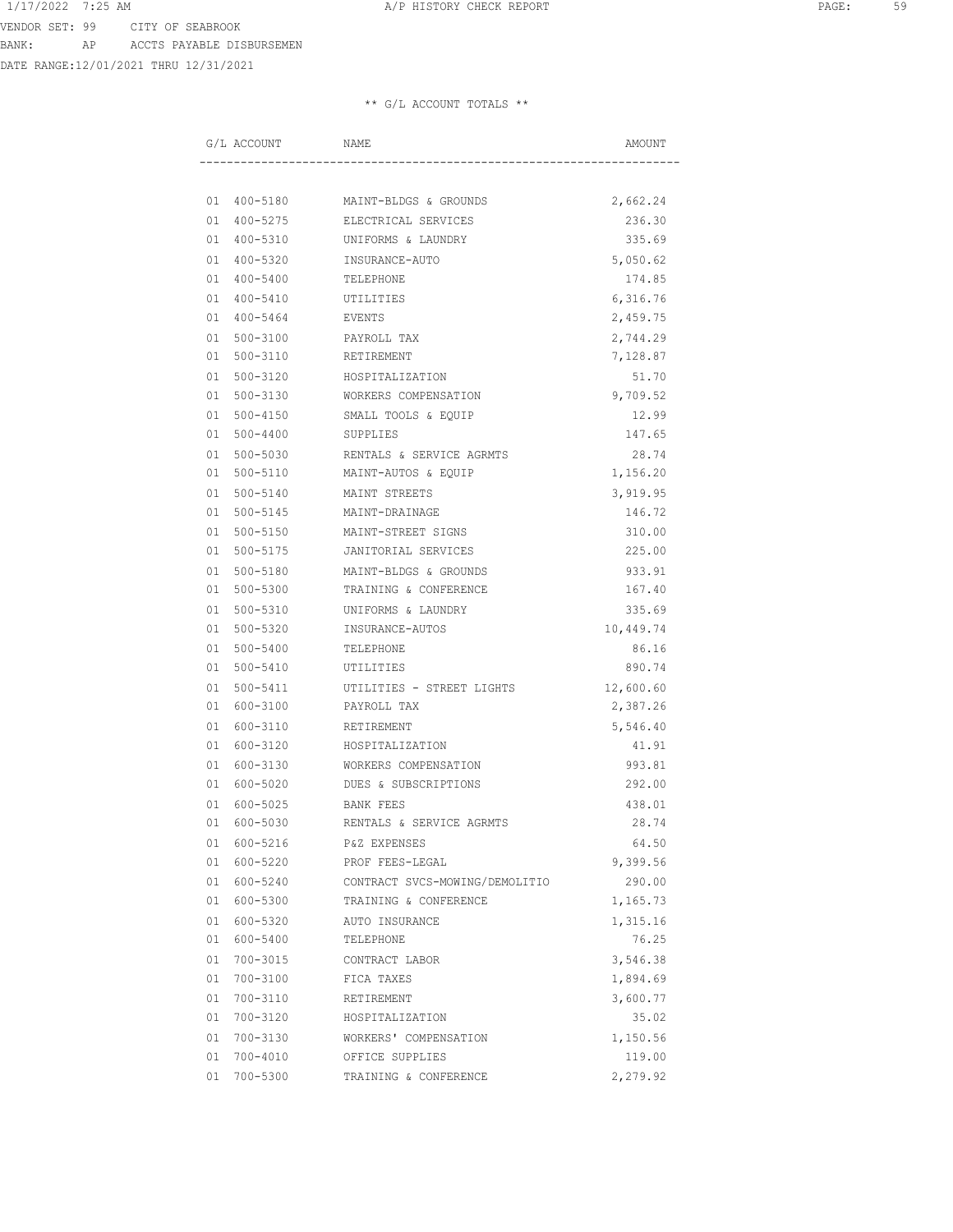VENDOR SET: 99 CITY OF SEABROOK
BANK: AP ACCTS PAYABLE DISBURSEMEN
DATE RANGE:12/01/2021 THRU 12/31/2021

** G/L ACCOUNT TOTALS **

| G/L ACCOUNT | NAME | AMOUNT |
|---|---|---|
| 01 400-5180 | MAINT-BLDGS & GROUNDS | 2,662.24 |
| 01 400-5275 | ELECTRICAL SERVICES | 236.30 |
| 01 400-5310 | UNIFORMS & LAUNDRY | 335.69 |
| 01 400-5320 | INSURANCE-AUTO | 5,050.62 |
| 01 400-5400 | TELEPHONE | 174.85 |
| 01 400-5410 | UTILITIES | 6,316.76 |
| 01 400-5464 | EVENTS | 2,459.75 |
| 01 500-3100 | PAYROLL TAX | 2,744.29 |
| 01 500-3110 | RETIREMENT | 7,128.87 |
| 01 500-3120 | HOSPITALIZATION | 51.70 |
| 01 500-3130 | WORKERS COMPENSATION | 9,709.52 |
| 01 500-4150 | SMALL TOOLS & EQUIP | 12.99 |
| 01 500-4400 | SUPPLIES | 147.65 |
| 01 500-5030 | RENTALS & SERVICE AGRMTS | 28.74 |
| 01 500-5110 | MAINT-AUTOS & EQUIP | 1,156.20 |
| 01 500-5140 | MAINT STREETS | 3,919.95 |
| 01 500-5145 | MAINT-DRAINAGE | 146.72 |
| 01 500-5150 | MAINT-STREET SIGNS | 310.00 |
| 01 500-5175 | JANITORIAL SERVICES | 225.00 |
| 01 500-5180 | MAINT-BLDGS & GROUNDS | 933.91 |
| 01 500-5300 | TRAINING & CONFERENCE | 167.40 |
| 01 500-5310 | UNIFORMS & LAUNDRY | 335.69 |
| 01 500-5320 | INSURANCE-AUTOS | 10,449.74 |
| 01 500-5400 | TELEPHONE | 86.16 |
| 01 500-5410 | UTILITIES | 890.74 |
| 01 500-5411 | UTILITIES - STREET LIGHTS | 12,600.60 |
| 01 600-3100 | PAYROLL TAX | 2,387.26 |
| 01 600-3110 | RETIREMENT | 5,546.40 |
| 01 600-3120 | HOSPITALIZATION | 41.91 |
| 01 600-3130 | WORKERS COMPENSATION | 993.81 |
| 01 600-5020 | DUES & SUBSCRIPTIONS | 292.00 |
| 01 600-5025 | BANK FEES | 438.01 |
| 01 600-5030 | RENTALS & SERVICE AGRMTS | 28.74 |
| 01 600-5216 | P&Z EXPENSES | 64.50 |
| 01 600-5220 | PROF FEES-LEGAL | 9,399.56 |
| 01 600-5240 | CONTRACT SVCS-MOWING/DEMOLITIO | 290.00 |
| 01 600-5300 | TRAINING & CONFERENCE | 1,165.73 |
| 01 600-5320 | AUTO INSURANCE | 1,315.16 |
| 01 600-5400 | TELEPHONE | 76.25 |
| 01 700-3015 | CONTRACT LABOR | 3,546.38 |
| 01 700-3100 | FICA TAXES | 1,894.69 |
| 01 700-3110 | RETIREMENT | 3,600.77 |
| 01 700-3120 | HOSPITALIZATION | 35.02 |
| 01 700-3130 | WORKERS' COMPENSATION | 1,150.56 |
| 01 700-4010 | OFFICE SUPPLIES | 119.00 |
| 01 700-5300 | TRAINING & CONFERENCE | 2,279.92 |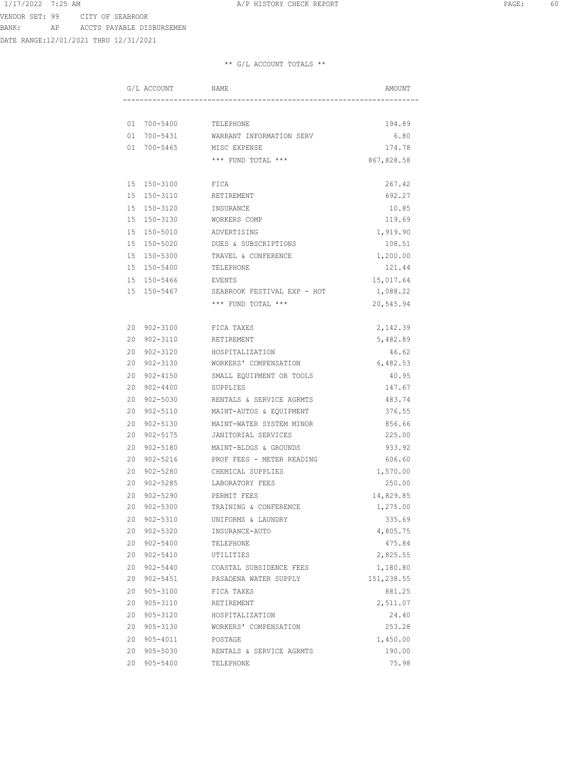VENDOR SET: 99 CITY OF SEABROOK
BANK: AP ACCTS PAYABLE DISBURSEMEN
DATE RANGE:12/01/2021 THRU 12/31/2021

** G/L ACCOUNT TOTALS **

| G/L ACCOUNT | NAME | AMOUNT |
|---|---|---|
| 01 700-5400 | TELEPHONE | 194.89 |
| 01 700-5431 | WARRANT INFORMATION SERV | 6.80 |
| 01 700-5465 | MISC EXPENSE | 174.78 |
| | *** FUND TOTAL *** | 867,828.58 |
| 15 150-3100 | FICA | 267.42 |
| 15 150-3110 | RETIREMENT | 692.27 |
| 15 150-3120 | INSURANCE | 10.85 |
| 15 150-3130 | WORKERS COMP | 119.69 |
| 15 150-5010 | ADVERTISING | 1,919.90 |
| 15 150-5020 | DUES & SUBSCRIPTIONS | 108.51 |
| 15 150-5300 | TRAVEL & CONFERENCE | 1,200.00 |
| 15 150-5400 | TELEPHONE | 121.44 |
| 15 150-5466 | EVENTS | 15,017.64 |
| 15 150-5467 | SEABROOK FESTIVAL EXP - HOT | 1,088.22 |
| | *** FUND TOTAL *** | 20,545.94 |
| 20 902-3100 | FICA TAXES | 2,142.39 |
| 20 902-3110 | RETIREMENT | 5,482.89 |
| 20 902-3120 | HOSPITALIZATION | 46.62 |
| 20 902-3130 | WORKERS' COMPENSATION | 6,482.53 |
| 20 902-4150 | SMALL EQUIPMENT OR TOOLS | 40.95 |
| 20 902-4400 | SUPPLIES | 147.67 |
| 20 902-5030 | RENTALS & SERVICE AGRMTS | 483.74 |
| 20 902-5110 | MAINT-AUTOS & EQUIPMENT | 376.55 |
| 20 902-5130 | MAINT-WATER SYSTEM MINOR | 856.66 |
| 20 902-5175 | JANITORIAL SERVICES | 225.00 |
| 20 902-5180 | MAINT-BLDGS & GROUNDS | 933.92 |
| 20 902-5216 | PROF FEES - METER READING | 606.60 |
| 20 902-5280 | CHEMICAL SUPPLIES | 1,570.00 |
| 20 902-5285 | LABORATORY FEES | 250.00 |
| 20 902-5290 | PERMIT FEES | 14,829.85 |
| 20 902-5300 | TRAINING & CONFERENCE | 1,275.00 |
| 20 902-5310 | UNIFORMS & LAUNDRY | 335.69 |
| 20 902-5320 | INSURANCE-AUTO | 4,805.75 |
| 20 902-5400 | TELEPHONE | 475.84 |
| 20 902-5410 | UTILITIES | 2,825.55 |
| 20 902-5440 | COASTAL SUBSIDENCE FEES | 1,180.80 |
| 20 902-5451 | PASADENA WATER SUPPLY | 151,238.55 |
| 20 905-3100 | FICA TAXES | 881.25 |
| 20 905-3110 | RETIREMENT | 2,511.07 |
| 20 905-3120 | HOSPITALIZATION | 24.40 |
| 20 905-3130 | WORKERS' COMPENSATION | 253.28 |
| 20 905-4011 | POSTAGE | 1,450.00 |
| 20 905-5030 | RENTALS & SERVICE AGRMTS | 190.00 |
| 20 905-5400 | TELEPHONE | 75.98 |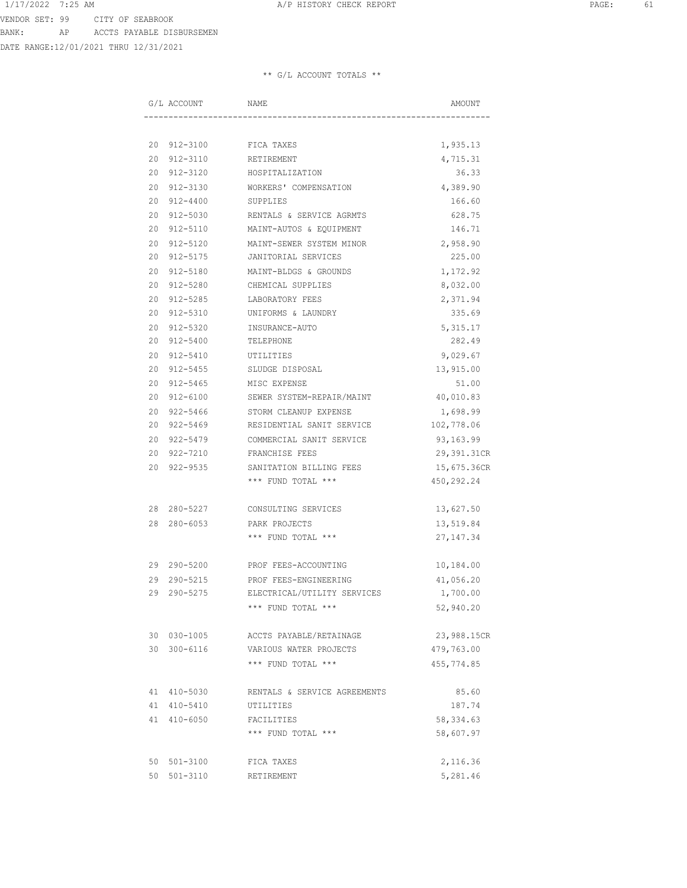VENDOR SET: 99 CITY OF SEABROOK
BANK: AP ACCTS PAYABLE DISBURSEMEN
DATE RANGE:12/01/2021 THRU 12/31/2021

** G/L ACCOUNT TOTALS **

| G/L ACCOUNT | NAME | AMOUNT |
|---|---|---|
| 20 912-3100 | FICA TAXES | 1,935.13 |
| 20 912-3110 | RETIREMENT | 4,715.31 |
| 20 912-3120 | HOSPITALIZATION | 36.33 |
| 20 912-3130 | WORKERS' COMPENSATION | 4,389.90 |
| 20 912-4400 | SUPPLIES | 166.60 |
| 20 912-5030 | RENTALS & SERVICE AGRMTS | 628.75 |
| 20 912-5110 | MAINT-AUTOS & EQUIPMENT | 146.71 |
| 20 912-5120 | MAINT-SEWER SYSTEM MINOR | 2,958.90 |
| 20 912-5175 | JANITORIAL SERVICES | 225.00 |
| 20 912-5180 | MAINT-BLDGS & GROUNDS | 1,172.92 |
| 20 912-5280 | CHEMICAL SUPPLIES | 8,032.00 |
| 20 912-5285 | LABORATORY FEES | 2,371.94 |
| 20 912-5310 | UNIFORMS & LAUNDRY | 335.69 |
| 20 912-5320 | INSURANCE-AUTO | 5,315.17 |
| 20 912-5400 | TELEPHONE | 282.49 |
| 20 912-5410 | UTILITIES | 9,029.67 |
| 20 912-5455 | SLUDGE DISPOSAL | 13,915.00 |
| 20 912-5465 | MISC EXPENSE | 51.00 |
| 20 912-6100 | SEWER SYSTEM-REPAIR/MAINT | 40,010.83 |
| 20 922-5466 | STORM CLEANUP EXPENSE | 1,698.99 |
| 20 922-5469 | RESIDENTIAL SANIT SERVICE | 102,778.06 |
| 20 922-5479 | COMMERCIAL SANIT SERVICE | 93,163.99 |
| 20 922-7210 | FRANCHISE FEES | 29,391.31CR |
| 20 922-9535 | SANITATION BILLING FEES | 15,675.36CR |
| | *** FUND TOTAL *** | 450,292.24 |
| 28 280-5227 | CONSULTING SERVICES | 13,627.50 |
| 28 280-6053 | PARK PROJECTS | 13,519.84 |
| | *** FUND TOTAL *** | 27,147.34 |
| 29 290-5200 | PROF FEES-ACCOUNTING | 10,184.00 |
| 29 290-5215 | PROF FEES-ENGINEERING | 41,056.20 |
| 29 290-5275 | ELECTRICAL/UTILITY SERVICES | 1,700.00 |
| | *** FUND TOTAL *** | 52,940.20 |
| 30 030-1005 | ACCTS PAYABLE/RETAINAGE | 23,988.15CR |
| 30 300-6116 | VARIOUS WATER PROJECTS | 479,763.00 |
| | *** FUND TOTAL *** | 455,774.85 |
| 41 410-5030 | RENTALS & SERVICE AGREEMENTS | 85.60 |
| 41 410-5410 | UTILITIES | 187.74 |
| 41 410-6050 | FACILITIES | 58,334.63 |
| | *** FUND TOTAL *** | 58,607.97 |
| 50 501-3100 | FICA TAXES | 2,116.36 |
| 50 501-3110 | RETIREMENT | 5,281.46 |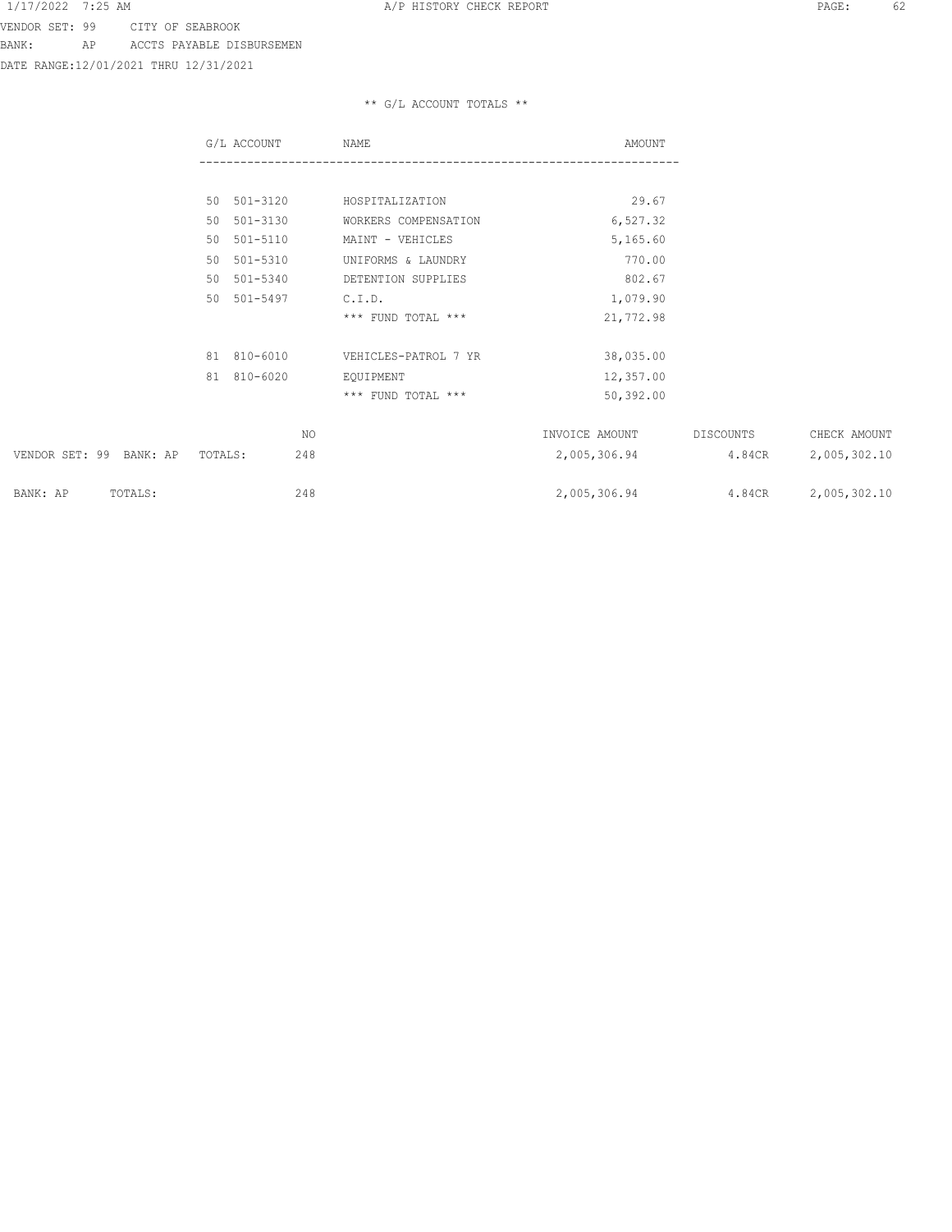VENDOR SET: 99 CITY OF SEABROOK
BANK: AP ACCTS PAYABLE DISBURSEMEN
DATE RANGE:12/01/2021 THRU 12/31/2021

** G/L ACCOUNT TOTALS **

| G/L ACCOUNT | NAME | AMOUNT |
|---|---|---|
| 50 501-3120 | HOSPITALIZATION | 29.67 |
| 50 501-3130 | WORKERS COMPENSATION | 6,527.32 |
| 50 501-5110 | MAINT - VEHICLES | 5,165.60 |
| 50 501-5310 | UNIFORMS & LAUNDRY | 770.00 |
| 50 501-5340 | DETENTION SUPPLIES | 802.67 |
| 50 501-5497 | C.I.D. | 1,079.90 |
| | *** FUND TOTAL *** | 21,772.98 |
| 81 810-6010 | VEHICLES-PATROL 7 YR | 38,035.00 |
| 81 810-6020 | EQUIPMENT | 12,357.00 |
| | *** FUND TOTAL *** | 50,392.00 |

| | NO | INVOICE AMOUNT | DISCOUNTS | CHECK AMOUNT |
|---|---|---|---|---|
| VENDOR SET: 99 BANK: AP TOTALS: | 248 | 2,005,306.94 | 4.84CR | 2,005,302.10 |
| BANK: AP TOTALS: | 248 | 2,005,306.94 | 4.84CR | 2,005,302.10 |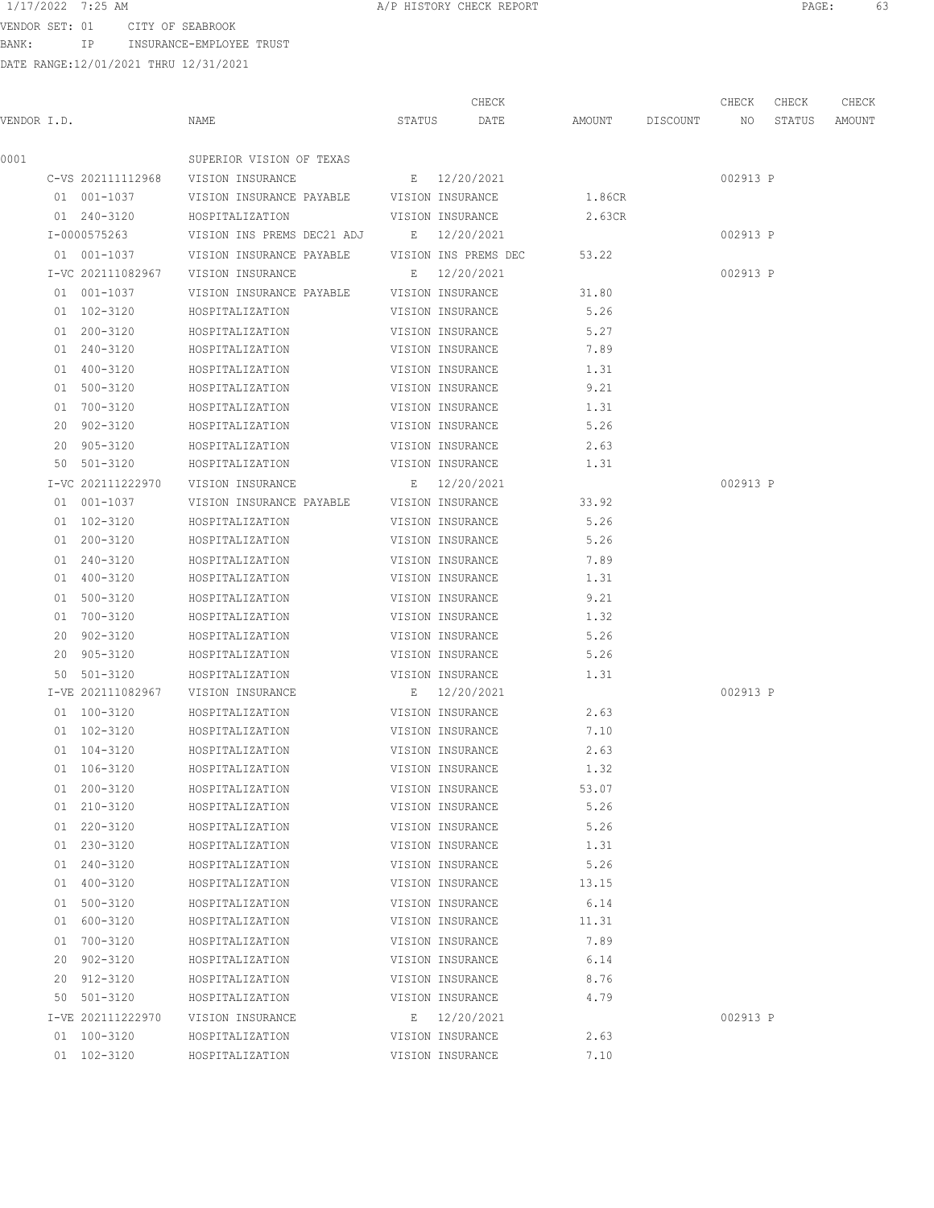1/17/2022 7:25 AM A/P HISTORY CHECK REPORT

VENDOR SET: 01 CITY OF SEABROOK
BANK: IP INSURANCE-EMPLOYEE TRUST
DATE RANGE:12/01/2021 THRU 12/31/2021

| VENDOR I.D. | NAME | STATUS | CHECK DATE | AMOUNT | DISCOUNT | CHECK NO | CHECK STATUS | CHECK AMOUNT |
|---|---|---|---|---|---|---|---|---|
| 0001 | SUPERIOR VISION OF TEXAS | | | | | | | |
| C-VS 202111112968 | VISION INSURANCE | E | 12/20/2021 | | | 002913 | P | |
| 01 001-1037 | VISION INSURANCE PAYABLE | VISION INSURANCE | | 1.86CR | | | | |
| 01 240-3120 | HOSPITALIZATION | VISION INSURANCE | | 2.63CR | | | | |
| I-0000575263 | VISION INS PREMS DEC21 ADJ | E | 12/20/2021 | | | 002913 | P | |
| 01 001-1037 | VISION INSURANCE PAYABLE | VISION INS PREMS DEC | | 53.22 | | | | |
| I-VC 202111082967 | VISION INSURANCE | E | 12/20/2021 | | | 002913 | P | |
| 01 001-1037 | VISION INSURANCE PAYABLE | VISION INSURANCE | | 31.80 | | | | |
| 01 102-3120 | HOSPITALIZATION | VISION INSURANCE | | 5.26 | | | | |
| 01 200-3120 | HOSPITALIZATION | VISION INSURANCE | | 5.27 | | | | |
| 01 240-3120 | HOSPITALIZATION | VISION INSURANCE | | 7.89 | | | | |
| 01 400-3120 | HOSPITALIZATION | VISION INSURANCE | | 1.31 | | | | |
| 01 500-3120 | HOSPITALIZATION | VISION INSURANCE | | 9.21 | | | | |
| 01 700-3120 | HOSPITALIZATION | VISION INSURANCE | | 1.31 | | | | |
| 20 902-3120 | HOSPITALIZATION | VISION INSURANCE | | 5.26 | | | | |
| 20 905-3120 | HOSPITALIZATION | VISION INSURANCE | | 2.63 | | | | |
| 50 501-3120 | HOSPITALIZATION | VISION INSURANCE | | 1.31 | | | | |
| I-VC 202111222970 | VISION INSURANCE | E | 12/20/2021 | | | 002913 | P | |
| 01 001-1037 | VISION INSURANCE PAYABLE | VISION INSURANCE | | 33.92 | | | | |
| 01 102-3120 | HOSPITALIZATION | VISION INSURANCE | | 5.26 | | | | |
| 01 200-3120 | HOSPITALIZATION | VISION INSURANCE | | 5.26 | | | | |
| 01 240-3120 | HOSPITALIZATION | VISION INSURANCE | | 7.89 | | | | |
| 01 400-3120 | HOSPITALIZATION | VISION INSURANCE | | 1.31 | | | | |
| 01 500-3120 | HOSPITALIZATION | VISION INSURANCE | | 9.21 | | | | |
| 01 700-3120 | HOSPITALIZATION | VISION INSURANCE | | 1.32 | | | | |
| 20 902-3120 | HOSPITALIZATION | VISION INSURANCE | | 5.26 | | | | |
| 20 905-3120 | HOSPITALIZATION | VISION INSURANCE | | 5.26 | | | | |
| 50 501-3120 | HOSPITALIZATION | VISION INSURANCE | | 1.31 | | | | |
| I-VE 202111082967 | VISION INSURANCE | E | 12/20/2021 | | | 002913 | P | |
| 01 100-3120 | HOSPITALIZATION | VISION INSURANCE | | 2.63 | | | | |
| 01 102-3120 | HOSPITALIZATION | VISION INSURANCE | | 7.10 | | | | |
| 01 104-3120 | HOSPITALIZATION | VISION INSURANCE | | 2.63 | | | | |
| 01 106-3120 | HOSPITALIZATION | VISION INSURANCE | | 1.32 | | | | |
| 01 200-3120 | HOSPITALIZATION | VISION INSURANCE | | 53.07 | | | | |
| 01 210-3120 | HOSPITALIZATION | VISION INSURANCE | | 5.26 | | | | |
| 01 220-3120 | HOSPITALIZATION | VISION INSURANCE | | 5.26 | | | | |
| 01 230-3120 | HOSPITALIZATION | VISION INSURANCE | | 1.31 | | | | |
| 01 240-3120 | HOSPITALIZATION | VISION INSURANCE | | 5.26 | | | | |
| 01 400-3120 | HOSPITALIZATION | VISION INSURANCE | | 13.15 | | | | |
| 01 500-3120 | HOSPITALIZATION | VISION INSURANCE | | 6.14 | | | | |
| 01 600-3120 | HOSPITALIZATION | VISION INSURANCE | | 11.31 | | | | |
| 01 700-3120 | HOSPITALIZATION | VISION INSURANCE | | 7.89 | | | | |
| 20 902-3120 | HOSPITALIZATION | VISION INSURANCE | | 6.14 | | | | |
| 20 912-3120 | HOSPITALIZATION | VISION INSURANCE | | 8.76 | | | | |
| 50 501-3120 | HOSPITALIZATION | VISION INSURANCE | | 4.79 | | | | |
| I-VE 202111222970 | VISION INSURANCE | E | 12/20/2021 | | | 002913 | P | |
| 01 100-3120 | HOSPITALIZATION | VISION INSURANCE | | 2.63 | | | | |
| 01 102-3120 | HOSPITALIZATION | VISION INSURANCE | | 7.10 | | | | |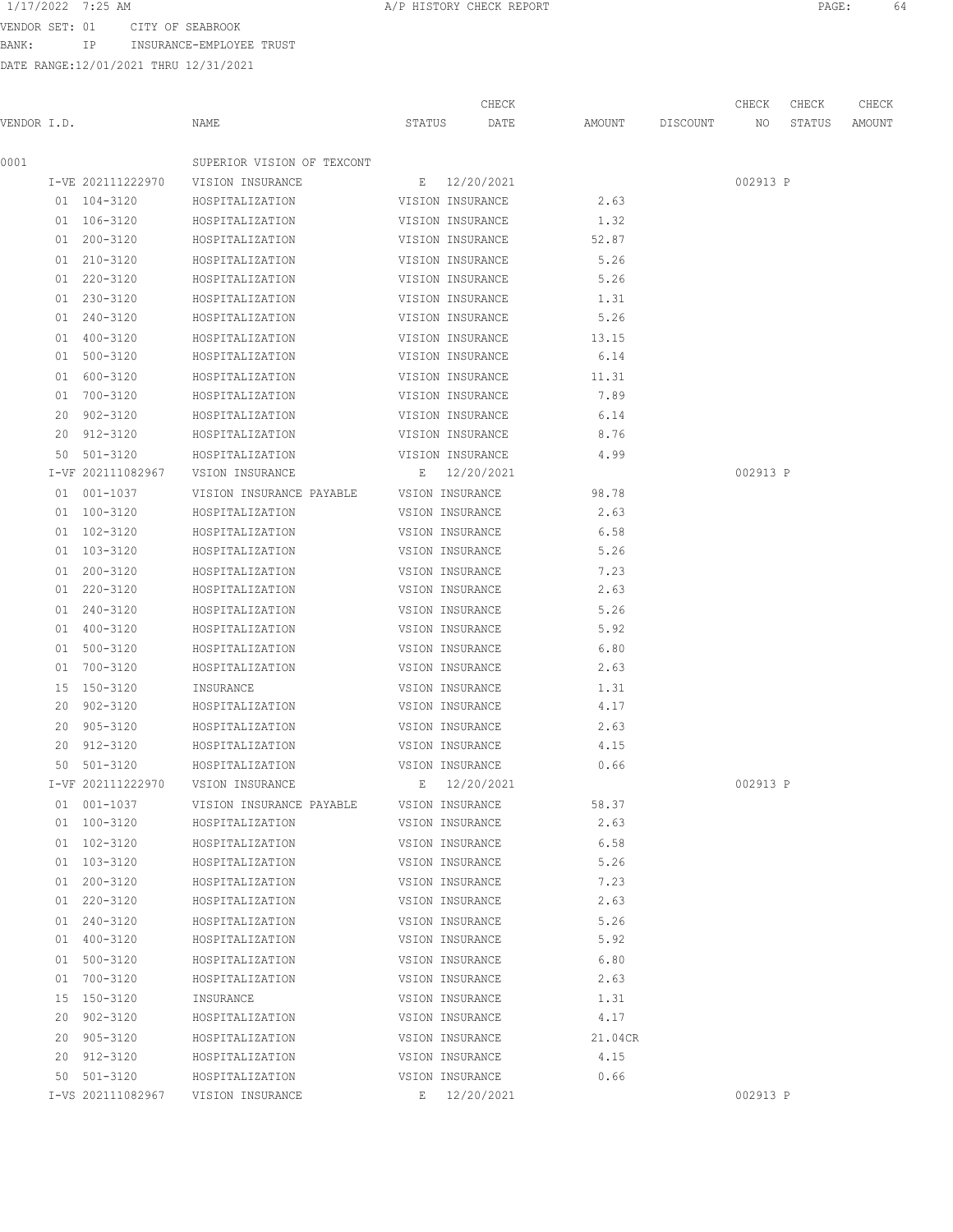VENDOR SET: 01 CITY OF SEABROOK
BANK: IP INSURANCE-EMPLOYEE TRUST
DATE RANGE:12/01/2021 THRU 12/31/2021

| VENDOR I.D. | NAME | STATUS | CHECK DATE | AMOUNT | DISCOUNT | CHECK NO | CHECK STATUS | CHECK AMOUNT |
|---|---|---|---|---|---|---|---|---|
| 0001 | SUPERIOR VISION OF TEXCONT | | | | | | | |
| I-VE 202111222970 | VISION INSURANCE | E | 12/20/2021 | | | 002913 | P | |
| 01 104-3120 | HOSPITALIZATION | VISION INSURANCE | | 2.63 | | | | |
| 01 106-3120 | HOSPITALIZATION | VISION INSURANCE | | 1.32 | | | | |
| 01 200-3120 | HOSPITALIZATION | VISION INSURANCE | | 52.87 | | | | |
| 01 210-3120 | HOSPITALIZATION | VISION INSURANCE | | 5.26 | | | | |
| 01 220-3120 | HOSPITALIZATION | VISION INSURANCE | | 5.26 | | | | |
| 01 230-3120 | HOSPITALIZATION | VISION INSURANCE | | 1.31 | | | | |
| 01 240-3120 | HOSPITALIZATION | VISION INSURANCE | | 5.26 | | | | |
| 01 400-3120 | HOSPITALIZATION | VISION INSURANCE | | 13.15 | | | | |
| 01 500-3120 | HOSPITALIZATION | VISION INSURANCE | | 6.14 | | | | |
| 01 600-3120 | HOSPITALIZATION | VISION INSURANCE | | 11.31 | | | | |
| 01 700-3120 | HOSPITALIZATION | VISION INSURANCE | | 7.89 | | | | |
| 20 902-3120 | HOSPITALIZATION | VISION INSURANCE | | 6.14 | | | | |
| 20 912-3120 | HOSPITALIZATION | VISION INSURANCE | | 8.76 | | | | |
| 50 501-3120 | HOSPITALIZATION | VISION INSURANCE | | 4.99 | | | | |
| I-VF 202111082967 | VSION INSURANCE | E | 12/20/2021 | | | 002913 | P | |
| 01 001-1037 | VISION INSURANCE PAYABLE | VSION INSURANCE | | 98.78 | | | | |
| 01 100-3120 | HOSPITALIZATION | VSION INSURANCE | | 2.63 | | | | |
| 01 102-3120 | HOSPITALIZATION | VSION INSURANCE | | 6.58 | | | | |
| 01 103-3120 | HOSPITALIZATION | VSION INSURANCE | | 5.26 | | | | |
| 01 200-3120 | HOSPITALIZATION | VSION INSURANCE | | 7.23 | | | | |
| 01 220-3120 | HOSPITALIZATION | VSION INSURANCE | | 2.63 | | | | |
| 01 240-3120 | HOSPITALIZATION | VSION INSURANCE | | 5.26 | | | | |
| 01 400-3120 | HOSPITALIZATION | VSION INSURANCE | | 5.92 | | | | |
| 01 500-3120 | HOSPITALIZATION | VSION INSURANCE | | 6.80 | | | | |
| 01 700-3120 | HOSPITALIZATION | VSION INSURANCE | | 2.63 | | | | |
| 15 150-3120 | INSURANCE | VSION INSURANCE | | 1.31 | | | | |
| 20 902-3120 | HOSPITALIZATION | VSION INSURANCE | | 4.17 | | | | |
| 20 905-3120 | HOSPITALIZATION | VSION INSURANCE | | 2.63 | | | | |
| 20 912-3120 | HOSPITALIZATION | VSION INSURANCE | | 4.15 | | | | |
| 50 501-3120 | HOSPITALIZATION | VSION INSURANCE | | 0.66 | | | | |
| I-VF 202111222970 | VSION INSURANCE | E | 12/20/2021 | | | 002913 | P | |
| 01 001-1037 | VISION INSURANCE PAYABLE | VSION INSURANCE | | 58.37 | | | | |
| 01 100-3120 | HOSPITALIZATION | VSION INSURANCE | | 2.63 | | | | |
| 01 102-3120 | HOSPITALIZATION | VSION INSURANCE | | 6.58 | | | | |
| 01 103-3120 | HOSPITALIZATION | VSION INSURANCE | | 5.26 | | | | |
| 01 200-3120 | HOSPITALIZATION | VSION INSURANCE | | 7.23 | | | | |
| 01 220-3120 | HOSPITALIZATION | VSION INSURANCE | | 2.63 | | | | |
| 01 240-3120 | HOSPITALIZATION | VSION INSURANCE | | 5.26 | | | | |
| 01 400-3120 | HOSPITALIZATION | VSION INSURANCE | | 5.92 | | | | |
| 01 500-3120 | HOSPITALIZATION | VSION INSURANCE | | 6.80 | | | | |
| 01 700-3120 | HOSPITALIZATION | VSION INSURANCE | | 2.63 | | | | |
| 15 150-3120 | INSURANCE | VSION INSURANCE | | 1.31 | | | | |
| 20 902-3120 | HOSPITALIZATION | VSION INSURANCE | | 4.17 | | | | |
| 20 905-3120 | HOSPITALIZATION | VSION INSURANCE | | 21.04CR | | | | |
| 20 912-3120 | HOSPITALIZATION | VSION INSURANCE | | 4.15 | | | | |
| 50 501-3120 | HOSPITALIZATION | VSION INSURANCE | | 0.66 | | | | |
| I-VS 202111082967 | VISION INSURANCE | E | 12/20/2021 | | | 002913 | P | |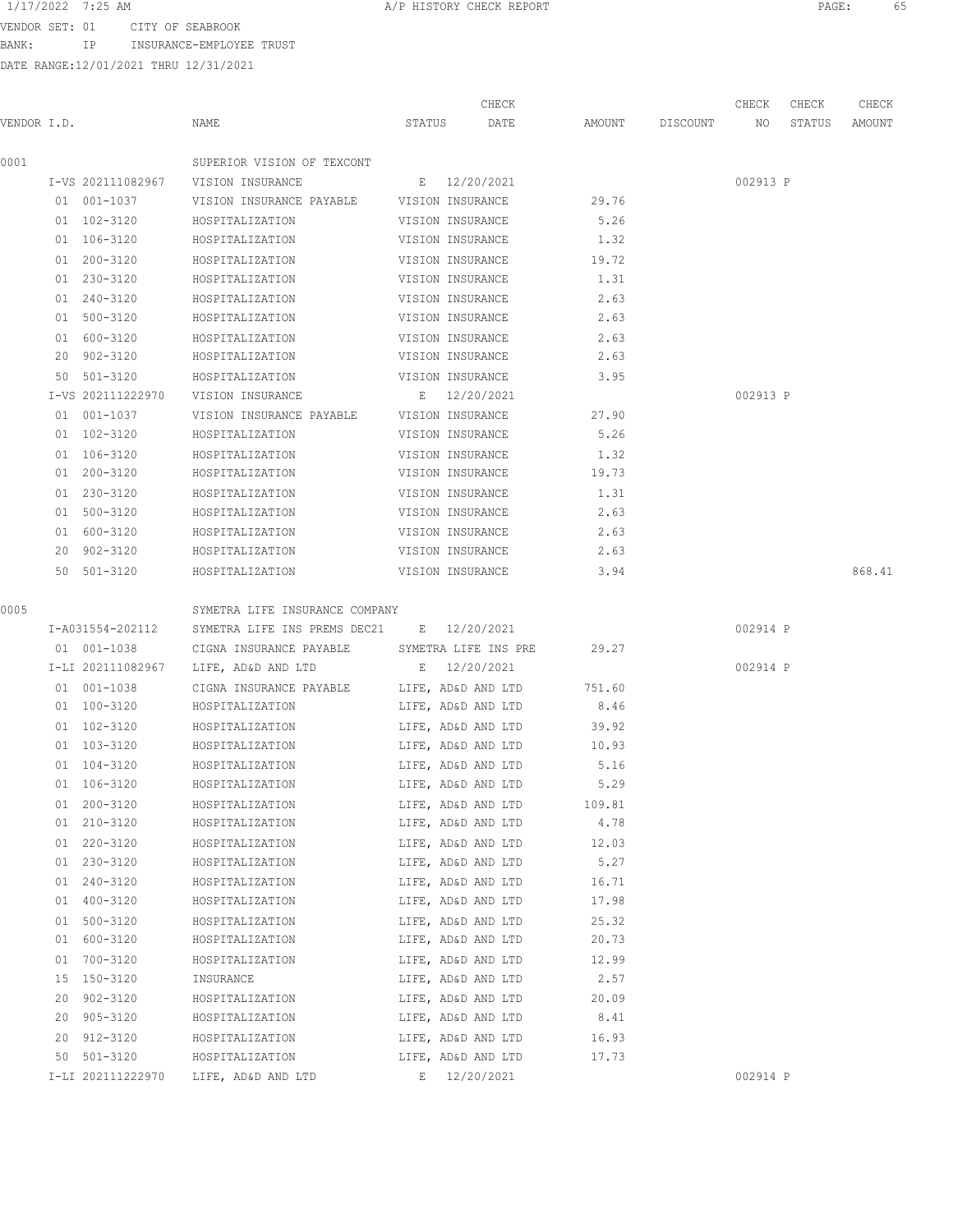VENDOR SET: 01 CITY OF SEABROOK
BANK: IP INSURANCE-EMPLOYEE TRUST
DATE RANGE:12/01/2021 THRU 12/31/2021

| VENDOR I.D. | NAME | STATUS | CHECK DATE | AMOUNT | DISCOUNT | CHECK NO | CHECK STATUS | CHECK AMOUNT |
|---|---|---|---|---|---|---|---|---|
| 0001 | SUPERIOR VISION OF TEXCONT | | | | | | | |
| I-VS 202111082967 | VISION INSURANCE | E | 12/20/2021 | | | 002913 | P | |
| 01 001-1037 | VISION INSURANCE PAYABLE | VISION INSURANCE | | 29.76 | | | | |
| 01 102-3120 | HOSPITALIZATION | VISION INSURANCE | | 5.26 | | | | |
| 01 106-3120 | HOSPITALIZATION | VISION INSURANCE | | 1.32 | | | | |
| 01 200-3120 | HOSPITALIZATION | VISION INSURANCE | | 19.72 | | | | |
| 01 230-3120 | HOSPITALIZATION | VISION INSURANCE | | 1.31 | | | | |
| 01 240-3120 | HOSPITALIZATION | VISION INSURANCE | | 2.63 | | | | |
| 01 500-3120 | HOSPITALIZATION | VISION INSURANCE | | 2.63 | | | | |
| 01 600-3120 | HOSPITALIZATION | VISION INSURANCE | | 2.63 | | | | |
| 20 902-3120 | HOSPITALIZATION | VISION INSURANCE | | 2.63 | | | | |
| 50 501-3120 | HOSPITALIZATION | VISION INSURANCE | | 3.95 | | | | |
| I-VS 202111222970 | VISION INSURANCE | E | 12/20/2021 | | | 002913 | P | |
| 01 001-1037 | VISION INSURANCE PAYABLE | VISION INSURANCE | | 27.90 | | | | |
| 01 102-3120 | HOSPITALIZATION | VISION INSURANCE | | 5.26 | | | | |
| 01 106-3120 | HOSPITALIZATION | VISION INSURANCE | | 1.32 | | | | |
| 01 200-3120 | HOSPITALIZATION | VISION INSURANCE | | 19.73 | | | | |
| 01 230-3120 | HOSPITALIZATION | VISION INSURANCE | | 1.31 | | | | |
| 01 500-3120 | HOSPITALIZATION | VISION INSURANCE | | 2.63 | | | | |
| 01 600-3120 | HOSPITALIZATION | VISION INSURANCE | | 2.63 | | | | |
| 20 902-3120 | HOSPITALIZATION | VISION INSURANCE | | 2.63 | | | | |
| 50 501-3120 | HOSPITALIZATION | VISION INSURANCE | | 3.94 | | | | 868.41 |
| 0005 | SYMETRA LIFE INSURANCE COMPANY | | | | | | | |
| I-A031554-202112 | SYMETRA LIFE INS PREMS DEC21 | E | 12/20/2021 | | | 002914 | P | |
| 01 001-1038 | CIGNA INSURANCE PAYABLE | SYMETRA LIFE INS PRE | | 29.27 | | | | |
| I-LI 202111082967 | LIFE, AD&D AND LTD | E | 12/20/2021 | | | 002914 | P | |
| 01 001-1038 | CIGNA INSURANCE PAYABLE | LIFE, AD&D AND LTD | | 751.60 | | | | |
| 01 100-3120 | HOSPITALIZATION | LIFE, AD&D AND LTD | | 8.46 | | | | |
| 01 102-3120 | HOSPITALIZATION | LIFE, AD&D AND LTD | | 39.92 | | | | |
| 01 103-3120 | HOSPITALIZATION | LIFE, AD&D AND LTD | | 10.93 | | | | |
| 01 104-3120 | HOSPITALIZATION | LIFE, AD&D AND LTD | | 5.16 | | | | |
| 01 106-3120 | HOSPITALIZATION | LIFE, AD&D AND LTD | | 5.29 | | | | |
| 01 200-3120 | HOSPITALIZATION | LIFE, AD&D AND LTD | | 109.81 | | | | |
| 01 210-3120 | HOSPITALIZATION | LIFE, AD&D AND LTD | | 4.78 | | | | |
| 01 220-3120 | HOSPITALIZATION | LIFE, AD&D AND LTD | | 12.03 | | | | |
| 01 230-3120 | HOSPITALIZATION | LIFE, AD&D AND LTD | | 5.27 | | | | |
| 01 240-3120 | HOSPITALIZATION | LIFE, AD&D AND LTD | | 16.71 | | | | |
| 01 400-3120 | HOSPITALIZATION | LIFE, AD&D AND LTD | | 17.98 | | | | |
| 01 500-3120 | HOSPITALIZATION | LIFE, AD&D AND LTD | | 25.32 | | | | |
| 01 600-3120 | HOSPITALIZATION | LIFE, AD&D AND LTD | | 20.73 | | | | |
| 01 700-3120 | HOSPITALIZATION | LIFE, AD&D AND LTD | | 12.99 | | | | |
| 15 150-3120 | INSURANCE | LIFE, AD&D AND LTD | | 2.57 | | | | |
| 20 902-3120 | HOSPITALIZATION | LIFE, AD&D AND LTD | | 20.09 | | | | |
| 20 905-3120 | HOSPITALIZATION | LIFE, AD&D AND LTD | | 8.41 | | | | |
| 20 912-3120 | HOSPITALIZATION | LIFE, AD&D AND LTD | | 16.93 | | | | |
| 50 501-3120 | HOSPITALIZATION | LIFE, AD&D AND LTD | | 17.73 | | | | |
| I-LI 202111222970 | LIFE, AD&D AND LTD | E | 12/20/2021 | | | 002914 | P | |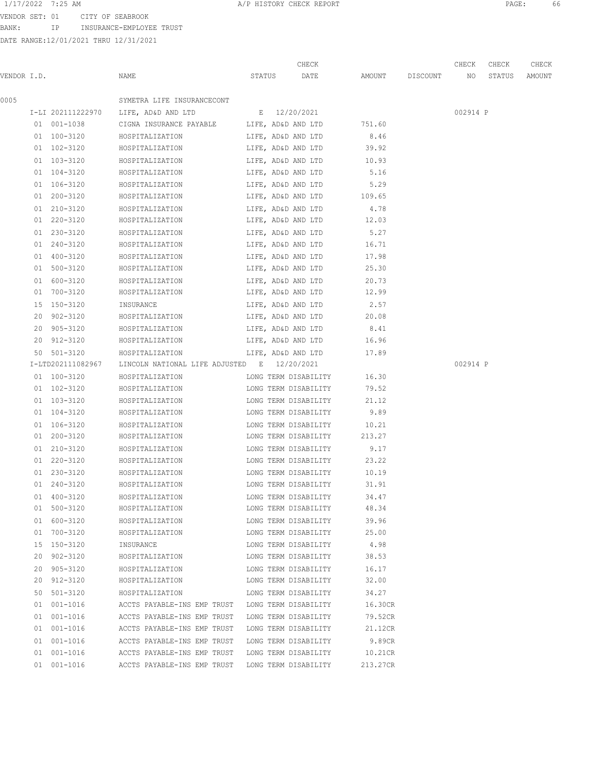A/P HISTORY CHECK REPORT

VENDOR SET: 01 CITY OF SEABROOK
BANK: IP INSURANCE-EMPLOYEE TRUST
DATE RANGE:12/01/2021 THRU 12/31/2021

| VENDOR I.D. | NAME | STATUS | CHECK DATE | AMOUNT | DISCOUNT | CHECK NO | CHECK STATUS | CHECK AMOUNT |
|---|---|---|---|---|---|---|---|---|
| 0005 | SYMETRA LIFE INSURANCECONT | | | | | | | |
| I-LI 202111222970 | LIFE, AD&D AND LTD | E | 12/20/2021 | | | 002914 | P | |
| 01 001-1038 | CIGNA INSURANCE PAYABLE | LIFE, AD&D AND LTD | | 751.60 | | | | |
| 01 100-3120 | HOSPITALIZATION | LIFE, AD&D AND LTD | | 8.46 | | | | |
| 01 102-3120 | HOSPITALIZATION | LIFE, AD&D AND LTD | | 39.92 | | | | |
| 01 103-3120 | HOSPITALIZATION | LIFE, AD&D AND LTD | | 10.93 | | | | |
| 01 104-3120 | HOSPITALIZATION | LIFE, AD&D AND LTD | | 5.16 | | | | |
| 01 106-3120 | HOSPITALIZATION | LIFE, AD&D AND LTD | | 5.29 | | | | |
| 01 200-3120 | HOSPITALIZATION | LIFE, AD&D AND LTD | | 109.65 | | | | |
| 01 210-3120 | HOSPITALIZATION | LIFE, AD&D AND LTD | | 4.78 | | | | |
| 01 220-3120 | HOSPITALIZATION | LIFE, AD&D AND LTD | | 12.03 | | | | |
| 01 230-3120 | HOSPITALIZATION | LIFE, AD&D AND LTD | | 5.27 | | | | |
| 01 240-3120 | HOSPITALIZATION | LIFE, AD&D AND LTD | | 16.71 | | | | |
| 01 400-3120 | HOSPITALIZATION | LIFE, AD&D AND LTD | | 17.98 | | | | |
| 01 500-3120 | HOSPITALIZATION | LIFE, AD&D AND LTD | | 25.30 | | | | |
| 01 600-3120 | HOSPITALIZATION | LIFE, AD&D AND LTD | | 20.73 | | | | |
| 01 700-3120 | HOSPITALIZATION | LIFE, AD&D AND LTD | | 12.99 | | | | |
| 15 150-3120 | INSURANCE | LIFE, AD&D AND LTD | | 2.57 | | | | |
| 20 902-3120 | HOSPITALIZATION | LIFE, AD&D AND LTD | | 20.08 | | | | |
| 20 905-3120 | HOSPITALIZATION | LIFE, AD&D AND LTD | | 8.41 | | | | |
| 20 912-3120 | HOSPITALIZATION | LIFE, AD&D AND LTD | | 16.96 | | | | |
| 50 501-3120 | HOSPITALIZATION | LIFE, AD&D AND LTD | | 17.89 | | | | |
| I-LTD202111082967 | LINCOLN NATIONAL LIFE ADJUSTED | E | 12/20/2021 | | | 002914 | P | |
| 01 100-3120 | HOSPITALIZATION | LONG TERM DISABILITY | | 16.30 | | | | |
| 01 102-3120 | HOSPITALIZATION | LONG TERM DISABILITY | | 79.52 | | | | |
| 01 103-3120 | HOSPITALIZATION | LONG TERM DISABILITY | | 21.12 | | | | |
| 01 104-3120 | HOSPITALIZATION | LONG TERM DISABILITY | | 9.89 | | | | |
| 01 106-3120 | HOSPITALIZATION | LONG TERM DISABILITY | | 10.21 | | | | |
| 01 200-3120 | HOSPITALIZATION | LONG TERM DISABILITY | | 213.27 | | | | |
| 01 210-3120 | HOSPITALIZATION | LONG TERM DISABILITY | | 9.17 | | | | |
| 01 220-3120 | HOSPITALIZATION | LONG TERM DISABILITY | | 23.22 | | | | |
| 01 230-3120 | HOSPITALIZATION | LONG TERM DISABILITY | | 10.19 | | | | |
| 01 240-3120 | HOSPITALIZATION | LONG TERM DISABILITY | | 31.91 | | | | |
| 01 400-3120 | HOSPITALIZATION | LONG TERM DISABILITY | | 34.47 | | | | |
| 01 500-3120 | HOSPITALIZATION | LONG TERM DISABILITY | | 48.34 | | | | |
| 01 600-3120 | HOSPITALIZATION | LONG TERM DISABILITY | | 39.96 | | | | |
| 01 700-3120 | HOSPITALIZATION | LONG TERM DISABILITY | | 25.00 | | | | |
| 15 150-3120 | INSURANCE | LONG TERM DISABILITY | | 4.98 | | | | |
| 20 902-3120 | HOSPITALIZATION | LONG TERM DISABILITY | | 38.53 | | | | |
| 20 905-3120 | HOSPITALIZATION | LONG TERM DISABILITY | | 16.17 | | | | |
| 20 912-3120 | HOSPITALIZATION | LONG TERM DISABILITY | | 32.00 | | | | |
| 50 501-3120 | HOSPITALIZATION | LONG TERM DISABILITY | | 34.27 | | | | |
| 01 001-1016 | ACCTS PAYABLE-INS EMP TRUST | LONG TERM DISABILITY | | 16.30CR | | | | |
| 01 001-1016 | ACCTS PAYABLE-INS EMP TRUST | LONG TERM DISABILITY | | 79.52CR | | | | |
| 01 001-1016 | ACCTS PAYABLE-INS EMP TRUST | LONG TERM DISABILITY | | 21.12CR | | | | |
| 01 001-1016 | ACCTS PAYABLE-INS EMP TRUST | LONG TERM DISABILITY | | 9.89CR | | | | |
| 01 001-1016 | ACCTS PAYABLE-INS EMP TRUST | LONG TERM DISABILITY | | 10.21CR | | | | |
| 01 001-1016 | ACCTS PAYABLE-INS EMP TRUST | LONG TERM DISABILITY | | 213.27CR | | | | |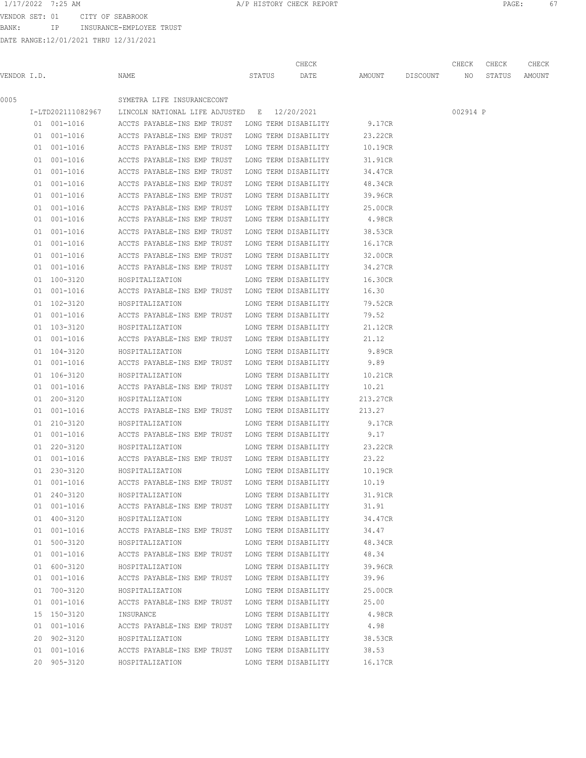VENDOR SET: 01 CITY OF SEABROOK
BANK: IP INSURANCE-EMPLOYEE TRUST
DATE RANGE:12/01/2021 THRU 12/31/2021

A/P HISTORY CHECK REPORT

| VENDOR I.D. | NAME | STATUS | CHECK DATE | AMOUNT | DISCOUNT | CHECK NO | CHECK STATUS | CHECK AMOUNT |
|---|---|---|---|---|---|---|---|---|
| 0005 | SYMETRA LIFE INSURANCECONT | | | | | | | |
| I-LTD202111082967 | LINCOLN NATIONAL LIFE ADJUSTED | E | 12/20/2021 | | | 002914 | P | |
| 01 001-1016 | ACCTS PAYABLE-INS EMP TRUST | LONG TERM DISABILITY | | 9.17CR | | | | |
| 01 001-1016 | ACCTS PAYABLE-INS EMP TRUST | LONG TERM DISABILITY | | 23.22CR | | | | |
| 01 001-1016 | ACCTS PAYABLE-INS EMP TRUST | LONG TERM DISABILITY | | 10.19CR | | | | |
| 01 001-1016 | ACCTS PAYABLE-INS EMP TRUST | LONG TERM DISABILITY | | 31.91CR | | | | |
| 01 001-1016 | ACCTS PAYABLE-INS EMP TRUST | LONG TERM DISABILITY | | 34.47CR | | | | |
| 01 001-1016 | ACCTS PAYABLE-INS EMP TRUST | LONG TERM DISABILITY | | 48.34CR | | | | |
| 01 001-1016 | ACCTS PAYABLE-INS EMP TRUST | LONG TERM DISABILITY | | 39.96CR | | | | |
| 01 001-1016 | ACCTS PAYABLE-INS EMP TRUST | LONG TERM DISABILITY | | 25.00CR | | | | |
| 01 001-1016 | ACCTS PAYABLE-INS EMP TRUST | LONG TERM DISABILITY | | 4.98CR | | | | |
| 01 001-1016 | ACCTS PAYABLE-INS EMP TRUST | LONG TERM DISABILITY | | 38.53CR | | | | |
| 01 001-1016 | ACCTS PAYABLE-INS EMP TRUST | LONG TERM DISABILITY | | 16.17CR | | | | |
| 01 001-1016 | ACCTS PAYABLE-INS EMP TRUST | LONG TERM DISABILITY | | 32.00CR | | | | |
| 01 001-1016 | ACCTS PAYABLE-INS EMP TRUST | LONG TERM DISABILITY | | 34.27CR | | | | |
| 01 100-3120 | HOSPITALIZATION | LONG TERM DISABILITY | | 16.30CR | | | | |
| 01 001-1016 | ACCTS PAYABLE-INS EMP TRUST | LONG TERM DISABILITY | | 16.30 | | | | |
| 01 102-3120 | HOSPITALIZATION | LONG TERM DISABILITY | | 79.52CR | | | | |
| 01 001-1016 | ACCTS PAYABLE-INS EMP TRUST | LONG TERM DISABILITY | | 79.52 | | | | |
| 01 103-3120 | HOSPITALIZATION | LONG TERM DISABILITY | | 21.12CR | | | | |
| 01 001-1016 | ACCTS PAYABLE-INS EMP TRUST | LONG TERM DISABILITY | | 21.12 | | | | |
| 01 104-3120 | HOSPITALIZATION | LONG TERM DISABILITY | | 9.89CR | | | | |
| 01 001-1016 | ACCTS PAYABLE-INS EMP TRUST | LONG TERM DISABILITY | | 9.89 | | | | |
| 01 106-3120 | HOSPITALIZATION | LONG TERM DISABILITY | | 10.21CR | | | | |
| 01 001-1016 | ACCTS PAYABLE-INS EMP TRUST | LONG TERM DISABILITY | | 10.21 | | | | |
| 01 200-3120 | HOSPITALIZATION | LONG TERM DISABILITY | | 213.27CR | | | | |
| 01 001-1016 | ACCTS PAYABLE-INS EMP TRUST | LONG TERM DISABILITY | | 213.27 | | | | |
| 01 210-3120 | HOSPITALIZATION | LONG TERM DISABILITY | | 9.17CR | | | | |
| 01 001-1016 | ACCTS PAYABLE-INS EMP TRUST | LONG TERM DISABILITY | | 9.17 | | | | |
| 01 220-3120 | HOSPITALIZATION | LONG TERM DISABILITY | | 23.22CR | | | | |
| 01 001-1016 | ACCTS PAYABLE-INS EMP TRUST | LONG TERM DISABILITY | | 23.22 | | | | |
| 01 230-3120 | HOSPITALIZATION | LONG TERM DISABILITY | | 10.19CR | | | | |
| 01 001-1016 | ACCTS PAYABLE-INS EMP TRUST | LONG TERM DISABILITY | | 10.19 | | | | |
| 01 240-3120 | HOSPITALIZATION | LONG TERM DISABILITY | | 31.91CR | | | | |
| 01 001-1016 | ACCTS PAYABLE-INS EMP TRUST | LONG TERM DISABILITY | | 31.91 | | | | |
| 01 400-3120 | HOSPITALIZATION | LONG TERM DISABILITY | | 34.47CR | | | | |
| 01 001-1016 | ACCTS PAYABLE-INS EMP TRUST | LONG TERM DISABILITY | | 34.47 | | | | |
| 01 500-3120 | HOSPITALIZATION | LONG TERM DISABILITY | | 48.34CR | | | | |
| 01 001-1016 | ACCTS PAYABLE-INS EMP TRUST | LONG TERM DISABILITY | | 48.34 | | | | |
| 01 600-3120 | HOSPITALIZATION | LONG TERM DISABILITY | | 39.96CR | | | | |
| 01 001-1016 | ACCTS PAYABLE-INS EMP TRUST | LONG TERM DISABILITY | | 39.96 | | | | |
| 01 700-3120 | HOSPITALIZATION | LONG TERM DISABILITY | | 25.00CR | | | | |
| 01 001-1016 | ACCTS PAYABLE-INS EMP TRUST | LONG TERM DISABILITY | | 25.00 | | | | |
| 15 150-3120 | INSURANCE | LONG TERM DISABILITY | | 4.98CR | | | | |
| 01 001-1016 | ACCTS PAYABLE-INS EMP TRUST | LONG TERM DISABILITY | | 4.98 | | | | |
| 20 902-3120 | HOSPITALIZATION | LONG TERM DISABILITY | | 38.53CR | | | | |
| 01 001-1016 | ACCTS PAYABLE-INS EMP TRUST | LONG TERM DISABILITY | | 38.53 | | | | |
| 20 905-3120 | HOSPITALIZATION | LONG TERM DISABILITY | | 16.17CR | | | | |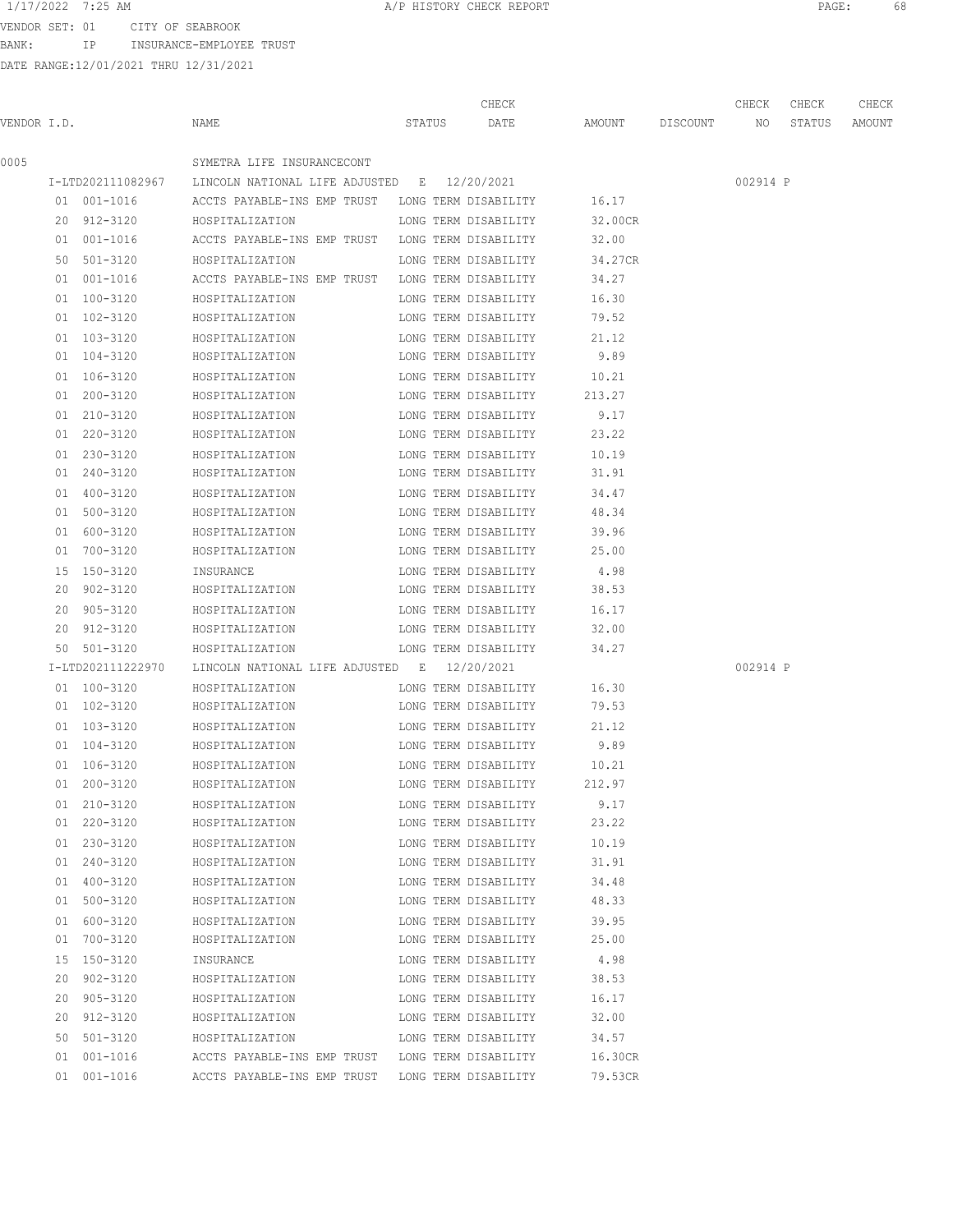VENDOR SET: 01 CITY OF SEABROOK
BANK: IP INSURANCE-EMPLOYEE TRUST
DATE RANGE:12/01/2021 THRU 12/31/2021

| VENDOR I.D. | NAME | STATUS | CHECK DATE | AMOUNT | DISCOUNT | CHECK NO | CHECK STATUS | CHECK AMOUNT |
|---|---|---|---|---|---|---|---|---|
| 0005 | SYMETRA LIFE INSURANCECONT | | | | | | | |
| I-LTD202111082967 | LINCOLN NATIONAL LIFE ADJUSTED | E | 12/20/2021 | | | 002914 P | | |
| 01 001-1016 | ACCTS PAYABLE-INS EMP TRUST | LONG TERM DISABILITY | | 16.17 | | | | |
| 20 912-3120 | HOSPITALIZATION | LONG TERM DISABILITY | | 32.00CR | | | | |
| 01 001-1016 | ACCTS PAYABLE-INS EMP TRUST | LONG TERM DISABILITY | | 32.00 | | | | |
| 50 501-3120 | HOSPITALIZATION | LONG TERM DISABILITY | | 34.27CR | | | | |
| 01 001-1016 | ACCTS PAYABLE-INS EMP TRUST | LONG TERM DISABILITY | | 34.27 | | | | |
| 01 100-3120 | HOSPITALIZATION | LONG TERM DISABILITY | | 16.30 | | | | |
| 01 102-3120 | HOSPITALIZATION | LONG TERM DISABILITY | | 79.52 | | | | |
| 01 103-3120 | HOSPITALIZATION | LONG TERM DISABILITY | | 21.12 | | | | |
| 01 104-3120 | HOSPITALIZATION | LONG TERM DISABILITY | | 9.89 | | | | |
| 01 106-3120 | HOSPITALIZATION | LONG TERM DISABILITY | | 10.21 | | | | |
| 01 200-3120 | HOSPITALIZATION | LONG TERM DISABILITY | | 213.27 | | | | |
| 01 210-3120 | HOSPITALIZATION | LONG TERM DISABILITY | | 9.17 | | | | |
| 01 220-3120 | HOSPITALIZATION | LONG TERM DISABILITY | | 23.22 | | | | |
| 01 230-3120 | HOSPITALIZATION | LONG TERM DISABILITY | | 10.19 | | | | |
| 01 240-3120 | HOSPITALIZATION | LONG TERM DISABILITY | | 31.91 | | | | |
| 01 400-3120 | HOSPITALIZATION | LONG TERM DISABILITY | | 34.47 | | | | |
| 01 500-3120 | HOSPITALIZATION | LONG TERM DISABILITY | | 48.34 | | | | |
| 01 600-3120 | HOSPITALIZATION | LONG TERM DISABILITY | | 39.96 | | | | |
| 01 700-3120 | HOSPITALIZATION | LONG TERM DISABILITY | | 25.00 | | | | |
| 15 150-3120 | INSURANCE | LONG TERM DISABILITY | | 4.98 | | | | |
| 20 902-3120 | HOSPITALIZATION | LONG TERM DISABILITY | | 38.53 | | | | |
| 20 905-3120 | HOSPITALIZATION | LONG TERM DISABILITY | | 16.17 | | | | |
| 20 912-3120 | HOSPITALIZATION | LONG TERM DISABILITY | | 32.00 | | | | |
| 50 501-3120 | HOSPITALIZATION | LONG TERM DISABILITY | | 34.27 | | | | |
| I-LTD202111222970 | LINCOLN NATIONAL LIFE ADJUSTED | E | 12/20/2021 | | | 002914 P | | |
| 01 100-3120 | HOSPITALIZATION | LONG TERM DISABILITY | | 16.30 | | | | |
| 01 102-3120 | HOSPITALIZATION | LONG TERM DISABILITY | | 79.53 | | | | |
| 01 103-3120 | HOSPITALIZATION | LONG TERM DISABILITY | | 21.12 | | | | |
| 01 104-3120 | HOSPITALIZATION | LONG TERM DISABILITY | | 9.89 | | | | |
| 01 106-3120 | HOSPITALIZATION | LONG TERM DISABILITY | | 10.21 | | | | |
| 01 200-3120 | HOSPITALIZATION | LONG TERM DISABILITY | | 212.97 | | | | |
| 01 210-3120 | HOSPITALIZATION | LONG TERM DISABILITY | | 9.17 | | | | |
| 01 220-3120 | HOSPITALIZATION | LONG TERM DISABILITY | | 23.22 | | | | |
| 01 230-3120 | HOSPITALIZATION | LONG TERM DISABILITY | | 10.19 | | | | |
| 01 240-3120 | HOSPITALIZATION | LONG TERM DISABILITY | | 31.91 | | | | |
| 01 400-3120 | HOSPITALIZATION | LONG TERM DISABILITY | | 34.48 | | | | |
| 01 500-3120 | HOSPITALIZATION | LONG TERM DISABILITY | | 48.33 | | | | |
| 01 600-3120 | HOSPITALIZATION | LONG TERM DISABILITY | | 39.95 | | | | |
| 01 700-3120 | HOSPITALIZATION | LONG TERM DISABILITY | | 25.00 | | | | |
| 15 150-3120 | INSURANCE | LONG TERM DISABILITY | | 4.98 | | | | |
| 20 902-3120 | HOSPITALIZATION | LONG TERM DISABILITY | | 38.53 | | | | |
| 20 905-3120 | HOSPITALIZATION | LONG TERM DISABILITY | | 16.17 | | | | |
| 20 912-3120 | HOSPITALIZATION | LONG TERM DISABILITY | | 32.00 | | | | |
| 50 501-3120 | HOSPITALIZATION | LONG TERM DISABILITY | | 34.57 | | | | |
| 01 001-1016 | ACCTS PAYABLE-INS EMP TRUST | LONG TERM DISABILITY | | 16.30CR | | | | |
| 01 001-1016 | ACCTS PAYABLE-INS EMP TRUST | LONG TERM DISABILITY | | 79.53CR | | | | |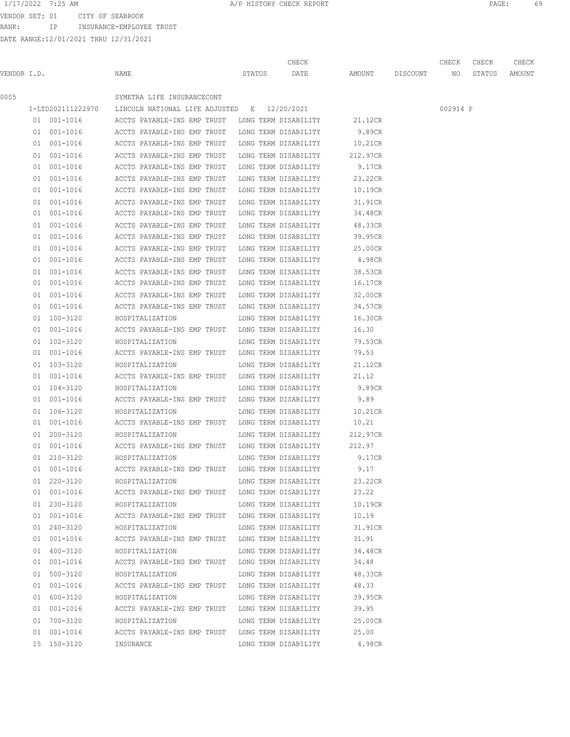VENDOR SET: 01 CITY OF SEABROOK
BANK: IP INSURANCE-EMPLOYEE TRUST
DATE RANGE:12/01/2021 THRU 12/31/2021

| VENDOR I.D. | NAME | STATUS | CHECK DATE | AMOUNT | DISCOUNT | CHECK NO | CHECK STATUS | CHECK AMOUNT |
|---|---|---|---|---|---|---|---|---|
| 0005 | SYMETRA LIFE INSURANCECONT | | | | | | | |
| I-LTD202111222970 | LINCOLN NATIONAL LIFE ADJUSTED | E | 12/20/2021 | | | 002914 | P | |
| 01 001-1016 | ACCTS PAYABLE-INS EMP TRUST | LONG TERM DISABILITY | | 21.12CR | | | | |
| 01 001-1016 | ACCTS PAYABLE-INS EMP TRUST | LONG TERM DISABILITY | | 9.89CR | | | | |
| 01 001-1016 | ACCTS PAYABLE-INS EMP TRUST | LONG TERM DISABILITY | | 10.21CR | | | | |
| 01 001-1016 | ACCTS PAYABLE-INS EMP TRUST | LONG TERM DISABILITY | | 212.97CR | | | | |
| 01 001-1016 | ACCTS PAYABLE-INS EMP TRUST | LONG TERM DISABILITY | | 9.17CR | | | | |
| 01 001-1016 | ACCTS PAYABLE-INS EMP TRUST | LONG TERM DISABILITY | | 23.22CR | | | | |
| 01 001-1016 | ACCTS PAYABLE-INS EMP TRUST | LONG TERM DISABILITY | | 10.19CR | | | | |
| 01 001-1016 | ACCTS PAYABLE-INS EMP TRUST | LONG TERM DISABILITY | | 31.91CR | | | | |
| 01 001-1016 | ACCTS PAYABLE-INS EMP TRUST | LONG TERM DISABILITY | | 34.48CR | | | | |
| 01 001-1016 | ACCTS PAYABLE-INS EMP TRUST | LONG TERM DISABILITY | | 48.33CR | | | | |
| 01 001-1016 | ACCTS PAYABLE-INS EMP TRUST | LONG TERM DISABILITY | | 39.95CR | | | | |
| 01 001-1016 | ACCTS PAYABLE-INS EMP TRUST | LONG TERM DISABILITY | | 25.00CR | | | | |
| 01 001-1016 | ACCTS PAYABLE-INS EMP TRUST | LONG TERM DISABILITY | | 4.98CR | | | | |
| 01 001-1016 | ACCTS PAYABLE-INS EMP TRUST | LONG TERM DISABILITY | | 38.53CR | | | | |
| 01 001-1016 | ACCTS PAYABLE-INS EMP TRUST | LONG TERM DISABILITY | | 16.17CR | | | | |
| 01 001-1016 | ACCTS PAYABLE-INS EMP TRUST | LONG TERM DISABILITY | | 32.00CR | | | | |
| 01 001-1016 | ACCTS PAYABLE-INS EMP TRUST | LONG TERM DISABILITY | | 34.57CR | | | | |
| 01 100-3120 | HOSPITALIZATION | LONG TERM DISABILITY | | 16.30CR | | | | |
| 01 001-1016 | ACCTS PAYABLE-INS EMP TRUST | LONG TERM DISABILITY | | 16.30 | | | | |
| 01 102-3120 | HOSPITALIZATION | LONG TERM DISABILITY | | 79.53CR | | | | |
| 01 001-1016 | ACCTS PAYABLE-INS EMP TRUST | LONG TERM DISABILITY | | 79.53 | | | | |
| 01 103-3120 | HOSPITALIZATION | LONG TERM DISABILITY | | 21.12CR | | | | |
| 01 001-1016 | ACCTS PAYABLE-INS EMP TRUST | LONG TERM DISABILITY | | 21.12 | | | | |
| 01 104-3120 | HOSPITALIZATION | LONG TERM DISABILITY | | 9.89CR | | | | |
| 01 001-1016 | ACCTS PAYABLE-INS EMP TRUST | LONG TERM DISABILITY | | 9.89 | | | | |
| 01 106-3120 | HOSPITALIZATION | LONG TERM DISABILITY | | 10.21CR | | | | |
| 01 001-1016 | ACCTS PAYABLE-INS EMP TRUST | LONG TERM DISABILITY | | 10.21 | | | | |
| 01 200-3120 | HOSPITALIZATION | LONG TERM DISABILITY | | 212.97CR | | | | |
| 01 001-1016 | ACCTS PAYABLE-INS EMP TRUST | LONG TERM DISABILITY | | 212.97 | | | | |
| 01 210-3120 | HOSPITALIZATION | LONG TERM DISABILITY | | 9.17CR | | | | |
| 01 001-1016 | ACCTS PAYABLE-INS EMP TRUST | LONG TERM DISABILITY | | 9.17 | | | | |
| 01 220-3120 | HOSPITALIZATION | LONG TERM DISABILITY | | 23.22CR | | | | |
| 01 001-1016 | ACCTS PAYABLE-INS EMP TRUST | LONG TERM DISABILITY | | 23.22 | | | | |
| 01 230-3120 | HOSPITALIZATION | LONG TERM DISABILITY | | 10.19CR | | | | |
| 01 001-1016 | ACCTS PAYABLE-INS EMP TRUST | LONG TERM DISABILITY | | 10.19 | | | | |
| 01 240-3120 | HOSPITALIZATION | LONG TERM DISABILITY | | 31.91CR | | | | |
| 01 001-1016 | ACCTS PAYABLE-INS EMP TRUST | LONG TERM DISABILITY | | 31.91 | | | | |
| 01 400-3120 | HOSPITALIZATION | LONG TERM DISABILITY | | 34.48CR | | | | |
| 01 001-1016 | ACCTS PAYABLE-INS EMP TRUST | LONG TERM DISABILITY | | 34.48 | | | | |
| 01 500-3120 | HOSPITALIZATION | LONG TERM DISABILITY | | 48.33CR | | | | |
| 01 001-1016 | ACCTS PAYABLE-INS EMP TRUST | LONG TERM DISABILITY | | 48.33 | | | | |
| 01 600-3120 | HOSPITALIZATION | LONG TERM DISABILITY | | 39.95CR | | | | |
| 01 001-1016 | ACCTS PAYABLE-INS EMP TRUST | LONG TERM DISABILITY | | 39.95 | | | | |
| 01 700-3120 | HOSPITALIZATION | LONG TERM DISABILITY | | 25.00CR | | | | |
| 01 001-1016 | ACCTS PAYABLE-INS EMP TRUST | LONG TERM DISABILITY | | 25.00 | | | | |
| 15 150-3120 | INSURANCE | LONG TERM DISABILITY | | 4.98CR | | | | |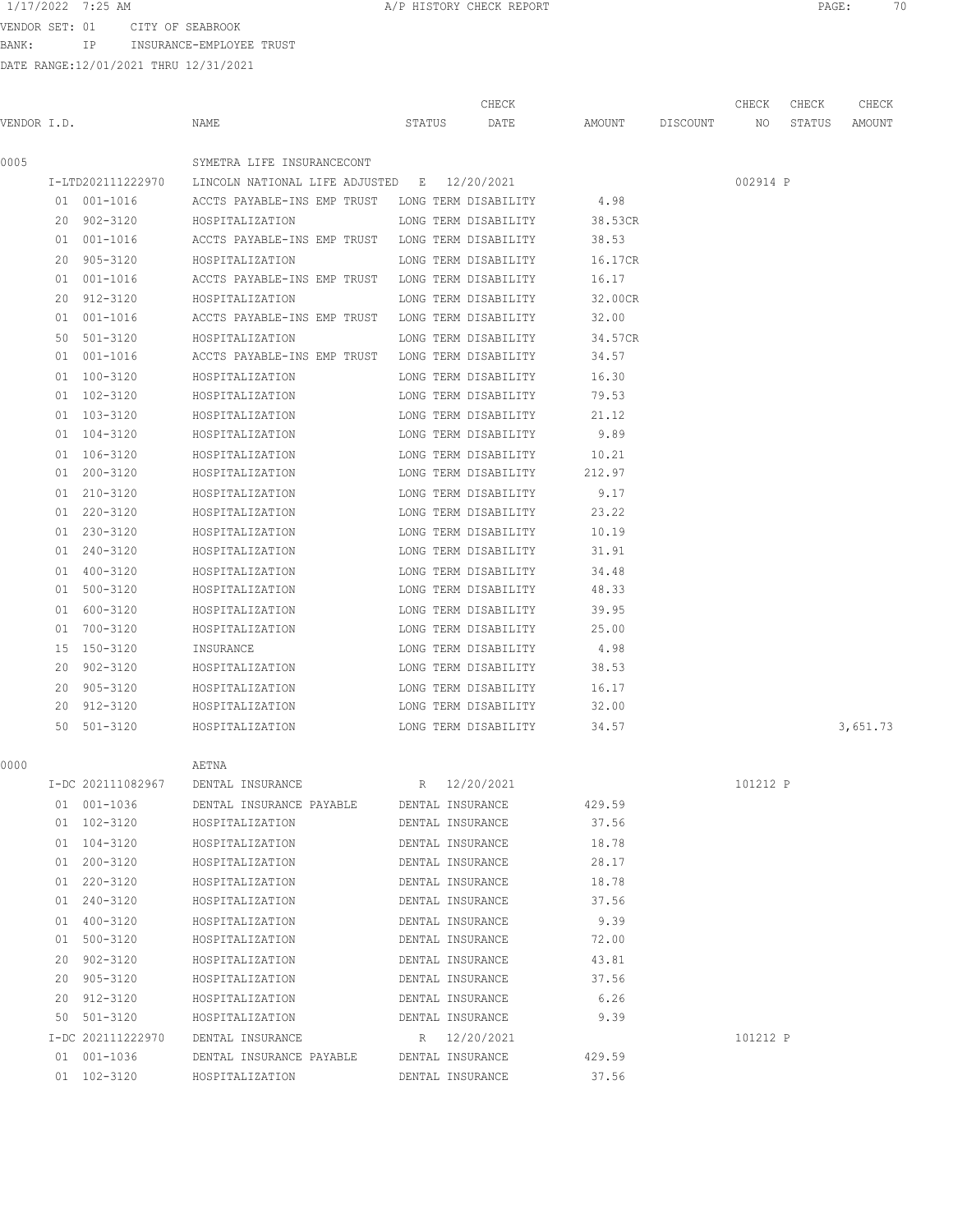VENDOR SET: 01 CITY OF SEABROOK

BANK: IP INSURANCE-EMPLOYEE TRUST

DATE RANGE:12/01/2021 THRU 12/31/2021

| VENDOR I.D. | NAME | STATUS | CHECK DATE | AMOUNT | DISCOUNT | CHECK NO | CHECK STATUS | CHECK AMOUNT |
|---|---|---|---|---|---|---|---|---|
| 0005 | SYMETRA LIFE INSURANCECONT | | | | | | | |
| I-LTD202111222970 | LINCOLN NATIONAL LIFE ADJUSTED | E | 12/20/2021 | | | 002914 | P | |
| 01 001-1016 | ACCTS PAYABLE-INS EMP TRUST | LONG TERM DISABILITY | | 4.98 | | | | |
| 20 902-3120 | HOSPITALIZATION | LONG TERM DISABILITY | | 38.53CR | | | | |
| 01 001-1016 | ACCTS PAYABLE-INS EMP TRUST | LONG TERM DISABILITY | | 38.53 | | | | |
| 20 905-3120 | HOSPITALIZATION | LONG TERM DISABILITY | | 16.17CR | | | | |
| 01 001-1016 | ACCTS PAYABLE-INS EMP TRUST | LONG TERM DISABILITY | | 16.17 | | | | |
| 20 912-3120 | HOSPITALIZATION | LONG TERM DISABILITY | | 32.00CR | | | | |
| 01 001-1016 | ACCTS PAYABLE-INS EMP TRUST | LONG TERM DISABILITY | | 32.00 | | | | |
| 50 501-3120 | HOSPITALIZATION | LONG TERM DISABILITY | | 34.57CR | | | | |
| 01 001-1016 | ACCTS PAYABLE-INS EMP TRUST | LONG TERM DISABILITY | | 34.57 | | | | |
| 01 100-3120 | HOSPITALIZATION | LONG TERM DISABILITY | | 16.30 | | | | |
| 01 102-3120 | HOSPITALIZATION | LONG TERM DISABILITY | | 79.53 | | | | |
| 01 103-3120 | HOSPITALIZATION | LONG TERM DISABILITY | | 21.12 | | | | |
| 01 104-3120 | HOSPITALIZATION | LONG TERM DISABILITY | | 9.89 | | | | |
| 01 106-3120 | HOSPITALIZATION | LONG TERM DISABILITY | | 10.21 | | | | |
| 01 200-3120 | HOSPITALIZATION | LONG TERM DISABILITY | | 212.97 | | | | |
| 01 210-3120 | HOSPITALIZATION | LONG TERM DISABILITY | | 9.17 | | | | |
| 01 220-3120 | HOSPITALIZATION | LONG TERM DISABILITY | | 23.22 | | | | |
| 01 230-3120 | HOSPITALIZATION | LONG TERM DISABILITY | | 10.19 | | | | |
| 01 240-3120 | HOSPITALIZATION | LONG TERM DISABILITY | | 31.91 | | | | |
| 01 400-3120 | HOSPITALIZATION | LONG TERM DISABILITY | | 34.48 | | | | |
| 01 500-3120 | HOSPITALIZATION | LONG TERM DISABILITY | | 48.33 | | | | |
| 01 600-3120 | HOSPITALIZATION | LONG TERM DISABILITY | | 39.95 | | | | |
| 01 700-3120 | HOSPITALIZATION | LONG TERM DISABILITY | | 25.00 | | | | |
| 15 150-3120 | INSURANCE | LONG TERM DISABILITY | | 4.98 | | | | |
| 20 902-3120 | HOSPITALIZATION | LONG TERM DISABILITY | | 38.53 | | | | |
| 20 905-3120 | HOSPITALIZATION | LONG TERM DISABILITY | | 16.17 | | | | |
| 20 912-3120 | HOSPITALIZATION | LONG TERM DISABILITY | | 32.00 | | | | |
| 50 501-3120 | HOSPITALIZATION | LONG TERM DISABILITY | | 34.57 | | | | 3,651.73 |
| 0000 | AETNA | | | | | | | |
| I-DC 202111082967 | DENTAL INSURANCE | R | 12/20/2021 | | | 101212 | P | |
| 01 001-1036 | DENTAL INSURANCE PAYABLE | DENTAL INSURANCE | | 429.59 | | | | |
| 01 102-3120 | HOSPITALIZATION | DENTAL INSURANCE | | 37.56 | | | | |
| 01 104-3120 | HOSPITALIZATION | DENTAL INSURANCE | | 18.78 | | | | |
| 01 200-3120 | HOSPITALIZATION | DENTAL INSURANCE | | 28.17 | | | | |
| 01 220-3120 | HOSPITALIZATION | DENTAL INSURANCE | | 18.78 | | | | |
| 01 240-3120 | HOSPITALIZATION | DENTAL INSURANCE | | 37.56 | | | | |
| 01 400-3120 | HOSPITALIZATION | DENTAL INSURANCE | | 9.39 | | | | |
| 01 500-3120 | HOSPITALIZATION | DENTAL INSURANCE | | 72.00 | | | | |
| 20 902-3120 | HOSPITALIZATION | DENTAL INSURANCE | | 43.81 | | | | |
| 20 905-3120 | HOSPITALIZATION | DENTAL INSURANCE | | 37.56 | | | | |
| 20 912-3120 | HOSPITALIZATION | DENTAL INSURANCE | | 6.26 | | | | |
| 50 501-3120 | HOSPITALIZATION | DENTAL INSURANCE | | 9.39 | | | | |
| I-DC 202111222970 | DENTAL INSURANCE | R | 12/20/2021 | | | 101212 | P | |
| 01 001-1036 | DENTAL INSURANCE PAYABLE | DENTAL INSURANCE | | 429.59 | | | | |
| 01 102-3120 | HOSPITALIZATION | DENTAL INSURANCE | | 37.56 | | | | |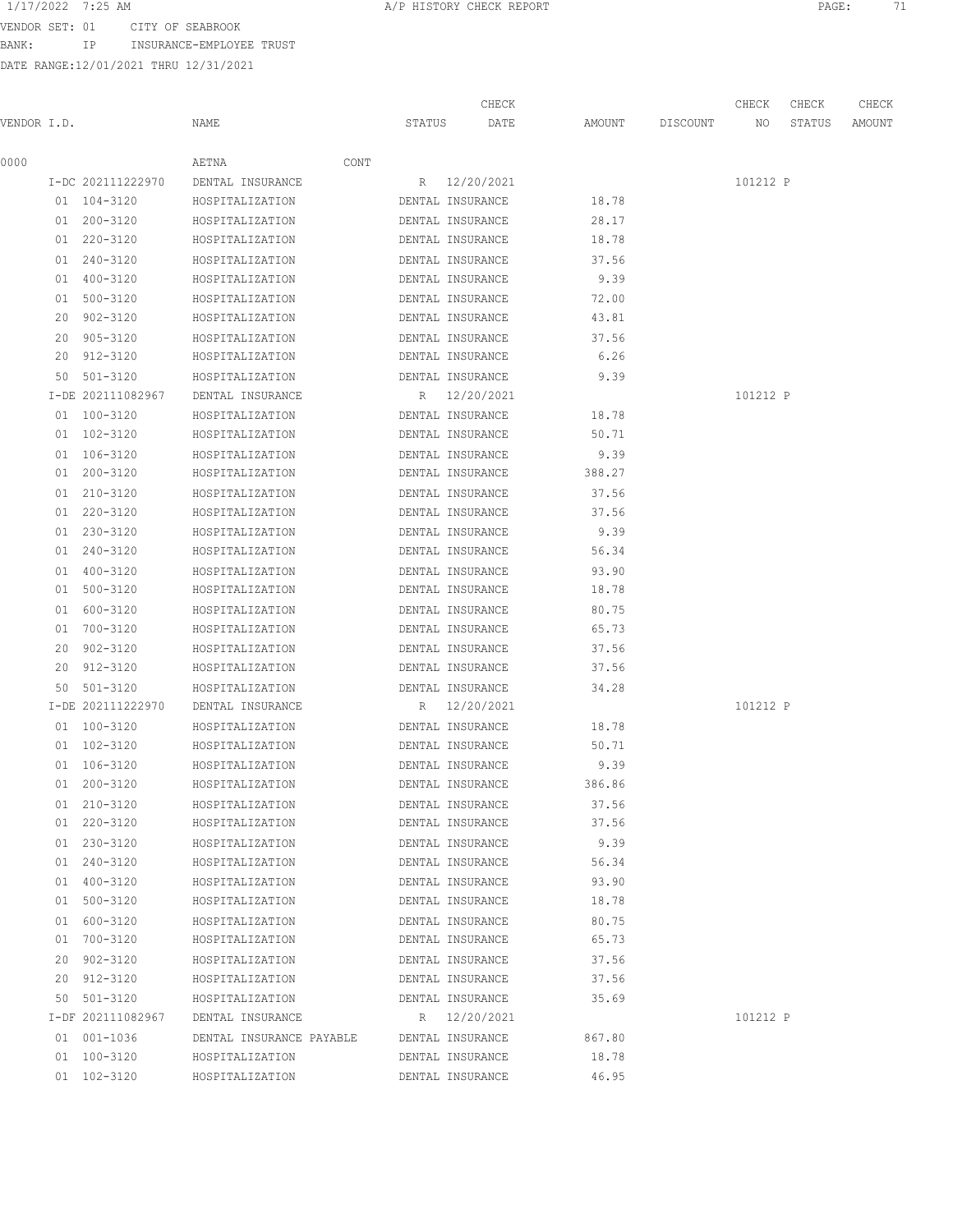VENDOR SET: 01 CITY OF SEABROOK
BANK: IP INSURANCE-EMPLOYEE TRUST
DATE RANGE:12/01/2021 THRU 12/31/2021

| VENDOR I.D. | NAME | STATUS | CHECK DATE | AMOUNT | DISCOUNT | CHECK NO | CHECK STATUS | CHECK AMOUNT |
|---|---|---|---|---|---|---|---|---|
| 0000 | AETNA CONT | | | | | | | |
| I-DC 202111222970 | DENTAL INSURANCE | R | 12/20/2021 | | | 101212 | P | |
| 01 104-3120 | HOSPITALIZATION | DENTAL INSURANCE | | 18.78 | | | | |
| 01 200-3120 | HOSPITALIZATION | DENTAL INSURANCE | | 28.17 | | | | |
| 01 220-3120 | HOSPITALIZATION | DENTAL INSURANCE | | 18.78 | | | | |
| 01 240-3120 | HOSPITALIZATION | DENTAL INSURANCE | | 37.56 | | | | |
| 01 400-3120 | HOSPITALIZATION | DENTAL INSURANCE | | 9.39 | | | | |
| 01 500-3120 | HOSPITALIZATION | DENTAL INSURANCE | | 72.00 | | | | |
| 20 902-3120 | HOSPITALIZATION | DENTAL INSURANCE | | 43.81 | | | | |
| 20 905-3120 | HOSPITALIZATION | DENTAL INSURANCE | | 37.56 | | | | |
| 20 912-3120 | HOSPITALIZATION | DENTAL INSURANCE | | 6.26 | | | | |
| 50 501-3120 | HOSPITALIZATION | DENTAL INSURANCE | | 9.39 | | | | |
| I-DE 202111082967 | DENTAL INSURANCE | R | 12/20/2021 | | | 101212 | P | |
| 01 100-3120 | HOSPITALIZATION | DENTAL INSURANCE | | 18.78 | | | | |
| 01 102-3120 | HOSPITALIZATION | DENTAL INSURANCE | | 50.71 | | | | |
| 01 106-3120 | HOSPITALIZATION | DENTAL INSURANCE | | 9.39 | | | | |
| 01 200-3120 | HOSPITALIZATION | DENTAL INSURANCE | | 388.27 | | | | |
| 01 210-3120 | HOSPITALIZATION | DENTAL INSURANCE | | 37.56 | | | | |
| 01 220-3120 | HOSPITALIZATION | DENTAL INSURANCE | | 37.56 | | | | |
| 01 230-3120 | HOSPITALIZATION | DENTAL INSURANCE | | 9.39 | | | | |
| 01 240-3120 | HOSPITALIZATION | DENTAL INSURANCE | | 56.34 | | | | |
| 01 400-3120 | HOSPITALIZATION | DENTAL INSURANCE | | 93.90 | | | | |
| 01 500-3120 | HOSPITALIZATION | DENTAL INSURANCE | | 18.78 | | | | |
| 01 600-3120 | HOSPITALIZATION | DENTAL INSURANCE | | 80.75 | | | | |
| 01 700-3120 | HOSPITALIZATION | DENTAL INSURANCE | | 65.73 | | | | |
| 20 902-3120 | HOSPITALIZATION | DENTAL INSURANCE | | 37.56 | | | | |
| 20 912-3120 | HOSPITALIZATION | DENTAL INSURANCE | | 37.56 | | | | |
| 50 501-3120 | HOSPITALIZATION | DENTAL INSURANCE | | 34.28 | | | | |
| I-DE 202111222970 | DENTAL INSURANCE | R | 12/20/2021 | | | 101212 | P | |
| 01 100-3120 | HOSPITALIZATION | DENTAL INSURANCE | | 18.78 | | | | |
| 01 102-3120 | HOSPITALIZATION | DENTAL INSURANCE | | 50.71 | | | | |
| 01 106-3120 | HOSPITALIZATION | DENTAL INSURANCE | | 9.39 | | | | |
| 01 200-3120 | HOSPITALIZATION | DENTAL INSURANCE | | 386.86 | | | | |
| 01 210-3120 | HOSPITALIZATION | DENTAL INSURANCE | | 37.56 | | | | |
| 01 220-3120 | HOSPITALIZATION | DENTAL INSURANCE | | 37.56 | | | | |
| 01 230-3120 | HOSPITALIZATION | DENTAL INSURANCE | | 9.39 | | | | |
| 01 240-3120 | HOSPITALIZATION | DENTAL INSURANCE | | 56.34 | | | | |
| 01 400-3120 | HOSPITALIZATION | DENTAL INSURANCE | | 93.90 | | | | |
| 01 500-3120 | HOSPITALIZATION | DENTAL INSURANCE | | 18.78 | | | | |
| 01 600-3120 | HOSPITALIZATION | DENTAL INSURANCE | | 80.75 | | | | |
| 01 700-3120 | HOSPITALIZATION | DENTAL INSURANCE | | 65.73 | | | | |
| 20 902-3120 | HOSPITALIZATION | DENTAL INSURANCE | | 37.56 | | | | |
| 20 912-3120 | HOSPITALIZATION | DENTAL INSURANCE | | 37.56 | | | | |
| 50 501-3120 | HOSPITALIZATION | DENTAL INSURANCE | | 35.69 | | | | |
| I-DF 202111082967 | DENTAL INSURANCE | R | 12/20/2021 | | | 101212 | P | |
| 01 001-1036 | DENTAL INSURANCE PAYABLE | DENTAL INSURANCE | | 867.80 | | | | |
| 01 100-3120 | HOSPITALIZATION | DENTAL INSURANCE | | 18.78 | | | | |
| 01 102-3120 | HOSPITALIZATION | DENTAL INSURANCE | | 46.95 | | | | |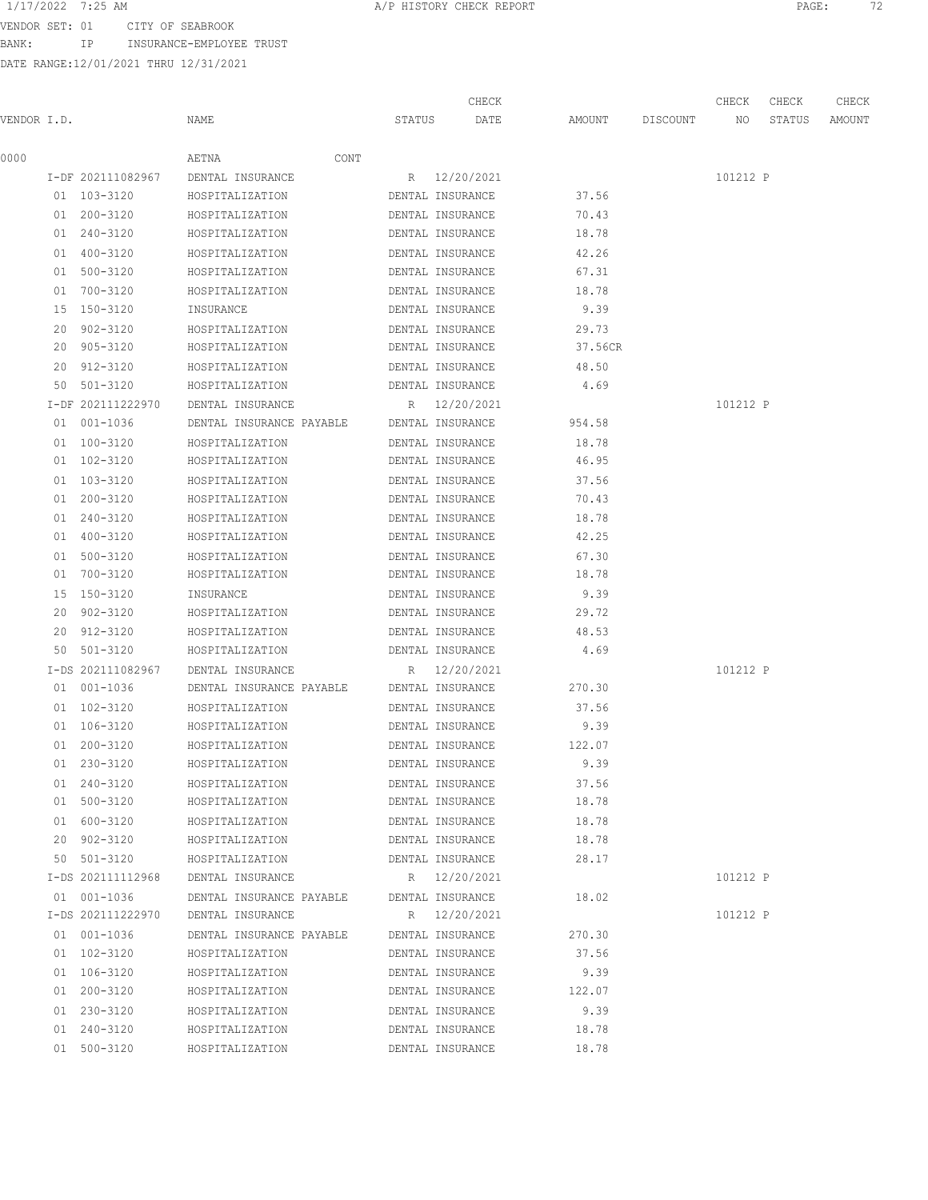VENDOR SET: 01 CITY OF SEABROOK
BANK: IP INSURANCE-EMPLOYEE TRUST
DATE RANGE:12/01/2021 THRU 12/31/2021

| VENDOR I.D. | NAME | STATUS | CHECK DATE | AMOUNT | DISCOUNT | CHECK NO | CHECK STATUS | CHECK AMOUNT |
|---|---|---|---|---|---|---|---|---|
| 0000 | AETNA CONT | | | | | | | |
| I-DF 202111082967 | DENTAL INSURANCE | R | 12/20/2021 | | | 101212 | P | |
| 01 103-3120 | HOSPITALIZATION | DENTAL INSURANCE | | 37.56 | | | | |
| 01 200-3120 | HOSPITALIZATION | DENTAL INSURANCE | | 70.43 | | | | |
| 01 240-3120 | HOSPITALIZATION | DENTAL INSURANCE | | 18.78 | | | | |
| 01 400-3120 | HOSPITALIZATION | DENTAL INSURANCE | | 42.26 | | | | |
| 01 500-3120 | HOSPITALIZATION | DENTAL INSURANCE | | 67.31 | | | | |
| 01 700-3120 | HOSPITALIZATION | DENTAL INSURANCE | | 18.78 | | | | |
| 15 150-3120 | INSURANCE | DENTAL INSURANCE | | 9.39 | | | | |
| 20 902-3120 | HOSPITALIZATION | DENTAL INSURANCE | | 29.73 | | | | |
| 20 905-3120 | HOSPITALIZATION | DENTAL INSURANCE | | 37.56CR | | | | |
| 20 912-3120 | HOSPITALIZATION | DENTAL INSURANCE | | 48.50 | | | | |
| 50 501-3120 | HOSPITALIZATION | DENTAL INSURANCE | | 4.69 | | | | |
| I-DF 202111222970 | DENTAL INSURANCE | R | 12/20/2021 | | | 101212 | P | |
| 01 001-1036 | DENTAL INSURANCE PAYABLE | DENTAL INSURANCE | | 954.58 | | | | |
| 01 100-3120 | HOSPITALIZATION | DENTAL INSURANCE | | 18.78 | | | | |
| 01 102-3120 | HOSPITALIZATION | DENTAL INSURANCE | | 46.95 | | | | |
| 01 103-3120 | HOSPITALIZATION | DENTAL INSURANCE | | 37.56 | | | | |
| 01 200-3120 | HOSPITALIZATION | DENTAL INSURANCE | | 70.43 | | | | |
| 01 240-3120 | HOSPITALIZATION | DENTAL INSURANCE | | 18.78 | | | | |
| 01 400-3120 | HOSPITALIZATION | DENTAL INSURANCE | | 42.25 | | | | |
| 01 500-3120 | HOSPITALIZATION | DENTAL INSURANCE | | 67.30 | | | | |
| 01 700-3120 | HOSPITALIZATION | DENTAL INSURANCE | | 18.78 | | | | |
| 15 150-3120 | INSURANCE | DENTAL INSURANCE | | 9.39 | | | | |
| 20 902-3120 | HOSPITALIZATION | DENTAL INSURANCE | | 29.72 | | | | |
| 20 912-3120 | HOSPITALIZATION | DENTAL INSURANCE | | 48.53 | | | | |
| 50 501-3120 | HOSPITALIZATION | DENTAL INSURANCE | | 4.69 | | | | |
| I-DS 202111082967 | DENTAL INSURANCE | R | 12/20/2021 | | | 101212 | P | |
| 01 001-1036 | DENTAL INSURANCE PAYABLE | DENTAL INSURANCE | | 270.30 | | | | |
| 01 102-3120 | HOSPITALIZATION | DENTAL INSURANCE | | 37.56 | | | | |
| 01 106-3120 | HOSPITALIZATION | DENTAL INSURANCE | | 9.39 | | | | |
| 01 200-3120 | HOSPITALIZATION | DENTAL INSURANCE | | 122.07 | | | | |
| 01 230-3120 | HOSPITALIZATION | DENTAL INSURANCE | | 9.39 | | | | |
| 01 240-3120 | HOSPITALIZATION | DENTAL INSURANCE | | 37.56 | | | | |
| 01 500-3120 | HOSPITALIZATION | DENTAL INSURANCE | | 18.78 | | | | |
| 01 600-3120 | HOSPITALIZATION | DENTAL INSURANCE | | 18.78 | | | | |
| 20 902-3120 | HOSPITALIZATION | DENTAL INSURANCE | | 18.78 | | | | |
| 50 501-3120 | HOSPITALIZATION | DENTAL INSURANCE | | 28.17 | | | | |
| I-DS 202111112968 | DENTAL INSURANCE | R | 12/20/2021 | | | 101212 | P | |
| 01 001-1036 | DENTAL INSURANCE PAYABLE | DENTAL INSURANCE | | 18.02 | | | | |
| I-DS 202111222970 | DENTAL INSURANCE | R | 12/20/2021 | | | 101212 | P | |
| 01 001-1036 | DENTAL INSURANCE PAYABLE | DENTAL INSURANCE | | 270.30 | | | | |
| 01 102-3120 | HOSPITALIZATION | DENTAL INSURANCE | | 37.56 | | | | |
| 01 106-3120 | HOSPITALIZATION | DENTAL INSURANCE | | 9.39 | | | | |
| 01 200-3120 | HOSPITALIZATION | DENTAL INSURANCE | | 122.07 | | | | |
| 01 230-3120 | HOSPITALIZATION | DENTAL INSURANCE | | 9.39 | | | | |
| 01 240-3120 | HOSPITALIZATION | DENTAL INSURANCE | | 18.78 | | | | |
| 01 500-3120 | HOSPITALIZATION | DENTAL INSURANCE | | 18.78 | | | | |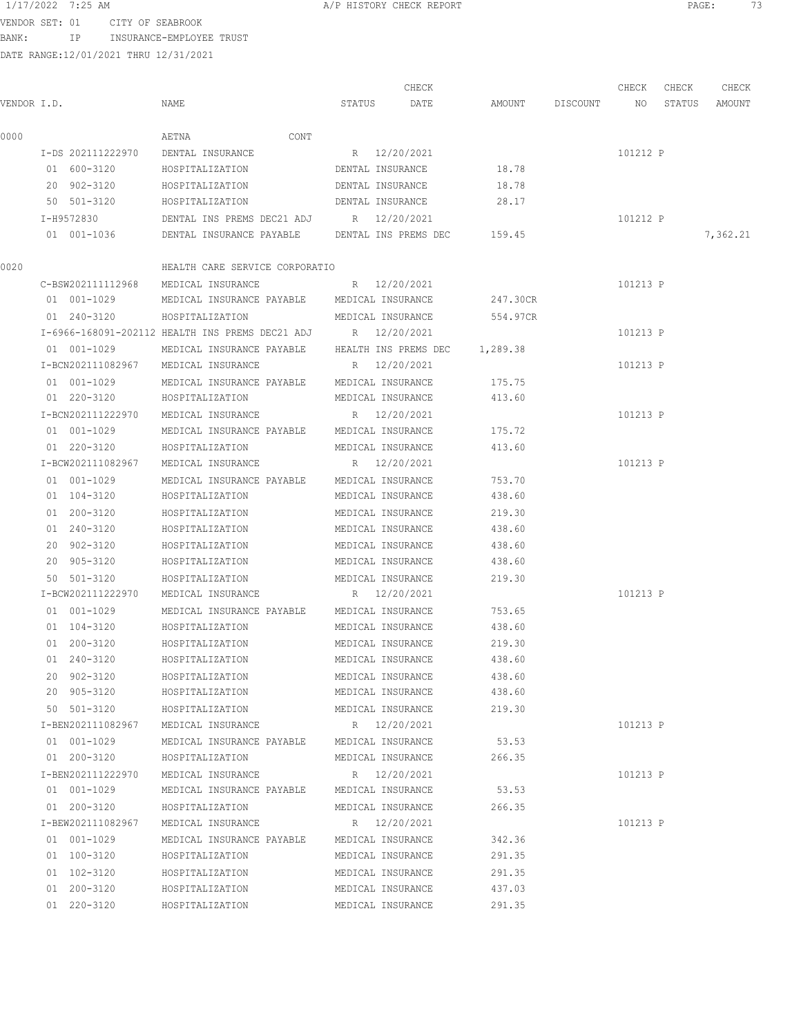VENDOR SET: 01 CITY OF SEABROOK
BANK: IP INSURANCE-EMPLOYEE TRUST
DATE RANGE:12/01/2021 THRU 12/31/2021

| VENDOR I.D. | NAME | STATUS | CHECK DATE | AMOUNT | DISCOUNT | CHECK NO | CHECK STATUS | CHECK AMOUNT |
|---|---|---|---|---|---|---|---|---|
| 0000 | AETNA CONT | | | | | | | |
| I-DS 202111222970 | DENTAL INSURANCE | R | 12/20/2021 | | | 101212 | P | |
| 01 600-3120 | HOSPITALIZATION | DENTAL INSURANCE | | 18.78 | | | | |
| 20 902-3120 | HOSPITALIZATION | DENTAL INSURANCE | | 18.78 | | | | |
| 50 501-3120 | HOSPITALIZATION | DENTAL INSURANCE | | 28.17 | | | | |
| I-H9572830 | DENTAL INS PREMS DEC21 ADJ | R | 12/20/2021 | | | 101212 | P | |
| 01 001-1036 | DENTAL INSURANCE PAYABLE | DENTAL INS PREMS DEC | | 159.45 | | | | 7,362.21 |
| 0020 | HEALTH CARE SERVICE CORPORATIO | | | | | | | |
| C-BSW202111112968 | MEDICAL INSURANCE | R | 12/20/2021 | | | 101213 | P | |
| 01 001-1029 | MEDICAL INSURANCE PAYABLE | MEDICAL INSURANCE | | 247.30CR | | | | |
| 01 240-3120 | HOSPITALIZATION | MEDICAL INSURANCE | | 554.97CR | | | | |
| I-6966-168091-202112 | HEALTH INS PREMS DEC21 ADJ | R | 12/20/2021 | | | 101213 | P | |
| 01 001-1029 | MEDICAL INSURANCE PAYABLE | HEALTH INS PREMS DEC | | 1,289.38 | | | | |
| I-BCN202111082967 | MEDICAL INSURANCE | R | 12/20/2021 | | | 101213 | P | |
| 01 001-1029 | MEDICAL INSURANCE PAYABLE | MEDICAL INSURANCE | | 175.75 | | | | |
| 01 220-3120 | HOSPITALIZATION | MEDICAL INSURANCE | | 413.60 | | | | |
| I-BCN202111222970 | MEDICAL INSURANCE | R | 12/20/2021 | | | 101213 | P | |
| 01 001-1029 | MEDICAL INSURANCE PAYABLE | MEDICAL INSURANCE | | 175.72 | | | | |
| 01 220-3120 | HOSPITALIZATION | MEDICAL INSURANCE | | 413.60 | | | | |
| I-BCW202111082967 | MEDICAL INSURANCE | R | 12/20/2021 | | | 101213 | P | |
| 01 001-1029 | MEDICAL INSURANCE PAYABLE | MEDICAL INSURANCE | | 753.70 | | | | |
| 01 104-3120 | HOSPITALIZATION | MEDICAL INSURANCE | | 438.60 | | | | |
| 01 200-3120 | HOSPITALIZATION | MEDICAL INSURANCE | | 219.30 | | | | |
| 01 240-3120 | HOSPITALIZATION | MEDICAL INSURANCE | | 438.60 | | | | |
| 20 902-3120 | HOSPITALIZATION | MEDICAL INSURANCE | | 438.60 | | | | |
| 20 905-3120 | HOSPITALIZATION | MEDICAL INSURANCE | | 438.60 | | | | |
| 50 501-3120 | HOSPITALIZATION | MEDICAL INSURANCE | | 219.30 | | | | |
| I-BCW202111222970 | MEDICAL INSURANCE | R | 12/20/2021 | | | 101213 | P | |
| 01 001-1029 | MEDICAL INSURANCE PAYABLE | MEDICAL INSURANCE | | 753.65 | | | | |
| 01 104-3120 | HOSPITALIZATION | MEDICAL INSURANCE | | 438.60 | | | | |
| 01 200-3120 | HOSPITALIZATION | MEDICAL INSURANCE | | 219.30 | | | | |
| 01 240-3120 | HOSPITALIZATION | MEDICAL INSURANCE | | 438.60 | | | | |
| 20 902-3120 | HOSPITALIZATION | MEDICAL INSURANCE | | 438.60 | | | | |
| 20 905-3120 | HOSPITALIZATION | MEDICAL INSURANCE | | 438.60 | | | | |
| 50 501-3120 | HOSPITALIZATION | MEDICAL INSURANCE | | 219.30 | | | | |
| I-BEN202111082967 | MEDICAL INSURANCE | R | 12/20/2021 | | | 101213 | P | |
| 01 001-1029 | MEDICAL INSURANCE PAYABLE | MEDICAL INSURANCE | | 53.53 | | | | |
| 01 200-3120 | HOSPITALIZATION | MEDICAL INSURANCE | | 266.35 | | | | |
| I-BEN202111222970 | MEDICAL INSURANCE | R | 12/20/2021 | | | 101213 | P | |
| 01 001-1029 | MEDICAL INSURANCE PAYABLE | MEDICAL INSURANCE | | 53.53 | | | | |
| 01 200-3120 | HOSPITALIZATION | MEDICAL INSURANCE | | 266.35 | | | | |
| I-BEW202111082967 | MEDICAL INSURANCE | R | 12/20/2021 | | | 101213 | P | |
| 01 001-1029 | MEDICAL INSURANCE PAYABLE | MEDICAL INSURANCE | | 342.36 | | | | |
| 01 100-3120 | HOSPITALIZATION | MEDICAL INSURANCE | | 291.35 | | | | |
| 01 102-3120 | HOSPITALIZATION | MEDICAL INSURANCE | | 291.35 | | | | |
| 01 200-3120 | HOSPITALIZATION | MEDICAL INSURANCE | | 437.03 | | | | |
| 01 220-3120 | HOSPITALIZATION | MEDICAL INSURANCE | | 291.35 | | | | |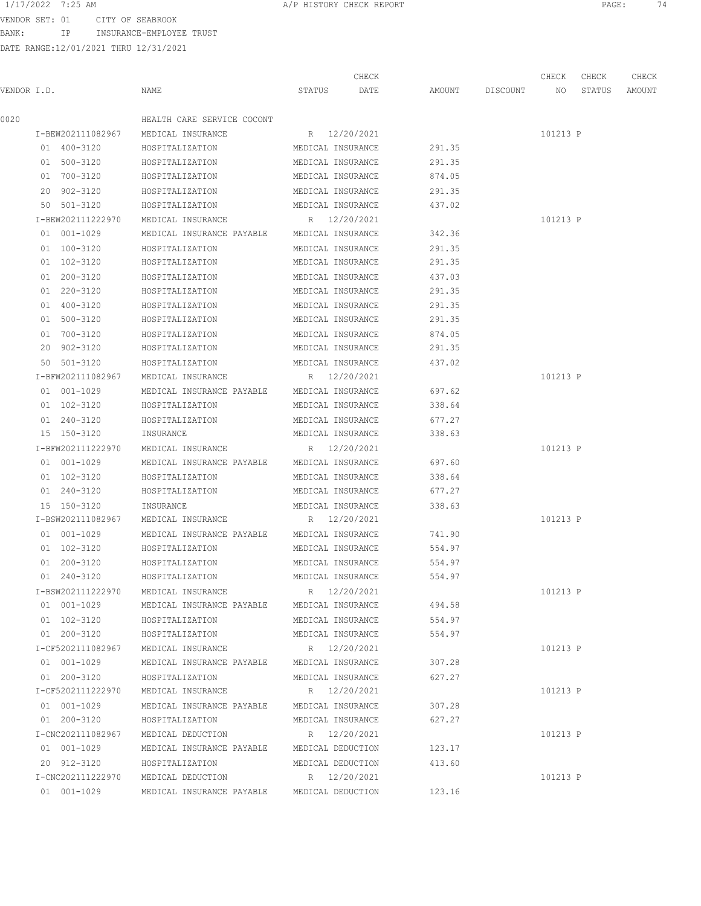VENDOR SET: 01 CITY OF SEABROOK
BANK: IP INSURANCE-EMPLOYEE TRUST
DATE RANGE:12/01/2021 THRU 12/31/2021

| VENDOR I.D. | NAME | STATUS | CHECK DATE | AMOUNT | DISCOUNT | CHECK NO | CHECK STATUS | CHECK AMOUNT |
|---|---|---|---|---|---|---|---|---|
| 0020 | HEALTH CARE SERVICE COCONT | | | | | | | |
| I-BEW202111082967 | MEDICAL INSURANCE | R | 12/20/2021 | | | 101213 | P | |
| 01 400-3120 | HOSPITALIZATION | MEDICAL INSURANCE | | 291.35 | | | | |
| 01 500-3120 | HOSPITALIZATION | MEDICAL INSURANCE | | 291.35 | | | | |
| 01 700-3120 | HOSPITALIZATION | MEDICAL INSURANCE | | 874.05 | | | | |
| 20 902-3120 | HOSPITALIZATION | MEDICAL INSURANCE | | 291.35 | | | | |
| 50 501-3120 | HOSPITALIZATION | MEDICAL INSURANCE | | 437.02 | | | | |
| I-BEW202111222970 | MEDICAL INSURANCE | R | 12/20/2021 | | | 101213 | P | |
| 01 001-1029 | MEDICAL INSURANCE PAYABLE | MEDICAL INSURANCE | | 342.36 | | | | |
| 01 100-3120 | HOSPITALIZATION | MEDICAL INSURANCE | | 291.35 | | | | |
| 01 102-3120 | HOSPITALIZATION | MEDICAL INSURANCE | | 291.35 | | | | |
| 01 200-3120 | HOSPITALIZATION | MEDICAL INSURANCE | | 437.03 | | | | |
| 01 220-3120 | HOSPITALIZATION | MEDICAL INSURANCE | | 291.35 | | | | |
| 01 400-3120 | HOSPITALIZATION | MEDICAL INSURANCE | | 291.35 | | | | |
| 01 500-3120 | HOSPITALIZATION | MEDICAL INSURANCE | | 291.35 | | | | |
| 01 700-3120 | HOSPITALIZATION | MEDICAL INSURANCE | | 874.05 | | | | |
| 20 902-3120 | HOSPITALIZATION | MEDICAL INSURANCE | | 291.35 | | | | |
| 50 501-3120 | HOSPITALIZATION | MEDICAL INSURANCE | | 437.02 | | | | |
| I-BFW202111082967 | MEDICAL INSURANCE | R | 12/20/2021 | | | 101213 | P | |
| 01 001-1029 | MEDICAL INSURANCE PAYABLE | MEDICAL INSURANCE | | 697.62 | | | | |
| 01 102-3120 | HOSPITALIZATION | MEDICAL INSURANCE | | 338.64 | | | | |
| 01 240-3120 | HOSPITALIZATION | MEDICAL INSURANCE | | 677.27 | | | | |
| 15 150-3120 | INSURANCE | MEDICAL INSURANCE | | 338.63 | | | | |
| I-BFW202111222970 | MEDICAL INSURANCE | R | 12/20/2021 | | | 101213 | P | |
| 01 001-1029 | MEDICAL INSURANCE PAYABLE | MEDICAL INSURANCE | | 697.60 | | | | |
| 01 102-3120 | HOSPITALIZATION | MEDICAL INSURANCE | | 338.64 | | | | |
| 01 240-3120 | HOSPITALIZATION | MEDICAL INSURANCE | | 677.27 | | | | |
| 15 150-3120 | INSURANCE | MEDICAL INSURANCE | | 338.63 | | | | |
| I-BSW202111082967 | MEDICAL INSURANCE | R | 12/20/2021 | | | 101213 | P | |
| 01 001-1029 | MEDICAL INSURANCE PAYABLE | MEDICAL INSURANCE | | 741.90 | | | | |
| 01 102-3120 | HOSPITALIZATION | MEDICAL INSURANCE | | 554.97 | | | | |
| 01 200-3120 | HOSPITALIZATION | MEDICAL INSURANCE | | 554.97 | | | | |
| 01 240-3120 | HOSPITALIZATION | MEDICAL INSURANCE | | 554.97 | | | | |
| I-BSW202111222970 | MEDICAL INSURANCE | R | 12/20/2021 | | | 101213 | P | |
| 01 001-1029 | MEDICAL INSURANCE PAYABLE | MEDICAL INSURANCE | | 494.58 | | | | |
| 01 102-3120 | HOSPITALIZATION | MEDICAL INSURANCE | | 554.97 | | | | |
| 01 200-3120 | HOSPITALIZATION | MEDICAL INSURANCE | | 554.97 | | | | |
| I-CF5202111082967 | MEDICAL INSURANCE | R | 12/20/2021 | | | 101213 | P | |
| 01 001-1029 | MEDICAL INSURANCE PAYABLE | MEDICAL INSURANCE | | 307.28 | | | | |
| 01 200-3120 | HOSPITALIZATION | MEDICAL INSURANCE | | 627.27 | | | | |
| I-CF5202111222970 | MEDICAL INSURANCE | R | 12/20/2021 | | | 101213 | P | |
| 01 001-1029 | MEDICAL INSURANCE PAYABLE | MEDICAL INSURANCE | | 307.28 | | | | |
| 01 200-3120 | HOSPITALIZATION | MEDICAL INSURANCE | | 627.27 | | | | |
| I-CNC202111082967 | MEDICAL DEDUCTION | R | 12/20/2021 | | | 101213 | P | |
| 01 001-1029 | MEDICAL INSURANCE PAYABLE | MEDICAL DEDUCTION | | 123.17 | | | | |
| 20 912-3120 | HOSPITALIZATION | MEDICAL DEDUCTION | | 413.60 | | | | |
| I-CNC202111222970 | MEDICAL DEDUCTION | R | 12/20/2021 | | | 101213 | P | |
| 01 001-1029 | MEDICAL INSURANCE PAYABLE | MEDICAL DEDUCTION | | 123.16 | | | | |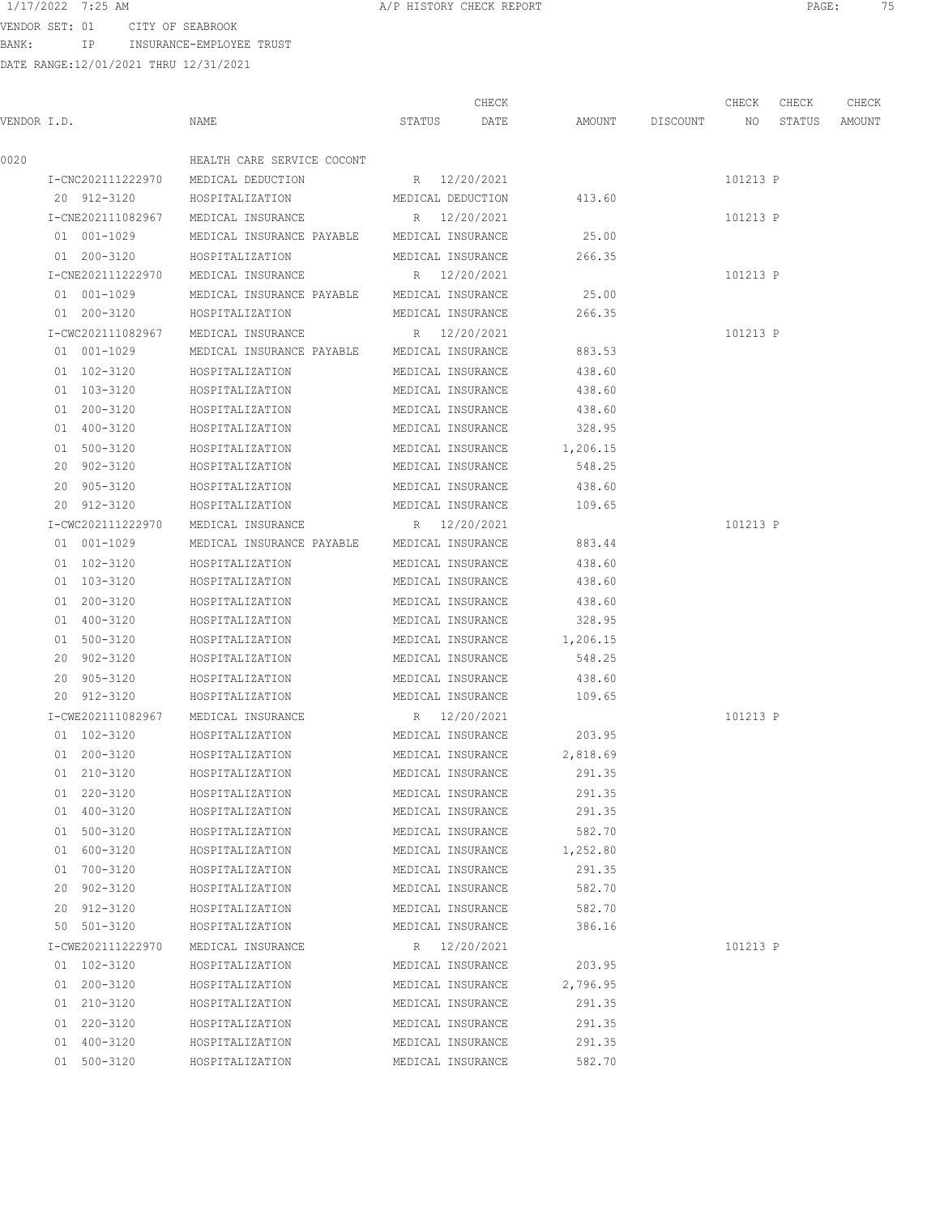VENDOR SET: 01 CITY OF SEABROOK
BANK: IP INSURANCE-EMPLOYEE TRUST
DATE RANGE:12/01/2021 THRU 12/31/2021

| VENDOR I.D. | NAME | STATUS | CHECK DATE | AMOUNT | DISCOUNT | CHECK NO | CHECK STATUS | CHECK AMOUNT |
|---|---|---|---|---|---|---|---|---|
| 0020 | HEALTH CARE SERVICE COCONT | | | | | | | |
| I-CNC202111222970 | MEDICAL DEDUCTION | R | 12/20/2021 | | | 101213 | P | |
| 20 912-3120 | HOSPITALIZATION | MEDICAL DEDUCTION | | 413.60 | | | | |
| I-CNE202111082967 | MEDICAL INSURANCE | R | 12/20/2021 | | | 101213 | P | |
| 01 001-1029 | MEDICAL INSURANCE PAYABLE | MEDICAL INSURANCE | | 25.00 | | | | |
| 01 200-3120 | HOSPITALIZATION | MEDICAL INSURANCE | | 266.35 | | | | |
| I-CNE202111222970 | MEDICAL INSURANCE | R | 12/20/2021 | | | 101213 | P | |
| 01 001-1029 | MEDICAL INSURANCE PAYABLE | MEDICAL INSURANCE | | 25.00 | | | | |
| 01 200-3120 | HOSPITALIZATION | MEDICAL INSURANCE | | 266.35 | | | | |
| I-CWC202111082967 | MEDICAL INSURANCE | R | 12/20/2021 | | | 101213 | P | |
| 01 001-1029 | MEDICAL INSURANCE PAYABLE | MEDICAL INSURANCE | | 883.53 | | | | |
| 01 102-3120 | HOSPITALIZATION | MEDICAL INSURANCE | | 438.60 | | | | |
| 01 103-3120 | HOSPITALIZATION | MEDICAL INSURANCE | | 438.60 | | | | |
| 01 200-3120 | HOSPITALIZATION | MEDICAL INSURANCE | | 438.60 | | | | |
| 01 400-3120 | HOSPITALIZATION | MEDICAL INSURANCE | | 328.95 | | | | |
| 01 500-3120 | HOSPITALIZATION | MEDICAL INSURANCE | | 1,206.15 | | | | |
| 20 902-3120 | HOSPITALIZATION | MEDICAL INSURANCE | | 548.25 | | | | |
| 20 905-3120 | HOSPITALIZATION | MEDICAL INSURANCE | | 438.60 | | | | |
| 20 912-3120 | HOSPITALIZATION | MEDICAL INSURANCE | | 109.65 | | | | |
| I-CWC202111222970 | MEDICAL INSURANCE | R | 12/20/2021 | | | 101213 | P | |
| 01 001-1029 | MEDICAL INSURANCE PAYABLE | MEDICAL INSURANCE | | 883.44 | | | | |
| 01 102-3120 | HOSPITALIZATION | MEDICAL INSURANCE | | 438.60 | | | | |
| 01 103-3120 | HOSPITALIZATION | MEDICAL INSURANCE | | 438.60 | | | | |
| 01 200-3120 | HOSPITALIZATION | MEDICAL INSURANCE | | 438.60 | | | | |
| 01 400-3120 | HOSPITALIZATION | MEDICAL INSURANCE | | 328.95 | | | | |
| 01 500-3120 | HOSPITALIZATION | MEDICAL INSURANCE | | 1,206.15 | | | | |
| 20 902-3120 | HOSPITALIZATION | MEDICAL INSURANCE | | 548.25 | | | | |
| 20 905-3120 | HOSPITALIZATION | MEDICAL INSURANCE | | 438.60 | | | | |
| 20 912-3120 | HOSPITALIZATION | MEDICAL INSURANCE | | 109.65 | | | | |
| I-CWE202111082967 | MEDICAL INSURANCE | R | 12/20/2021 | | | 101213 | P | |
| 01 102-3120 | HOSPITALIZATION | MEDICAL INSURANCE | | 203.95 | | | | |
| 01 200-3120 | HOSPITALIZATION | MEDICAL INSURANCE | | 2,818.69 | | | | |
| 01 210-3120 | HOSPITALIZATION | MEDICAL INSURANCE | | 291.35 | | | | |
| 01 220-3120 | HOSPITALIZATION | MEDICAL INSURANCE | | 291.35 | | | | |
| 01 400-3120 | HOSPITALIZATION | MEDICAL INSURANCE | | 291.35 | | | | |
| 01 500-3120 | HOSPITALIZATION | MEDICAL INSURANCE | | 582.70 | | | | |
| 01 600-3120 | HOSPITALIZATION | MEDICAL INSURANCE | | 1,252.80 | | | | |
| 01 700-3120 | HOSPITALIZATION | MEDICAL INSURANCE | | 291.35 | | | | |
| 20 902-3120 | HOSPITALIZATION | MEDICAL INSURANCE | | 582.70 | | | | |
| 20 912-3120 | HOSPITALIZATION | MEDICAL INSURANCE | | 582.70 | | | | |
| 50 501-3120 | HOSPITALIZATION | MEDICAL INSURANCE | | 386.16 | | | | |
| I-CWE202111222970 | MEDICAL INSURANCE | R | 12/20/2021 | | | 101213 | P | |
| 01 102-3120 | HOSPITALIZATION | MEDICAL INSURANCE | | 203.95 | | | | |
| 01 200-3120 | HOSPITALIZATION | MEDICAL INSURANCE | | 2,796.95 | | | | |
| 01 210-3120 | HOSPITALIZATION | MEDICAL INSURANCE | | 291.35 | | | | |
| 01 220-3120 | HOSPITALIZATION | MEDICAL INSURANCE | | 291.35 | | | | |
| 01 400-3120 | HOSPITALIZATION | MEDICAL INSURANCE | | 291.35 | | | | |
| 01 500-3120 | HOSPITALIZATION | MEDICAL INSURANCE | | 582.70 | | | | |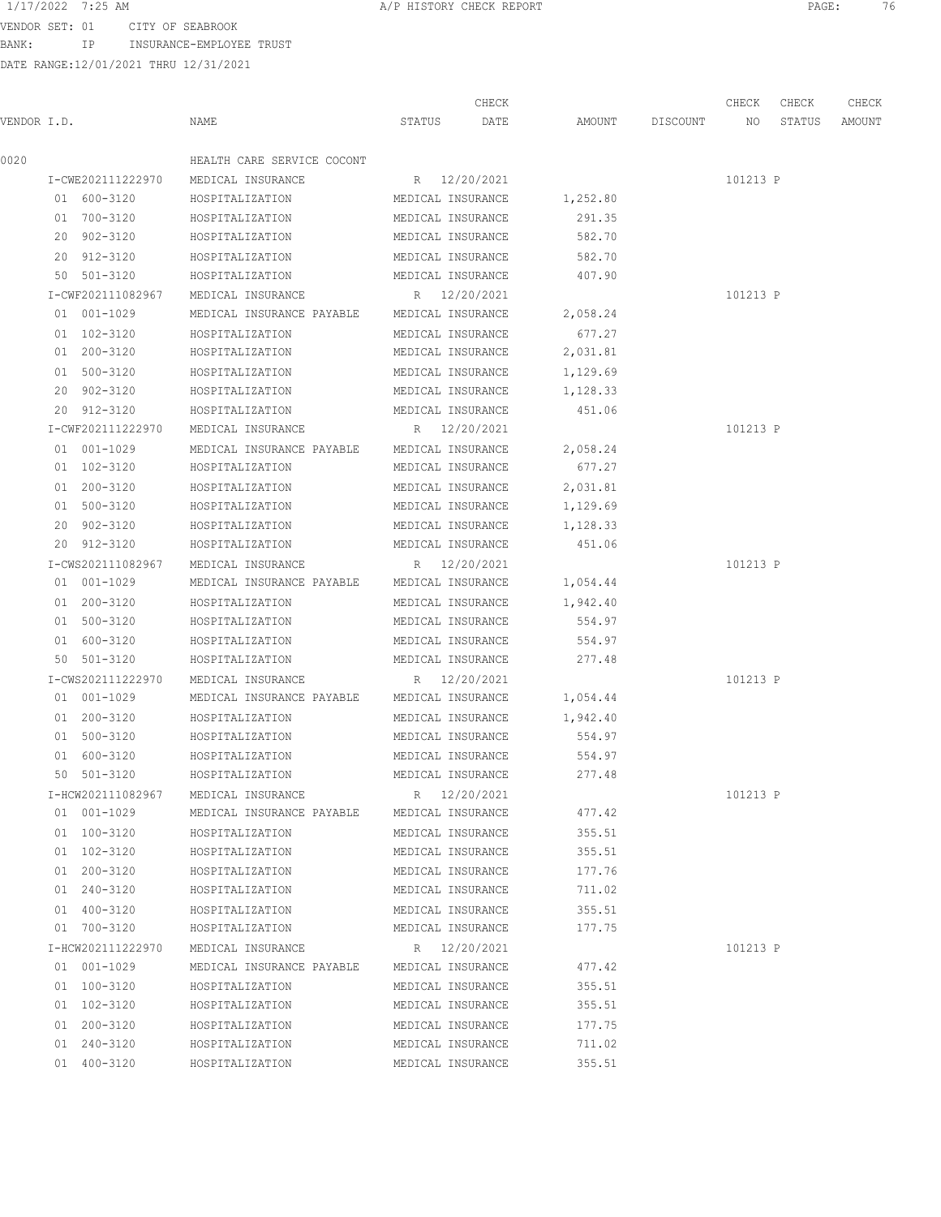VENDOR SET: 01 CITY OF SEABROOK
BANK: IP INSURANCE-EMPLOYEE TRUST
DATE RANGE:12/01/2021 THRU 12/31/2021

A/P HISTORY CHECK REPORT

| VENDOR I.D. | NAME | STATUS | CHECK DATE | AMOUNT | DISCOUNT | CHECK NO | CHECK STATUS | CHECK AMOUNT |
|---|---|---|---|---|---|---|---|---|
| 0020 | HEALTH CARE SERVICE COCONT | | | | | | | |
| I-CWE202111222970 | MEDICAL INSURANCE | R | 12/20/2021 | | | 101213 | P | |
| 01 600-3120 | HOSPITALIZATION | MEDICAL INSURANCE | | 1,252.80 | | | | |
| 01 700-3120 | HOSPITALIZATION | MEDICAL INSURANCE | | 291.35 | | | | |
| 20 902-3120 | HOSPITALIZATION | MEDICAL INSURANCE | | 582.70 | | | | |
| 20 912-3120 | HOSPITALIZATION | MEDICAL INSURANCE | | 582.70 | | | | |
| 50 501-3120 | HOSPITALIZATION | MEDICAL INSURANCE | | 407.90 | | | | |
| I-CWF202111082967 | MEDICAL INSURANCE | R | 12/20/2021 | | | 101213 | P | |
| 01 001-1029 | MEDICAL INSURANCE PAYABLE | MEDICAL INSURANCE | | 2,058.24 | | | | |
| 01 102-3120 | HOSPITALIZATION | MEDICAL INSURANCE | | 677.27 | | | | |
| 01 200-3120 | HOSPITALIZATION | MEDICAL INSURANCE | | 2,031.81 | | | | |
| 01 500-3120 | HOSPITALIZATION | MEDICAL INSURANCE | | 1,129.69 | | | | |
| 20 902-3120 | HOSPITALIZATION | MEDICAL INSURANCE | | 1,128.33 | | | | |
| 20 912-3120 | HOSPITALIZATION | MEDICAL INSURANCE | | 451.06 | | | | |
| I-CWF202111222970 | MEDICAL INSURANCE | R | 12/20/2021 | | | 101213 | P | |
| 01 001-1029 | MEDICAL INSURANCE PAYABLE | MEDICAL INSURANCE | | 2,058.24 | | | | |
| 01 102-3120 | HOSPITALIZATION | MEDICAL INSURANCE | | 677.27 | | | | |
| 01 200-3120 | HOSPITALIZATION | MEDICAL INSURANCE | | 2,031.81 | | | | |
| 01 500-3120 | HOSPITALIZATION | MEDICAL INSURANCE | | 1,129.69 | | | | |
| 20 902-3120 | HOSPITALIZATION | MEDICAL INSURANCE | | 1,128.33 | | | | |
| 20 912-3120 | HOSPITALIZATION | MEDICAL INSURANCE | | 451.06 | | | | |
| I-CWS202111082967 | MEDICAL INSURANCE | R | 12/20/2021 | | | 101213 | P | |
| 01 001-1029 | MEDICAL INSURANCE PAYABLE | MEDICAL INSURANCE | | 1,054.44 | | | | |
| 01 200-3120 | HOSPITALIZATION | MEDICAL INSURANCE | | 1,942.40 | | | | |
| 01 500-3120 | HOSPITALIZATION | MEDICAL INSURANCE | | 554.97 | | | | |
| 01 600-3120 | HOSPITALIZATION | MEDICAL INSURANCE | | 554.97 | | | | |
| 50 501-3120 | HOSPITALIZATION | MEDICAL INSURANCE | | 277.48 | | | | |
| I-CWS202111222970 | MEDICAL INSURANCE | R | 12/20/2021 | | | 101213 | P | |
| 01 001-1029 | MEDICAL INSURANCE PAYABLE | MEDICAL INSURANCE | | 1,054.44 | | | | |
| 01 200-3120 | HOSPITALIZATION | MEDICAL INSURANCE | | 1,942.40 | | | | |
| 01 500-3120 | HOSPITALIZATION | MEDICAL INSURANCE | | 554.97 | | | | |
| 01 600-3120 | HOSPITALIZATION | MEDICAL INSURANCE | | 554.97 | | | | |
| 50 501-3120 | HOSPITALIZATION | MEDICAL INSURANCE | | 277.48 | | | | |
| I-HCW202111082967 | MEDICAL INSURANCE | R | 12/20/2021 | | | 101213 | P | |
| 01 001-1029 | MEDICAL INSURANCE PAYABLE | MEDICAL INSURANCE | | 477.42 | | | | |
| 01 100-3120 | HOSPITALIZATION | MEDICAL INSURANCE | | 355.51 | | | | |
| 01 102-3120 | HOSPITALIZATION | MEDICAL INSURANCE | | 355.51 | | | | |
| 01 200-3120 | HOSPITALIZATION | MEDICAL INSURANCE | | 177.76 | | | | |
| 01 240-3120 | HOSPITALIZATION | MEDICAL INSURANCE | | 711.02 | | | | |
| 01 400-3120 | HOSPITALIZATION | MEDICAL INSURANCE | | 355.51 | | | | |
| 01 700-3120 | HOSPITALIZATION | MEDICAL INSURANCE | | 177.75 | | | | |
| I-HCW202111222970 | MEDICAL INSURANCE | R | 12/20/2021 | | | 101213 | P | |
| 01 001-1029 | MEDICAL INSURANCE PAYABLE | MEDICAL INSURANCE | | 477.42 | | | | |
| 01 100-3120 | HOSPITALIZATION | MEDICAL INSURANCE | | 355.51 | | | | |
| 01 102-3120 | HOSPITALIZATION | MEDICAL INSURANCE | | 355.51 | | | | |
| 01 200-3120 | HOSPITALIZATION | MEDICAL INSURANCE | | 177.75 | | | | |
| 01 240-3120 | HOSPITALIZATION | MEDICAL INSURANCE | | 711.02 | | | | |
| 01 400-3120 | HOSPITALIZATION | MEDICAL INSURANCE | | 355.51 | | | | |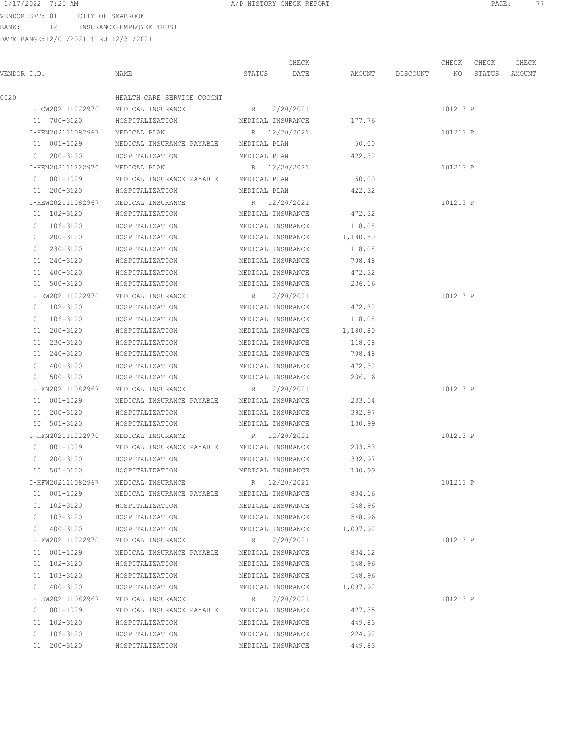VENDOR SET: 01 CITY OF SEABROOK
BANK: IP INSURANCE-EMPLOYEE TRUST
DATE RANGE:12/01/2021 THRU 12/31/2021

A/P HISTORY CHECK REPORT

| VENDOR I.D. | NAME | STATUS | CHECK DATE | AMOUNT | DISCOUNT | CHECK NO | CHECK STATUS | CHECK AMOUNT |
|---|---|---|---|---|---|---|---|---|
| 0020 | HEALTH CARE SERVICE COCONT | | | | | | | |
| I-HCW202111222970 | MEDICAL INSURANCE | R | 12/20/2021 | | | 101213 | P | |
| 01 700-3120 | HOSPITALIZATION | MEDICAL INSURANCE | | 177.76 | | | | |
| I-HEN202111082967 | MEDICAL PLAN | R | 12/20/2021 | | | 101213 | P | |
| 01 001-1029 | MEDICAL INSURANCE PAYABLE | MEDICAL PLAN | | 50.00 | | | | |
| 01 200-3120 | HOSPITALIZATION | MEDICAL PLAN | | 422.32 | | | | |
| I-HEN202111222970 | MEDICAL PLAN | R | 12/20/2021 | | | 101213 | P | |
| 01 001-1029 | MEDICAL INSURANCE PAYABLE | MEDICAL PLAN | | 50.00 | | | | |
| 01 200-3120 | HOSPITALIZATION | MEDICAL PLAN | | 422.32 | | | | |
| I-HEW202111082967 | MEDICAL INSURANCE | R | 12/20/2021 | | | 101213 | P | |
| 01 102-3120 | HOSPITALIZATION | MEDICAL INSURANCE | | 472.32 | | | | |
| 01 106-3120 | HOSPITALIZATION | MEDICAL INSURANCE | | 118.08 | | | | |
| 01 200-3120 | HOSPITALIZATION | MEDICAL INSURANCE | | 1,180.80 | | | | |
| 01 230-3120 | HOSPITALIZATION | MEDICAL INSURANCE | | 118.08 | | | | |
| 01 240-3120 | HOSPITALIZATION | MEDICAL INSURANCE | | 708.48 | | | | |
| 01 400-3120 | HOSPITALIZATION | MEDICAL INSURANCE | | 472.32 | | | | |
| 01 500-3120 | HOSPITALIZATION | MEDICAL INSURANCE | | 236.16 | | | | |
| I-HEW202111222970 | MEDICAL INSURANCE | R | 12/20/2021 | | | 101213 | P | |
| 01 102-3120 | HOSPITALIZATION | MEDICAL INSURANCE | | 472.32 | | | | |
| 01 106-3120 | HOSPITALIZATION | MEDICAL INSURANCE | | 118.08 | | | | |
| 01 200-3120 | HOSPITALIZATION | MEDICAL INSURANCE | | 1,180.80 | | | | |
| 01 230-3120 | HOSPITALIZATION | MEDICAL INSURANCE | | 118.08 | | | | |
| 01 240-3120 | HOSPITALIZATION | MEDICAL INSURANCE | | 708.48 | | | | |
| 01 400-3120 | HOSPITALIZATION | MEDICAL INSURANCE | | 472.32 | | | | |
| 01 500-3120 | HOSPITALIZATION | MEDICAL INSURANCE | | 236.16 | | | | |
| I-HFN202111082967 | MEDICAL INSURANCE | R | 12/20/2021 | | | 101213 | P | |
| 01 001-1029 | MEDICAL INSURANCE PAYABLE | MEDICAL INSURANCE | | 233.54 | | | | |
| 01 200-3120 | HOSPITALIZATION | MEDICAL INSURANCE | | 392.97 | | | | |
| 50 501-3120 | HOSPITALIZATION | MEDICAL INSURANCE | | 130.99 | | | | |
| I-HFN202111222970 | MEDICAL INSURANCE | R | 12/20/2021 | | | 101213 | P | |
| 01 001-1029 | MEDICAL INSURANCE PAYABLE | MEDICAL INSURANCE | | 233.53 | | | | |
| 01 200-3120 | HOSPITALIZATION | MEDICAL INSURANCE | | 392.97 | | | | |
| 50 501-3120 | HOSPITALIZATION | MEDICAL INSURANCE | | 130.99 | | | | |
| I-HFW202111082967 | MEDICAL INSURANCE | R | 12/20/2021 | | | 101213 | P | |
| 01 001-1029 | MEDICAL INSURANCE PAYABLE | MEDICAL INSURANCE | | 834.16 | | | | |
| 01 102-3120 | HOSPITALIZATION | MEDICAL INSURANCE | | 548.96 | | | | |
| 01 103-3120 | HOSPITALIZATION | MEDICAL INSURANCE | | 548.96 | | | | |
| 01 400-3120 | HOSPITALIZATION | MEDICAL INSURANCE | | 1,097.92 | | | | |
| I-HFW202111222970 | MEDICAL INSURANCE | R | 12/20/2021 | | | 101213 | P | |
| 01 001-1029 | MEDICAL INSURANCE PAYABLE | MEDICAL INSURANCE | | 834.12 | | | | |
| 01 102-3120 | HOSPITALIZATION | MEDICAL INSURANCE | | 548.96 | | | | |
| 01 103-3120 | HOSPITALIZATION | MEDICAL INSURANCE | | 548.96 | | | | |
| 01 400-3120 | HOSPITALIZATION | MEDICAL INSURANCE | | 1,097.92 | | | | |
| I-HSW202111082967 | MEDICAL INSURANCE | R | 12/20/2021 | | | 101213 | P | |
| 01 001-1029 | MEDICAL INSURANCE PAYABLE | MEDICAL INSURANCE | | 427.35 | | | | |
| 01 102-3120 | HOSPITALIZATION | MEDICAL INSURANCE | | 449.83 | | | | |
| 01 106-3120 | HOSPITALIZATION | MEDICAL INSURANCE | | 224.92 | | | | |
| 01 200-3120 | HOSPITALIZATION | MEDICAL INSURANCE | | 449.83 | | | | |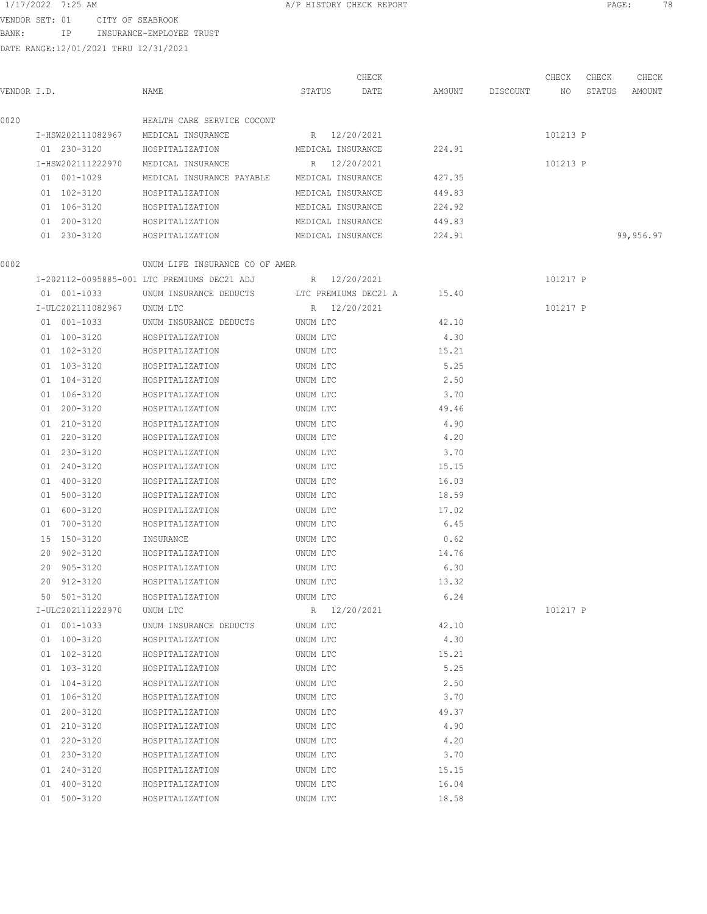1/17/2022 7:25 AM A/P HISTORY CHECK REPORT

VENDOR SET: 01 CITY OF SEABROOK
BANK: IP INSURANCE-EMPLOYEE TRUST
DATE RANGE:12/01/2021 THRU 12/31/2021

| VENDOR I.D. | NAME | STATUS | CHECK DATE | AMOUNT | DISCOUNT | CHECK NO | CHECK STATUS | CHECK AMOUNT |
|---|---|---|---|---|---|---|---|---|
| 0020 | HEALTH CARE SERVICE COCONT | | | | | | | |
| I-HSW202111082967 | MEDICAL INSURANCE | R | 12/20/2021 | | | 101213 | P | |
| 01 230-3120 | HOSPITALIZATION | MEDICAL INSURANCE | | 224.91 | | | | |
| I-HSW202111222970 | MEDICAL INSURANCE | R | 12/20/2021 | | | 101213 | P | |
| 01 001-1029 | MEDICAL INSURANCE PAYABLE | MEDICAL INSURANCE | | 427.35 | | | | |
| 01 102-3120 | HOSPITALIZATION | MEDICAL INSURANCE | | 449.83 | | | | |
| 01 106-3120 | HOSPITALIZATION | MEDICAL INSURANCE | | 224.92 | | | | |
| 01 200-3120 | HOSPITALIZATION | MEDICAL INSURANCE | | 449.83 | | | | |
| 01 230-3120 | HOSPITALIZATION | MEDICAL INSURANCE | | 224.91 | | | | 99,956.97 |
| 0002 | UNUM LIFE INSURANCE CO OF AMER | | | | | | | |
| I-202112-0095885-001 | LTC PREMIUMS DEC21 ADJ | R | 12/20/2021 | | | 101217 | P | |
| 01 001-1033 | UNUM INSURANCE DEDUCTS | LTC PREMIUMS DEC21 A | | 15.40 | | | | |
| I-ULC202111082967 | UNUM LTC | R | 12/20/2021 | | | 101217 | P | |
| 01 001-1033 | UNUM INSURANCE DEDUCTS | UNUM LTC | | 42.10 | | | | |
| 01 100-3120 | HOSPITALIZATION | UNUM LTC | | 4.30 | | | | |
| 01 102-3120 | HOSPITALIZATION | UNUM LTC | | 15.21 | | | | |
| 01 103-3120 | HOSPITALIZATION | UNUM LTC | | 5.25 | | | | |
| 01 104-3120 | HOSPITALIZATION | UNUM LTC | | 2.50 | | | | |
| 01 106-3120 | HOSPITALIZATION | UNUM LTC | | 3.70 | | | | |
| 01 200-3120 | HOSPITALIZATION | UNUM LTC | | 49.46 | | | | |
| 01 210-3120 | HOSPITALIZATION | UNUM LTC | | 4.90 | | | | |
| 01 220-3120 | HOSPITALIZATION | UNUM LTC | | 4.20 | | | | |
| 01 230-3120 | HOSPITALIZATION | UNUM LTC | | 3.70 | | | | |
| 01 240-3120 | HOSPITALIZATION | UNUM LTC | | 15.15 | | | | |
| 01 400-3120 | HOSPITALIZATION | UNUM LTC | | 16.03 | | | | |
| 01 500-3120 | HOSPITALIZATION | UNUM LTC | | 18.59 | | | | |
| 01 600-3120 | HOSPITALIZATION | UNUM LTC | | 17.02 | | | | |
| 01 700-3120 | HOSPITALIZATION | UNUM LTC | | 6.45 | | | | |
| 15 150-3120 | INSURANCE | UNUM LTC | | 0.62 | | | | |
| 20 902-3120 | HOSPITALIZATION | UNUM LTC | | 14.76 | | | | |
| 20 905-3120 | HOSPITALIZATION | UNUM LTC | | 6.30 | | | | |
| 20 912-3120 | HOSPITALIZATION | UNUM LTC | | 13.32 | | | | |
| 50 501-3120 | HOSPITALIZATION | UNUM LTC | | 6.24 | | | | |
| I-ULC202111222970 | UNUM LTC | R | 12/20/2021 | | | 101217 | P | |
| 01 001-1033 | UNUM INSURANCE DEDUCTS | UNUM LTC | | 42.10 | | | | |
| 01 100-3120 | HOSPITALIZATION | UNUM LTC | | 4.30 | | | | |
| 01 102-3120 | HOSPITALIZATION | UNUM LTC | | 15.21 | | | | |
| 01 103-3120 | HOSPITALIZATION | UNUM LTC | | 5.25 | | | | |
| 01 104-3120 | HOSPITALIZATION | UNUM LTC | | 2.50 | | | | |
| 01 106-3120 | HOSPITALIZATION | UNUM LTC | | 3.70 | | | | |
| 01 200-3120 | HOSPITALIZATION | UNUM LTC | | 49.37 | | | | |
| 01 210-3120 | HOSPITALIZATION | UNUM LTC | | 4.90 | | | | |
| 01 220-3120 | HOSPITALIZATION | UNUM LTC | | 4.20 | | | | |
| 01 230-3120 | HOSPITALIZATION | UNUM LTC | | 3.70 | | | | |
| 01 240-3120 | HOSPITALIZATION | UNUM LTC | | 15.15 | | | | |
| 01 400-3120 | HOSPITALIZATION | UNUM LTC | | 16.04 | | | | |
| 01 500-3120 | HOSPITALIZATION | UNUM LTC | | 18.58 | | | | |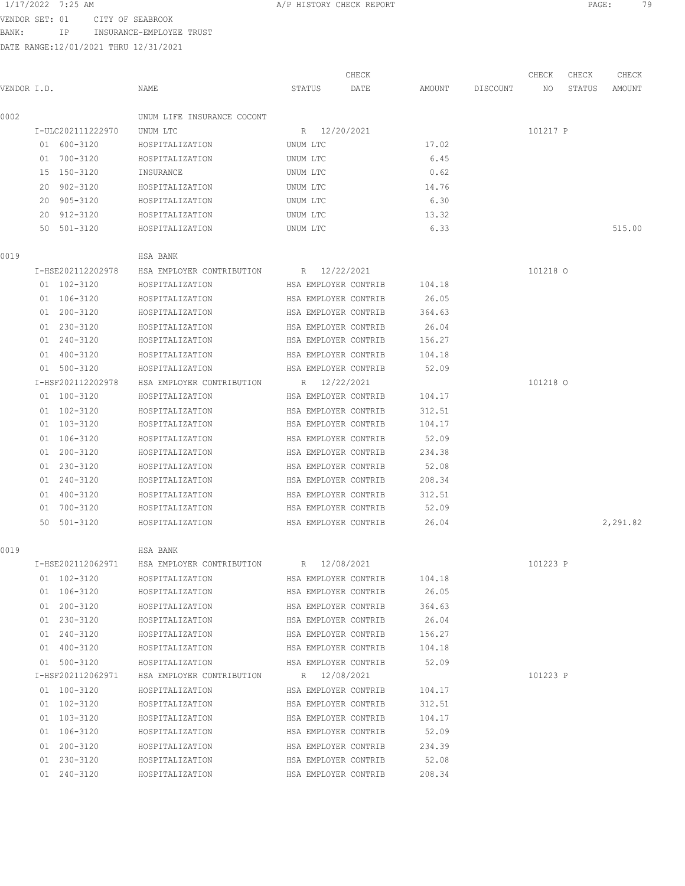VENDOR SET: 01 CITY OF SEABROOK
BANK: IP INSURANCE-EMPLOYEE TRUST
DATE RANGE:12/01/2021 THRU 12/31/2021

| VENDOR I.D. | NAME | STATUS | CHECK DATE | AMOUNT | DISCOUNT | CHECK NO | CHECK STATUS | CHECK AMOUNT |
|---|---|---|---|---|---|---|---|---|
| 0002 | UNUM LIFE INSURANCE COCONT | | | | | | | |
| I-ULC202111222970 | UNUM LTC | R | 12/20/2021 | | | 101217 | P | |
| 01 600-3120 | HOSPITALIZATION | UNUM LTC | | 17.02 | | | | |
| 01 700-3120 | HOSPITALIZATION | UNUM LTC | | 6.45 | | | | |
| 15 150-3120 | INSURANCE | UNUM LTC | | 0.62 | | | | |
| 20 902-3120 | HOSPITALIZATION | UNUM LTC | | 14.76 | | | | |
| 20 905-3120 | HOSPITALIZATION | UNUM LTC | | 6.30 | | | | |
| 20 912-3120 | HOSPITALIZATION | UNUM LTC | | 13.32 | | | | |
| 50 501-3120 | HOSPITALIZATION | UNUM LTC | | 6.33 | | | | 515.00 |
| 0019 | HSA BANK | | | | | | | |
| I-HSE202112202978 | HSA EMPLOYER CONTRIBUTION | R | 12/22/2021 | | | 101218 | O | |
| 01 102-3120 | HOSPITALIZATION | HSA EMPLOYER CONTRIB | | 104.18 | | | | |
| 01 106-3120 | HOSPITALIZATION | HSA EMPLOYER CONTRIB | | 26.05 | | | | |
| 01 200-3120 | HOSPITALIZATION | HSA EMPLOYER CONTRIB | | 364.63 | | | | |
| 01 230-3120 | HOSPITALIZATION | HSA EMPLOYER CONTRIB | | 26.04 | | | | |
| 01 240-3120 | HOSPITALIZATION | HSA EMPLOYER CONTRIB | | 156.27 | | | | |
| 01 400-3120 | HOSPITALIZATION | HSA EMPLOYER CONTRIB | | 104.18 | | | | |
| 01 500-3120 | HOSPITALIZATION | HSA EMPLOYER CONTRIB | | 52.09 | | | | |
| I-HSF202112202978 | HSA EMPLOYER CONTRIBUTION | R | 12/22/2021 | | | 101218 | O | |
| 01 100-3120 | HOSPITALIZATION | HSA EMPLOYER CONTRIB | | 104.17 | | | | |
| 01 102-3120 | HOSPITALIZATION | HSA EMPLOYER CONTRIB | | 312.51 | | | | |
| 01 103-3120 | HOSPITALIZATION | HSA EMPLOYER CONTRIB | | 104.17 | | | | |
| 01 106-3120 | HOSPITALIZATION | HSA EMPLOYER CONTRIB | | 52.09 | | | | |
| 01 200-3120 | HOSPITALIZATION | HSA EMPLOYER CONTRIB | | 234.38 | | | | |
| 01 230-3120 | HOSPITALIZATION | HSA EMPLOYER CONTRIB | | 52.08 | | | | |
| 01 240-3120 | HOSPITALIZATION | HSA EMPLOYER CONTRIB | | 208.34 | | | | |
| 01 400-3120 | HOSPITALIZATION | HSA EMPLOYER CONTRIB | | 312.51 | | | | |
| 01 700-3120 | HOSPITALIZATION | HSA EMPLOYER CONTRIB | | 52.09 | | | | |
| 50 501-3120 | HOSPITALIZATION | HSA EMPLOYER CONTRIB | | 26.04 | | | | 2,291.82 |
| 0019 | HSA BANK | | | | | | | |
| I-HSE202112062971 | HSA EMPLOYER CONTRIBUTION | R | 12/08/2021 | | | 101223 | P | |
| 01 102-3120 | HOSPITALIZATION | HSA EMPLOYER CONTRIB | | 104.18 | | | | |
| 01 106-3120 | HOSPITALIZATION | HSA EMPLOYER CONTRIB | | 26.05 | | | | |
| 01 200-3120 | HOSPITALIZATION | HSA EMPLOYER CONTRIB | | 364.63 | | | | |
| 01 230-3120 | HOSPITALIZATION | HSA EMPLOYER CONTRIB | | 26.04 | | | | |
| 01 240-3120 | HOSPITALIZATION | HSA EMPLOYER CONTRIB | | 156.27 | | | | |
| 01 400-3120 | HOSPITALIZATION | HSA EMPLOYER CONTRIB | | 104.18 | | | | |
| 01 500-3120 | HOSPITALIZATION | HSA EMPLOYER CONTRIB | | 52.09 | | | | |
| I-HSF202112062971 | HSA EMPLOYER CONTRIBUTION | R | 12/08/2021 | | | 101223 | P | |
| 01 100-3120 | HOSPITALIZATION | HSA EMPLOYER CONTRIB | | 104.17 | | | | |
| 01 102-3120 | HOSPITALIZATION | HSA EMPLOYER CONTRIB | | 312.51 | | | | |
| 01 103-3120 | HOSPITALIZATION | HSA EMPLOYER CONTRIB | | 104.17 | | | | |
| 01 106-3120 | HOSPITALIZATION | HSA EMPLOYER CONTRIB | | 52.09 | | | | |
| 01 200-3120 | HOSPITALIZATION | HSA EMPLOYER CONTRIB | | 234.39 | | | | |
| 01 230-3120 | HOSPITALIZATION | HSA EMPLOYER CONTRIB | | 52.08 | | | | |
| 01 240-3120 | HOSPITALIZATION | HSA EMPLOYER CONTRIB | | 208.34 | | | | |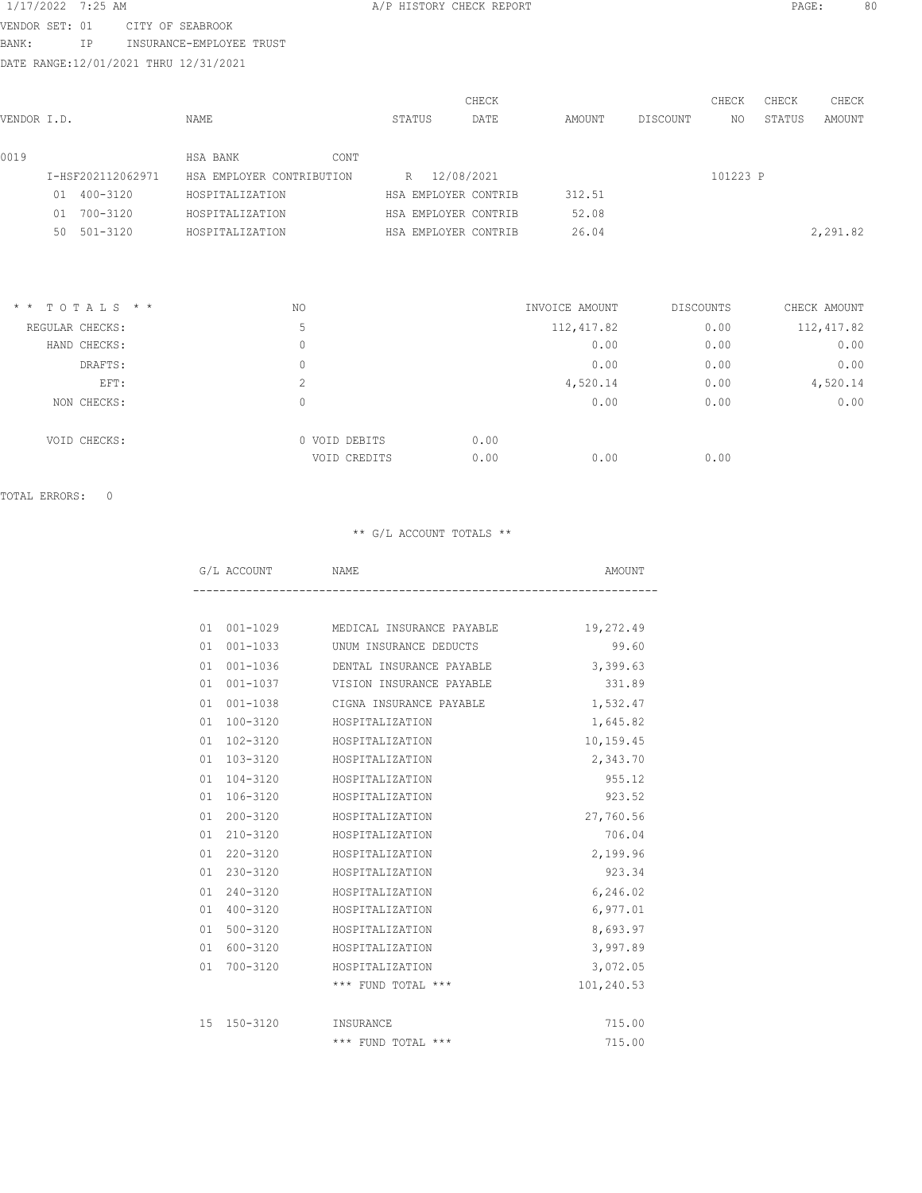1/17/2022 7:25 AM A/P HISTORY CHECK REPORT

VENDOR SET: 01 CITY OF SEABROOK
BANK: IP INSURANCE-EMPLOYEE TRUST
DATE RANGE:12/01/2021 THRU 12/31/2021

| VENDOR I.D. | NAME | STATUS | CHECK DATE | AMOUNT | DISCOUNT | CHECK NO | CHECK STATUS | CHECK AMOUNT |
|---|---|---|---|---|---|---|---|---|
| 0019 | HSA BANK CONT | | | | | | | |
| I-HSF202112062971 | HSA EMPLOYER CONTRIBUTION | R | 12/08/2021 | | | 101223 | P | |
| 01 400-3120 | HOSPITALIZATION | HSA EMPLOYER CONTRIB | | 312.51 | | | | |
| 01 700-3120 | HOSPITALIZATION | HSA EMPLOYER CONTRIB | | 52.08 | | | | |
| 50 501-3120 | HOSPITALIZATION | HSA EMPLOYER CONTRIB | | 26.04 | | | | 2,291.82 |

| * * TOTALS * * | NO | | INVOICE AMOUNT | DISCOUNTS | CHECK AMOUNT |
|---|---|---|---|---|---|
| REGULAR CHECKS: | 5 | | 112,417.82 | 0.00 | 112,417.82 |
| HAND CHECKS: | 0 | | 0.00 | 0.00 | 0.00 |
| DRAFTS: | 0 | | 0.00 | 0.00 | 0.00 |
| EFT: | 2 | | 4,520.14 | 0.00 | 4,520.14 |
| NON CHECKS: | 0 | | 0.00 | 0.00 | 0.00 |
| VOID CHECKS: | 0 VOID DEBITS | 0.00 | | | |
| | VOID CREDITS | 0.00 | 0.00 | 0.00 | |

TOTAL ERRORS: 0

** G/L ACCOUNT TOTALS **

| G/L ACCOUNT | NAME | AMOUNT |
|---|---|---|
| 01 001-1029 | MEDICAL INSURANCE PAYABLE | 19,272.49 |
| 01 001-1033 | UNUM INSURANCE DEDUCTS | 99.60 |
| 01 001-1036 | DENTAL INSURANCE PAYABLE | 3,399.63 |
| 01 001-1037 | VISION INSURANCE PAYABLE | 331.89 |
| 01 001-1038 | CIGNA INSURANCE PAYABLE | 1,532.47 |
| 01 100-3120 | HOSPITALIZATION | 1,645.82 |
| 01 102-3120 | HOSPITALIZATION | 10,159.45 |
| 01 103-3120 | HOSPITALIZATION | 2,343.70 |
| 01 104-3120 | HOSPITALIZATION | 955.12 |
| 01 106-3120 | HOSPITALIZATION | 923.52 |
| 01 200-3120 | HOSPITALIZATION | 27,760.56 |
| 01 210-3120 | HOSPITALIZATION | 706.04 |
| 01 220-3120 | HOSPITALIZATION | 2,199.96 |
| 01 230-3120 | HOSPITALIZATION | 923.34 |
| 01 240-3120 | HOSPITALIZATION | 6,246.02 |
| 01 400-3120 | HOSPITALIZATION | 6,977.01 |
| 01 500-3120 | HOSPITALIZATION | 8,693.97 |
| 01 600-3120 | HOSPITALIZATION | 3,997.89 |
| 01 700-3120 | HOSPITALIZATION | 3,072.05 |
| | *** FUND TOTAL *** | 101,240.53 |
| 15 150-3120 | INSURANCE | 715.00 |
| | *** FUND TOTAL *** | 715.00 |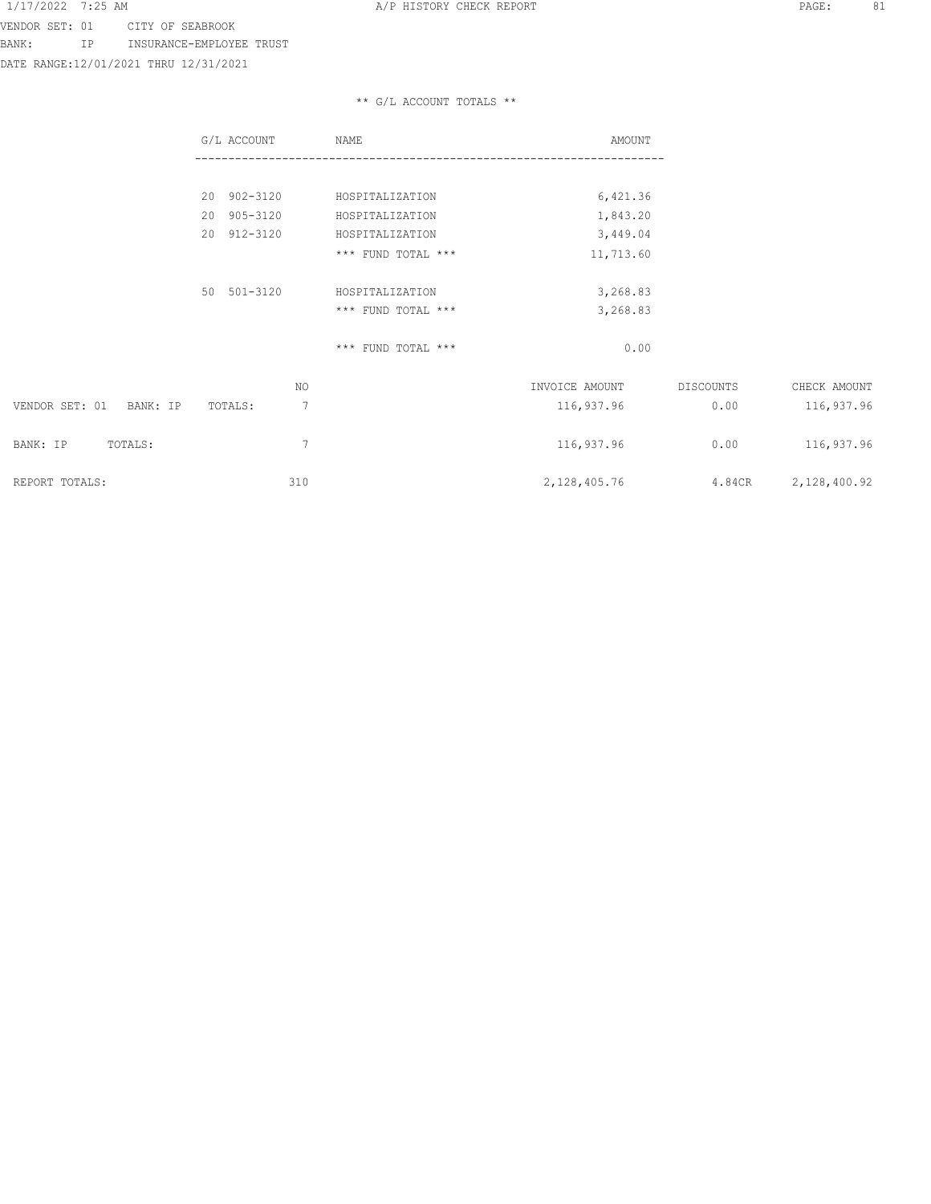VENDOR SET: 01 CITY OF SEABROOK
BANK: IP INSURANCE-EMPLOYEE TRUST
DATE RANGE:12/01/2021 THRU 12/31/2021

** G/L ACCOUNT TOTALS **

| G/L ACCOUNT | NAME | AMOUNT |
|---|---|---|
| 20 902-3120 | HOSPITALIZATION | 6,421.36 |
| 20 905-3120 | HOSPITALIZATION | 1,843.20 |
| 20 912-3120 | HOSPITALIZATION | 3,449.04 |
| | *** FUND TOTAL *** | 11,713.60 |
| 50 501-3120 | HOSPITALIZATION | 3,268.83 |
| | *** FUND TOTAL *** | 3,268.83 |
| | *** FUND TOTAL *** | 0.00 |

| | NO | INVOICE AMOUNT | DISCOUNTS | CHECK AMOUNT |
|---|---|---|---|---|
| VENDOR SET: 01 BANK: IP TOTALS: | 7 | 116,937.96 | 0.00 | 116,937.96 |
| BANK: IP TOTALS: | 7 | 116,937.96 | 0.00 | 116,937.96 |
| REPORT TOTALS: | 310 | 2,128,405.76 | 4.84CR | 2,128,400.92 |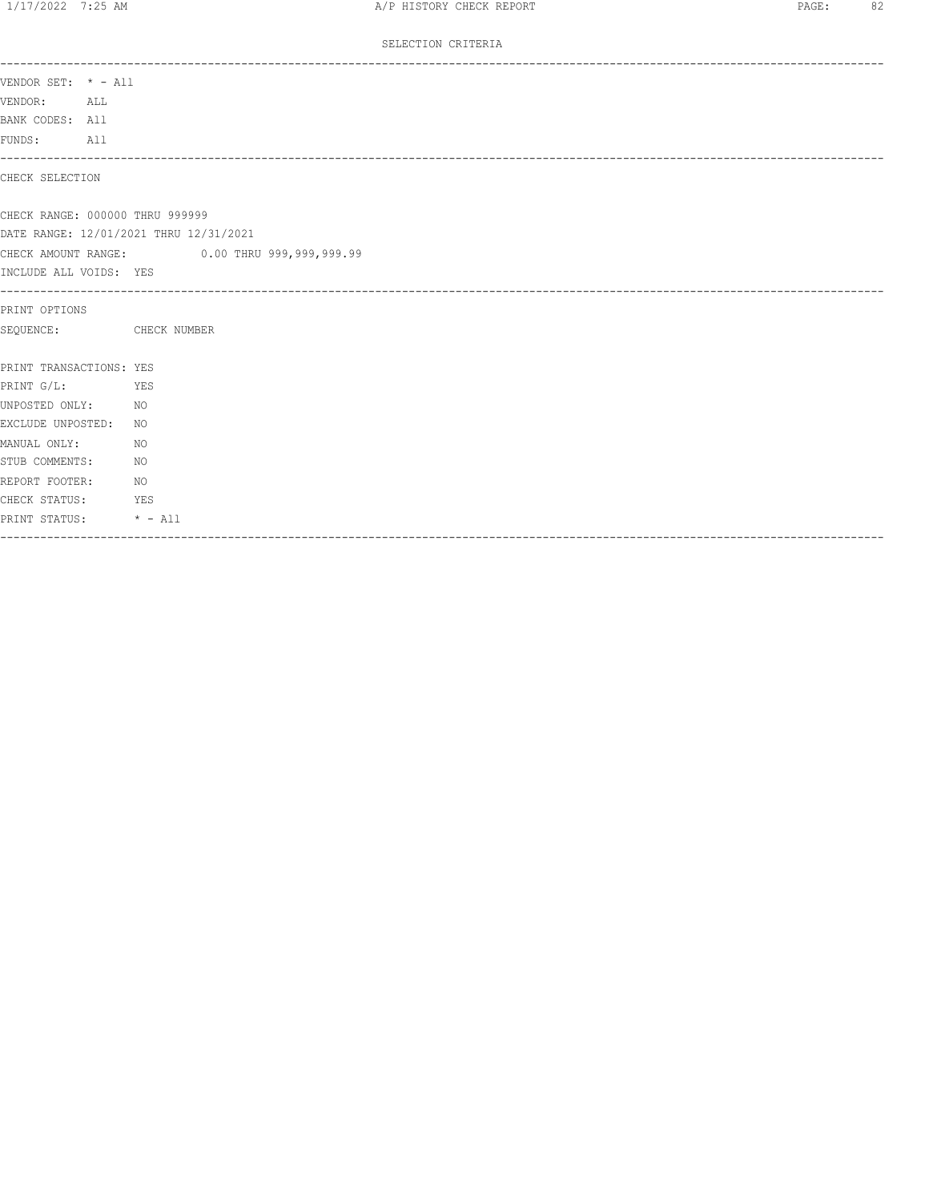SELECTION CRITERIA

---

VENDOR SET: * - All
VENDOR: ALL
BANK CODES: All
FUNDS: All

---

CHECK SELECTION

CHECK RANGE: 000000 THRU 999999
DATE RANGE: 12/01/2021 THRU 12/31/2021
CHECK AMOUNT RANGE: 0.00 THRU 999,999,999.99
INCLUDE ALL VOIDS: YES

---

PRINT OPTIONS
SEQUENCE: CHECK NUMBER

PRINT TRANSACTIONS: YES
PRINT G/L: YES
UNPOSTED ONLY: NO
EXCLUDE UNPOSTED: NO
MANUAL ONLY: NO
STUB COMMENTS: NO
REPORT FOOTER: NO
CHECK STATUS: YES
PRINT STATUS: * - All

---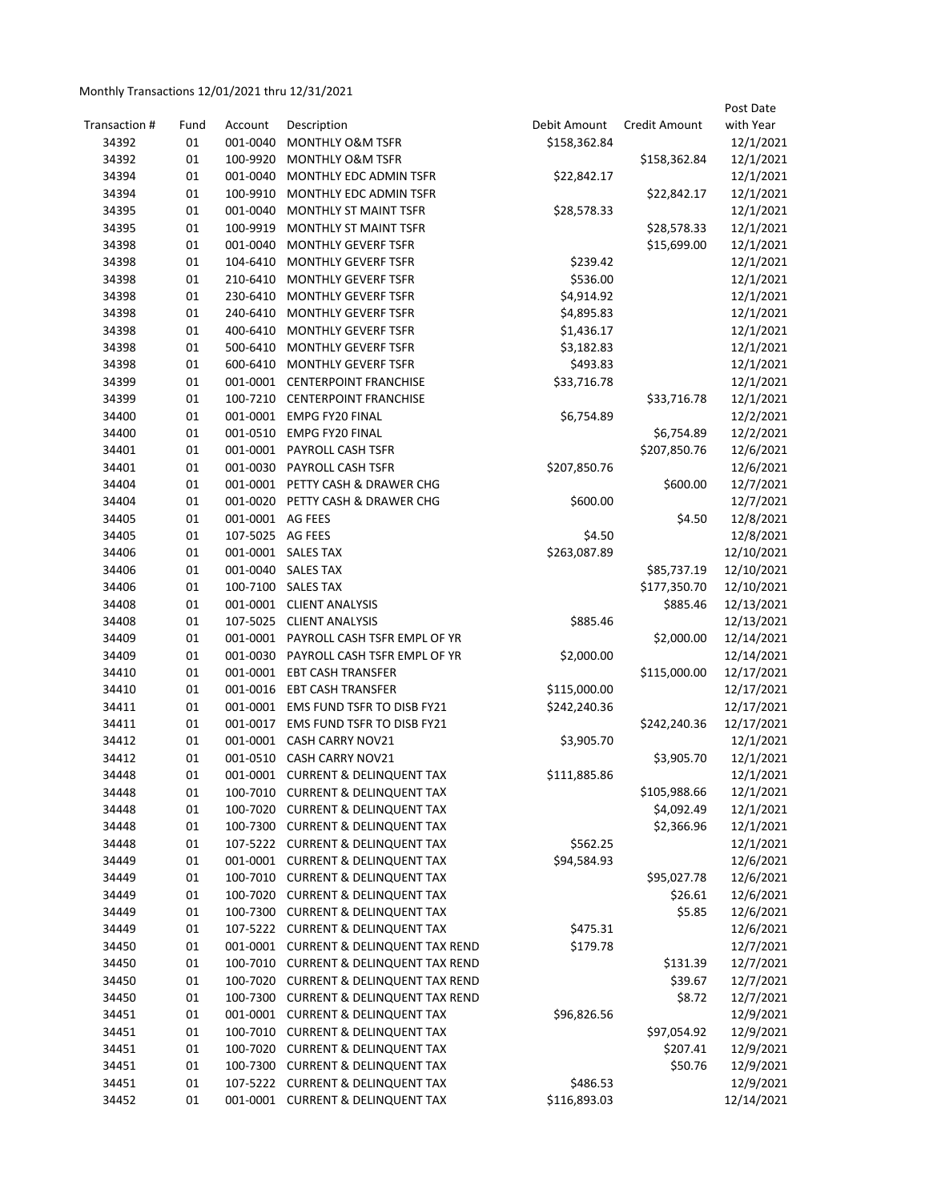Monthly Transactions 12/01/2021 thru 12/31/2021

| Transaction # | Fund | Account | Description | Debit Amount | Credit Amount | Post Date with Year |
|---|---|---|---|---|---|---|
| 34392 | 01 | 001-0040 | MONTHLY O&M TSFR | $158,362.84 | | 12/1/2021 |
| 34392 | 01 | 100-9920 | MONTHLY O&M TSFR | | $158,362.84 | 12/1/2021 |
| 34394 | 01 | 001-0040 | MONTHLY EDC ADMIN TSFR | $22,842.17 | | 12/1/2021 |
| 34394 | 01 | 100-9910 | MONTHLY EDC ADMIN TSFR | | $22,842.17 | 12/1/2021 |
| 34395 | 01 | 001-0040 | MONTHLY ST MAINT TSFR | $28,578.33 | | 12/1/2021 |
| 34395 | 01 | 100-9919 | MONTHLY ST MAINT TSFR | | $28,578.33 | 12/1/2021 |
| 34398 | 01 | 001-0040 | MONTHLY GEVERF TSFR | | $15,699.00 | 12/1/2021 |
| 34398 | 01 | 104-6410 | MONTHLY GEVERF TSFR | $239.42 | | 12/1/2021 |
| 34398 | 01 | 210-6410 | MONTHLY GEVERF TSFR | $536.00 | | 12/1/2021 |
| 34398 | 01 | 230-6410 | MONTHLY GEVERF TSFR | $4,914.92 | | 12/1/2021 |
| 34398 | 01 | 240-6410 | MONTHLY GEVERF TSFR | $4,895.83 | | 12/1/2021 |
| 34398 | 01 | 400-6410 | MONTHLY GEVERF TSFR | $1,436.17 | | 12/1/2021 |
| 34398 | 01 | 500-6410 | MONTHLY GEVERF TSFR | $3,182.83 | | 12/1/2021 |
| 34398 | 01 | 600-6410 | MONTHLY GEVERF TSFR | $493.83 | | 12/1/2021 |
| 34399 | 01 | 001-0001 | CENTERPOINT FRANCHISE | $33,716.78 | | 12/1/2021 |
| 34399 | 01 | 100-7210 | CENTERPOINT FRANCHISE | | $33,716.78 | 12/1/2021 |
| 34400 | 01 | 001-0001 | EMPG FY20 FINAL | $6,754.89 | | 12/2/2021 |
| 34400 | 01 | 001-0510 | EMPG FY20 FINAL | | $6,754.89 | 12/2/2021 |
| 34401 | 01 | 001-0001 | PAYROLL CASH TSFR | | $207,850.76 | 12/6/2021 |
| 34401 | 01 | 001-0030 | PAYROLL CASH TSFR | $207,850.76 | | 12/6/2021 |
| 34404 | 01 | 001-0001 | PETTY CASH & DRAWER CHG | | $600.00 | 12/7/2021 |
| 34404 | 01 | 001-0020 | PETTY CASH & DRAWER CHG | $600.00 | | 12/7/2021 |
| 34405 | 01 | 001-0001 | AG FEES | | $4.50 | 12/8/2021 |
| 34405 | 01 | 107-5025 | AG FEES | $4.50 | | 12/8/2021 |
| 34406 | 01 | 001-0001 | SALES TAX | $263,087.89 | | 12/10/2021 |
| 34406 | 01 | 001-0040 | SALES TAX | | $85,737.19 | 12/10/2021 |
| 34406 | 01 | 100-7100 | SALES TAX | | $177,350.70 | 12/10/2021 |
| 34408 | 01 | 001-0001 | CLIENT ANALYSIS | | $885.46 | 12/13/2021 |
| 34408 | 01 | 107-5025 | CLIENT ANALYSIS | $885.46 | | 12/13/2021 |
| 34409 | 01 | 001-0001 | PAYROLL CASH TSFR EMPL OF YR | | $2,000.00 | 12/14/2021 |
| 34409 | 01 | 001-0030 | PAYROLL CASH TSFR EMPL OF YR | $2,000.00 | | 12/14/2021 |
| 34410 | 01 | 001-0001 | EBT CASH TRANSFER | | $115,000.00 | 12/17/2021 |
| 34410 | 01 | 001-0016 | EBT CASH TRANSFER | $115,000.00 | | 12/17/2021 |
| 34411 | 01 | 001-0001 | EMS FUND TSFR TO DISB FY21 | $242,240.36 | | 12/17/2021 |
| 34411 | 01 | 001-0017 | EMS FUND TSFR TO DISB FY21 | | $242,240.36 | 12/17/2021 |
| 34412 | 01 | 001-0001 | CASH CARRY NOV21 | $3,905.70 | | 12/1/2021 |
| 34412 | 01 | 001-0510 | CASH CARRY NOV21 | | $3,905.70 | 12/1/2021 |
| 34448 | 01 | 001-0001 | CURRENT & DELINQUENT TAX | $111,885.86 | | 12/1/2021 |
| 34448 | 01 | 100-7010 | CURRENT & DELINQUENT TAX | | $105,988.66 | 12/1/2021 |
| 34448 | 01 | 100-7020 | CURRENT & DELINQUENT TAX | | $4,092.49 | 12/1/2021 |
| 34448 | 01 | 100-7300 | CURRENT & DELINQUENT TAX | | $2,366.96 | 12/1/2021 |
| 34448 | 01 | 107-5222 | CURRENT & DELINQUENT TAX | $562.25 | | 12/1/2021 |
| 34449 | 01 | 001-0001 | CURRENT & DELINQUENT TAX | $94,584.93 | | 12/6/2021 |
| 34449 | 01 | 100-7010 | CURRENT & DELINQUENT TAX | | $95,027.78 | 12/6/2021 |
| 34449 | 01 | 100-7020 | CURRENT & DELINQUENT TAX | | $26.61 | 12/6/2021 |
| 34449 | 01 | 100-7300 | CURRENT & DELINQUENT TAX | | $5.85 | 12/6/2021 |
| 34449 | 01 | 107-5222 | CURRENT & DELINQUENT TAX | $475.31 | | 12/6/2021 |
| 34450 | 01 | 001-0001 | CURRENT & DELINQUENT TAX REND | $179.78 | | 12/7/2021 |
| 34450 | 01 | 100-7010 | CURRENT & DELINQUENT TAX REND | | $131.39 | 12/7/2021 |
| 34450 | 01 | 100-7020 | CURRENT & DELINQUENT TAX REND | | $39.67 | 12/7/2021 |
| 34450 | 01 | 100-7300 | CURRENT & DELINQUENT TAX REND | | $8.72 | 12/7/2021 |
| 34451 | 01 | 001-0001 | CURRENT & DELINQUENT TAX | $96,826.56 | | 12/9/2021 |
| 34451 | 01 | 100-7010 | CURRENT & DELINQUENT TAX | | $97,054.92 | 12/9/2021 |
| 34451 | 01 | 100-7020 | CURRENT & DELINQUENT TAX | | $207.41 | 12/9/2021 |
| 34451 | 01 | 100-7300 | CURRENT & DELINQUENT TAX | | $50.76 | 12/9/2021 |
| 34451 | 01 | 107-5222 | CURRENT & DELINQUENT TAX | $486.53 | | 12/9/2021 |
| 34452 | 01 | 001-0001 | CURRENT & DELINQUENT TAX | $116,893.03 | | 12/14/2021 |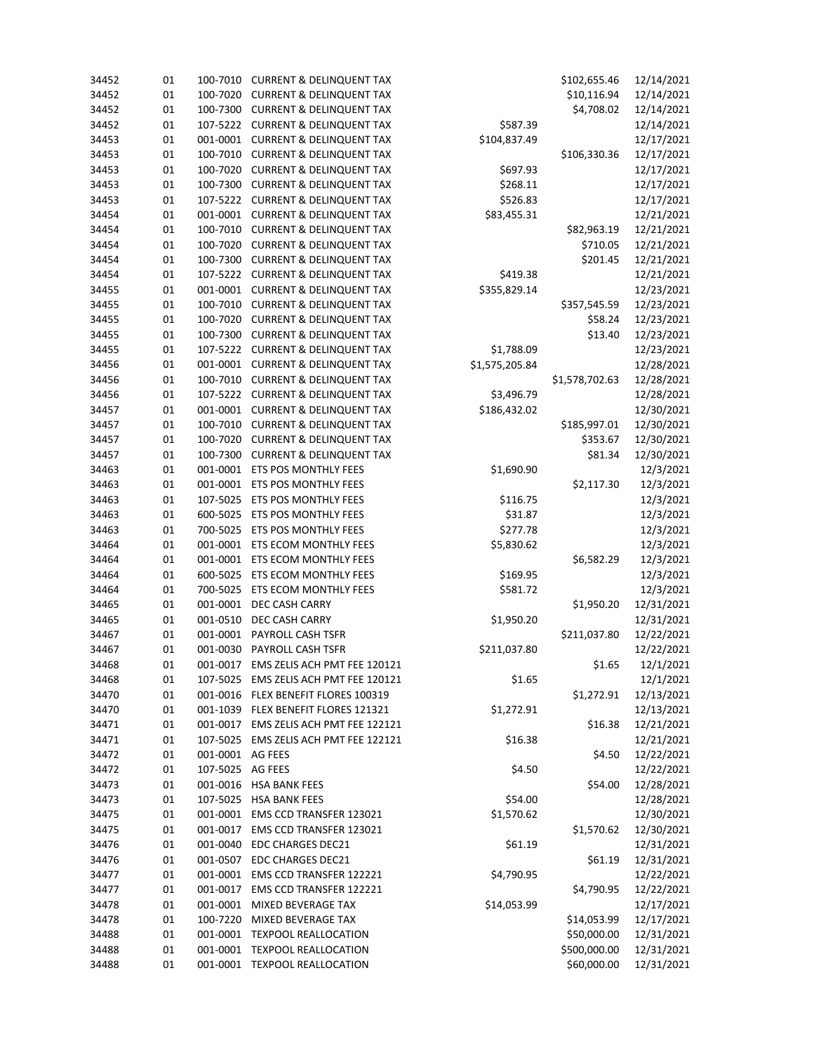| | | | | | | |
|---|---|---|---|---|---|---|
| 34452 | 01 | 100-7010 | CURRENT & DELINQUENT TAX | | $102,655.46 | 12/14/2021 |
| 34452 | 01 | 100-7020 | CURRENT & DELINQUENT TAX | | $10,116.94 | 12/14/2021 |
| 34452 | 01 | 100-7300 | CURRENT & DELINQUENT TAX | | $4,708.02 | 12/14/2021 |
| 34452 | 01 | 107-5222 | CURRENT & DELINQUENT TAX | $587.39 | | 12/14/2021 |
| 34453 | 01 | 001-0001 | CURRENT & DELINQUENT TAX | $104,837.49 | | 12/17/2021 |
| 34453 | 01 | 100-7010 | CURRENT & DELINQUENT TAX | | $106,330.36 | 12/17/2021 |
| 34453 | 01 | 100-7020 | CURRENT & DELINQUENT TAX | $697.93 | | 12/17/2021 |
| 34453 | 01 | 100-7300 | CURRENT & DELINQUENT TAX | $268.11 | | 12/17/2021 |
| 34453 | 01 | 107-5222 | CURRENT & DELINQUENT TAX | $526.83 | | 12/17/2021 |
| 34454 | 01 | 001-0001 | CURRENT & DELINQUENT TAX | $83,455.31 | | 12/21/2021 |
| 34454 | 01 | 100-7010 | CURRENT & DELINQUENT TAX | | $82,963.19 | 12/21/2021 |
| 34454 | 01 | 100-7020 | CURRENT & DELINQUENT TAX | | $710.05 | 12/21/2021 |
| 34454 | 01 | 100-7300 | CURRENT & DELINQUENT TAX | | $201.45 | 12/21/2021 |
| 34454 | 01 | 107-5222 | CURRENT & DELINQUENT TAX | $419.38 | | 12/21/2021 |
| 34455 | 01 | 001-0001 | CURRENT & DELINQUENT TAX | $355,829.14 | | 12/23/2021 |
| 34455 | 01 | 100-7010 | CURRENT & DELINQUENT TAX | | $357,545.59 | 12/23/2021 |
| 34455 | 01 | 100-7020 | CURRENT & DELINQUENT TAX | | $58.24 | 12/23/2021 |
| 34455 | 01 | 100-7300 | CURRENT & DELINQUENT TAX | | $13.40 | 12/23/2021 |
| 34455 | 01 | 107-5222 | CURRENT & DELINQUENT TAX | $1,788.09 | | 12/23/2021 |
| 34456 | 01 | 001-0001 | CURRENT & DELINQUENT TAX | $1,575,205.84 | | 12/28/2021 |
| 34456 | 01 | 100-7010 | CURRENT & DELINQUENT TAX | | $1,578,702.63 | 12/28/2021 |
| 34456 | 01 | 107-5222 | CURRENT & DELINQUENT TAX | $3,496.79 | | 12/28/2021 |
| 34457 | 01 | 001-0001 | CURRENT & DELINQUENT TAX | $186,432.02 | | 12/30/2021 |
| 34457 | 01 | 100-7010 | CURRENT & DELINQUENT TAX | | $185,997.01 | 12/30/2021 |
| 34457 | 01 | 100-7020 | CURRENT & DELINQUENT TAX | | $353.67 | 12/30/2021 |
| 34457 | 01 | 100-7300 | CURRENT & DELINQUENT TAX | | $81.34 | 12/30/2021 |
| 34463 | 01 | 001-0001 | ETS POS MONTHLY FEES | $1,690.90 | | 12/3/2021 |
| 34463 | 01 | 001-0001 | ETS POS MONTHLY FEES | | $2,117.30 | 12/3/2021 |
| 34463 | 01 | 107-5025 | ETS POS MONTHLY FEES | $116.75 | | 12/3/2021 |
| 34463 | 01 | 600-5025 | ETS POS MONTHLY FEES | $31.87 | | 12/3/2021 |
| 34463 | 01 | 700-5025 | ETS POS MONTHLY FEES | $277.78 | | 12/3/2021 |
| 34464 | 01 | 001-0001 | ETS ECOM MONTHLY FEES | $5,830.62 | | 12/3/2021 |
| 34464 | 01 | 001-0001 | ETS ECOM MONTHLY FEES | | $6,582.29 | 12/3/2021 |
| 34464 | 01 | 600-5025 | ETS ECOM MONTHLY FEES | $169.95 | | 12/3/2021 |
| 34464 | 01 | 700-5025 | ETS ECOM MONTHLY FEES | $581.72 | | 12/3/2021 |
| 34465 | 01 | 001-0001 | DEC CASH CARRY | | $1,950.20 | 12/31/2021 |
| 34465 | 01 | 001-0510 | DEC CASH CARRY | $1,950.20 | | 12/31/2021 |
| 34467 | 01 | 001-0001 | PAYROLL CASH TSFR | | $211,037.80 | 12/22/2021 |
| 34467 | 01 | 001-0030 | PAYROLL CASH TSFR | $211,037.80 | | 12/22/2021 |
| 34468 | 01 | 001-0017 | EMS ZELIS ACH PMT FEE 120121 | | $1.65 | 12/1/2021 |
| 34468 | 01 | 107-5025 | EMS ZELIS ACH PMT FEE 120121 | $1.65 | | 12/1/2021 |
| 34470 | 01 | 001-0016 | FLEX BENEFIT FLORES 100319 | | $1,272.91 | 12/13/2021 |
| 34470 | 01 | 001-1039 | FLEX BENEFIT FLORES 121321 | $1,272.91 | | 12/13/2021 |
| 34471 | 01 | 001-0017 | EMS ZELIS ACH PMT FEE 122121 | | $16.38 | 12/21/2021 |
| 34471 | 01 | 107-5025 | EMS ZELIS ACH PMT FEE 122121 | $16.38 | | 12/21/2021 |
| 34472 | 01 | 001-0001 | AG FEES | | $4.50 | 12/22/2021 |
| 34472 | 01 | 107-5025 | AG FEES | $4.50 | | 12/22/2021 |
| 34473 | 01 | 001-0016 | HSA BANK FEES | | $54.00 | 12/28/2021 |
| 34473 | 01 | 107-5025 | HSA BANK FEES | $54.00 | | 12/28/2021 |
| 34475 | 01 | 001-0001 | EMS CCD TRANSFER 123021 | $1,570.62 | | 12/30/2021 |
| 34475 | 01 | 001-0017 | EMS CCD TRANSFER 123021 | | $1,570.62 | 12/30/2021 |
| 34476 | 01 | 001-0040 | EDC CHARGES DEC21 | $61.19 | | 12/31/2021 |
| 34476 | 01 | 001-0507 | EDC CHARGES DEC21 | | $61.19 | 12/31/2021 |
| 34477 | 01 | 001-0001 | EMS CCD TRANSFER 122221 | $4,790.95 | | 12/22/2021 |
| 34477 | 01 | 001-0017 | EMS CCD TRANSFER 122221 | | $4,790.95 | 12/22/2021 |
| 34478 | 01 | 001-0001 | MIXED BEVERAGE TAX | $14,053.99 | | 12/17/2021 |
| 34478 | 01 | 100-7220 | MIXED BEVERAGE TAX | | $14,053.99 | 12/17/2021 |
| 34488 | 01 | 001-0001 | TEXPOOL REALLOCATION | | $50,000.00 | 12/31/2021 |
| 34488 | 01 | 001-0001 | TEXPOOL REALLOCATION | | $500,000.00 | 12/31/2021 |
| 34488 | 01 | 001-0001 | TEXPOOL REALLOCATION | | $60,000.00 | 12/31/2021 |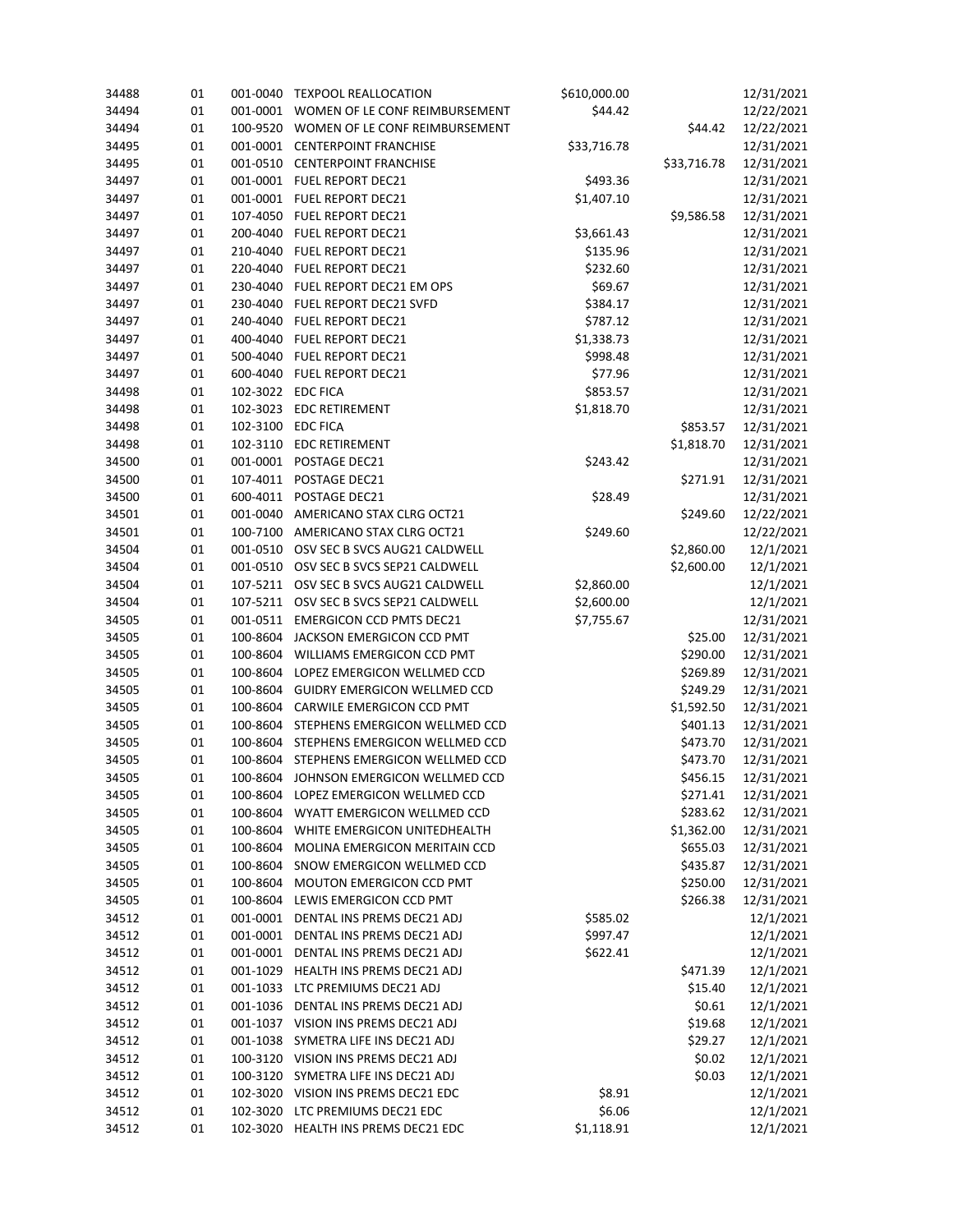| | | | | | | |
|---|---|---|---|---|---|---|
| 34488 | 01 | 001-0040 | TEXPOOL REALLOCATION | $610,000.00 | | 12/31/2021 |
| 34494 | 01 | 001-0001 | WOMEN OF LE CONF REIMBURSEMENT | $44.42 | | 12/22/2021 |
| 34494 | 01 | 100-9520 | WOMEN OF LE CONF REIMBURSEMENT | | $44.42 | 12/22/2021 |
| 34495 | 01 | 001-0001 | CENTERPOINT FRANCHISE | $33,716.78 | | 12/31/2021 |
| 34495 | 01 | 001-0510 | CENTERPOINT FRANCHISE | | $33,716.78 | 12/31/2021 |
| 34497 | 01 | 001-0001 | FUEL REPORT DEC21 | $493.36 | | 12/31/2021 |
| 34497 | 01 | 001-0001 | FUEL REPORT DEC21 | $1,407.10 | | 12/31/2021 |
| 34497 | 01 | 107-4050 | FUEL REPORT DEC21 | | $9,586.58 | 12/31/2021 |
| 34497 | 01 | 200-4040 | FUEL REPORT DEC21 | $3,661.43 | | 12/31/2021 |
| 34497 | 01 | 210-4040 | FUEL REPORT DEC21 | $135.96 | | 12/31/2021 |
| 34497 | 01 | 220-4040 | FUEL REPORT DEC21 | $232.60 | | 12/31/2021 |
| 34497 | 01 | 230-4040 | FUEL REPORT DEC21 EM OPS | $69.67 | | 12/31/2021 |
| 34497 | 01 | 230-4040 | FUEL REPORT DEC21 SVFD | $384.17 | | 12/31/2021 |
| 34497 | 01 | 240-4040 | FUEL REPORT DEC21 | $787.12 | | 12/31/2021 |
| 34497 | 01 | 400-4040 | FUEL REPORT DEC21 | $1,338.73 | | 12/31/2021 |
| 34497 | 01 | 500-4040 | FUEL REPORT DEC21 | $998.48 | | 12/31/2021 |
| 34497 | 01 | 600-4040 | FUEL REPORT DEC21 | $77.96 | | 12/31/2021 |
| 34498 | 01 | 102-3022 | EDC FICA | $853.57 | | 12/31/2021 |
| 34498 | 01 | 102-3023 | EDC RETIREMENT | $1,818.70 | | 12/31/2021 |
| 34498 | 01 | 102-3100 | EDC FICA | | $853.57 | 12/31/2021 |
| 34498 | 01 | 102-3110 | EDC RETIREMENT | | $1,818.70 | 12/31/2021 |
| 34500 | 01 | 001-0001 | POSTAGE DEC21 | $243.42 | | 12/31/2021 |
| 34500 | 01 | 107-4011 | POSTAGE DEC21 | | $271.91 | 12/31/2021 |
| 34500 | 01 | 600-4011 | POSTAGE DEC21 | $28.49 | | 12/31/2021 |
| 34501 | 01 | 001-0040 | AMERICANO STAX CLRG OCT21 | | $249.60 | 12/22/2021 |
| 34501 | 01 | 100-7100 | AMERICANO STAX CLRG OCT21 | $249.60 | | 12/22/2021 |
| 34504 | 01 | 001-0510 | OSV SEC B SVCS AUG21 CALDWELL | | $2,860.00 | 12/1/2021 |
| 34504 | 01 | 001-0510 | OSV SEC B SVCS SEP21 CALDWELL | | $2,600.00 | 12/1/2021 |
| 34504 | 01 | 107-5211 | OSV SEC B SVCS AUG21 CALDWELL | $2,860.00 | | 12/1/2021 |
| 34504 | 01 | 107-5211 | OSV SEC B SVCS SEP21 CALDWELL | $2,600.00 | | 12/1/2021 |
| 34505 | 01 | 001-0511 | EMERGICON CCD PMTS DEC21 | $7,755.67 | | 12/31/2021 |
| 34505 | 01 | 100-8604 | JACKSON EMERGICON CCD PMT | | $25.00 | 12/31/2021 |
| 34505 | 01 | 100-8604 | WILLIAMS EMERGICON CCD PMT | | $290.00 | 12/31/2021 |
| 34505 | 01 | 100-8604 | LOPEZ EMERGICON WELLMED CCD | | $269.89 | 12/31/2021 |
| 34505 | 01 | 100-8604 | GUIDRY EMERGICON WELLMED CCD | | $249.29 | 12/31/2021 |
| 34505 | 01 | 100-8604 | CARWILE EMERGICON CCD PMT | | $1,592.50 | 12/31/2021 |
| 34505 | 01 | 100-8604 | STEPHENS EMERGICON WELLMED CCD | | $401.13 | 12/31/2021 |
| 34505 | 01 | 100-8604 | STEPHENS EMERGICON WELLMED CCD | | $473.70 | 12/31/2021 |
| 34505 | 01 | 100-8604 | STEPHENS EMERGICON WELLMED CCD | | $473.70 | 12/31/2021 |
| 34505 | 01 | 100-8604 | JOHNSON EMERGICON WELLMED CCD | | $456.15 | 12/31/2021 |
| 34505 | 01 | 100-8604 | LOPEZ EMERGICON WELLMED CCD | | $271.41 | 12/31/2021 |
| 34505 | 01 | 100-8604 | WYATT EMERGICON WELLMED CCD | | $283.62 | 12/31/2021 |
| 34505 | 01 | 100-8604 | WHITE EMERGICON UNITEDHEALTH | | $1,362.00 | 12/31/2021 |
| 34505 | 01 | 100-8604 | MOLINA EMERGICON MERITAIN CCD | | $655.03 | 12/31/2021 |
| 34505 | 01 | 100-8604 | SNOW EMERGICON WELLMED CCD | | $435.87 | 12/31/2021 |
| 34505 | 01 | 100-8604 | MOUTON EMERGICON CCD PMT | | $250.00 | 12/31/2021 |
| 34505 | 01 | 100-8604 | LEWIS EMERGICON CCD PMT | | $266.38 | 12/31/2021 |
| 34512 | 01 | 001-0001 | DENTAL INS PREMS DEC21 ADJ | $585.02 | | 12/1/2021 |
| 34512 | 01 | 001-0001 | DENTAL INS PREMS DEC21 ADJ | $997.47 | | 12/1/2021 |
| 34512 | 01 | 001-0001 | DENTAL INS PREMS DEC21 ADJ | $622.41 | | 12/1/2021 |
| 34512 | 01 | 001-1029 | HEALTH INS PREMS DEC21 ADJ | | $471.39 | 12/1/2021 |
| 34512 | 01 | 001-1033 | LTC PREMIUMS DEC21 ADJ | | $15.40 | 12/1/2021 |
| 34512 | 01 | 001-1036 | DENTAL INS PREMS DEC21 ADJ | | $0.61 | 12/1/2021 |
| 34512 | 01 | 001-1037 | VISION INS PREMS DEC21 ADJ | | $19.68 | 12/1/2021 |
| 34512 | 01 | 001-1038 | SYMETRA LIFE INS DEC21 ADJ | | $29.27 | 12/1/2021 |
| 34512 | 01 | 100-3120 | VISION INS PREMS DEC21 ADJ | | $0.02 | 12/1/2021 |
| 34512 | 01 | 100-3120 | SYMETRA LIFE INS DEC21 ADJ | | $0.03 | 12/1/2021 |
| 34512 | 01 | 102-3020 | VISION INS PREMS DEC21 EDC | $8.91 | | 12/1/2021 |
| 34512 | 01 | 102-3020 | LTC PREMIUMS DEC21 EDC | $6.06 | | 12/1/2021 |
| 34512 | 01 | 102-3020 | HEALTH INS PREMS DEC21 EDC | $1,118.91 | | 12/1/2021 |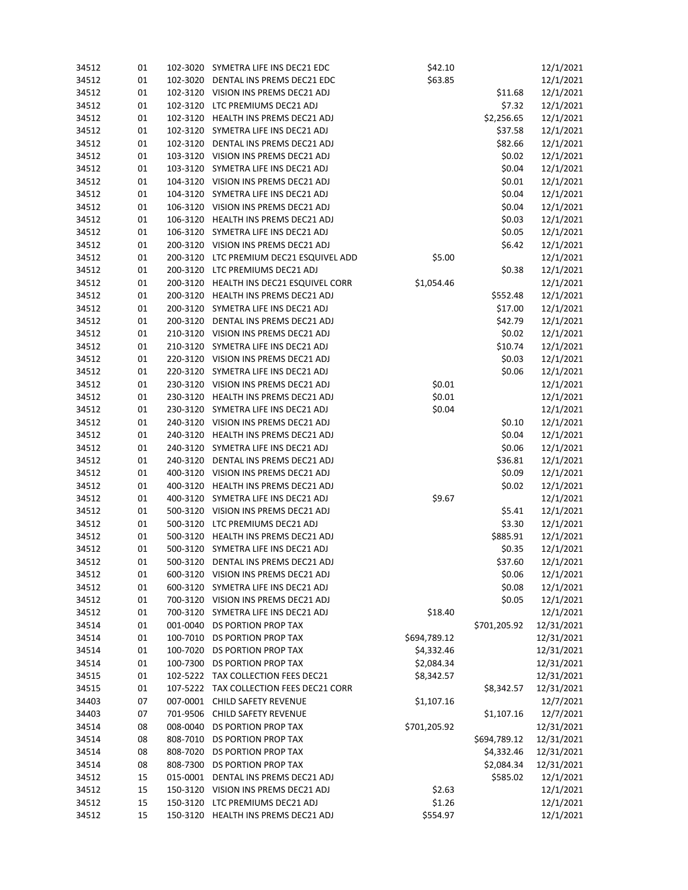| | | | | | | |
|---|---|---|---|---|---|---|
| 34512 | 01 | 102-3020 | SYMETRA LIFE INS DEC21 EDC | $42.10 | | 12/1/2021 |
| 34512 | 01 | 102-3020 | DENTAL INS PREMS DEC21 EDC | $63.85 | | 12/1/2021 |
| 34512 | 01 | 102-3120 | VISION INS PREMS DEC21 ADJ | | $11.68 | 12/1/2021 |
| 34512 | 01 | 102-3120 | LTC PREMIUMS DEC21 ADJ | | $7.32 | 12/1/2021 |
| 34512 | 01 | 102-3120 | HEALTH INS PREMS DEC21 ADJ | | $2,256.65 | 12/1/2021 |
| 34512 | 01 | 102-3120 | SYMETRA LIFE INS DEC21 ADJ | | $37.58 | 12/1/2021 |
| 34512 | 01 | 102-3120 | DENTAL INS PREMS DEC21 ADJ | | $82.66 | 12/1/2021 |
| 34512 | 01 | 103-3120 | VISION INS PREMS DEC21 ADJ | | $0.02 | 12/1/2021 |
| 34512 | 01 | 103-3120 | SYMETRA LIFE INS DEC21 ADJ | | $0.04 | 12/1/2021 |
| 34512 | 01 | 104-3120 | VISION INS PREMS DEC21 ADJ | | $0.01 | 12/1/2021 |
| 34512 | 01 | 104-3120 | SYMETRA LIFE INS DEC21 ADJ | | $0.04 | 12/1/2021 |
| 34512 | 01 | 106-3120 | VISION INS PREMS DEC21 ADJ | | $0.04 | 12/1/2021 |
| 34512 | 01 | 106-3120 | HEALTH INS PREMS DEC21 ADJ | | $0.03 | 12/1/2021 |
| 34512 | 01 | 106-3120 | SYMETRA LIFE INS DEC21 ADJ | | $0.05 | 12/1/2021 |
| 34512 | 01 | 200-3120 | VISION INS PREMS DEC21 ADJ | | $6.42 | 12/1/2021 |
| 34512 | 01 | 200-3120 | LTC PREMIUM DEC21 ESQUIVEL ADD | $5.00 | | 12/1/2021 |
| 34512 | 01 | 200-3120 | LTC PREMIUMS DEC21 ADJ | | $0.38 | 12/1/2021 |
| 34512 | 01 | 200-3120 | HEALTH INS DEC21 ESQUIVEL CORR | $1,054.46 | | 12/1/2021 |
| 34512 | 01 | 200-3120 | HEALTH INS PREMS DEC21 ADJ | | $552.48 | 12/1/2021 |
| 34512 | 01 | 200-3120 | SYMETRA LIFE INS DEC21 ADJ | | $17.00 | 12/1/2021 |
| 34512 | 01 | 200-3120 | DENTAL INS PREMS DEC21 ADJ | | $42.79 | 12/1/2021 |
| 34512 | 01 | 210-3120 | VISION INS PREMS DEC21 ADJ | | $0.02 | 12/1/2021 |
| 34512 | 01 | 210-3120 | SYMETRA LIFE INS DEC21 ADJ | | $10.74 | 12/1/2021 |
| 34512 | 01 | 220-3120 | VISION INS PREMS DEC21 ADJ | | $0.03 | 12/1/2021 |
| 34512 | 01 | 220-3120 | SYMETRA LIFE INS DEC21 ADJ | | $0.06 | 12/1/2021 |
| 34512 | 01 | 230-3120 | VISION INS PREMS DEC21 ADJ | $0.01 | | 12/1/2021 |
| 34512 | 01 | 230-3120 | HEALTH INS PREMS DEC21 ADJ | $0.01 | | 12/1/2021 |
| 34512 | 01 | 230-3120 | SYMETRA LIFE INS DEC21 ADJ | $0.04 | | 12/1/2021 |
| 34512 | 01 | 240-3120 | VISION INS PREMS DEC21 ADJ | | $0.10 | 12/1/2021 |
| 34512 | 01 | 240-3120 | HEALTH INS PREMS DEC21 ADJ | | $0.04 | 12/1/2021 |
| 34512 | 01 | 240-3120 | SYMETRA LIFE INS DEC21 ADJ | | $0.06 | 12/1/2021 |
| 34512 | 01 | 240-3120 | DENTAL INS PREMS DEC21 ADJ | | $36.81 | 12/1/2021 |
| 34512 | 01 | 400-3120 | VISION INS PREMS DEC21 ADJ | | $0.09 | 12/1/2021 |
| 34512 | 01 | 400-3120 | HEALTH INS PREMS DEC21 ADJ | | $0.02 | 12/1/2021 |
| 34512 | 01 | 400-3120 | SYMETRA LIFE INS DEC21 ADJ | $9.67 | | 12/1/2021 |
| 34512 | 01 | 500-3120 | VISION INS PREMS DEC21 ADJ | | $5.41 | 12/1/2021 |
| 34512 | 01 | 500-3120 | LTC PREMIUMS DEC21 ADJ | | $3.30 | 12/1/2021 |
| 34512 | 01 | 500-3120 | HEALTH INS PREMS DEC21 ADJ | | $885.91 | 12/1/2021 |
| 34512 | 01 | 500-3120 | SYMETRA LIFE INS DEC21 ADJ | | $0.35 | 12/1/2021 |
| 34512 | 01 | 500-3120 | DENTAL INS PREMS DEC21 ADJ | | $37.60 | 12/1/2021 |
| 34512 | 01 | 600-3120 | VISION INS PREMS DEC21 ADJ | | $0.06 | 12/1/2021 |
| 34512 | 01 | 600-3120 | SYMETRA LIFE INS DEC21 ADJ | | $0.08 | 12/1/2021 |
| 34512 | 01 | 700-3120 | VISION INS PREMS DEC21 ADJ | | $0.05 | 12/1/2021 |
| 34512 | 01 | 700-3120 | SYMETRA LIFE INS DEC21 ADJ | $18.40 | | 12/1/2021 |
| 34514 | 01 | 001-0040 | DS PORTION PROP TAX | | $701,205.92 | 12/31/2021 |
| 34514 | 01 | 100-7010 | DS PORTION PROP TAX | $694,789.12 | | 12/31/2021 |
| 34514 | 01 | 100-7020 | DS PORTION PROP TAX | $4,332.46 | | 12/31/2021 |
| 34514 | 01 | 100-7300 | DS PORTION PROP TAX | $2,084.34 | | 12/31/2021 |
| 34515 | 01 | 102-5222 | TAX COLLECTION FEES DEC21 | $8,342.57 | | 12/31/2021 |
| 34515 | 01 | 107-5222 | TAX COLLECTION FEES DEC21 CORR | | $8,342.57 | 12/31/2021 |
| 34403 | 07 | 007-0001 | CHILD SAFETY REVENUE | $1,107.16 | | 12/7/2021 |
| 34403 | 07 | 701-9506 | CHILD SAFETY REVENUE | | $1,107.16 | 12/7/2021 |
| 34514 | 08 | 008-0040 | DS PORTION PROP TAX | $701,205.92 | | 12/31/2021 |
| 34514 | 08 | 808-7010 | DS PORTION PROP TAX | | $694,789.12 | 12/31/2021 |
| 34514 | 08 | 808-7020 | DS PORTION PROP TAX | | $4,332.46 | 12/31/2021 |
| 34514 | 08 | 808-7300 | DS PORTION PROP TAX | | $2,084.34 | 12/31/2021 |
| 34512 | 15 | 015-0001 | DENTAL INS PREMS DEC21 ADJ | | $585.02 | 12/1/2021 |
| 34512 | 15 | 150-3120 | VISION INS PREMS DEC21 ADJ | $2.63 | | 12/1/2021 |
| 34512 | 15 | 150-3120 | LTC PREMIUMS DEC21 ADJ | $1.26 | | 12/1/2021 |
| 34512 | 15 | 150-3120 | HEALTH INS PREMS DEC21 ADJ | $554.97 | | 12/1/2021 |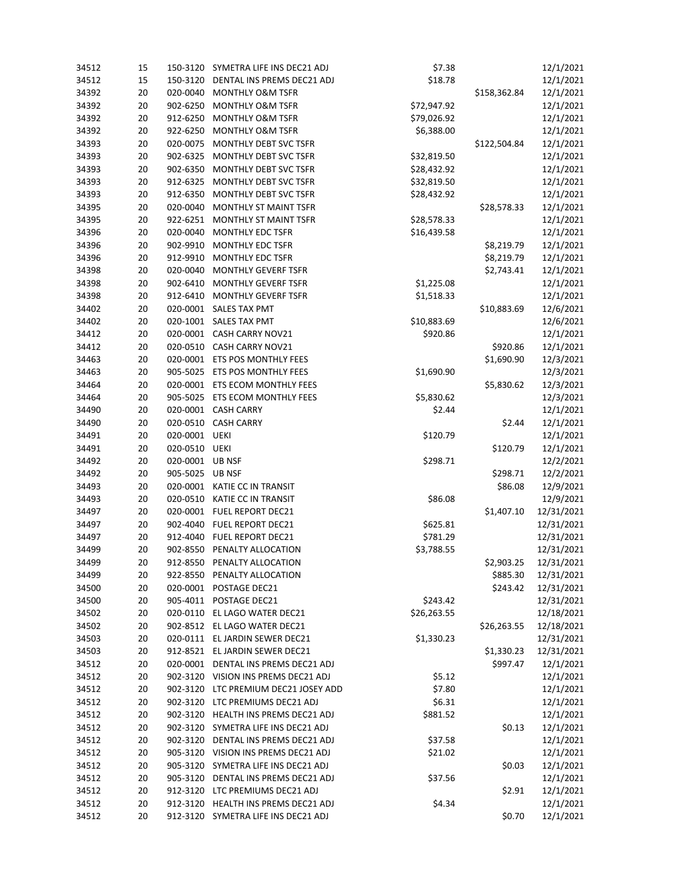| | | | | | | |
|---|---|---|---|---|---|---|
| 34512 | 15 | 150-3120 | SYMETRA LIFE INS DEC21 ADJ | $7.38 | | 12/1/2021 |
| 34512 | 15 | 150-3120 | DENTAL INS PREMS DEC21 ADJ | $18.78 | | 12/1/2021 |
| 34392 | 20 | 020-0040 | MONTHLY O&M TSFR | | $158,362.84 | 12/1/2021 |
| 34392 | 20 | 902-6250 | MONTHLY O&M TSFR | $72,947.92 | | 12/1/2021 |
| 34392 | 20 | 912-6250 | MONTHLY O&M TSFR | $79,026.92 | | 12/1/2021 |
| 34392 | 20 | 922-6250 | MONTHLY O&M TSFR | $6,388.00 | | 12/1/2021 |
| 34393 | 20 | 020-0075 | MONTHLY DEBT SVC TSFR | | $122,504.84 | 12/1/2021 |
| 34393 | 20 | 902-6325 | MONTHLY DEBT SVC TSFR | $32,819.50 | | 12/1/2021 |
| 34393 | 20 | 902-6350 | MONTHLY DEBT SVC TSFR | $28,432.92 | | 12/1/2021 |
| 34393 | 20 | 912-6325 | MONTHLY DEBT SVC TSFR | $32,819.50 | | 12/1/2021 |
| 34393 | 20 | 912-6350 | MONTHLY DEBT SVC TSFR | $28,432.92 | | 12/1/2021 |
| 34395 | 20 | 020-0040 | MONTHLY ST MAINT TSFR | | $28,578.33 | 12/1/2021 |
| 34395 | 20 | 922-6251 | MONTHLY ST MAINT TSFR | $28,578.33 | | 12/1/2021 |
| 34396 | 20 | 020-0040 | MONTHLY EDC TSFR | $16,439.58 | | 12/1/2021 |
| 34396 | 20 | 902-9910 | MONTHLY EDC TSFR | | $8,219.79 | 12/1/2021 |
| 34396 | 20 | 912-9910 | MONTHLY EDC TSFR | | $8,219.79 | 12/1/2021 |
| 34398 | 20 | 020-0040 | MONTHLY GEVERF TSFR | | $2,743.41 | 12/1/2021 |
| 34398 | 20 | 902-6410 | MONTHLY GEVERF TSFR | $1,225.08 | | 12/1/2021 |
| 34398 | 20 | 912-6410 | MONTHLY GEVERF TSFR | $1,518.33 | | 12/1/2021 |
| 34402 | 20 | 020-0001 | SALES TAX PMT | | $10,883.69 | 12/6/2021 |
| 34402 | 20 | 020-1001 | SALES TAX PMT | $10,883.69 | | 12/6/2021 |
| 34412 | 20 | 020-0001 | CASH CARRY NOV21 | $920.86 | | 12/1/2021 |
| 34412 | 20 | 020-0510 | CASH CARRY NOV21 | | $920.86 | 12/1/2021 |
| 34463 | 20 | 020-0001 | ETS POS MONTHLY FEES | | $1,690.90 | 12/3/2021 |
| 34463 | 20 | 905-5025 | ETS POS MONTHLY FEES | $1,690.90 | | 12/3/2021 |
| 34464 | 20 | 020-0001 | ETS ECOM MONTHLY FEES | | $5,830.62 | 12/3/2021 |
| 34464 | 20 | 905-5025 | ETS ECOM MONTHLY FEES | $5,830.62 | | 12/3/2021 |
| 34490 | 20 | 020-0001 | CASH CARRY | $2.44 | | 12/1/2021 |
| 34490 | 20 | 020-0510 | CASH CARRY | | $2.44 | 12/1/2021 |
| 34491 | 20 | 020-0001 | UEKI | $120.79 | | 12/1/2021 |
| 34491 | 20 | 020-0510 | UEKI | | $120.79 | 12/1/2021 |
| 34492 | 20 | 020-0001 | UB NSF | $298.71 | | 12/2/2021 |
| 34492 | 20 | 905-5025 | UB NSF | | $298.71 | 12/2/2021 |
| 34493 | 20 | 020-0001 | KATIE CC IN TRANSIT | | $86.08 | 12/9/2021 |
| 34493 | 20 | 020-0510 | KATIE CC IN TRANSIT | $86.08 | | 12/9/2021 |
| 34497 | 20 | 020-0001 | FUEL REPORT DEC21 | | $1,407.10 | 12/31/2021 |
| 34497 | 20 | 902-4040 | FUEL REPORT DEC21 | $625.81 | | 12/31/2021 |
| 34497 | 20 | 912-4040 | FUEL REPORT DEC21 | $781.29 | | 12/31/2021 |
| 34499 | 20 | 902-8550 | PENALTY ALLOCATION | $3,788.55 | | 12/31/2021 |
| 34499 | 20 | 912-8550 | PENALTY ALLOCATION | | $2,903.25 | 12/31/2021 |
| 34499 | 20 | 922-8550 | PENALTY ALLOCATION | | $885.30 | 12/31/2021 |
| 34500 | 20 | 020-0001 | POSTAGE DEC21 | | $243.42 | 12/31/2021 |
| 34500 | 20 | 905-4011 | POSTAGE DEC21 | $243.42 | | 12/31/2021 |
| 34502 | 20 | 020-0110 | EL LAGO WATER DEC21 | $26,263.55 | | 12/18/2021 |
| 34502 | 20 | 902-8512 | EL LAGO WATER DEC21 | | $26,263.55 | 12/18/2021 |
| 34503 | 20 | 020-0111 | EL JARDIN SEWER DEC21 | $1,330.23 | | 12/31/2021 |
| 34503 | 20 | 912-8521 | EL JARDIN SEWER DEC21 | | $1,330.23 | 12/31/2021 |
| 34512 | 20 | 020-0001 | DENTAL INS PREMS DEC21 ADJ | | $997.47 | 12/1/2021 |
| 34512 | 20 | 902-3120 | VISION INS PREMS DEC21 ADJ | $5.12 | | 12/1/2021 |
| 34512 | 20 | 902-3120 | LTC PREMIUM DEC21 JOSEY ADD | $7.80 | | 12/1/2021 |
| 34512 | 20 | 902-3120 | LTC PREMIUMS DEC21 ADJ | $6.31 | | 12/1/2021 |
| 34512 | 20 | 902-3120 | HEALTH INS PREMS DEC21 ADJ | $881.52 | | 12/1/2021 |
| 34512 | 20 | 902-3120 | SYMETRA LIFE INS DEC21 ADJ | | $0.13 | 12/1/2021 |
| 34512 | 20 | 902-3120 | DENTAL INS PREMS DEC21 ADJ | $37.58 | | 12/1/2021 |
| 34512 | 20 | 905-3120 | VISION INS PREMS DEC21 ADJ | $21.02 | | 12/1/2021 |
| 34512 | 20 | 905-3120 | SYMETRA LIFE INS DEC21 ADJ | | $0.03 | 12/1/2021 |
| 34512 | 20 | 905-3120 | DENTAL INS PREMS DEC21 ADJ | $37.56 | | 12/1/2021 |
| 34512 | 20 | 912-3120 | LTC PREMIUMS DEC21 ADJ | | $2.91 | 12/1/2021 |
| 34512 | 20 | 912-3120 | HEALTH INS PREMS DEC21 ADJ | $4.34 | | 12/1/2021 |
| 34512 | 20 | 912-3120 | SYMETRA LIFE INS DEC21 ADJ | | $0.70 | 12/1/2021 |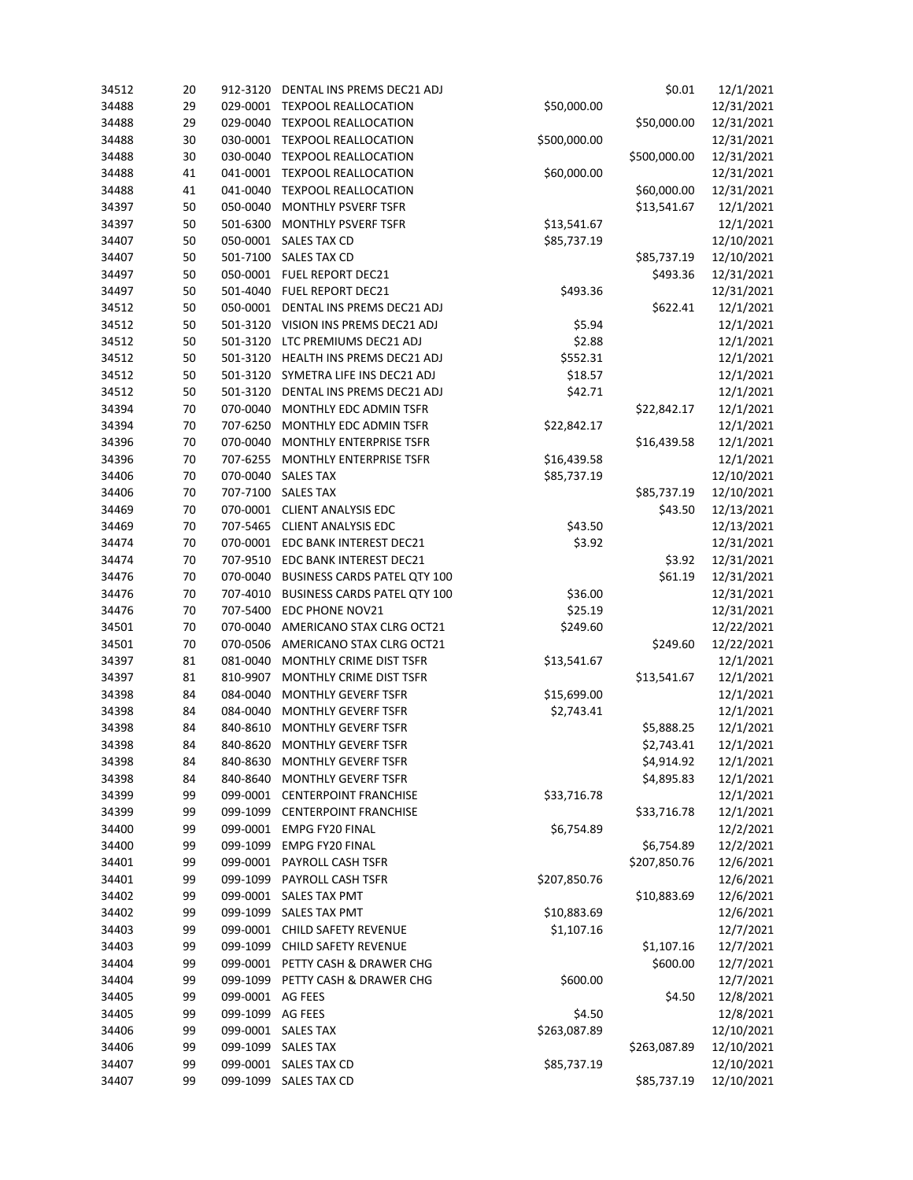| | | | | | | |
|---|---|---|---|---|---|---|
| 34512 | 20 | 912-3120 | DENTAL INS PREMS DEC21 ADJ | | $0.01 | 12/1/2021 |
| 34488 | 29 | 029-0001 | TEXPOOL REALLOCATION | $50,000.00 | | 12/31/2021 |
| 34488 | 29 | 029-0040 | TEXPOOL REALLOCATION | | $50,000.00 | 12/31/2021 |
| 34488 | 30 | 030-0001 | TEXPOOL REALLOCATION | $500,000.00 | | 12/31/2021 |
| 34488 | 30 | 030-0040 | TEXPOOL REALLOCATION | | $500,000.00 | 12/31/2021 |
| 34488 | 41 | 041-0001 | TEXPOOL REALLOCATION | $60,000.00 | | 12/31/2021 |
| 34488 | 41 | 041-0040 | TEXPOOL REALLOCATION | | $60,000.00 | 12/31/2021 |
| 34397 | 50 | 050-0040 | MONTHLY PSVERF TSFR | | $13,541.67 | 12/1/2021 |
| 34397 | 50 | 501-6300 | MONTHLY PSVERF TSFR | $13,541.67 | | 12/1/2021 |
| 34407 | 50 | 050-0001 | SALES TAX CD | $85,737.19 | | 12/10/2021 |
| 34407 | 50 | 501-7100 | SALES TAX CD | | $85,737.19 | 12/10/2021 |
| 34497 | 50 | 050-0001 | FUEL REPORT DEC21 | | $493.36 | 12/31/2021 |
| 34497 | 50 | 501-4040 | FUEL REPORT DEC21 | $493.36 | | 12/31/2021 |
| 34512 | 50 | 050-0001 | DENTAL INS PREMS DEC21 ADJ | | $622.41 | 12/1/2021 |
| 34512 | 50 | 501-3120 | VISION INS PREMS DEC21 ADJ | $5.94 | | 12/1/2021 |
| 34512 | 50 | 501-3120 | LTC PREMIUMS DEC21 ADJ | $2.88 | | 12/1/2021 |
| 34512 | 50 | 501-3120 | HEALTH INS PREMS DEC21 ADJ | $552.31 | | 12/1/2021 |
| 34512 | 50 | 501-3120 | SYMETRA LIFE INS DEC21 ADJ | $18.57 | | 12/1/2021 |
| 34512 | 50 | 501-3120 | DENTAL INS PREMS DEC21 ADJ | $42.71 | | 12/1/2021 |
| 34394 | 70 | 070-0040 | MONTHLY EDC ADMIN TSFR | | $22,842.17 | 12/1/2021 |
| 34394 | 70 | 707-6250 | MONTHLY EDC ADMIN TSFR | $22,842.17 | | 12/1/2021 |
| 34396 | 70 | 070-0040 | MONTHLY ENTERPRISE TSFR | | $16,439.58 | 12/1/2021 |
| 34396 | 70 | 707-6255 | MONTHLY ENTERPRISE TSFR | $16,439.58 | | 12/1/2021 |
| 34406 | 70 | 070-0040 | SALES TAX | $85,737.19 | | 12/10/2021 |
| 34406 | 70 | 707-7100 | SALES TAX | | $85,737.19 | 12/10/2021 |
| 34469 | 70 | 070-0001 | CLIENT ANALYSIS EDC | | $43.50 | 12/13/2021 |
| 34469 | 70 | 707-5465 | CLIENT ANALYSIS EDC | $43.50 | | 12/13/2021 |
| 34474 | 70 | 070-0001 | EDC BANK INTEREST DEC21 | $3.92 | | 12/31/2021 |
| 34474 | 70 | 707-9510 | EDC BANK INTEREST DEC21 | | $3.92 | 12/31/2021 |
| 34476 | 70 | 070-0040 | BUSINESS CARDS PATEL QTY 100 | | $61.19 | 12/31/2021 |
| 34476 | 70 | 707-4010 | BUSINESS CARDS PATEL QTY 100 | $36.00 | | 12/31/2021 |
| 34476 | 70 | 707-5400 | EDC PHONE NOV21 | $25.19 | | 12/31/2021 |
| 34501 | 70 | 070-0040 | AMERICANO STAX CLRG OCT21 | $249.60 | | 12/22/2021 |
| 34501 | 70 | 070-0506 | AMERICANO STAX CLRG OCT21 | | $249.60 | 12/22/2021 |
| 34397 | 81 | 081-0040 | MONTHLY CRIME DIST TSFR | $13,541.67 | | 12/1/2021 |
| 34397 | 81 | 810-9907 | MONTHLY CRIME DIST TSFR | | $13,541.67 | 12/1/2021 |
| 34398 | 84 | 084-0040 | MONTHLY GEVERF TSFR | $15,699.00 | | 12/1/2021 |
| 34398 | 84 | 084-0040 | MONTHLY GEVERF TSFR | $2,743.41 | | 12/1/2021 |
| 34398 | 84 | 840-8610 | MONTHLY GEVERF TSFR | | $5,888.25 | 12/1/2021 |
| 34398 | 84 | 840-8620 | MONTHLY GEVERF TSFR | | $2,743.41 | 12/1/2021 |
| 34398 | 84 | 840-8630 | MONTHLY GEVERF TSFR | | $4,914.92 | 12/1/2021 |
| 34398 | 84 | 840-8640 | MONTHLY GEVERF TSFR | | $4,895.83 | 12/1/2021 |
| 34399 | 99 | 099-0001 | CENTERPOINT FRANCHISE | $33,716.78 | | 12/1/2021 |
| 34399 | 99 | 099-1099 | CENTERPOINT FRANCHISE | | $33,716.78 | 12/1/2021 |
| 34400 | 99 | 099-0001 | EMPG FY20 FINAL | $6,754.89 | | 12/2/2021 |
| 34400 | 99 | 099-1099 | EMPG FY20 FINAL | | $6,754.89 | 12/2/2021 |
| 34401 | 99 | 099-0001 | PAYROLL CASH TSFR | | $207,850.76 | 12/6/2021 |
| 34401 | 99 | 099-1099 | PAYROLL CASH TSFR | $207,850.76 | | 12/6/2021 |
| 34402 | 99 | 099-0001 | SALES TAX PMT | | $10,883.69 | 12/6/2021 |
| 34402 | 99 | 099-1099 | SALES TAX PMT | $10,883.69 | | 12/6/2021 |
| 34403 | 99 | 099-0001 | CHILD SAFETY REVENUE | $1,107.16 | | 12/7/2021 |
| 34403 | 99 | 099-1099 | CHILD SAFETY REVENUE | | $1,107.16 | 12/7/2021 |
| 34404 | 99 | 099-0001 | PETTY CASH & DRAWER CHG | | $600.00 | 12/7/2021 |
| 34404 | 99 | 099-1099 | PETTY CASH & DRAWER CHG | $600.00 | | 12/7/2021 |
| 34405 | 99 | 099-0001 | AG FEES | | $4.50 | 12/8/2021 |
| 34405 | 99 | 099-1099 | AG FEES | $4.50 | | 12/8/2021 |
| 34406 | 99 | 099-0001 | SALES TAX | $263,087.89 | | 12/10/2021 |
| 34406 | 99 | 099-1099 | SALES TAX | | $263,087.89 | 12/10/2021 |
| 34407 | 99 | 099-0001 | SALES TAX CD | $85,737.19 | | 12/10/2021 |
| 34407 | 99 | 099-1099 | SALES TAX CD | | $85,737.19 | 12/10/2021 |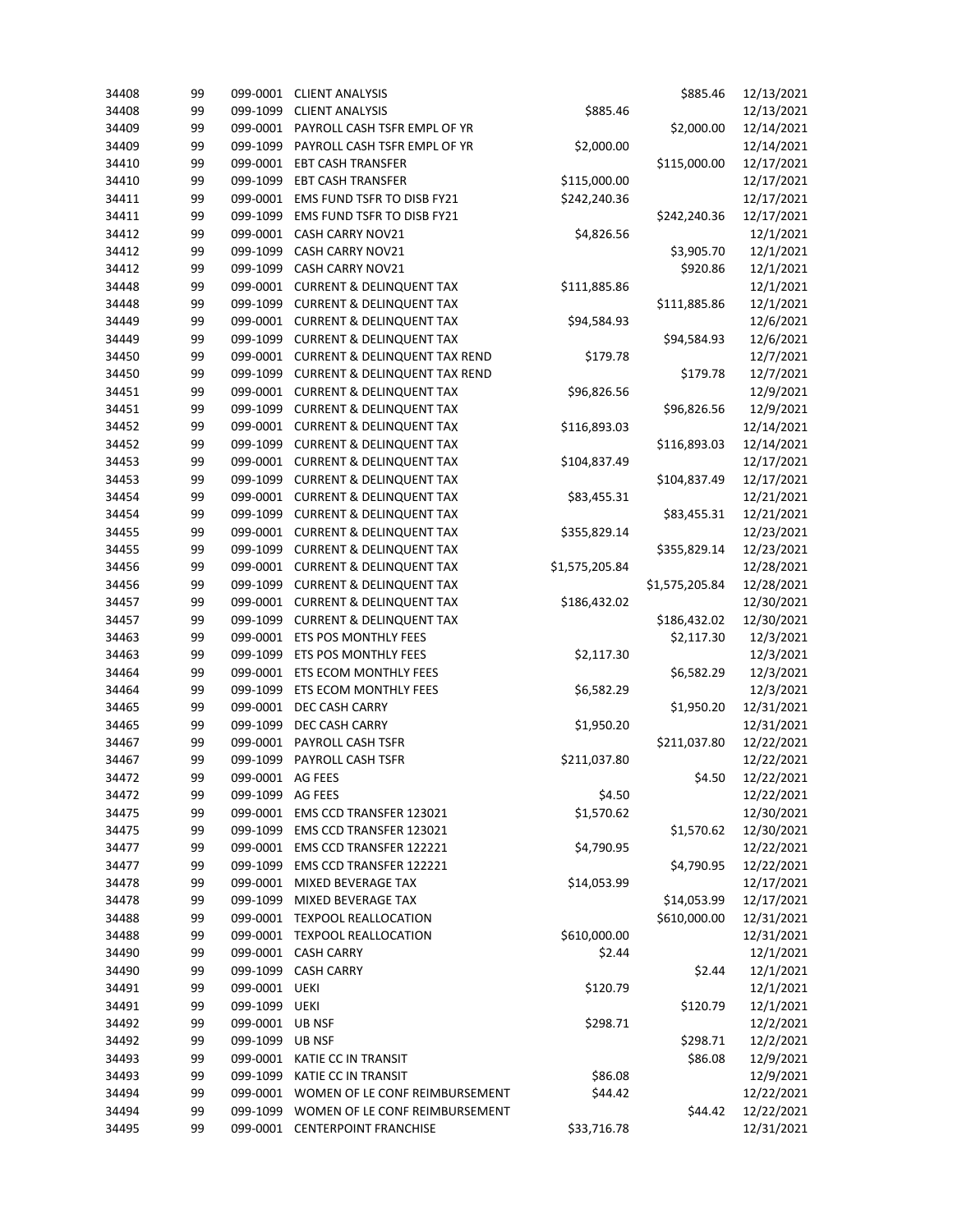| | | | | | | |
|---|---|---|---|---|---|---|
| 34408 | 99 | 099-0001 | CLIENT ANALYSIS | | $885.46 | 12/13/2021 |
| 34408 | 99 | 099-1099 | CLIENT ANALYSIS | $885.46 | | 12/13/2021 |
| 34409 | 99 | 099-0001 | PAYROLL CASH TSFR EMPL OF YR | | $2,000.00 | 12/14/2021 |
| 34409 | 99 | 099-1099 | PAYROLL CASH TSFR EMPL OF YR | $2,000.00 | | 12/14/2021 |
| 34410 | 99 | 099-0001 | EBT CASH TRANSFER | | $115,000.00 | 12/17/2021 |
| 34410 | 99 | 099-1099 | EBT CASH TRANSFER | $115,000.00 | | 12/17/2021 |
| 34411 | 99 | 099-0001 | EMS FUND TSFR TO DISB FY21 | $242,240.36 | | 12/17/2021 |
| 34411 | 99 | 099-1099 | EMS FUND TSFR TO DISB FY21 | | $242,240.36 | 12/17/2021 |
| 34412 | 99 | 099-0001 | CASH CARRY NOV21 | $4,826.56 | | 12/1/2021 |
| 34412 | 99 | 099-1099 | CASH CARRY NOV21 | | $3,905.70 | 12/1/2021 |
| 34412 | 99 | 099-1099 | CASH CARRY NOV21 | | $920.86 | 12/1/2021 |
| 34448 | 99 | 099-0001 | CURRENT & DELINQUENT TAX | $111,885.86 | | 12/1/2021 |
| 34448 | 99 | 099-1099 | CURRENT & DELINQUENT TAX | | $111,885.86 | 12/1/2021 |
| 34449 | 99 | 099-0001 | CURRENT & DELINQUENT TAX | $94,584.93 | | 12/6/2021 |
| 34449 | 99 | 099-1099 | CURRENT & DELINQUENT TAX | | $94,584.93 | 12/6/2021 |
| 34450 | 99 | 099-0001 | CURRENT & DELINQUENT TAX REND | $179.78 | | 12/7/2021 |
| 34450 | 99 | 099-1099 | CURRENT & DELINQUENT TAX REND | | $179.78 | 12/7/2021 |
| 34451 | 99 | 099-0001 | CURRENT & DELINQUENT TAX | $96,826.56 | | 12/9/2021 |
| 34451 | 99 | 099-1099 | CURRENT & DELINQUENT TAX | | $96,826.56 | 12/9/2021 |
| 34452 | 99 | 099-0001 | CURRENT & DELINQUENT TAX | $116,893.03 | | 12/14/2021 |
| 34452 | 99 | 099-1099 | CURRENT & DELINQUENT TAX | | $116,893.03 | 12/14/2021 |
| 34453 | 99 | 099-0001 | CURRENT & DELINQUENT TAX | $104,837.49 | | 12/17/2021 |
| 34453 | 99 | 099-1099 | CURRENT & DELINQUENT TAX | | $104,837.49 | 12/17/2021 |
| 34454 | 99 | 099-0001 | CURRENT & DELINQUENT TAX | $83,455.31 | | 12/21/2021 |
| 34454 | 99 | 099-1099 | CURRENT & DELINQUENT TAX | | $83,455.31 | 12/21/2021 |
| 34455 | 99 | 099-0001 | CURRENT & DELINQUENT TAX | $355,829.14 | | 12/23/2021 |
| 34455 | 99 | 099-1099 | CURRENT & DELINQUENT TAX | | $355,829.14 | 12/23/2021 |
| 34456 | 99 | 099-0001 | CURRENT & DELINQUENT TAX | $1,575,205.84 | | 12/28/2021 |
| 34456 | 99 | 099-1099 | CURRENT & DELINQUENT TAX | | $1,575,205.84 | 12/28/2021 |
| 34457 | 99 | 099-0001 | CURRENT & DELINQUENT TAX | $186,432.02 | | 12/30/2021 |
| 34457 | 99 | 099-1099 | CURRENT & DELINQUENT TAX | | $186,432.02 | 12/30/2021 |
| 34463 | 99 | 099-0001 | ETS POS MONTHLY FEES | | $2,117.30 | 12/3/2021 |
| 34463 | 99 | 099-1099 | ETS POS MONTHLY FEES | $2,117.30 | | 12/3/2021 |
| 34464 | 99 | 099-0001 | ETS ECOM MONTHLY FEES | | $6,582.29 | 12/3/2021 |
| 34464 | 99 | 099-1099 | ETS ECOM MONTHLY FEES | $6,582.29 | | 12/3/2021 |
| 34465 | 99 | 099-0001 | DEC CASH CARRY | | $1,950.20 | 12/31/2021 |
| 34465 | 99 | 099-1099 | DEC CASH CARRY | $1,950.20 | | 12/31/2021 |
| 34467 | 99 | 099-0001 | PAYROLL CASH TSFR | | $211,037.80 | 12/22/2021 |
| 34467 | 99 | 099-1099 | PAYROLL CASH TSFR | $211,037.80 | | 12/22/2021 |
| 34472 | 99 | 099-0001 | AG FEES | | $4.50 | 12/22/2021 |
| 34472 | 99 | 099-1099 | AG FEES | $4.50 | | 12/22/2021 |
| 34475 | 99 | 099-0001 | EMS CCD TRANSFER 123021 | $1,570.62 | | 12/30/2021 |
| 34475 | 99 | 099-1099 | EMS CCD TRANSFER 123021 | | $1,570.62 | 12/30/2021 |
| 34477 | 99 | 099-0001 | EMS CCD TRANSFER 122221 | $4,790.95 | | 12/22/2021 |
| 34477 | 99 | 099-1099 | EMS CCD TRANSFER 122221 | | $4,790.95 | 12/22/2021 |
| 34478 | 99 | 099-0001 | MIXED BEVERAGE TAX | $14,053.99 | | 12/17/2021 |
| 34478 | 99 | 099-1099 | MIXED BEVERAGE TAX | | $14,053.99 | 12/17/2021 |
| 34488 | 99 | 099-0001 | TEXPOOL REALLOCATION | | $610,000.00 | 12/31/2021 |
| 34488 | 99 | 099-0001 | TEXPOOL REALLOCATION | $610,000.00 | | 12/31/2021 |
| 34490 | 99 | 099-0001 | CASH CARRY | $2.44 | | 12/1/2021 |
| 34490 | 99 | 099-1099 | CASH CARRY | | $2.44 | 12/1/2021 |
| 34491 | 99 | 099-0001 | UEKI | $120.79 | | 12/1/2021 |
| 34491 | 99 | 099-1099 | UEKI | | $120.79 | 12/1/2021 |
| 34492 | 99 | 099-0001 | UB NSF | $298.71 | | 12/2/2021 |
| 34492 | 99 | 099-1099 | UB NSF | | $298.71 | 12/2/2021 |
| 34493 | 99 | 099-0001 | KATIE CC IN TRANSIT | | $86.08 | 12/9/2021 |
| 34493 | 99 | 099-1099 | KATIE CC IN TRANSIT | $86.08 | | 12/9/2021 |
| 34494 | 99 | 099-0001 | WOMEN OF LE CONF REIMBURSEMENT | $44.42 | | 12/22/2021 |
| 34494 | 99 | 099-1099 | WOMEN OF LE CONF REIMBURSEMENT | | $44.42 | 12/22/2021 |
| 34495 | 99 | 099-0001 | CENTERPOINT FRANCHISE | $33,716.78 | | 12/31/2021 |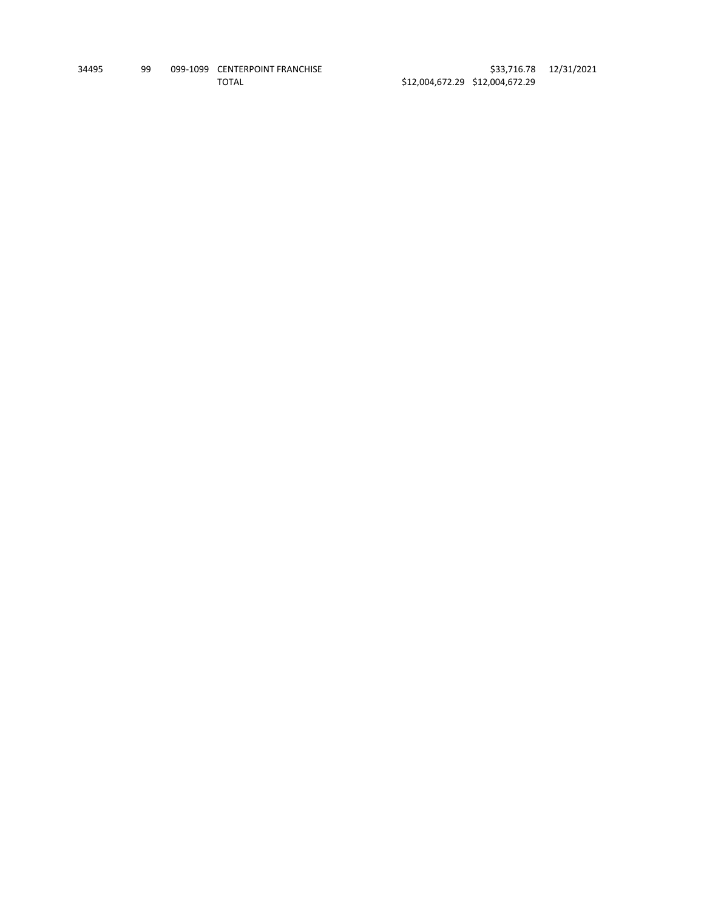| | | | | | | |
|---|---|---|---|---|---|---|
| 34495 | 99 | 099-1099 | CENTERPOINT FRANCHISE | | $33,716.78 | 12/31/2021 |
| | | | TOTAL | $12,004,672.29 | $12,004,672.29 | |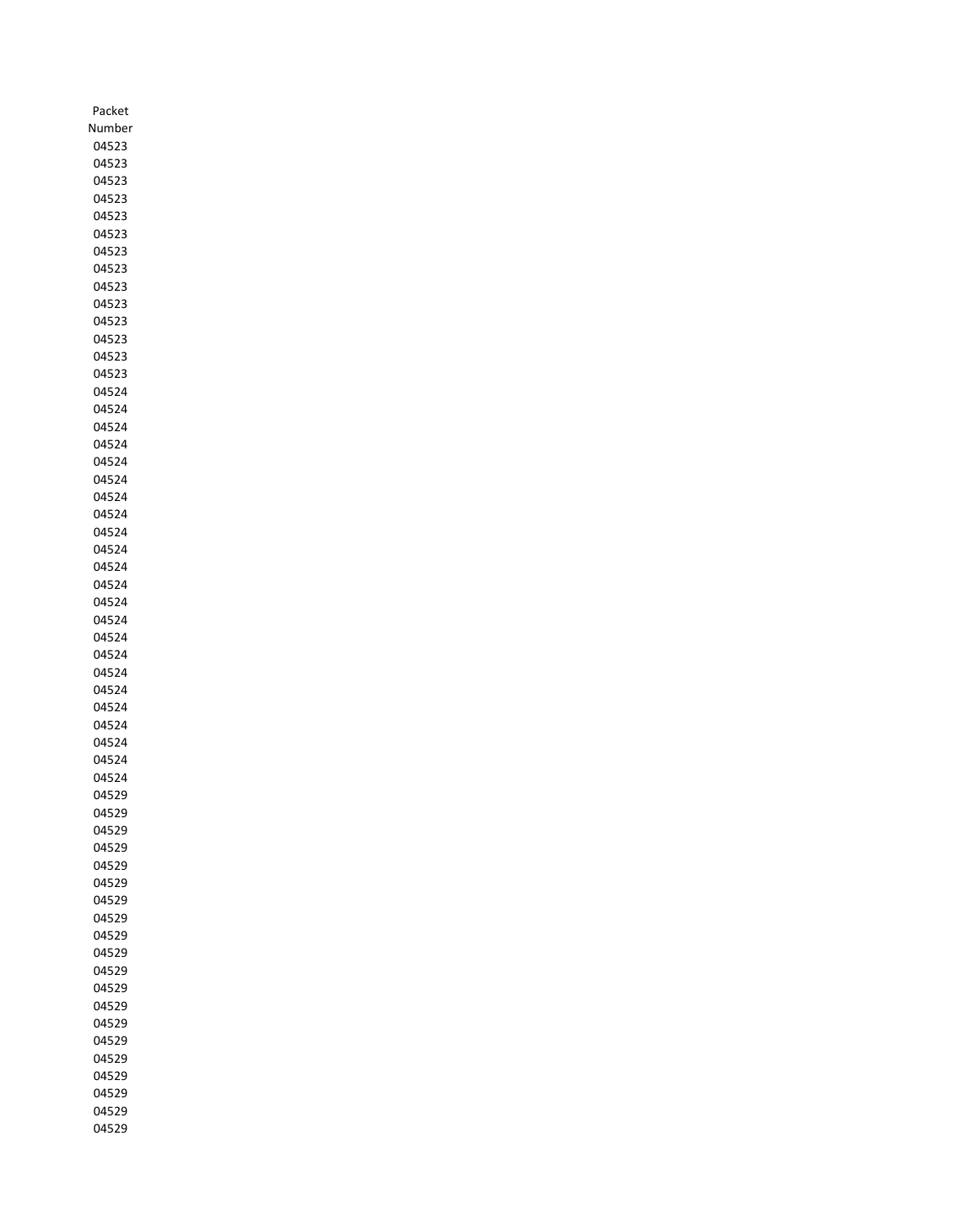| Packet Number |
|---|
| 04523 |
| 04523 |
| 04523 |
| 04523 |
| 04523 |
| 04523 |
| 04523 |
| 04523 |
| 04523 |
| 04523 |
| 04523 |
| 04523 |
| 04523 |
| 04523 |
| 04524 |
| 04524 |
| 04524 |
| 04524 |
| 04524 |
| 04524 |
| 04524 |
| 04524 |
| 04524 |
| 04524 |
| 04524 |
| 04524 |
| 04524 |
| 04524 |
| 04524 |
| 04524 |
| 04524 |
| 04524 |
| 04524 |
| 04524 |
| 04524 |
| 04524 |
| 04524 |
| 04529 |
| 04529 |
| 04529 |
| 04529 |
| 04529 |
| 04529 |
| 04529 |
| 04529 |
| 04529 |
| 04529 |
| 04529 |
| 04529 |
| 04529 |
| 04529 |
| 04529 |
| 04529 |
| 04529 |
| 04529 |
| 04529 |
| 04529 |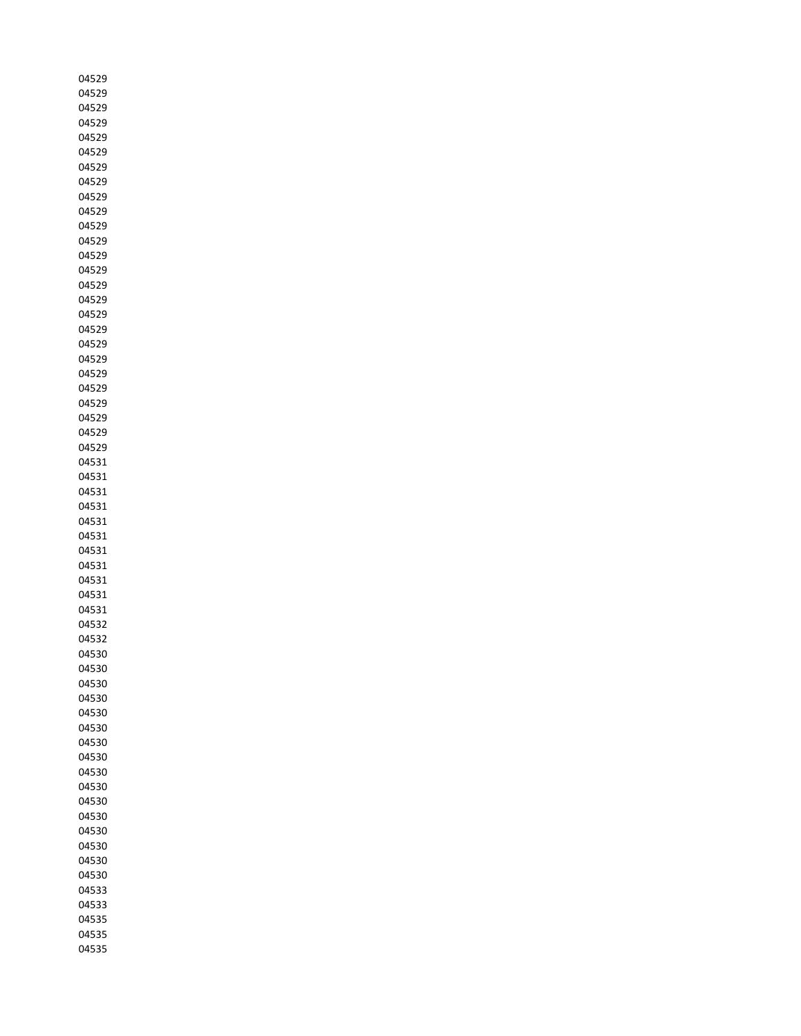04529
04529
04529
04529
04529
04529
04529
04529
04529
04529
04529
04529
04529
04529
04529
04529
04529
04529
04529
04529
04529
04529
04529
04529
04529
04529
04531
04531
04531
04531
04531
04531
04531
04531
04531
04531
04531
04532
04532
04530
04530
04530
04530
04530
04530
04530
04530
04530
04530
04530
04530
04530
04530
04530
04530
04533
04533
04535
04535
04535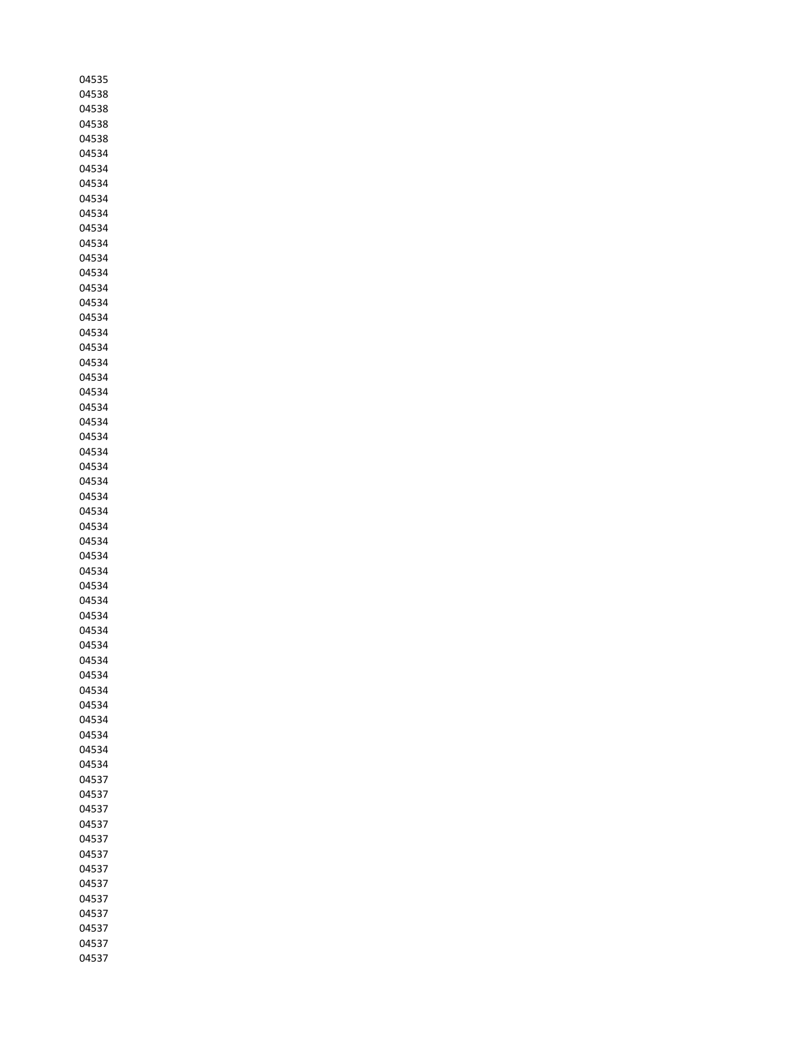04535
04538
04538
04538
04538
04534
04534
04534
04534
04534
04534
04534
04534
04534
04534
04534
04534
04534
04534
04534
04534
04534
04534
04534
04534
04534
04534
04534
04534
04534
04534
04534
04534
04534
04534
04534
04534
04534
04534
04534
04534
04534
04534
04534
04534
04534
04537
04537
04537
04537
04537
04537
04537
04537
04537
04537
04537
04537
04537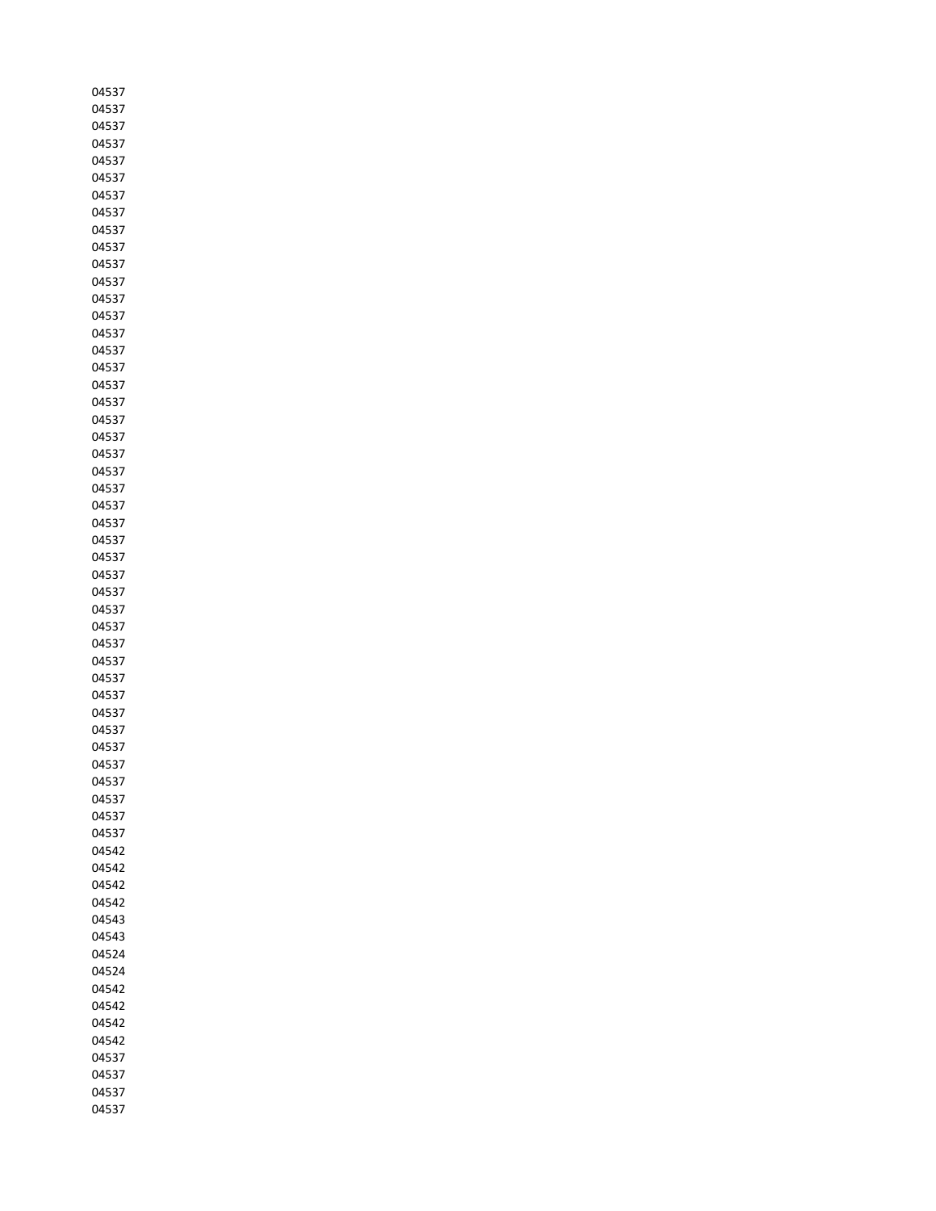04537
04537
04537
04537
04537
04537
04537
04537
04537
04537
04537
04537
04537
04537
04537
04537
04537
04537
04537
04537
04537
04537
04537
04537
04537
04537
04537
04537
04537
04537
04537
04537
04537
04537
04537
04537
04537
04537
04537
04537
04537
04537
04537
04537
04542
04542
04542
04542
04543
04543
04524
04524
04542
04542
04542
04542
04537
04537
04537
04537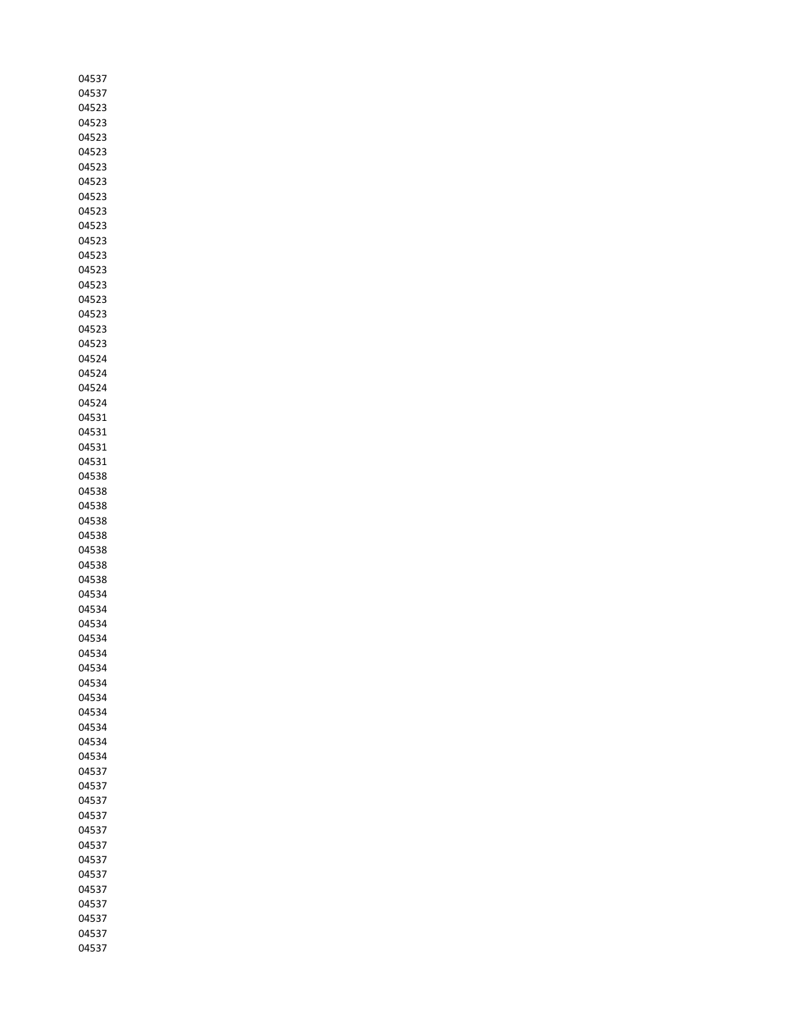04537
04537
04523
04523
04523
04523
04523
04523
04523
04523
04523
04523
04523
04523
04523
04523
04523
04523
04523
04524
04524
04524
04524
04531
04531
04531
04531
04538
04538
04538
04538
04538
04538
04538
04538
04534
04534
04534
04534
04534
04534
04534
04534
04534
04534
04534
04534
04537
04537
04537
04537
04537
04537
04537
04537
04537
04537
04537
04537
04537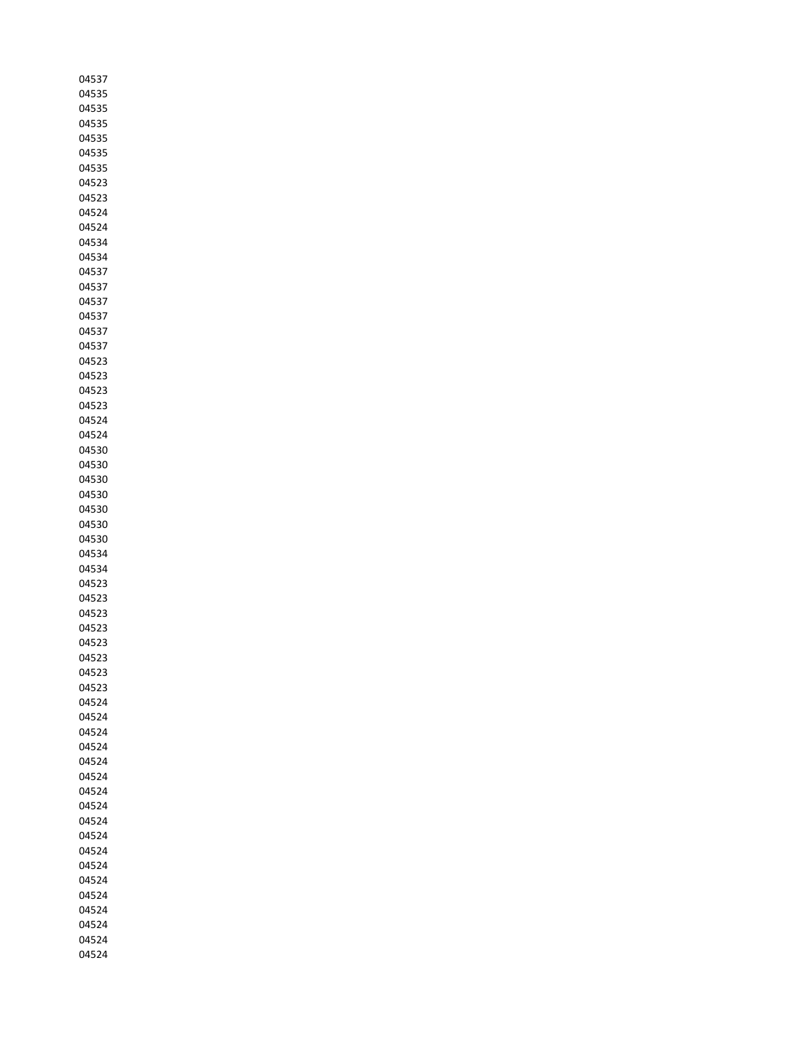04537
04535
04535
04535
04535
04535
04535
04523
04523
04524
04524
04534
04534
04537
04537
04537
04537
04537
04537
04523
04523
04523
04523
04524
04524
04530
04530
04530
04530
04530
04530
04530
04534
04534
04523
04523
04523
04523
04523
04523
04523
04523
04524
04524
04524
04524
04524
04524
04524
04524
04524
04524
04524
04524
04524
04524
04524
04524
04524
04524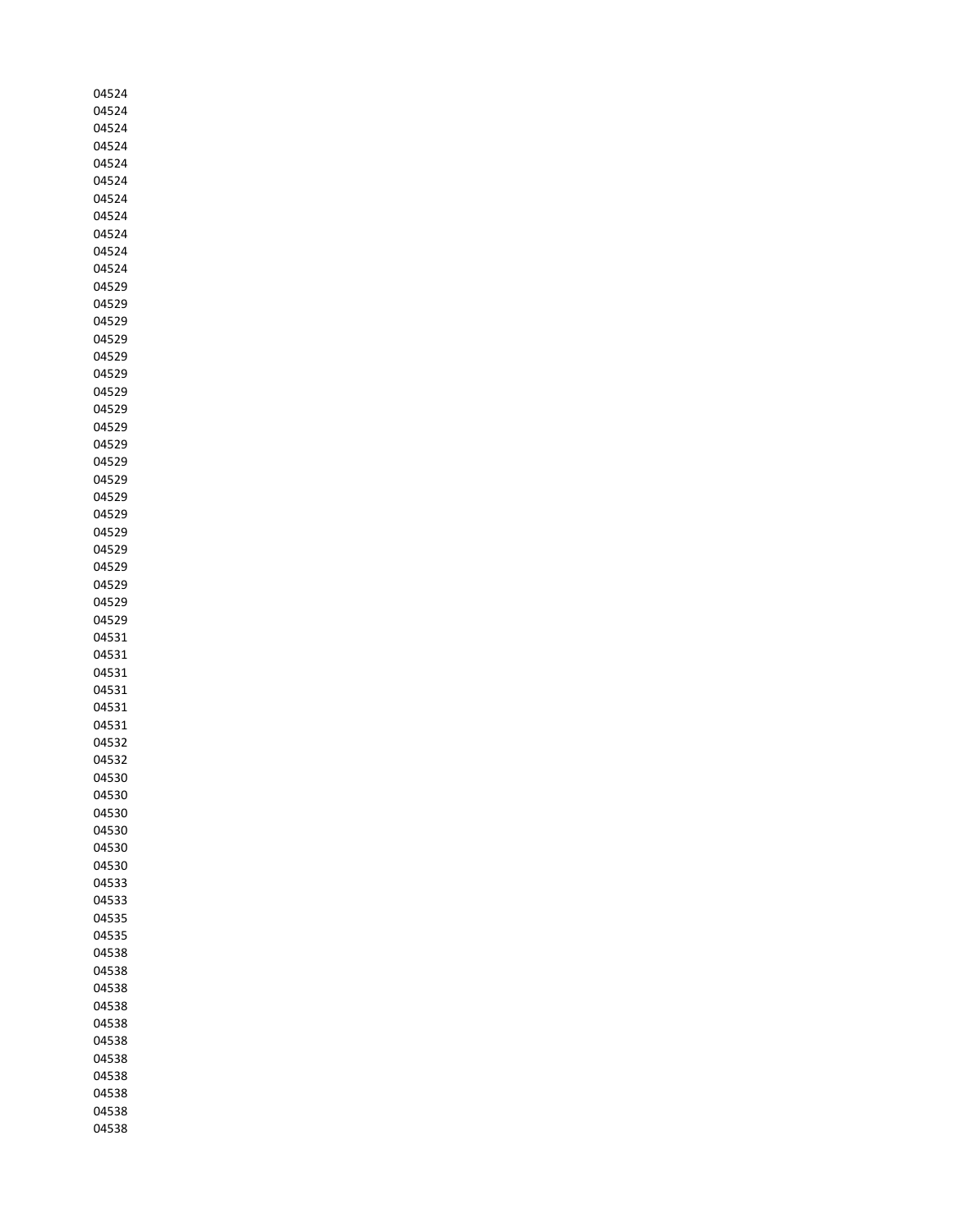04524
04524
04524
04524
04524
04524
04524
04524
04524
04524
04524
04529
04529
04529
04529
04529
04529
04529
04529
04529
04529
04529
04529
04529
04529
04529
04529
04529
04529
04529
04529
04531
04531
04531
04531
04531
04531
04532
04532
04530
04530
04530
04530
04530
04530
04533
04533
04535
04535
04538
04538
04538
04538
04538
04538
04538
04538
04538
04538
04538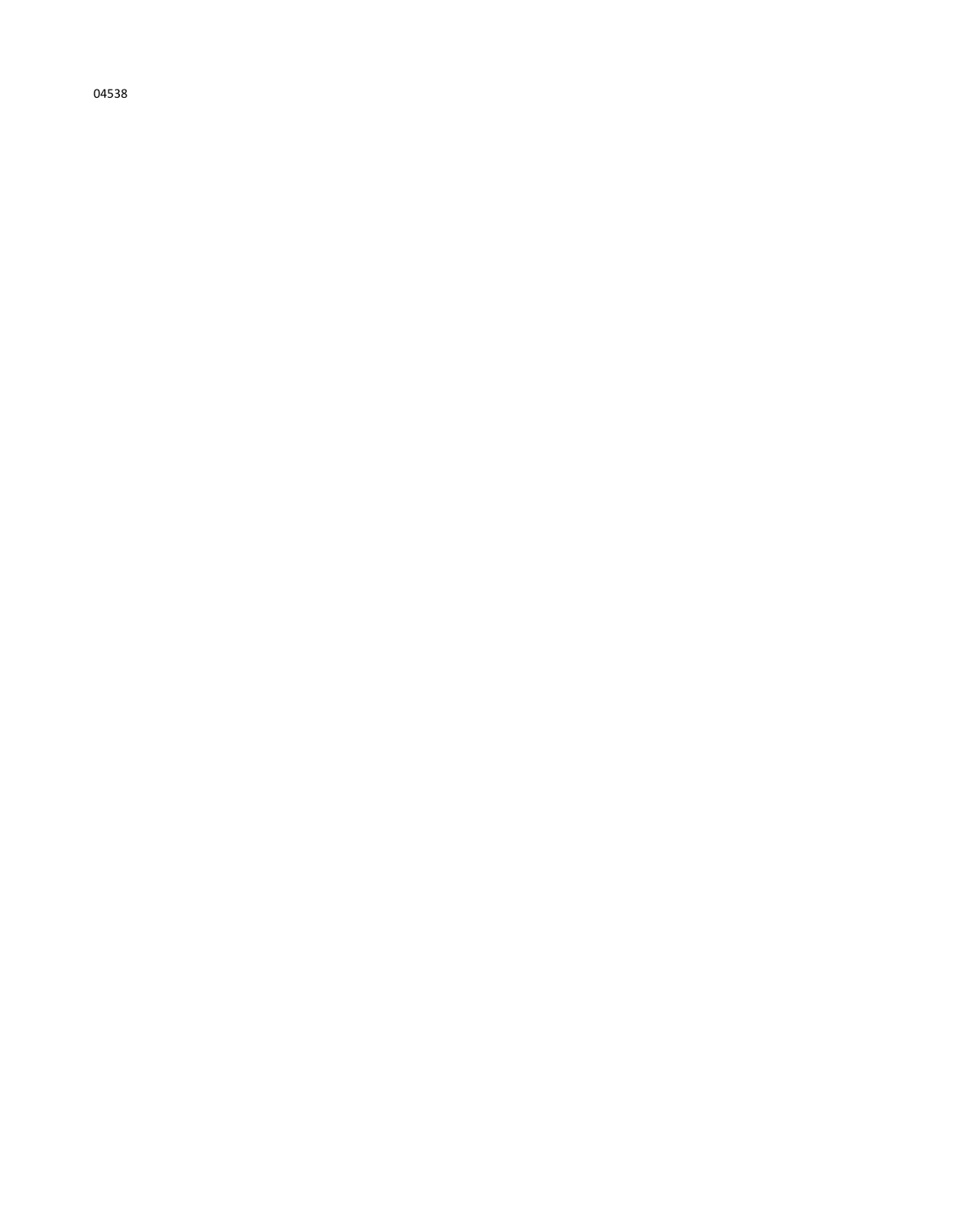04538